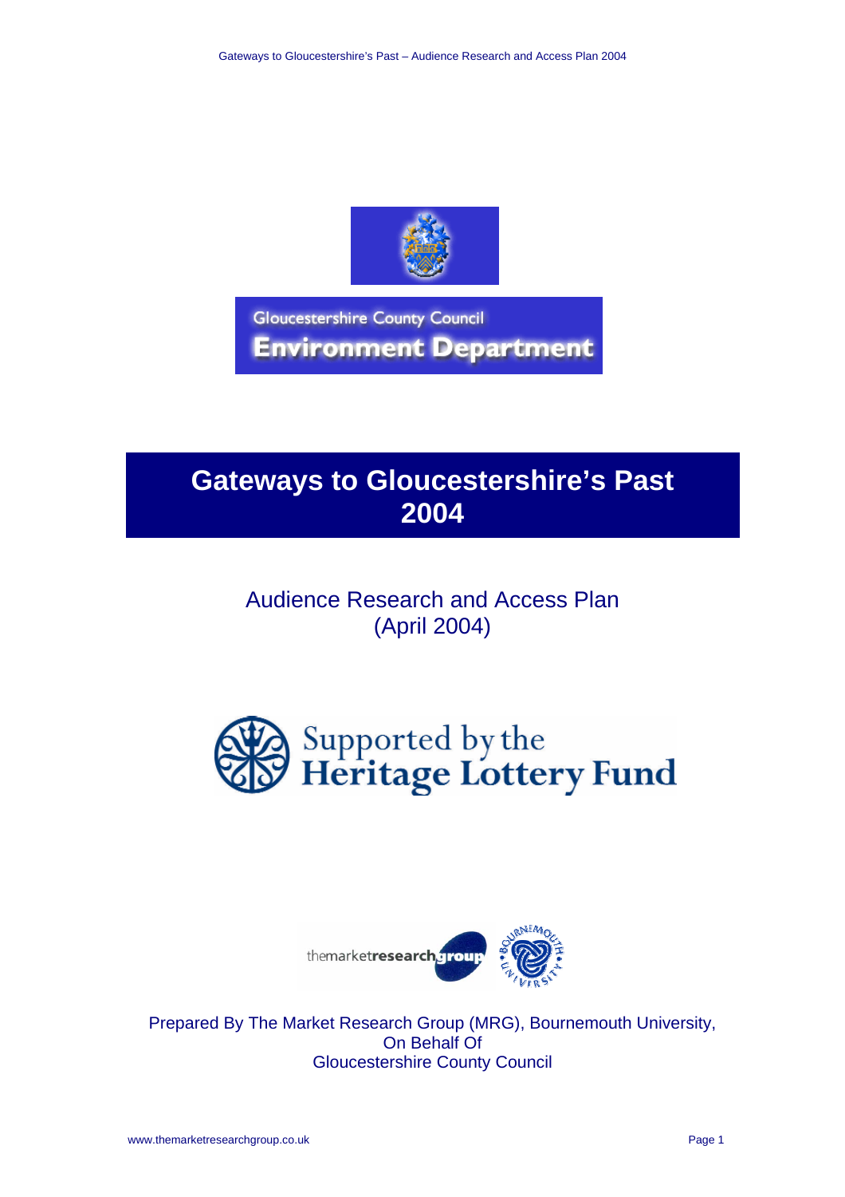Gloucestershire County Council

**Environment Department**

# Gateways to Gloucestershire's Past 2004

## Audience Research and Access Plan (April 2004)

Supported by the **Heritage Lottery Fund**

themarketresearchgroup

Bournemouth University

Prepared By The Market Research Group (MRG), Bournemouth University, On Behalf Of Gloucestershire County Council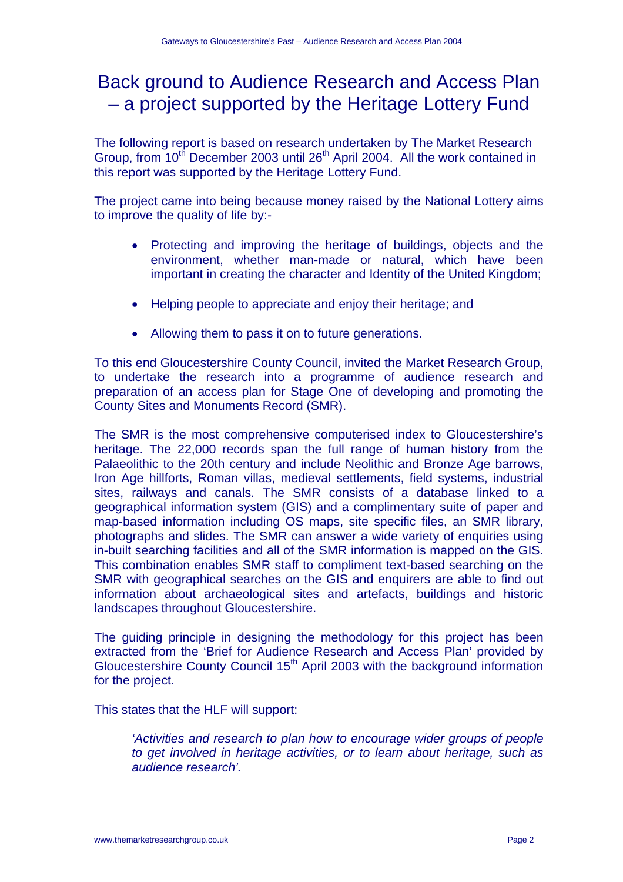# Back ground to Audience Research and Access Plan – a project supported by the Heritage Lottery Fund

The following report is based on research undertaken by The Market Research Group, from 10th December 2003 until 26th April 2004. All the work contained in this report was supported by the Heritage Lottery Fund.

The project came into being because money raised by the National Lottery aims to improve the quality of life by:-

- Protecting and improving the heritage of buildings, objects and the environment, whether man-made or natural, which have been important in creating the character and Identity of the United Kingdom;
- Helping people to appreciate and enjoy their heritage; and
- Allowing them to pass it on to future generations.

To this end Gloucestershire County Council, invited the Market Research Group, to undertake the research into a programme of audience research and preparation of an access plan for Stage One of developing and promoting the County Sites and Monuments Record (SMR).

The SMR is the most comprehensive computerised index to Gloucestershire's heritage. The 22,000 records span the full range of human history from the Palaeolithic to the 20th century and include Neolithic and Bronze Age barrows, Iron Age hillforts, Roman villas, medieval settlements, field systems, industrial sites, railways and canals. The SMR consists of a database linked to a geographical information system (GIS) and a complimentary suite of paper and map-based information including OS maps, site specific files, an SMR library, photographs and slides. The SMR can answer a wide variety of enquiries using in-built searching facilities and all of the SMR information is mapped on the GIS. This combination enables SMR staff to compliment text-based searching on the SMR with geographical searches on the GIS and enquirers are able to find out information about archaeological sites and artefacts, buildings and historic landscapes throughout Gloucestershire.

The guiding principle in designing the methodology for this project has been extracted from the 'Brief for Audience Research and Access Plan' provided by Gloucestershire County Council 15th April 2003 with the background information for the project.

This states that the HLF will support:

> *'Activities and research to plan how to encourage wider groups of people to get involved in heritage activities, or to learn about heritage, such as audience research'.*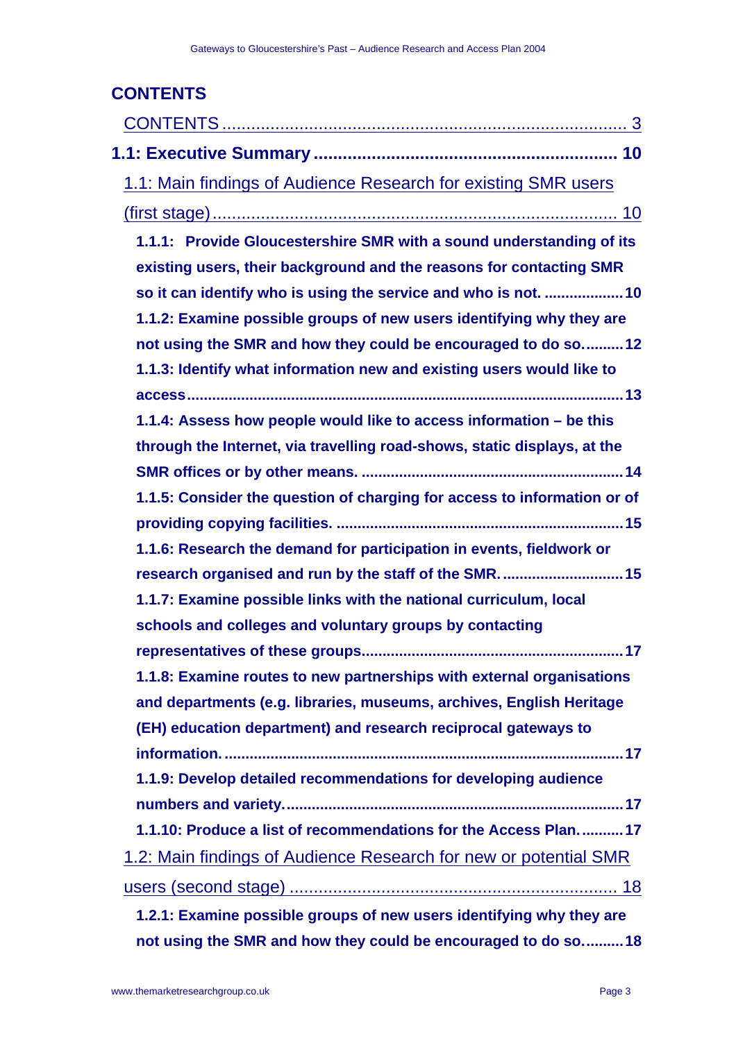## CONTENTS

CONTENTS ..................................................................................... 3

**1.1: Executive Summary ............................................................ 10**

1.1: Main findings of Audience Research for existing SMR users (first stage) ..................................................................................... 10

**1.1.1: Provide Gloucestershire SMR with a sound understanding of its existing users, their background and the reasons for contacting SMR so it can identify who is using the service and who is not. ................... 10**

**1.1.2: Examine possible groups of new users identifying why they are not using the SMR and how they could be encouraged to do so.......... 12**

**1.1.3: Identify what information new and existing users would like to access ................................................................................................. 13**

**1.1.4: Assess how people would like to access information – be this through the Internet, via travelling road-shows, static displays, at the SMR offices or by other means. ............................................................ 14**

**1.1.5: Consider the question of charging for access to information or of providing copying facilities. ..................................................................... 15**

**1.1.6: Research the demand for participation in events, fieldwork or research organised and run by the staff of the SMR. ............................ 15**

**1.1.7: Examine possible links with the national curriculum, local schools and colleges and voluntary groups by contacting representatives of these groups............................................................ 17**

**1.1.8: Examine routes to new partnerships with external organisations and departments (e.g. libraries, museums, archives, English Heritage (EH) education department) and research reciprocal gateways to information. ................................................................................................ 17**

**1.1.9: Develop detailed recommendations for developing audience numbers and variety................................................................................ 17**

**1.1.10: Produce a list of recommendations for the Access Plan. .......... 17**

1.2: Main findings of Audience Research for new or potential SMR users (second stage) .................................................................. 18

**1.2.1: Examine possible groups of new users identifying why they are not using the SMR and how they could be encouraged to do so.......... 18**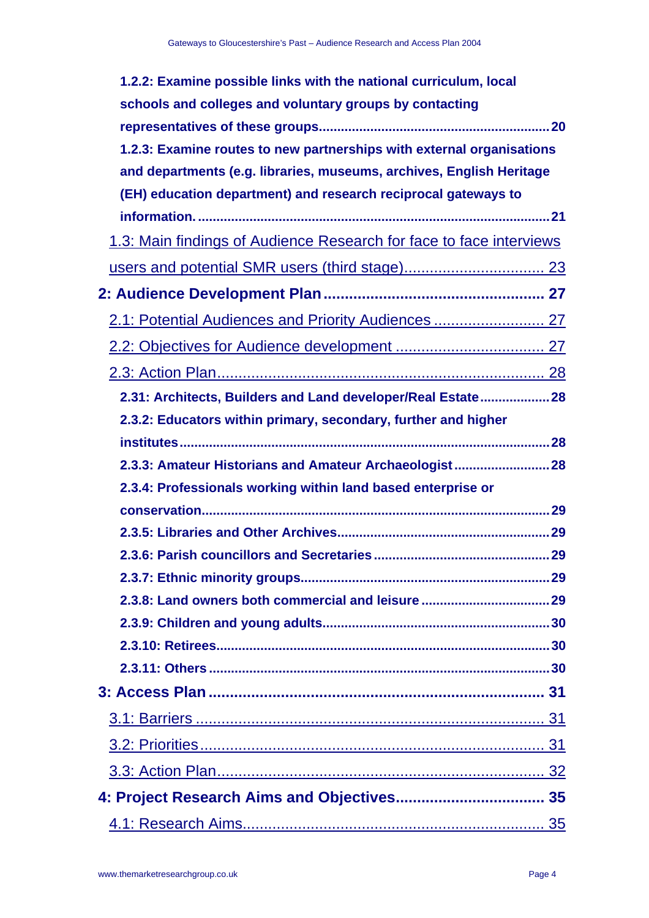**1.2.2: Examine possible links with the national curriculum, local schools and colleges and voluntary groups by contacting representatives of these groups.............................................................20**

**1.2.3: Examine routes to new partnerships with external organisations and departments (e.g. libraries, museums, archives, English Heritage (EH) education department) and research reciprocal gateways to information. ...............................................................................................21**

1.3: Main findings of Audience Research for face to face interviews users and potential SMR users (third stage)................................ 23

**2: Audience Development Plan .................................................... 27**

2.1: Potential Audiences and Priority Audiences .......................... 27

2.2: Objectives for Audience development .................................. 27

2.3: Action Plan............................................................................. 28

**2.31: Architects, Builders and Land developer/Real Estate...................28**

**2.3.2: Educators within primary, secondary, further and higher institutes.....................................................................................................28**

**2.3.3: Amateur Historians and Amateur Archaeologist..........................28**

**2.3.4: Professionals working within land based enterprise or conservation...............................................................................................29**

**2.3.5: Libraries and Other Archives.........................................................29**

**2.3.6: Parish councillors and Secretaries ...............................................29**

**2.3.7: Ethnic minority groups...................................................................29**

**2.3.8: Land owners both commercial and leisure ..................................29**

**2.3.9: Children and young adults.............................................................30**

**2.3.10: Retirees..........................................................................................30**

**2.3.11: Others ............................................................................................30**

**3: Access Plan ............................................................................. 31**

3.1: Barriers .................................................................................. 31

3.2: Priorities................................................................................. 31

3.3: Action Plan............................................................................. 32

**4: Project Research Aims and Objectives.................................. 35**

4.1: Research Aims....................................................................... 35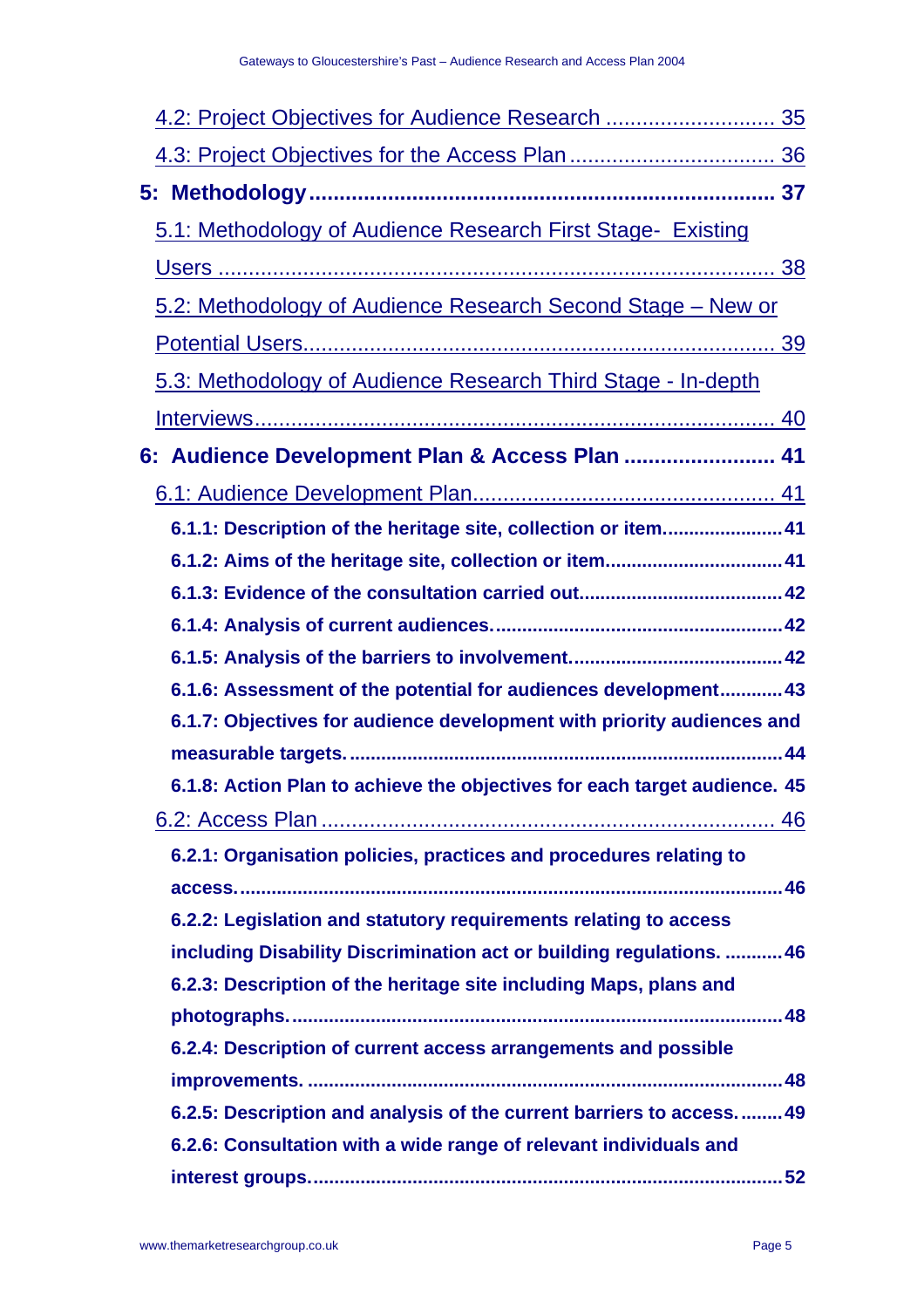4.2: Project Objectives for Audience Research ............................ 35

4.3: Project Objectives for the Access Plan .................................. 36

**5: Methodology ............................................................................ 37**

5.1: Methodology of Audience Research First Stage- Existing Users ........................................................................................ 38

5.2: Methodology of Audience Research Second Stage – New or Potential Users.............................................................................. 39

5.3: Methodology of Audience Research Third Stage - In-depth Interviews..................................................................................... 40

**6: Audience Development Plan & Access Plan ......................... 41**

6.1: Audience Development Plan................................................. 41

**6.1.1: Description of the heritage site, collection or item....................... 41**

**6.1.2: Aims of the heritage site, collection or item................................. 41**

**6.1.3: Evidence of the consultation carried out...................................... 42**

**6.1.4: Analysis of current audiences....................................................... 42**

**6.1.5: Analysis of the barriers to involvement........................................ 42**

**6.1.6: Assessment of the potential for audiences development............ 43**

**6.1.7: Objectives for audience development with priority audiences and measurable targets.................................................................................. 44**

**6.1.8: Action Plan to achieve the objectives for each target audience. 45**

6.2: Access Plan ........................................................................... 46

**6.2.1: Organisation policies, practices and procedures relating to access......................................................................................................... 46**

**6.2.2: Legislation and statutory requirements relating to access including Disability Discrimination act or building regulations. ........... 46**

**6.2.3: Description of the heritage site including Maps, plans and photographs............................................................................................. 48**

**6.2.4: Description of current access arrangements and possible improvements. .......................................................................................... 48**

**6.2.5: Description and analysis of the current barriers to access......... 49**

**6.2.6: Consultation with a wide range of relevant individuals and interest groups.......................................................................................... 52**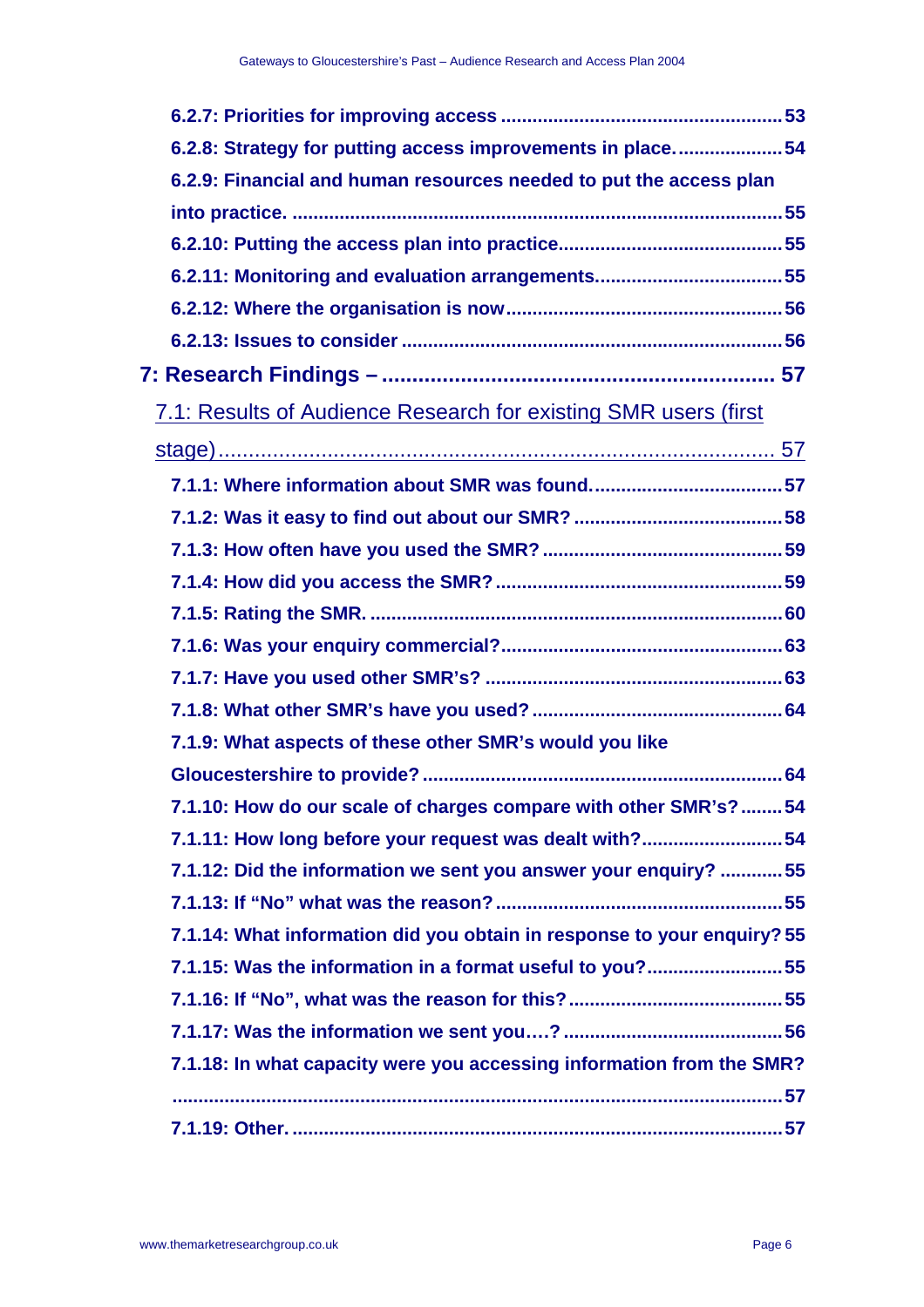6.2.7: Priorities for improving access ..................................................... 53

6.2.8: Strategy for putting access improvements in place. .................... 54

6.2.9: Financial and human resources needed to put the access plan into practice. ............................................................................................ 55

6.2.10: Putting the access plan into practice.......................................... 55

6.2.11: Monitoring and evaluation arrangements................................... 55

6.2.12: Where the organisation is now.................................................... 56

6.2.13: Issues to consider ........................................................................ 56

7: Research Findings – ................................................................. 57

7.1: Results of Audience Research for existing SMR users (first stage) ........................................................................................... 57

7.1.1: Where information about SMR was found.................................... 57

7.1.2: Was it easy to find out about our SMR? ........................................ 58

7.1.3: How often have you used the SMR? ............................................. 59

7.1.4: How did you access the SMR? ...................................................... 59

7.1.5: Rating the SMR. .............................................................................. 60

7.1.6: Was your enquiry commercial?..................................................... 63

7.1.7: Have you used other SMR's? ........................................................ 63

7.1.8: What other SMR's have you used? ............................................... 64

7.1.9: What aspects of these other SMR's would you like Gloucestershire to provide? .................................................................... 64

7.1.10: How do our scale of charges compare with other SMR's? ........ 54

7.1.11: How long before your request was dealt with?........................... 54

7.1.12: Did the information we sent you answer your enquiry? ............ 55

7.1.13: If "No" what was the reason? ....................................................... 55

7.1.14: What information did you obtain in response to your enquiry? 55

7.1.15: Was the information in a format useful to you?.......................... 55

7.1.16: If "No", what was the reason for this? ......................................... 55

7.1.17: Was the information we sent you….? .......................................... 56

7.1.18: In what capacity were you accessing information from the SMR? ................................................................................................................... 57

7.1.19: Other. ............................................................................................. 57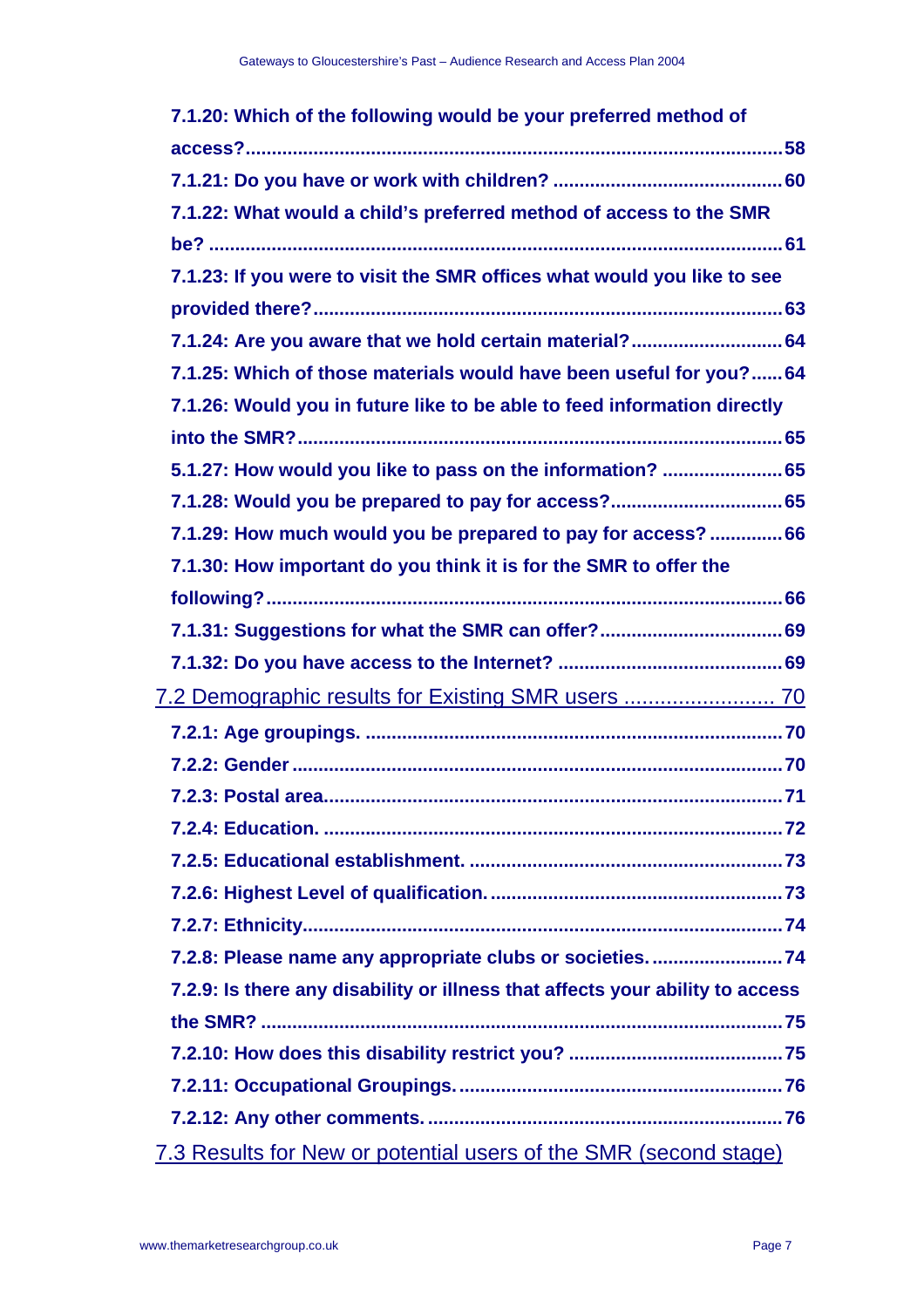**7.1.20: Which of the following would be your preferred method of access?......58**

**7.1.21: Do you have or work with children? ......60**

**7.1.22: What would a child's preferred method of access to the SMR be? ......61**

**7.1.23: If you were to visit the SMR offices what would you like to see provided there?......63**

**7.1.24: Are you aware that we hold certain material?......64**

**7.1.25: Which of those materials would have been useful for you?......64**

**7.1.26: Would you in future like to be able to feed information directly into the SMR?......65**

**5.1.27: How would you like to pass on the information? ......65**

**7.1.28: Would you be prepared to pay for access?......65**

**7.1.29: How much would you be prepared to pay for access? ......66**

**7.1.30: How important do you think it is for the SMR to offer the following?......66**

**7.1.31: Suggestions for what the SMR can offer?......69**

**7.1.32: Do you have access to the Internet? ......69**

7.2 Demographic results for Existing SMR users ......70

**7.2.1: Age groupings. ......70**

**7.2.2: Gender ......70**

**7.2.3: Postal area......71**

**7.2.4: Education. ......72**

**7.2.5: Educational establishment. ......73**

**7.2.6: Highest Level of qualification. ......73**

**7.2.7: Ethnicity......74**

**7.2.8: Please name any appropriate clubs or societies. ......74**

**7.2.9: Is there any disability or illness that affects your ability to access the SMR? ......75**

**7.2.10: How does this disability restrict you? ......75**

**7.2.11: Occupational Groupings. ......76**

**7.2.12: Any other comments. ......76**

7.3 Results for New or potential users of the SMR (second stage)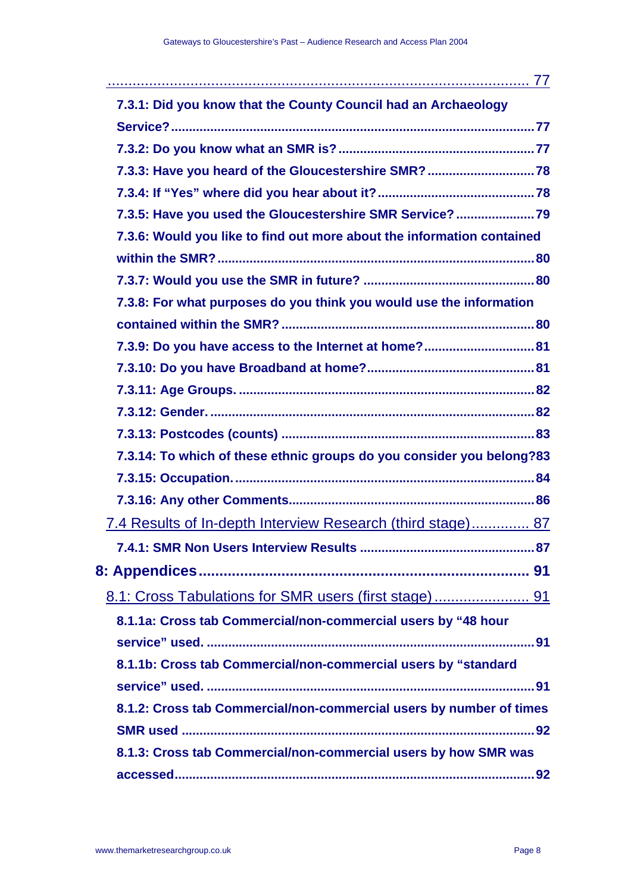....................................................................................................... 77

**7.3.1: Did you know that the County Council had an Archaeology Service?** ..................................................................................................... **77**

**7.3.2: Do you know what an SMR is?** ...................................................... **77**

**7.3.3: Have you heard of the Gloucestershire SMR?** .............................. **78**

**7.3.4: If "Yes" where did you hear about it?** ........................................... **78**

**7.3.5: Have you used the Gloucestershire SMR Service?** ...................... **79**

**7.3.6: Would you like to find out more about the information contained within the SMR?** ....................................................................................... **80**

**7.3.7: Would you use the SMR in future?** ................................................ **80**

**7.3.8: For what purposes do you think you would use the information contained within the SMR?** ...................................................................... **80**

**7.3.9: Do you have access to the Internet at home?** ............................... **81**

**7.3.10: Do you have Broadband at home?** ............................................... **81**

**7.3.11: Age Groups.** ................................................................................... **82**

**7.3.12: Gender.** .......................................................................................... **82**

**7.3.13: Postcodes (counts)** ...................................................................... **83**

**7.3.14: To which of these ethnic groups do you consider you belong?** **83**

**7.3.15: Occupation.** ................................................................................... **84**

**7.3.16: Any other Comments** .................................................................... **86**

7.4 Results of In-depth Interview Research (third stage) .............. 87

**7.4.1: SMR Non Users Interview Results** ................................................ **87**

**8: Appendices** ................................................................................ **91**

8.1: Cross Tabulations for SMR users (first stage) ....................... 91

**8.1.1a: Cross tab Commercial/non-commercial users by "48 hour service" used.** ......................................................................................... **91**

**8.1.1b: Cross tab Commercial/non-commercial users by "standard service" used.** ........................................................................................... **91**

**8.1.2: Cross tab Commercial/non-commercial users by number of times SMR used** ................................................................................................... **92**

**8.1.3: Cross tab Commercial/non-commercial users by how SMR was accessed** ................................................................................................... **92**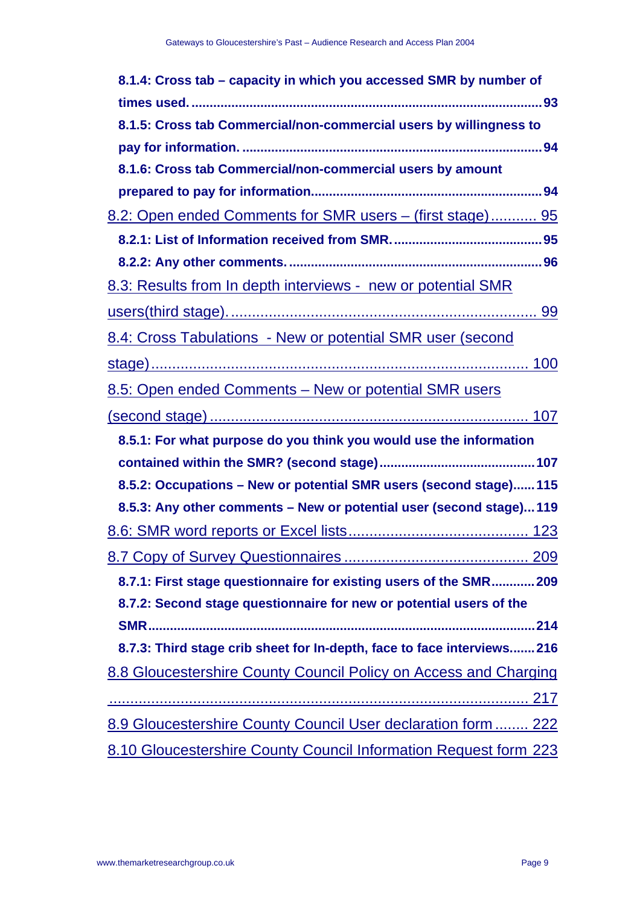**8.1.4: Cross tab – capacity in which you accessed SMR by number of times used. ........................................................................................... 93**

**8.1.5: Cross tab Commercial/non-commercial users by willingness to pay for information. ............................................................................... 94**

**8.1.6: Cross tab Commercial/non-commercial users by amount prepared to pay for information............................................................ 94**

8.2: Open ended Comments for SMR users – (first stage)........... 95

**8.2.1: List of Information received from SMR. ........................................ 95**

**8.2.2: Any other comments. .................................................................... 96**

8.3: Results from In depth interviews - new or potential SMR users(third stage). ........................................................................ 99

8.4: Cross Tabulations - New or potential SMR user (second stage)...................................................................................... 100

8.5: Open ended Comments – New or potential SMR users (second stage) ......................................................................... 107

**8.5.1: For what purpose do you think you would use the information contained within the SMR? (second stage).......................................... 107**

**8.5.2: Occupations – New or potential SMR users (second stage)...... 115**

**8.5.3: Any other comments – New or potential user (second stage)... 119**

8.6: SMR word reports or Excel lists.......................................... 123

8.7 Copy of Survey Questionnaires ............................................ 209

**8.7.1: First stage questionnaire for existing users of the SMR............ 209**

**8.7.2: Second stage questionnaire for new or potential users of the SMR................................................................................................... 214**

**8.7.3: Third stage crib sheet for In-depth, face to face interviews....... 216**

8.8 Gloucestershire County Council Policy on Access and Charging ............................................................................................ 217

8.9 Gloucestershire County Council User declaration form ........ 222

8.10 Gloucestershire County Council Information Request form 223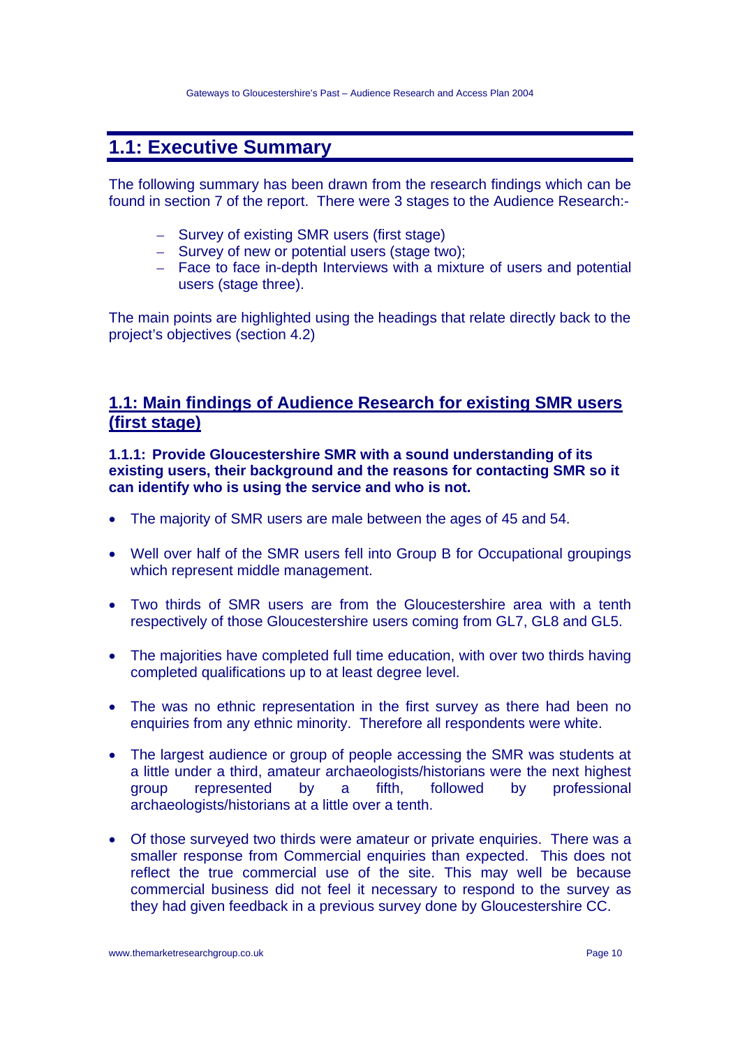## 1.1: Executive Summary

The following summary has been drawn from the research findings which can be found in section 7 of the report. There were 3 stages to the Audience Research:-

- Survey of existing SMR users (first stage)
- Survey of new or potential users (stage two);
- Face to face in-depth Interviews with a mixture of users and potential users (stage three).

The main points are highlighted using the headings that relate directly back to the project's objectives (section 4.2)

## 1.1: Main findings of Audience Research for existing SMR users (first stage)

### 1.1.1: Provide Gloucestershire SMR with a sound understanding of its existing users, their background and the reasons for contacting SMR so it can identify who is using the service and who is not.

- The majority of SMR users are male between the ages of 45 and 54.
- Well over half of the SMR users fell into Group B for Occupational groupings which represent middle management.
- Two thirds of SMR users are from the Gloucestershire area with a tenth respectively of those Gloucestershire users coming from GL7, GL8 and GL5.
- The majorities have completed full time education, with over two thirds having completed qualifications up to at least degree level.
- The was no ethnic representation in the first survey as there had been no enquiries from any ethnic minority. Therefore all respondents were white.
- The largest audience or group of people accessing the SMR was students at a little under a third, amateur archaeologists/historians were the next highest group represented by a fifth, followed by professional archaeologists/historians at a little over a tenth.
- Of those surveyed two thirds were amateur or private enquiries. There was a smaller response from Commercial enquiries than expected. This does not reflect the true commercial use of the site. This may well be because commercial business did not feel it necessary to respond to the survey as they had given feedback in a previous survey done by Gloucestershire CC.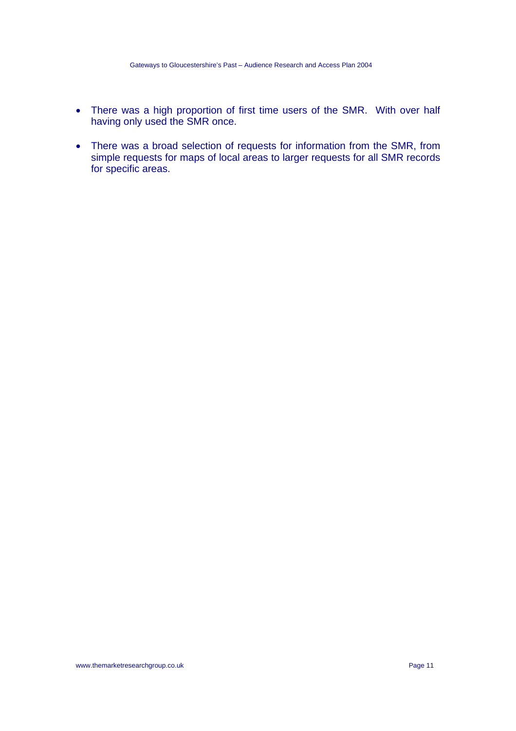- There was a high proportion of first time users of the SMR. With over half having only used the SMR once.

- There was a broad selection of requests for information from the SMR, from simple requests for maps of local areas to larger requests for all SMR records for specific areas.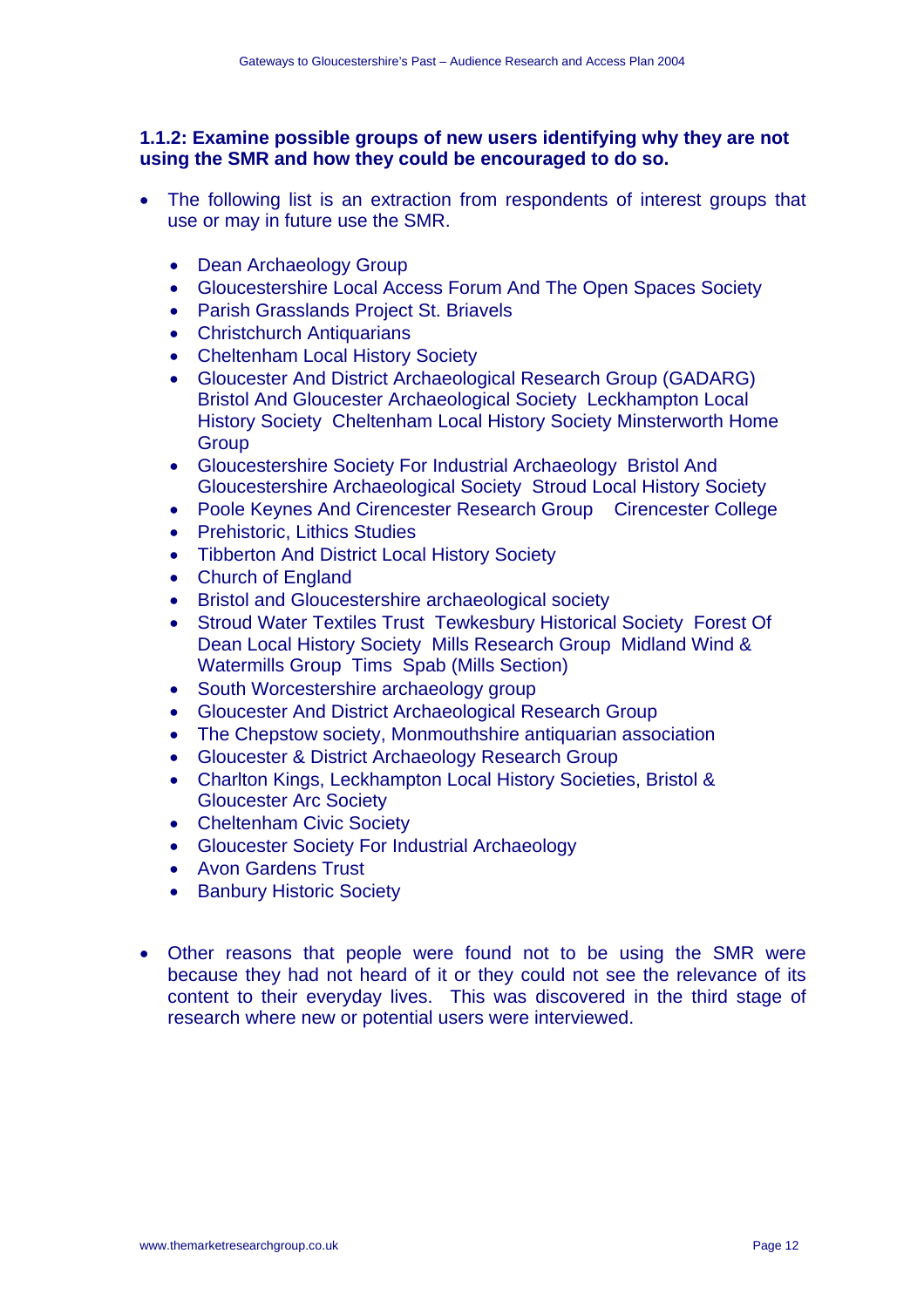### 1.1.2: Examine possible groups of new users identifying why they are not using the SMR and how they could be encouraged to do so.

- The following list is an extraction from respondents of interest groups that use or may in future use the SMR.
  - Dean Archaeology Group
  - Gloucestershire Local Access Forum And The Open Spaces Society
  - Parish Grasslands Project St. Briavels
  - Christchurch Antiquarians
  - Cheltenham Local History Society
  - Gloucester And District Archaeological Research Group (GADARG) Bristol And Gloucester Archaeological Society Leckhampton Local History Society Cheltenham Local History Society Minsterworth Home Group
  - Gloucestershire Society For Industrial Archaeology Bristol And Gloucestershire Archaeological Society Stroud Local History Society
  - Poole Keynes And Cirencester Research Group Cirencester College
  - Prehistoric, Lithics Studies
  - Tibberton And District Local History Society
  - Church of England
  - Bristol and Gloucestershire archaeological society
  - Stroud Water Textiles Trust Tewkesbury Historical Society Forest Of Dean Local History Society Mills Research Group Midland Wind & Watermills Group Tims Spab (Mills Section)
  - South Worcestershire archaeology group
  - Gloucester And District Archaeological Research Group
  - The Chepstow society, Monmouthshire antiquarian association
  - Gloucester & District Archaeology Research Group
  - Charlton Kings, Leckhampton Local History Societies, Bristol & Gloucester Arc Society
  - Cheltenham Civic Society
  - Gloucester Society For Industrial Archaeology
  - Avon Gardens Trust
  - Banbury Historic Society

- Other reasons that people were found not to be using the SMR were because they had not heard of it or they could not see the relevance of its content to their everyday lives. This was discovered in the third stage of research where new or potential users were interviewed.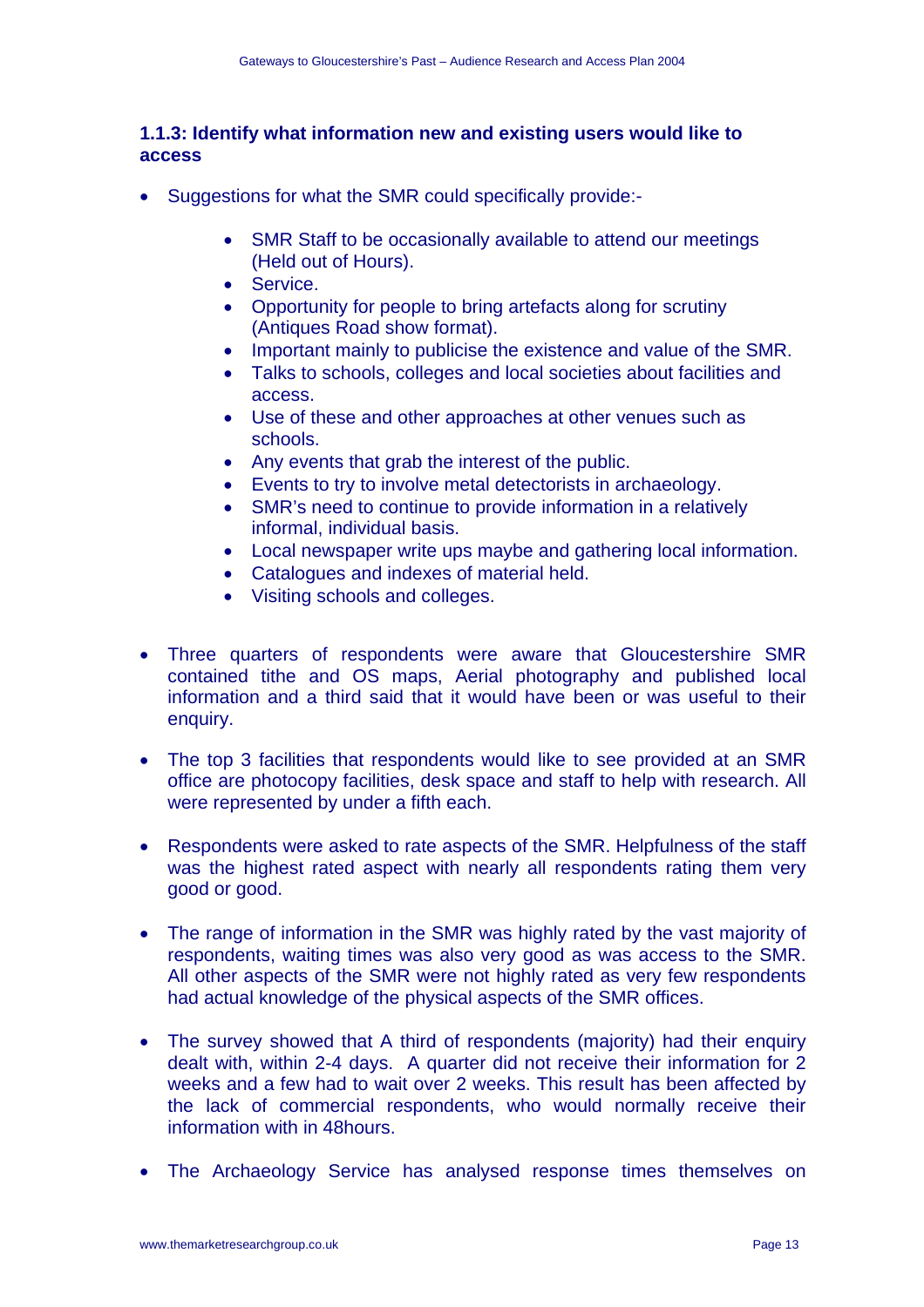### 1.1.3: Identify what information new and existing users would like to access

- Suggestions for what the SMR could specifically provide:-
    - SMR Staff to be occasionally available to attend our meetings (Held out of Hours).
    - Service.
    - Opportunity for people to bring artefacts along for scrutiny (Antiques Road show format).
    - Important mainly to publicise the existence and value of the SMR.
    - Talks to schools, colleges and local societies about facilities and access.
    - Use of these and other approaches at other venues such as schools.
    - Any events that grab the interest of the public.
    - Events to try to involve metal detectorists in archaeology.
    - SMR's need to continue to provide information in a relatively informal, individual basis.
    - Local newspaper write ups maybe and gathering local information.
    - Catalogues and indexes of material held.
    - Visiting schools and colleges.

- Three quarters of respondents were aware that Gloucestershire SMR contained tithe and OS maps, Aerial photography and published local information and a third said that it would have been or was useful to their enquiry.

- The top 3 facilities that respondents would like to see provided at an SMR office are photocopy facilities, desk space and staff to help with research. All were represented by under a fifth each.

- Respondents were asked to rate aspects of the SMR. Helpfulness of the staff was the highest rated aspect with nearly all respondents rating them very good or good.

- The range of information in the SMR was highly rated by the vast majority of respondents, waiting times was also very good as was access to the SMR. All other aspects of the SMR were not highly rated as very few respondents had actual knowledge of the physical aspects of the SMR offices.

- The survey showed that A third of respondents (majority) had their enquiry dealt with, within 2-4 days. A quarter did not receive their information for 2 weeks and a few had to wait over 2 weeks. This result has been affected by the lack of commercial respondents, who would normally receive their information with in 48hours.

- The Archaeology Service has analysed response times themselves on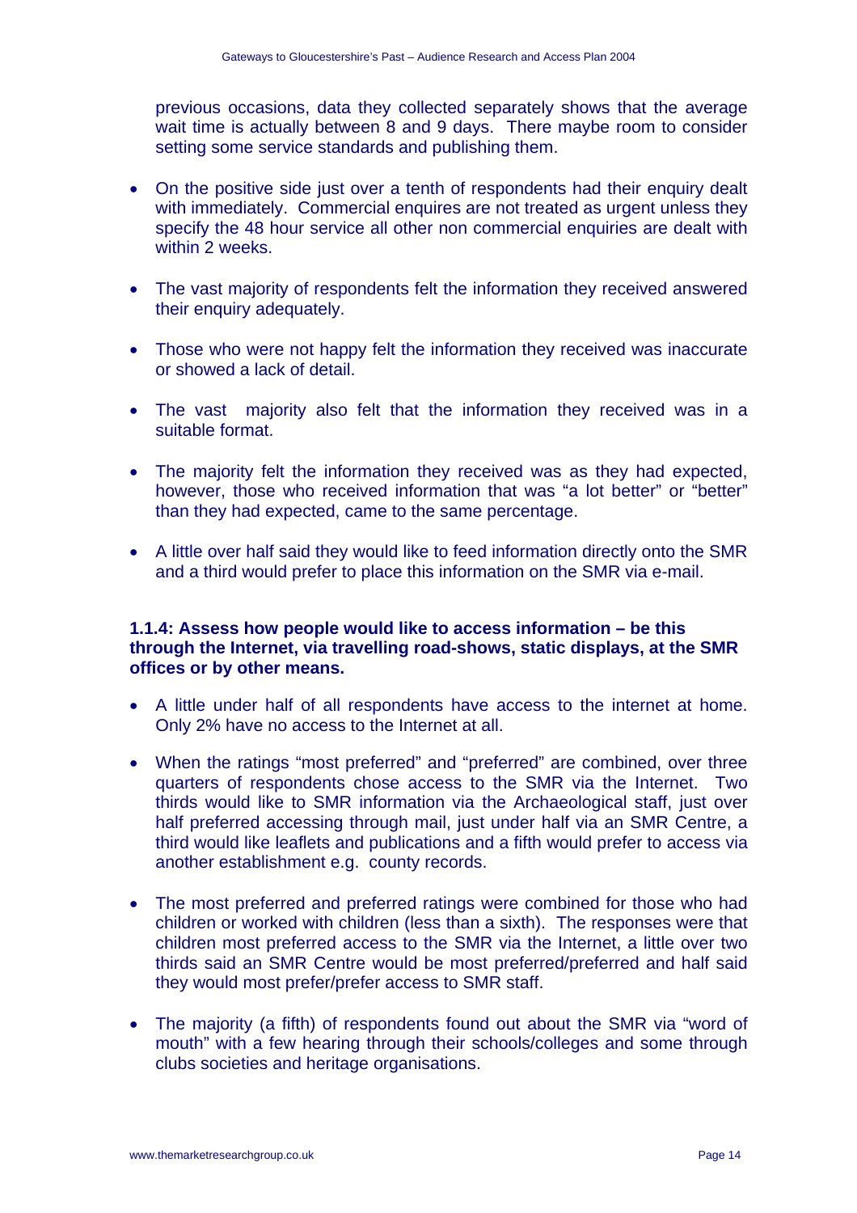previous occasions, data they collected separately shows that the average wait time is actually between 8 and 9 days. There maybe room to consider setting some service standards and publishing them.

- On the positive side just over a tenth of respondents had their enquiry dealt with immediately. Commercial enquires are not treated as urgent unless they specify the 48 hour service all other non commercial enquiries are dealt with within 2 weeks.

- The vast majority of respondents felt the information they received answered their enquiry adequately.

- Those who were not happy felt the information they received was inaccurate or showed a lack of detail.

- The vast majority also felt that the information they received was in a suitable format.

- The majority felt the information they received was as they had expected, however, those who received information that was "a lot better" or "better" than they had expected, came to the same percentage.

- A little over half said they would like to feed information directly onto the SMR and a third would prefer to place this information on the SMR via e-mail.

**1.1.4: Assess how people would like to access information – be this through the Internet, via travelling road-shows, static displays, at the SMR offices or by other means.**

- A little under half of all respondents have access to the internet at home. Only 2% have no access to the Internet at all.

- When the ratings "most preferred" and "preferred" are combined, over three quarters of respondents chose access to the SMR via the Internet. Two thirds would like to SMR information via the Archaeological staff, just over half preferred accessing through mail, just under half via an SMR Centre, a third would like leaflets and publications and a fifth would prefer to access via another establishment e.g. county records.

- The most preferred and preferred ratings were combined for those who had children or worked with children (less than a sixth). The responses were that children most preferred access to the SMR via the Internet, a little over two thirds said an SMR Centre would be most preferred/preferred and half said they would most prefer/prefer access to SMR staff.

- The majority (a fifth) of respondents found out about the SMR via "word of mouth" with a few hearing through their schools/colleges and some through clubs societies and heritage organisations.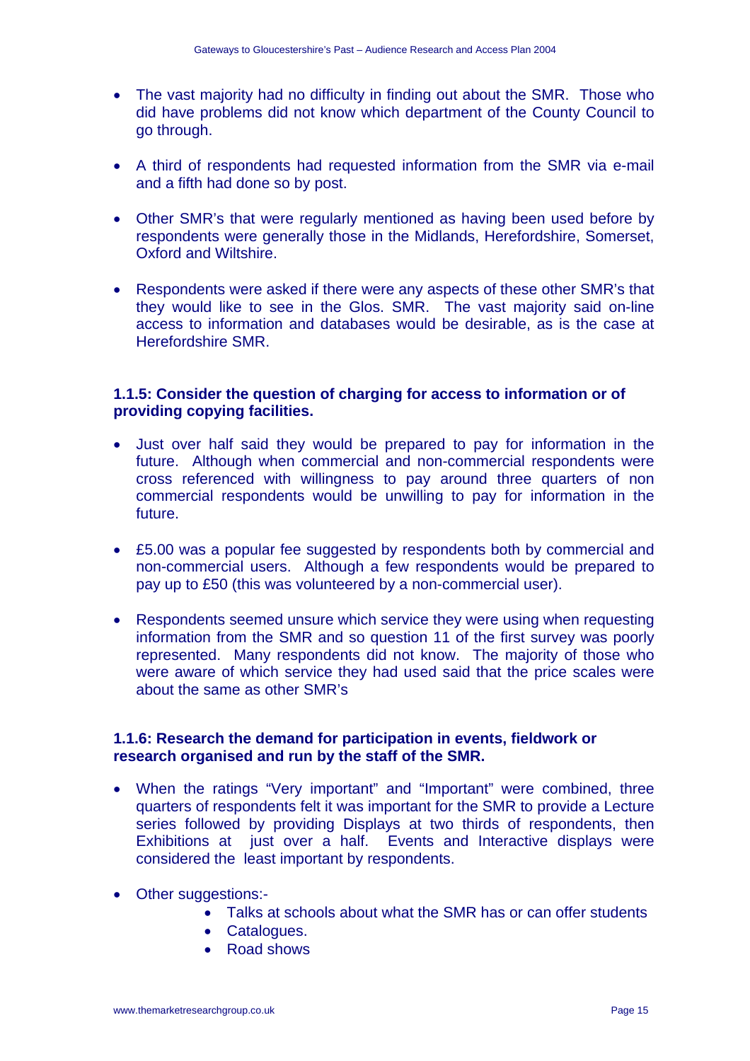- The vast majority had no difficulty in finding out about the SMR. Those who did have problems did not know which department of the County Council to go through.

- A third of respondents had requested information from the SMR via e-mail and a fifth had done so by post.

- Other SMR's that were regularly mentioned as having been used before by respondents were generally those in the Midlands, Herefordshire, Somerset, Oxford and Wiltshire.

- Respondents were asked if there were any aspects of these other SMR's that they would like to see in the Glos. SMR. The vast majority said on-line access to information and databases would be desirable, as is the case at Herefordshire SMR.

### 1.1.5: Consider the question of charging for access to information or of providing copying facilities.

- Just over half said they would be prepared to pay for information in the future. Although when commercial and non-commercial respondents were cross referenced with willingness to pay around three quarters of non commercial respondents would be unwilling to pay for information in the future.

- £5.00 was a popular fee suggested by respondents both by commercial and non-commercial users. Although a few respondents would be prepared to pay up to £50 (this was volunteered by a non-commercial user).

- Respondents seemed unsure which service they were using when requesting information from the SMR and so question 11 of the first survey was poorly represented. Many respondents did not know. The majority of those who were aware of which service they had used said that the price scales were about the same as other SMR's

### 1.1.6: Research the demand for participation in events, fieldwork or research organised and run by the staff of the SMR.

- When the ratings "Very important" and "Important" were combined, three quarters of respondents felt it was important for the SMR to provide a Lecture series followed by providing Displays at two thirds of respondents, then Exhibitions at just over a half. Events and Interactive displays were considered the least important by respondents.

- Other suggestions:-
  - Talks at schools about what the SMR has or can offer students
  - Catalogues.
  - Road shows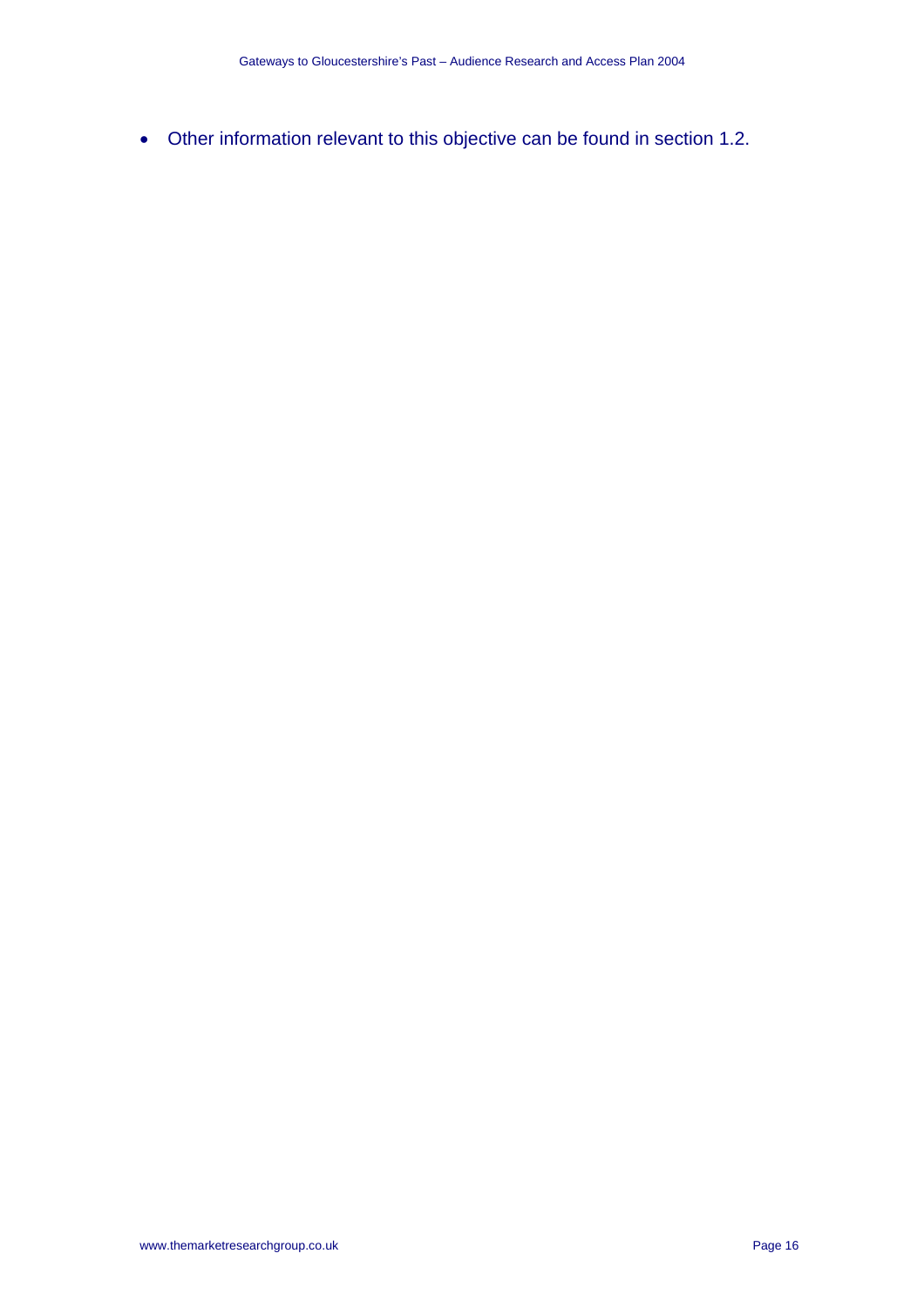- Other information relevant to this objective can be found in section 1.2.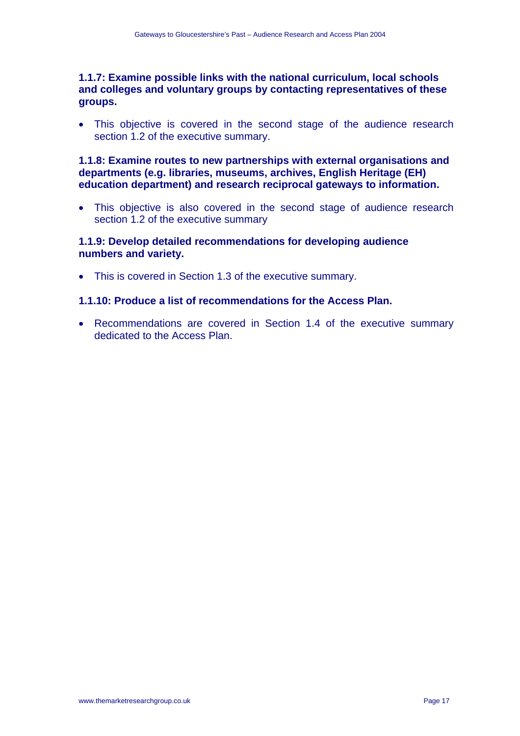### 1.1.7: Examine possible links with the national curriculum, local schools and colleges and voluntary groups by contacting representatives of these groups.

- This objective is covered in the second stage of the audience research section 1.2 of the executive summary.

### 1.1.8: Examine routes to new partnerships with external organisations and departments (e.g. libraries, museums, archives, English Heritage (EH) education department) and research reciprocal gateways to information.

- This objective is also covered in the second stage of audience research section 1.2 of the executive summary

### 1.1.9: Develop detailed recommendations for developing audience numbers and variety.

- This is covered in Section 1.3 of the executive summary.

### 1.1.10: Produce a list of recommendations for the Access Plan.

- Recommendations are covered in Section 1.4 of the executive summary dedicated to the Access Plan.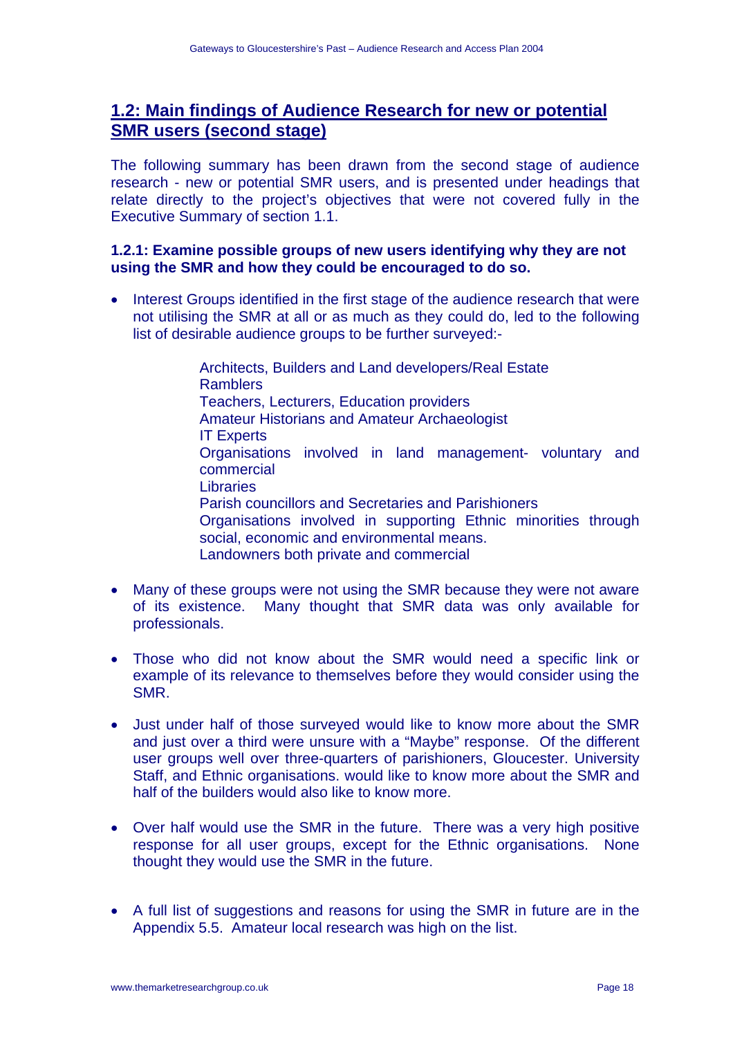## 1.2: Main findings of Audience Research for new or potential SMR users (second stage)

The following summary has been drawn from the second stage of audience research - new or potential SMR users, and is presented under headings that relate directly to the project's objectives that were not covered fully in the Executive Summary of section 1.1.

### 1.2.1: Examine possible groups of new users identifying why they are not using the SMR and how they could be encouraged to do so.

- Interest Groups identified in the first stage of the audience research that were not utilising the SMR at all or as much as they could do, led to the following list of desirable audience groups to be further surveyed:-

  Architects, Builders and Land developers/Real Estate
  Ramblers
  Teachers, Lecturers, Education providers
  Amateur Historians and Amateur Archaeologist
  IT Experts
  Organisations involved in land management- voluntary and commercial
  Libraries
  Parish councillors and Secretaries and Parishioners
  Organisations involved in supporting Ethnic minorities through social, economic and environmental means.
  Landowners both private and commercial

- Many of these groups were not using the SMR because they were not aware of its existence. Many thought that SMR data was only available for professionals.

- Those who did not know about the SMR would need a specific link or example of its relevance to themselves before they would consider using the SMR.

- Just under half of those surveyed would like to know more about the SMR and just over a third were unsure with a "Maybe" response. Of the different user groups well over three-quarters of parishioners, Gloucester. University Staff, and Ethnic organisations. would like to know more about the SMR and half of the builders would also like to know more.

- Over half would use the SMR in the future. There was a very high positive response for all user groups, except for the Ethnic organisations. None thought they would use the SMR in the future.

- A full list of suggestions and reasons for using the SMR in future are in the Appendix 5.5. Amateur local research was high on the list.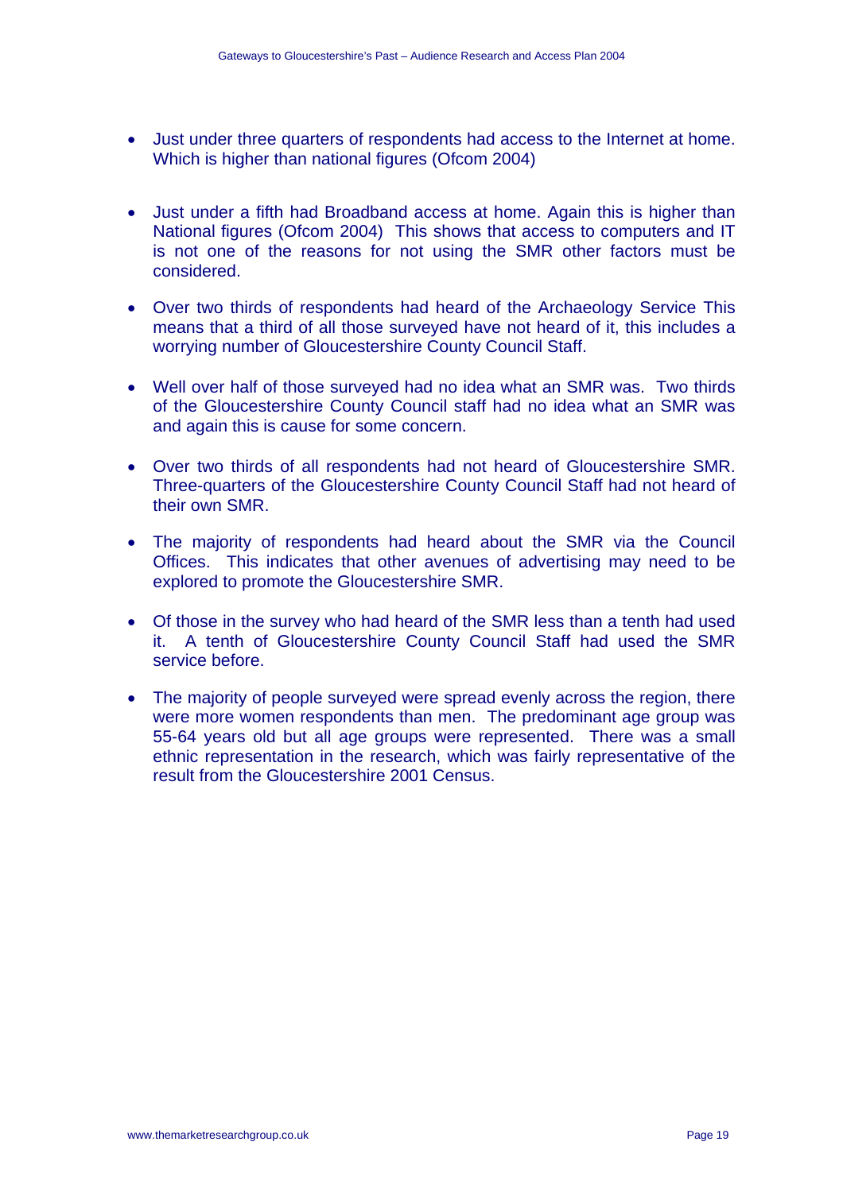- Just under three quarters of respondents had access to the Internet at home. Which is higher than national figures (Ofcom 2004)

- Just under a fifth had Broadband access at home. Again this is higher than National figures (Ofcom 2004) This shows that access to computers and IT is not one of the reasons for not using the SMR other factors must be considered.

- Over two thirds of respondents had heard of the Archaeology Service This means that a third of all those surveyed have not heard of it, this includes a worrying number of Gloucestershire County Council Staff.

- Well over half of those surveyed had no idea what an SMR was. Two thirds of the Gloucestershire County Council staff had no idea what an SMR was and again this is cause for some concern.

- Over two thirds of all respondents had not heard of Gloucestershire SMR. Three-quarters of the Gloucestershire County Council Staff had not heard of their own SMR.

- The majority of respondents had heard about the SMR via the Council Offices. This indicates that other avenues of advertising may need to be explored to promote the Gloucestershire SMR.

- Of those in the survey who had heard of the SMR less than a tenth had used it. A tenth of Gloucestershire County Council Staff had used the SMR service before.

- The majority of people surveyed were spread evenly across the region, there were more women respondents than men. The predominant age group was 55-64 years old but all age groups were represented. There was a small ethnic representation in the research, which was fairly representative of the result from the Gloucestershire 2001 Census.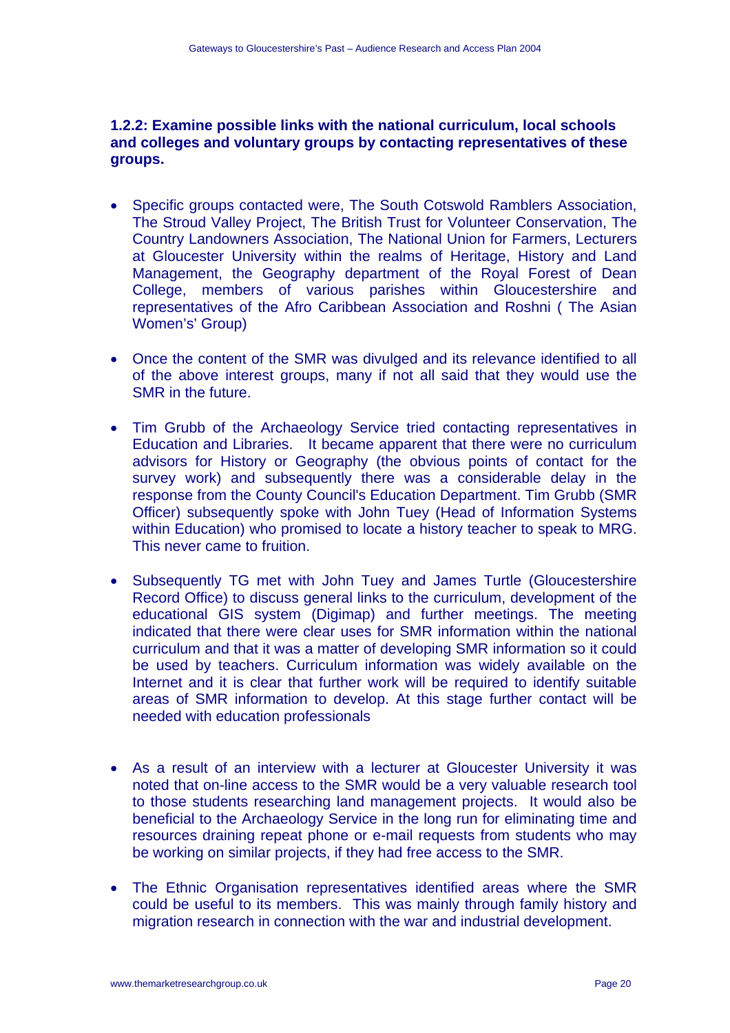### 1.2.2: Examine possible links with the national curriculum, local schools and colleges and voluntary groups by contacting representatives of these groups.

- Specific groups contacted were, The South Cotswold Ramblers Association, The Stroud Valley Project, The British Trust for Volunteer Conservation, The Country Landowners Association, The National Union for Farmers, Lecturers at Gloucester University within the realms of Heritage, History and Land Management, the Geography department of the Royal Forest of Dean College, members of various parishes within Gloucestershire and representatives of the Afro Caribbean Association and Roshni ( The Asian Women's' Group)

- Once the content of the SMR was divulged and its relevance identified to all of the above interest groups, many if not all said that they would use the SMR in the future.

- Tim Grubb of the Archaeology Service tried contacting representatives in Education and Libraries. It became apparent that there were no curriculum advisors for History or Geography (the obvious points of contact for the survey work) and subsequently there was a considerable delay in the response from the County Council's Education Department. Tim Grubb (SMR Officer) subsequently spoke with John Tuey (Head of Information Systems within Education) who promised to locate a history teacher to speak to MRG. This never came to fruition.

- Subsequently TG met with John Tuey and James Turtle (Gloucestershire Record Office) to discuss general links to the curriculum, development of the educational GIS system (Digimap) and further meetings. The meeting indicated that there were clear uses for SMR information within the national curriculum and that it was a matter of developing SMR information so it could be used by teachers. Curriculum information was widely available on the Internet and it is clear that further work will be required to identify suitable areas of SMR information to develop. At this stage further contact will be needed with education professionals

- As a result of an interview with a lecturer at Gloucester University it was noted that on-line access to the SMR would be a very valuable research tool to those students researching land management projects. It would also be beneficial to the Archaeology Service in the long run for eliminating time and resources draining repeat phone or e-mail requests from students who may be working on similar projects, if they had free access to the SMR.

- The Ethnic Organisation representatives identified areas where the SMR could be useful to its members. This was mainly through family history and migration research in connection with the war and industrial development.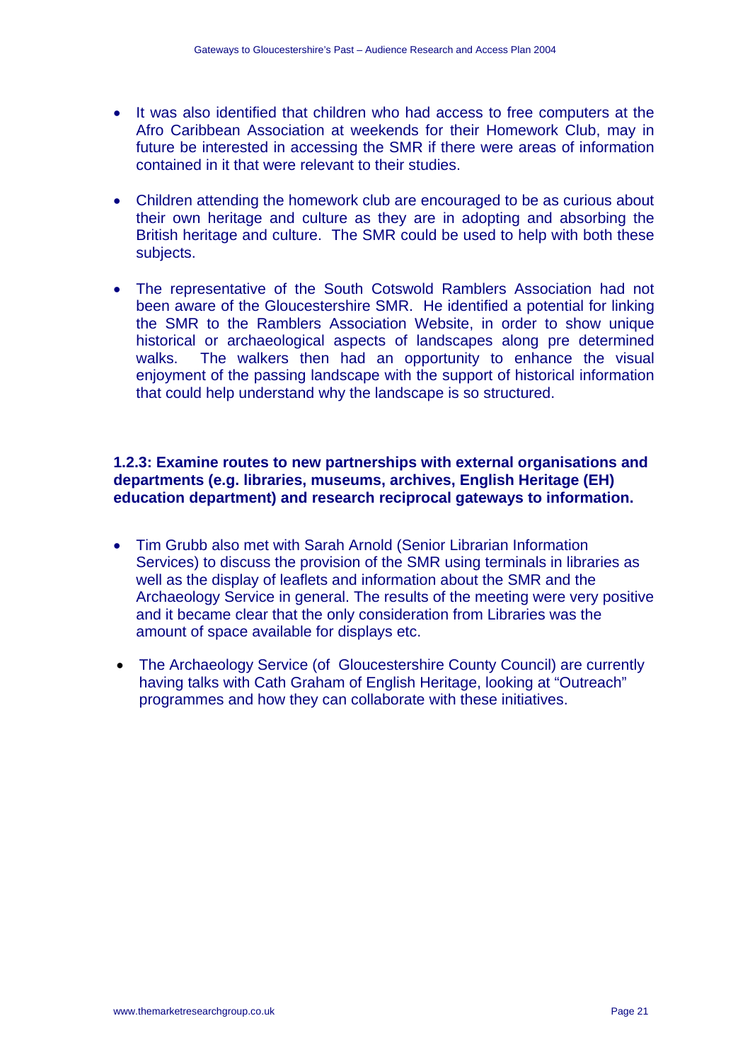- It was also identified that children who had access to free computers at the Afro Caribbean Association at weekends for their Homework Club, may in future be interested in accessing the SMR if there were areas of information contained in it that were relevant to their studies.

- Children attending the homework club are encouraged to be as curious about their own heritage and culture as they are in adopting and absorbing the British heritage and culture. The SMR could be used to help with both these subjects.

- The representative of the South Cotswold Ramblers Association had not been aware of the Gloucestershire SMR. He identified a potential for linking the SMR to the Ramblers Association Website, in order to show unique historical or archaeological aspects of landscapes along pre determined walks. The walkers then had an opportunity to enhance the visual enjoyment of the passing landscape with the support of historical information that could help understand why the landscape is so structured.

**1.2.3: Examine routes to new partnerships with external organisations and departments (e.g. libraries, museums, archives, English Heritage (EH) education department) and research reciprocal gateways to information.**

- Tim Grubb also met with Sarah Arnold (Senior Librarian Information Services) to discuss the provision of the SMR using terminals in libraries as well as the display of leaflets and information about the SMR and the Archaeology Service in general. The results of the meeting were very positive and it became clear that the only consideration from Libraries was the amount of space available for displays etc.

- The Archaeology Service (of Gloucestershire County Council) are currently having talks with Cath Graham of English Heritage, looking at "Outreach" programmes and how they can collaborate with these initiatives.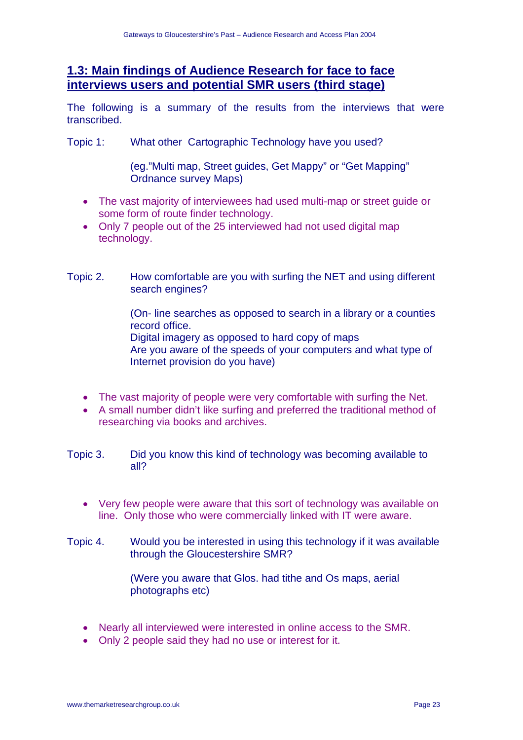## 1.3: Main findings of Audience Research for face to face interviews users and potential SMR users (third stage)

The following is a summary of the results from the interviews that were transcribed.

Topic 1: What other Cartographic Technology have you used?

(eg."Multi map, Street guides, Get Mappy" or "Get Mapping" Ordnance survey Maps)

- The vast majority of interviewees had used multi-map or street guide or some form of route finder technology.
- Only 7 people out of the 25 interviewed had not used digital map technology.

Topic 2. How comfortable are you with surfing the NET and using different search engines?

(On- line searches as opposed to search in a library or a counties record office.
Digital imagery as opposed to hard copy of maps
Are you aware of the speeds of your computers and what type of Internet provision do you have)

- The vast majority of people were very comfortable with surfing the Net.
- A small number didn't like surfing and preferred the traditional method of researching via books and archives.

Topic 3. Did you know this kind of technology was becoming available to all?

- Very few people were aware that this sort of technology was available on line. Only those who were commercially linked with IT were aware.

Topic 4. Would you be interested in using this technology if it was available through the Gloucestershire SMR?

(Were you aware that Glos. had tithe and Os maps, aerial photographs etc)

- Nearly all interviewed were interested in online access to the SMR.
- Only 2 people said they had no use or interest for it.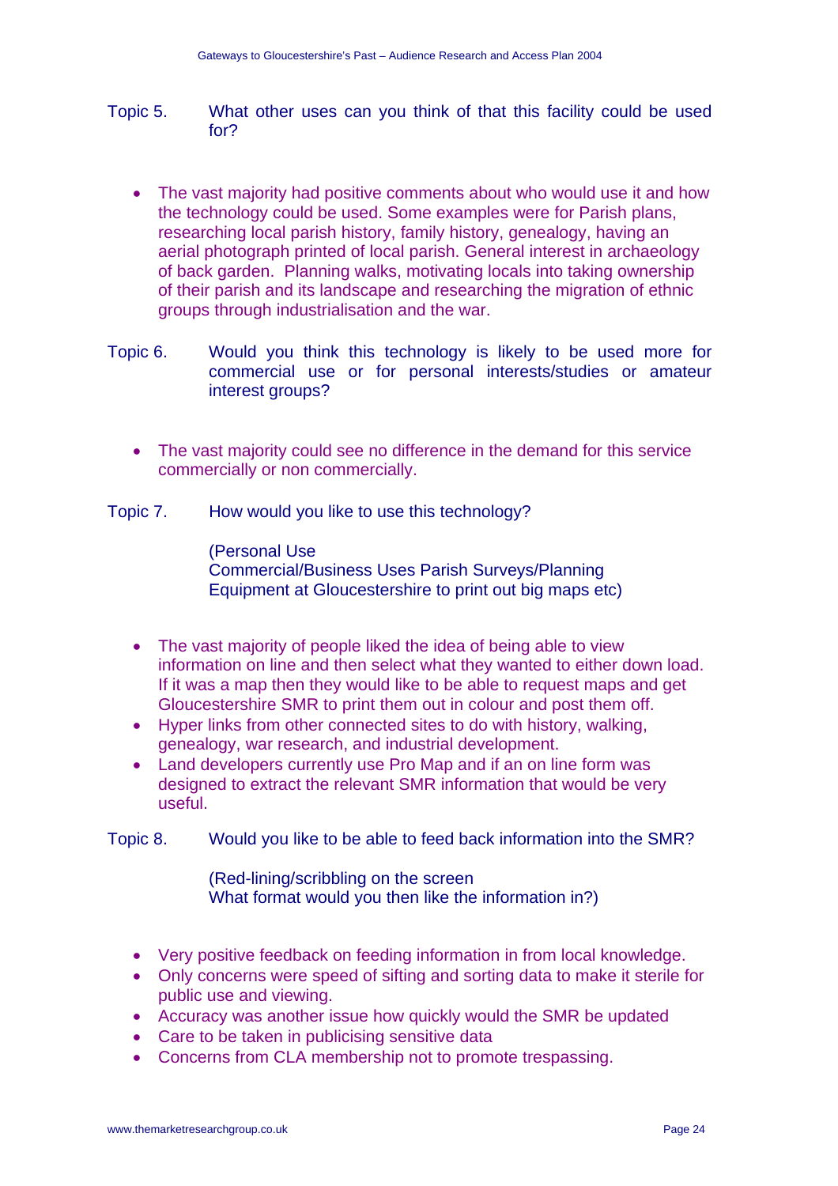Topic 5. What other uses can you think of that this facility could be used for?

- The vast majority had positive comments about who would use it and how the technology could be used. Some examples were for Parish plans, researching local parish history, family history, genealogy, having an aerial photograph printed of local parish. General interest in archaeology of back garden. Planning walks, motivating locals into taking ownership of their parish and its landscape and researching the migration of ethnic groups through industrialisation and the war.

Topic 6. Would you think this technology is likely to be used more for commercial use or for personal interests/studies or amateur interest groups?

- The vast majority could see no difference in the demand for this service commercially or non commercially.

Topic 7. How would you like to use this technology?

(Personal Use
Commercial/Business Uses Parish Surveys/Planning
Equipment at Gloucestershire to print out big maps etc)

- The vast majority of people liked the idea of being able to view information on line and then select what they wanted to either down load. If it was a map then they would like to be able to request maps and get Gloucestershire SMR to print them out in colour and post them off.
- Hyper links from other connected sites to do with history, walking, genealogy, war research, and industrial development.
- Land developers currently use Pro Map and if an on line form was designed to extract the relevant SMR information that would be very useful.

Topic 8. Would you like to be able to feed back information into the SMR?

(Red-lining/scribbling on the screen
What format would you then like the information in?)

- Very positive feedback on feeding information in from local knowledge.
- Only concerns were speed of sifting and sorting data to make it sterile for public use and viewing.
- Accuracy was another issue how quickly would the SMR be updated
- Care to be taken in publicising sensitive data
- Concerns from CLA membership not to promote trespassing.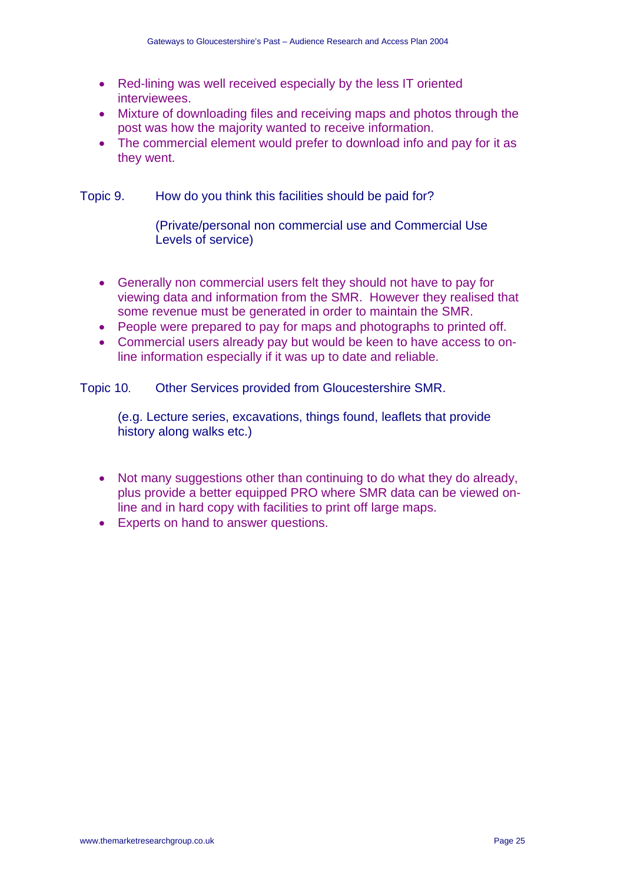- Red-lining was well received especially by the less IT oriented interviewees.
- Mixture of downloading files and receiving maps and photos through the post was how the majority wanted to receive information.
- The commercial element would prefer to download info and pay for it as they went.

Topic 9. How do you think this facilities should be paid for?

(Private/personal non commercial use and Commercial Use Levels of service)

- Generally non commercial users felt they should not have to pay for viewing data and information from the SMR. However they realised that some revenue must be generated in order to maintain the SMR.
- People were prepared to pay for maps and photographs to printed off.
- Commercial users already pay but would be keen to have access to on-line information especially if it was up to date and reliable.

Topic 10. Other Services provided from Gloucestershire SMR.

(e.g. Lecture series, excavations, things found, leaflets that provide history along walks etc.)

- Not many suggestions other than continuing to do what they do already, plus provide a better equipped PRO where SMR data can be viewed on-line and in hard copy with facilities to print off large maps.
- Experts on hand to answer questions.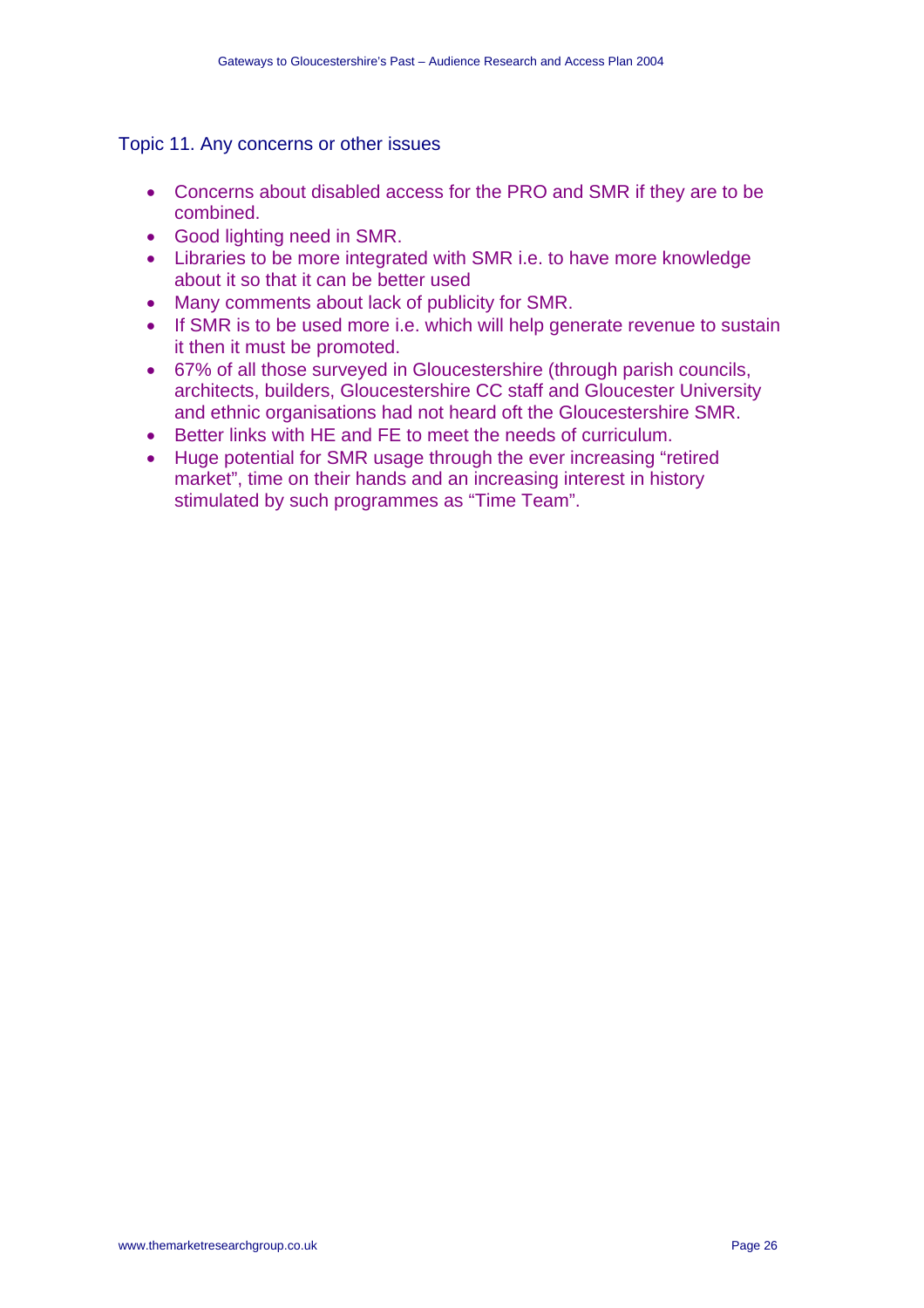### Topic 11. Any concerns or other issues

- Concerns about disabled access for the PRO and SMR if they are to be combined.
- Good lighting need in SMR.
- Libraries to be more integrated with SMR i.e. to have more knowledge about it so that it can be better used
- Many comments about lack of publicity for SMR.
- If SMR is to be used more i.e. which will help generate revenue to sustain it then it must be promoted.
- 67% of all those surveyed in Gloucestershire (through parish councils, architects, builders, Gloucestershire CC staff and Gloucester University and ethnic organisations had not heard oft the Gloucestershire SMR.
- Better links with HE and FE to meet the needs of curriculum.
- Huge potential for SMR usage through the ever increasing "retired market", time on their hands and an increasing interest in history stimulated by such programmes as "Time Team".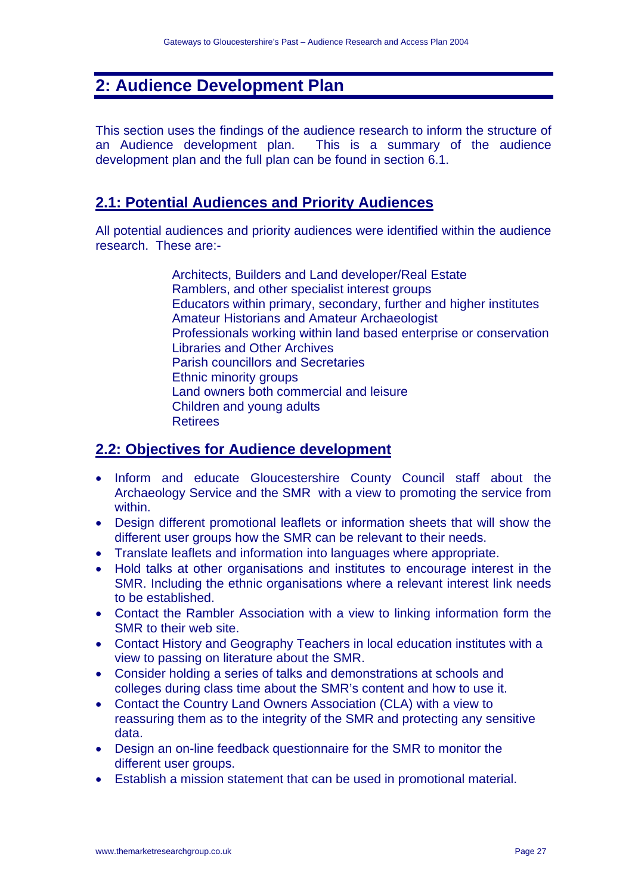# 2: Audience Development Plan

This section uses the findings of the audience research to inform the structure of an Audience development plan. This is a summary of the audience development plan and the full plan can be found in section 6.1.

## 2.1: Potential Audiences and Priority Audiences

All potential audiences and priority audiences were identified within the audience research. These are:-

Architects, Builders and Land developer/Real Estate
Ramblers, and other specialist interest groups
Educators within primary, secondary, further and higher institutes
Amateur Historians and Amateur Archaeologist
Professionals working within land based enterprise or conservation
Libraries and Other Archives
Parish councillors and Secretaries
Ethnic minority groups
Land owners both commercial and leisure
Children and young adults
Retirees

## 2.2: Objectives for Audience development

- Inform and educate Gloucestershire County Council staff about the Archaeology Service and the SMR with a view to promoting the service from within.
- Design different promotional leaflets or information sheets that will show the different user groups how the SMR can be relevant to their needs.
- Translate leaflets and information into languages where appropriate.
- Hold talks at other organisations and institutes to encourage interest in the SMR. Including the ethnic organisations where a relevant interest link needs to be established.
- Contact the Rambler Association with a view to linking information form the SMR to their web site.
- Contact History and Geography Teachers in local education institutes with a view to passing on literature about the SMR.
- Consider holding a series of talks and demonstrations at schools and colleges during class time about the SMR's content and how to use it.
- Contact the Country Land Owners Association (CLA) with a view to reassuring them as to the integrity of the SMR and protecting any sensitive data.
- Design an on-line feedback questionnaire for the SMR to monitor the different user groups.
- Establish a mission statement that can be used in promotional material.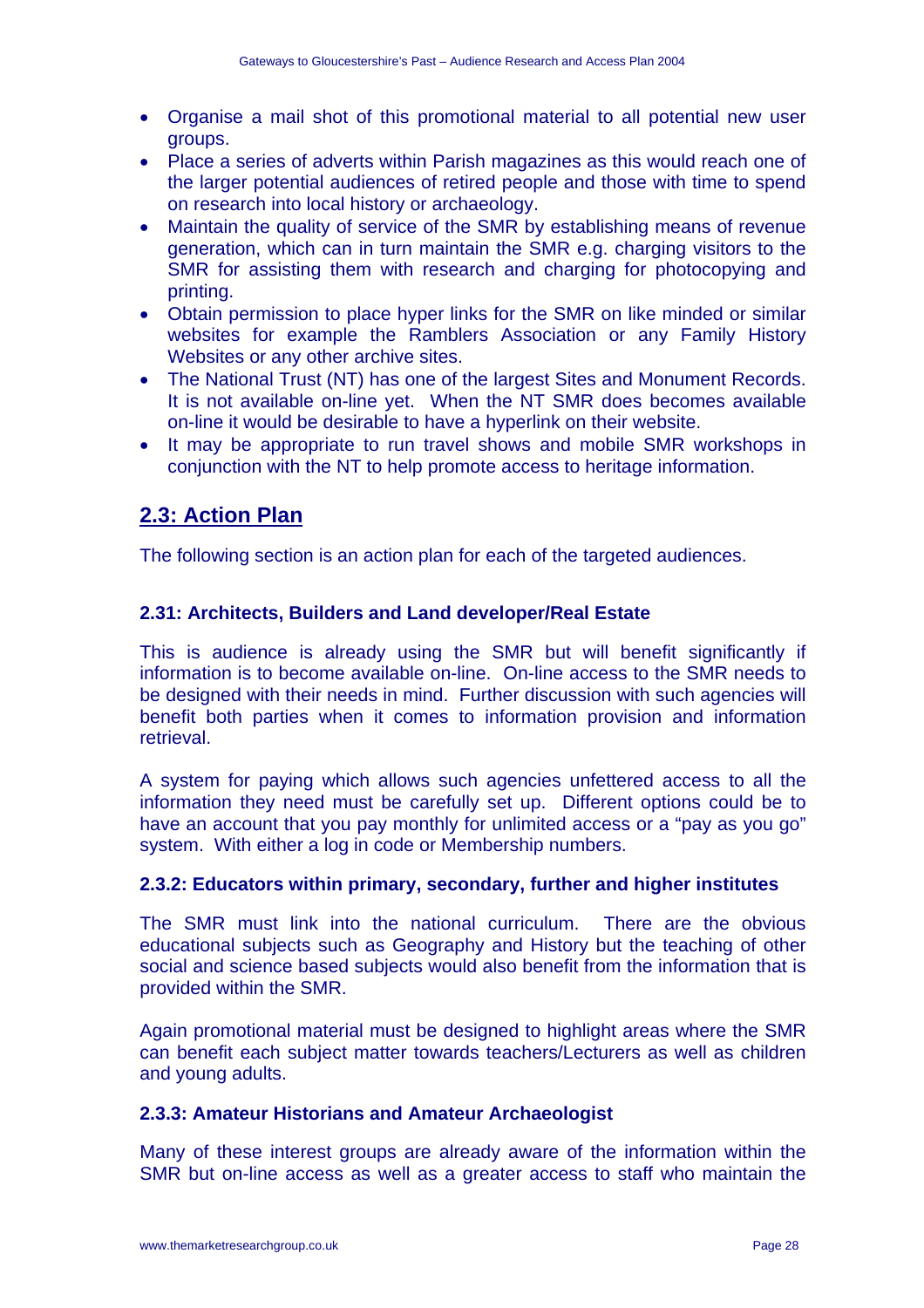- Organise a mail shot of this promotional material to all potential new user groups.
- Place a series of adverts within Parish magazines as this would reach one of the larger potential audiences of retired people and those with time to spend on research into local history or archaeology.
- Maintain the quality of service of the SMR by establishing means of revenue generation, which can in turn maintain the SMR e.g. charging visitors to the SMR for assisting them with research and charging for photocopying and printing.
- Obtain permission to place hyper links for the SMR on like minded or similar websites for example the Ramblers Association or any Family History Websites or any other archive sites.
- The National Trust (NT) has one of the largest Sites and Monument Records. It is not available on-line yet. When the NT SMR does becomes available on-line it would be desirable to have a hyperlink on their website.
- It may be appropriate to run travel shows and mobile SMR workshops in conjunction with the NT to help promote access to heritage information.

## 2.3: Action Plan

The following section is an action plan for each of the targeted audiences.

### 2.31: Architects, Builders and Land developer/Real Estate

This is audience is already using the SMR but will benefit significantly if information is to become available on-line. On-line access to the SMR needs to be designed with their needs in mind. Further discussion with such agencies will benefit both parties when it comes to information provision and information retrieval.

A system for paying which allows such agencies unfettered access to all the information they need must be carefully set up. Different options could be to have an account that you pay monthly for unlimited access or a "pay as you go" system. With either a log in code or Membership numbers.

### 2.3.2: Educators within primary, secondary, further and higher institutes

The SMR must link into the national curriculum. There are the obvious educational subjects such as Geography and History but the teaching of other social and science based subjects would also benefit from the information that is provided within the SMR.

Again promotional material must be designed to highlight areas where the SMR can benefit each subject matter towards teachers/Lecturers as well as children and young adults.

### 2.3.3: Amateur Historians and Amateur Archaeologist

Many of these interest groups are already aware of the information within the SMR but on-line access as well as a greater access to staff who maintain the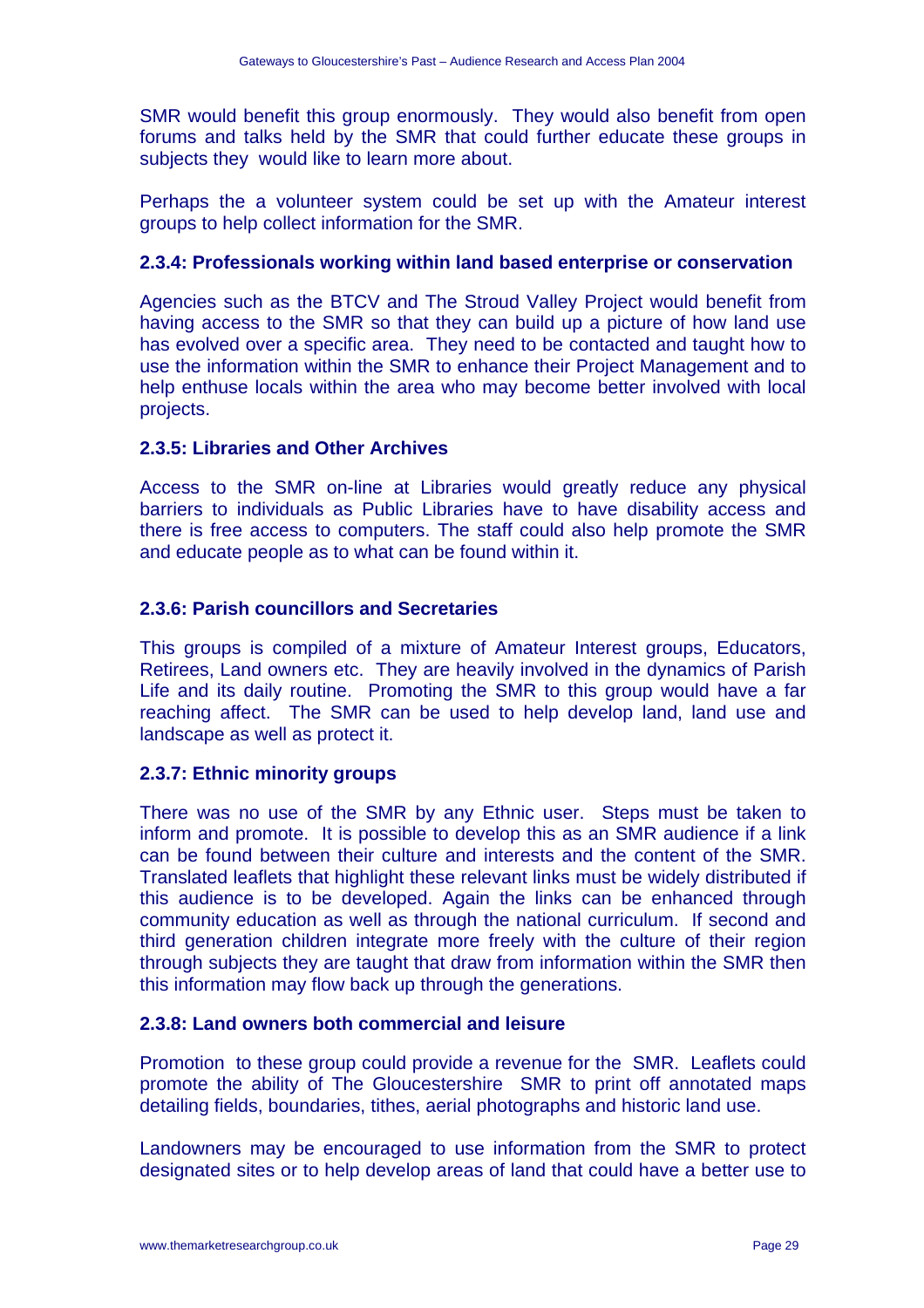SMR would benefit this group enormously. They would also benefit from open forums and talks held by the SMR that could further educate these groups in subjects they would like to learn more about.

Perhaps the a volunteer system could be set up with the Amateur interest groups to help collect information for the SMR.

### 2.3.4: Professionals working within land based enterprise or conservation

Agencies such as the BTCV and The Stroud Valley Project would benefit from having access to the SMR so that they can build up a picture of how land use has evolved over a specific area. They need to be contacted and taught how to use the information within the SMR to enhance their Project Management and to help enthuse locals within the area who may become better involved with local projects.

### 2.3.5: Libraries and Other Archives

Access to the SMR on-line at Libraries would greatly reduce any physical barriers to individuals as Public Libraries have to have disability access and there is free access to computers. The staff could also help promote the SMR and educate people as to what can be found within it.

### 2.3.6: Parish councillors and Secretaries

This groups is compiled of a mixture of Amateur Interest groups, Educators, Retirees, Land owners etc. They are heavily involved in the dynamics of Parish Life and its daily routine. Promoting the SMR to this group would have a far reaching affect. The SMR can be used to help develop land, land use and landscape as well as protect it.

### 2.3.7: Ethnic minority groups

There was no use of the SMR by any Ethnic user. Steps must be taken to inform and promote. It is possible to develop this as an SMR audience if a link can be found between their culture and interests and the content of the SMR. Translated leaflets that highlight these relevant links must be widely distributed if this audience is to be developed. Again the links can be enhanced through community education as well as through the national curriculum. If second and third generation children integrate more freely with the culture of their region through subjects they are taught that draw from information within the SMR then this information may flow back up through the generations.

### 2.3.8: Land owners both commercial and leisure

Promotion to these group could provide a revenue for the SMR. Leaflets could promote the ability of The Gloucestershire SMR to print off annotated maps detailing fields, boundaries, tithes, aerial photographs and historic land use.

Landowners may be encouraged to use information from the SMR to protect designated sites or to help develop areas of land that could have a better use to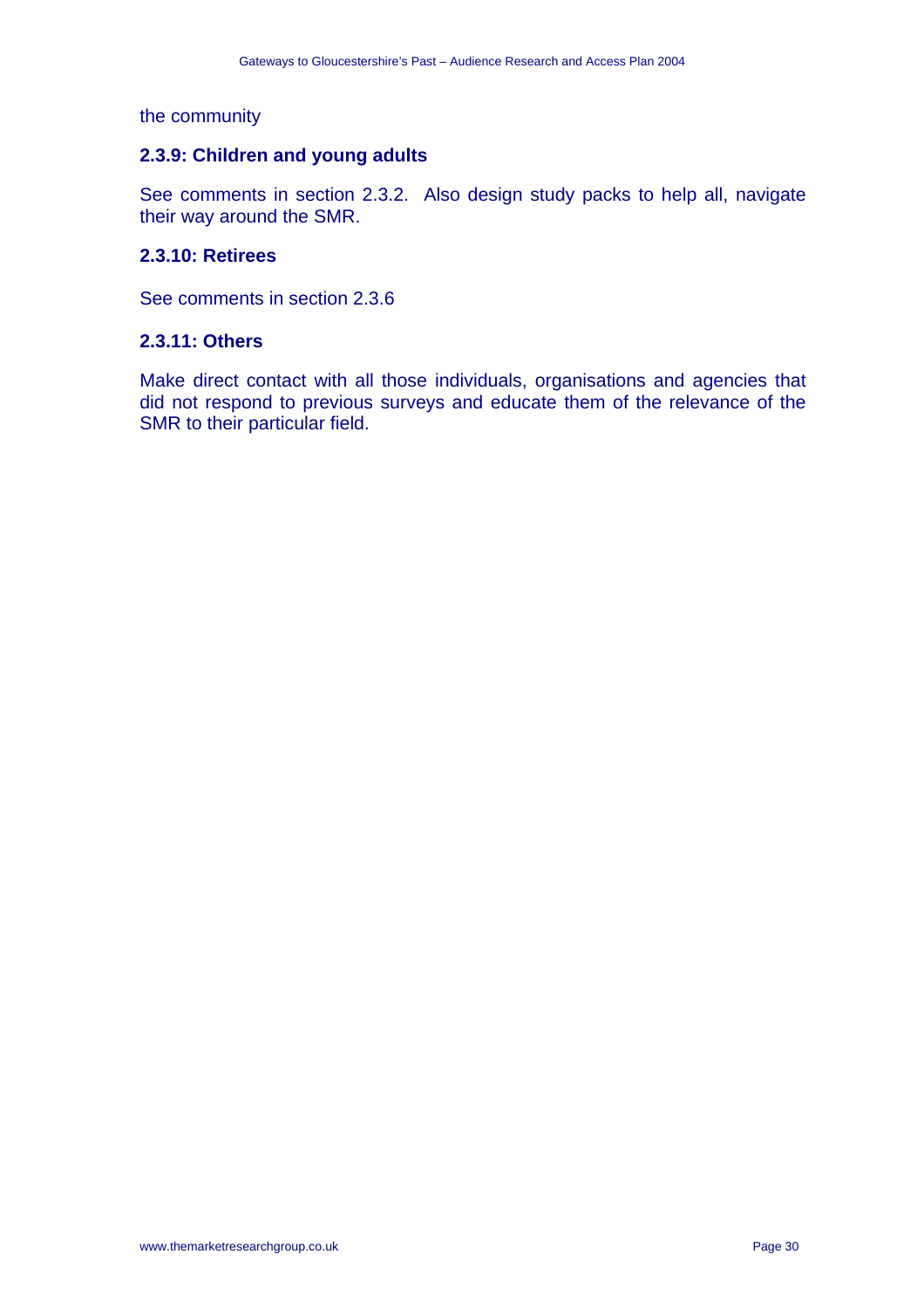the community

### 2.3.9: Children and young adults

See comments in section 2.3.2. Also design study packs to help all, navigate their way around the SMR.

### 2.3.10: Retirees

See comments in section 2.3.6

### 2.3.11: Others

Make direct contact with all those individuals, organisations and agencies that did not respond to previous surveys and educate them of the relevance of the SMR to their particular field.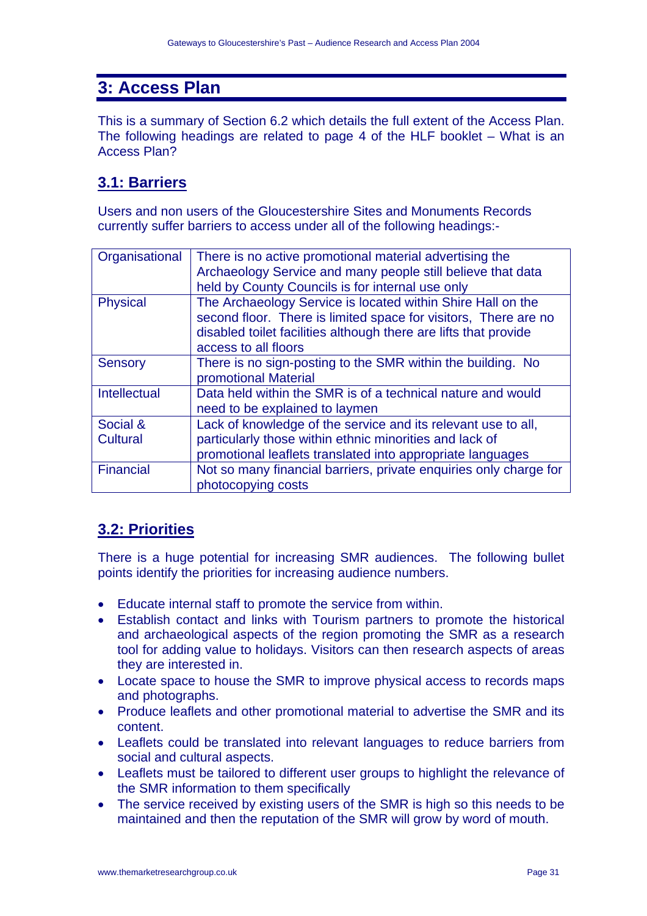# 3: Access Plan

This is a summary of Section 6.2 which details the full extent of the Access Plan. The following headings are related to page 4 of the HLF booklet – What is an Access Plan?

## 3.1: Barriers

Users and non users of the Gloucestershire Sites and Monuments Records currently suffer barriers to access under all of the following headings:-

| | |
|---|---|
| Organisational | There is no active promotional material advertising the Archaeology Service and many people still believe that data held by County Councils is for internal use only |
| Physical | The Archaeology Service is located within Shire Hall on the second floor. There is limited space for visitors, There are no disabled toilet facilities although there are lifts that provide access to all floors |
| Sensory | There is no sign-posting to the SMR within the building. No promotional Material |
| Intellectual | Data held within the SMR is of a technical nature and would need to be explained to laymen |
| Social & Cultural | Lack of knowledge of the service and its relevant use to all, particularly those within ethnic minorities and lack of promotional leaflets translated into appropriate languages |
| Financial | Not so many financial barriers, private enquiries only charge for photocopying costs |

## 3.2: Priorities

There is a huge potential for increasing SMR audiences. The following bullet points identify the priorities for increasing audience numbers.

- Educate internal staff to promote the service from within.
- Establish contact and links with Tourism partners to promote the historical and archaeological aspects of the region promoting the SMR as a research tool for adding value to holidays. Visitors can then research aspects of areas they are interested in.
- Locate space to house the SMR to improve physical access to records maps and photographs.
- Produce leaflets and other promotional material to advertise the SMR and its content.
- Leaflets could be translated into relevant languages to reduce barriers from social and cultural aspects.
- Leaflets must be tailored to different user groups to highlight the relevance of the SMR information to them specifically
- The service received by existing users of the SMR is high so this needs to be maintained and then the reputation of the SMR will grow by word of mouth.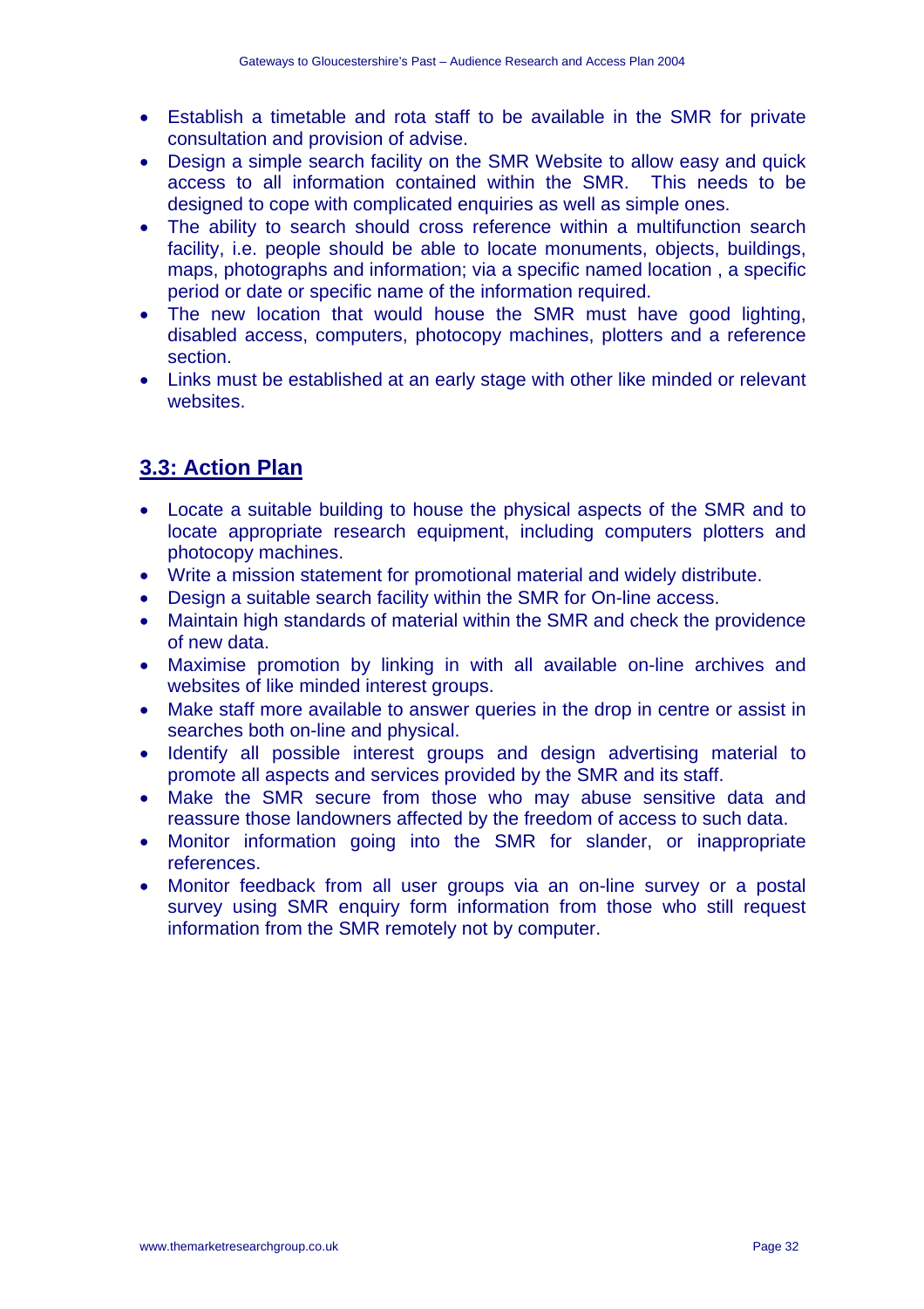- Establish a timetable and rota staff to be available in the SMR for private consultation and provision of advise.
- Design a simple search facility on the SMR Website to allow easy and quick access to all information contained within the SMR. This needs to be designed to cope with complicated enquiries as well as simple ones.
- The ability to search should cross reference within a multifunction search facility, i.e. people should be able to locate monuments, objects, buildings, maps, photographs and information; via a specific named location , a specific period or date or specific name of the information required.
- The new location that would house the SMR must have good lighting, disabled access, computers, photocopy machines, plotters and a reference section.
- Links must be established at an early stage with other like minded or relevant websites.

## 3.3: Action Plan

- Locate a suitable building to house the physical aspects of the SMR and to locate appropriate research equipment, including computers plotters and photocopy machines.
- Write a mission statement for promotional material and widely distribute.
- Design a suitable search facility within the SMR for On-line access.
- Maintain high standards of material within the SMR and check the providence of new data.
- Maximise promotion by linking in with all available on-line archives and websites of like minded interest groups.
- Make staff more available to answer queries in the drop in centre or assist in searches both on-line and physical.
- Identify all possible interest groups and design advertising material to promote all aspects and services provided by the SMR and its staff.
- Make the SMR secure from those who may abuse sensitive data and reassure those landowners affected by the freedom of access to such data.
- Monitor information going into the SMR for slander, or inappropriate references.
- Monitor feedback from all user groups via an on-line survey or a postal survey using SMR enquiry form information from those who still request information from the SMR remotely not by computer.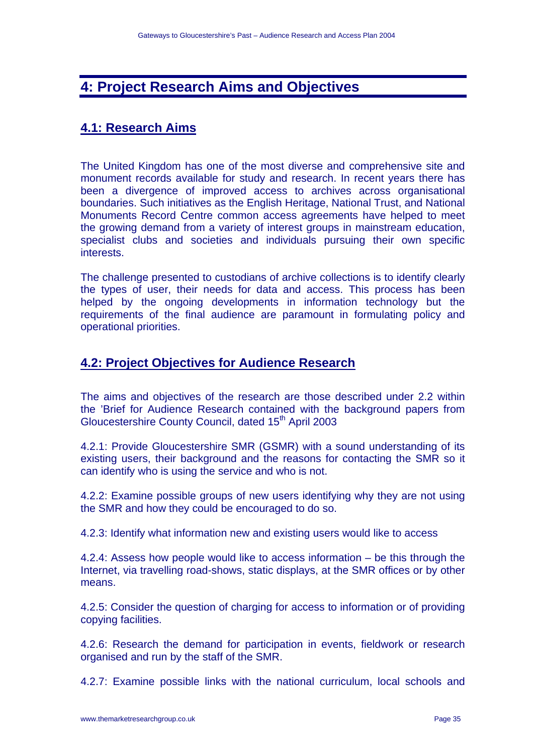# 4: Project Research Aims and Objectives

## 4.1: Research Aims

The United Kingdom has one of the most diverse and comprehensive site and monument records available for study and research. In recent years there has been a divergence of improved access to archives across organisational boundaries. Such initiatives as the English Heritage, National Trust, and National Monuments Record Centre common access agreements have helped to meet the growing demand from a variety of interest groups in mainstream education, specialist clubs and societies and individuals pursuing their own specific interests.

The challenge presented to custodians of archive collections is to identify clearly the types of user, their needs for data and access. This process has been helped by the ongoing developments in information technology but the requirements of the final audience are paramount in formulating policy and operational priorities.

## 4.2: Project Objectives for Audience Research

The aims and objectives of the research are those described under 2.2 within the 'Brief for Audience Research contained with the background papers from Gloucestershire County Council, dated 15th April 2003

4.2.1: Provide Gloucestershire SMR (GSMR) with a sound understanding of its existing users, their background and the reasons for contacting the SMR so it can identify who is using the service and who is not.

4.2.2: Examine possible groups of new users identifying why they are not using the SMR and how they could be encouraged to do so.

4.2.3: Identify what information new and existing users would like to access

4.2.4: Assess how people would like to access information – be this through the Internet, via travelling road-shows, static displays, at the SMR offices or by other means.

4.2.5: Consider the question of charging for access to information or of providing copying facilities.

4.2.6: Research the demand for participation in events, fieldwork or research organised and run by the staff of the SMR.

4.2.7: Examine possible links with the national curriculum, local schools and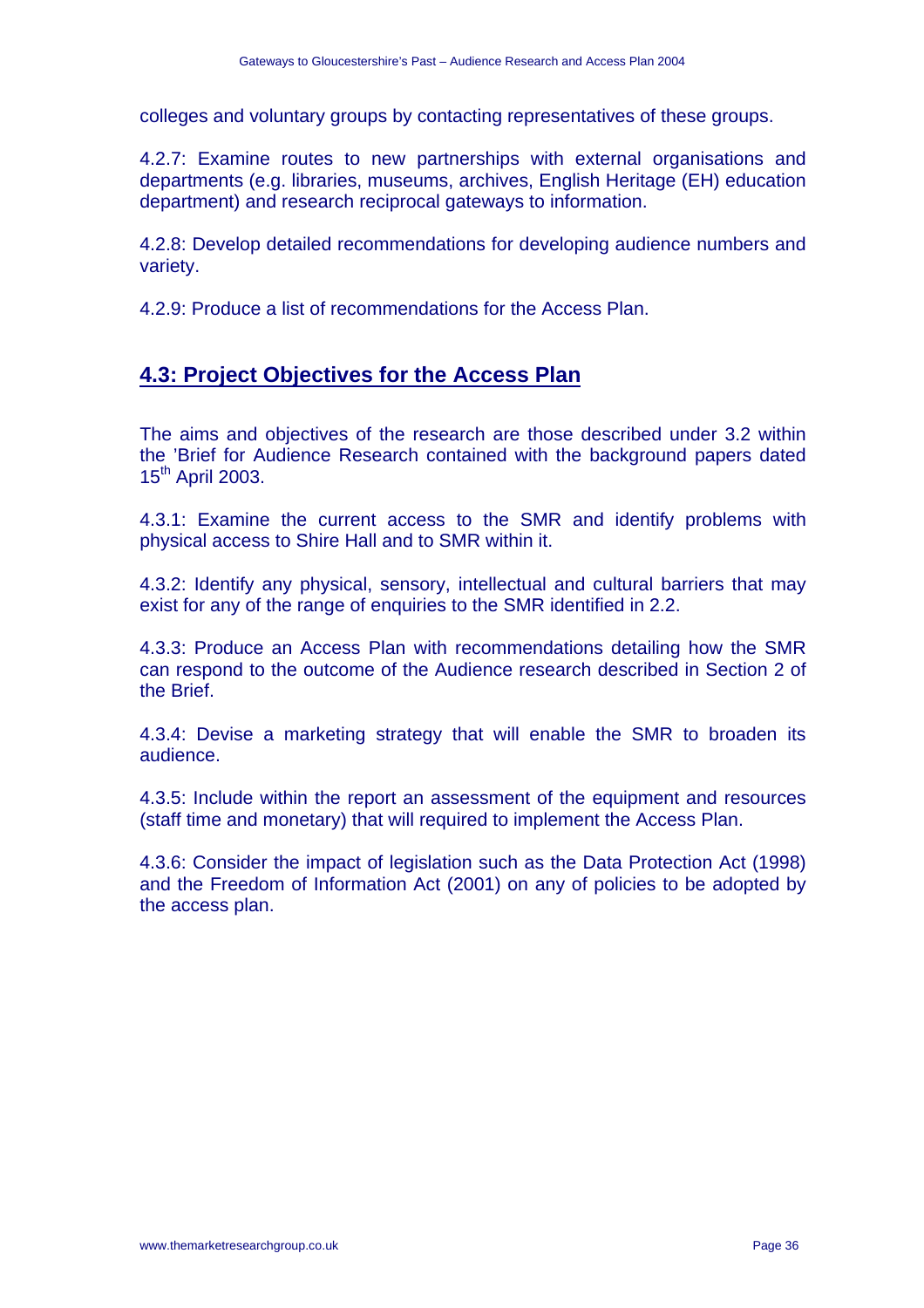colleges and voluntary groups by contacting representatives of these groups.

4.2.7: Examine routes to new partnerships with external organisations and departments (e.g. libraries, museums, archives, English Heritage (EH) education department) and research reciprocal gateways to information.

4.2.8: Develop detailed recommendations for developing audience numbers and variety.

4.2.9: Produce a list of recommendations for the Access Plan.

## 4.3: Project Objectives for the Access Plan

The aims and objectives of the research are those described under 3.2 within the 'Brief for Audience Research contained with the background papers dated 15th April 2003.

4.3.1: Examine the current access to the SMR and identify problems with physical access to Shire Hall and to SMR within it.

4.3.2: Identify any physical, sensory, intellectual and cultural barriers that may exist for any of the range of enquiries to the SMR identified in 2.2.

4.3.3: Produce an Access Plan with recommendations detailing how the SMR can respond to the outcome of the Audience research described in Section 2 of the Brief.

4.3.4: Devise a marketing strategy that will enable the SMR to broaden its audience.

4.3.5: Include within the report an assessment of the equipment and resources (staff time and monetary) that will required to implement the Access Plan.

4.3.6: Consider the impact of legislation such as the Data Protection Act (1998) and the Freedom of Information Act (2001) on any of policies to be adopted by the access plan.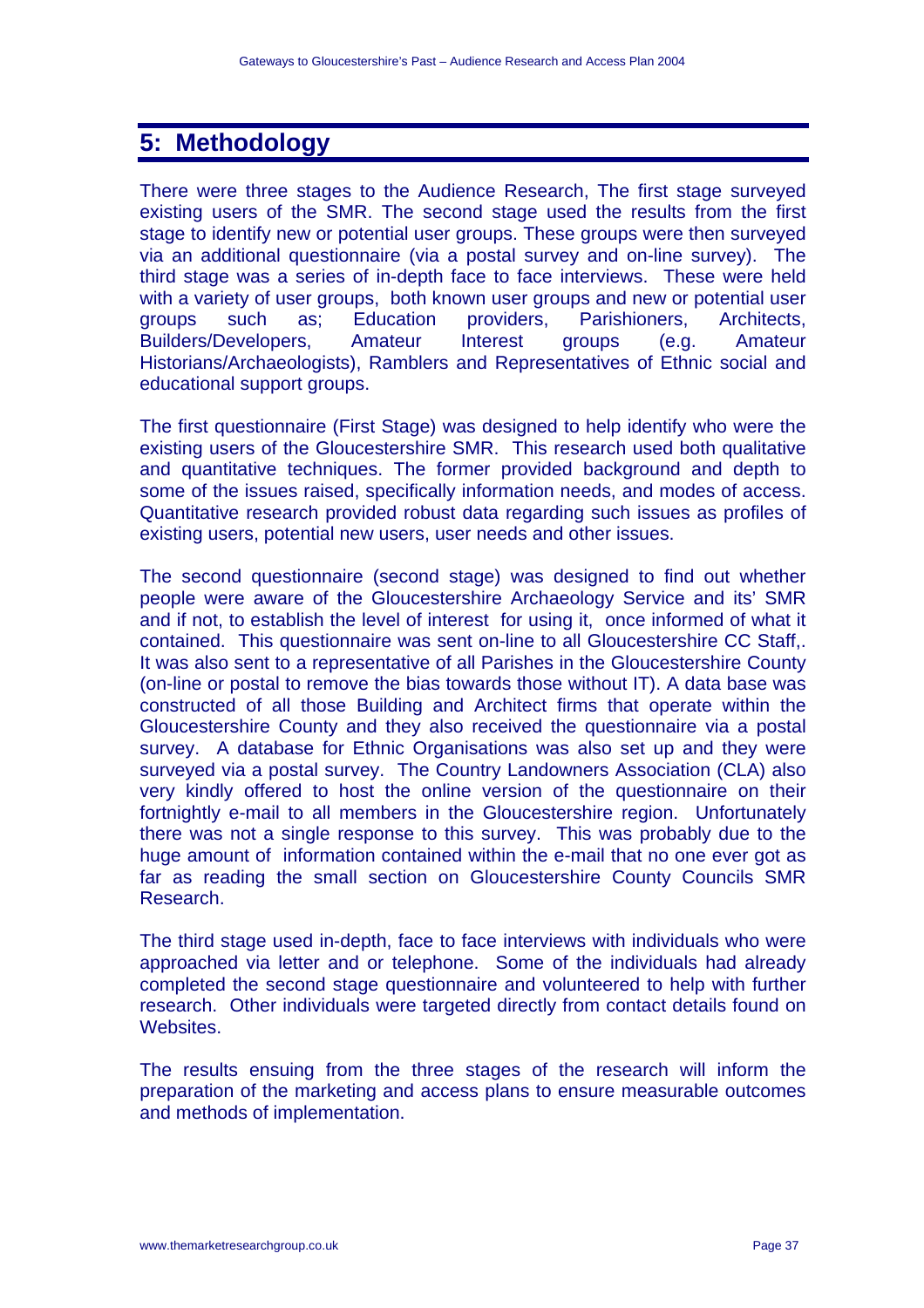## 5: Methodology

There were three stages to the Audience Research, The first stage surveyed existing users of the SMR. The second stage used the results from the first stage to identify new or potential user groups. These groups were then surveyed via an additional questionnaire (via a postal survey and on-line survey). The third stage was a series of in-depth face to face interviews. These were held with a variety of user groups, both known user groups and new or potential user groups such as; Education providers, Parishioners, Architects, Builders/Developers, Amateur Interest groups (e.g. Amateur Historians/Archaeologists), Ramblers and Representatives of Ethnic social and educational support groups.

The first questionnaire (First Stage) was designed to help identify who were the existing users of the Gloucestershire SMR. This research used both qualitative and quantitative techniques. The former provided background and depth to some of the issues raised, specifically information needs, and modes of access. Quantitative research provided robust data regarding such issues as profiles of existing users, potential new users, user needs and other issues.

The second questionnaire (second stage) was designed to find out whether people were aware of the Gloucestershire Archaeology Service and its' SMR and if not, to establish the level of interest for using it, once informed of what it contained. This questionnaire was sent on-line to all Gloucestershire CC Staff,. It was also sent to a representative of all Parishes in the Gloucestershire County (on-line or postal to remove the bias towards those without IT). A data base was constructed of all those Building and Architect firms that operate within the Gloucestershire County and they also received the questionnaire via a postal survey. A database for Ethnic Organisations was also set up and they were surveyed via a postal survey. The Country Landowners Association (CLA) also very kindly offered to host the online version of the questionnaire on their fortnightly e-mail to all members in the Gloucestershire region. Unfortunately there was not a single response to this survey. This was probably due to the huge amount of information contained within the e-mail that no one ever got as far as reading the small section on Gloucestershire County Councils SMR Research.

The third stage used in-depth, face to face interviews with individuals who were approached via letter and or telephone. Some of the individuals had already completed the second stage questionnaire and volunteered to help with further research. Other individuals were targeted directly from contact details found on Websites.

The results ensuing from the three stages of the research will inform the preparation of the marketing and access plans to ensure measurable outcomes and methods of implementation.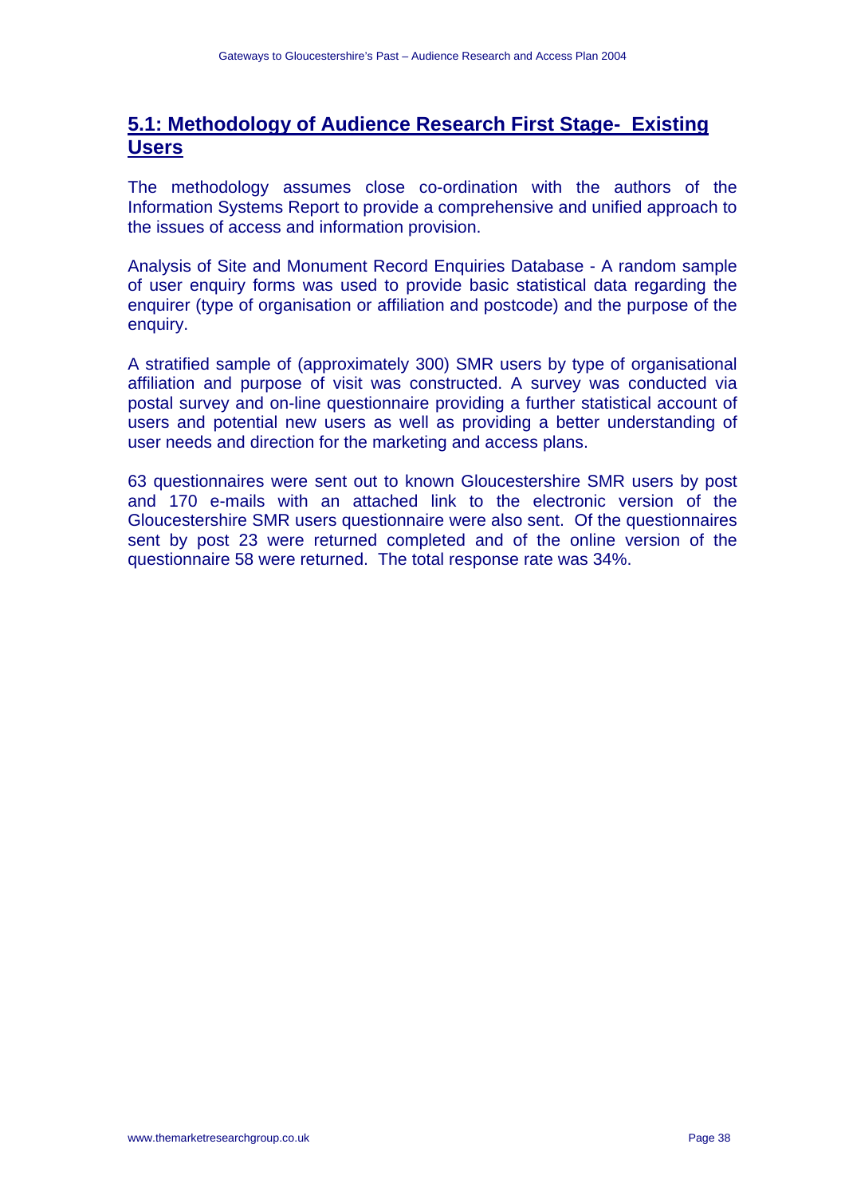## 5.1: Methodology of Audience Research First Stage- Existing Users

The methodology assumes close co-ordination with the authors of the Information Systems Report to provide a comprehensive and unified approach to the issues of access and information provision.

Analysis of Site and Monument Record Enquiries Database - A random sample of user enquiry forms was used to provide basic statistical data regarding the enquirer (type of organisation or affiliation and postcode) and the purpose of the enquiry.

A stratified sample of (approximately 300) SMR users by type of organisational affiliation and purpose of visit was constructed. A survey was conducted via postal survey and on-line questionnaire providing a further statistical account of users and potential new users as well as providing a better understanding of user needs and direction for the marketing and access plans.

63 questionnaires were sent out to known Gloucestershire SMR users by post and 170 e-mails with an attached link to the electronic version of the Gloucestershire SMR users questionnaire were also sent. Of the questionnaires sent by post 23 were returned completed and of the online version of the questionnaire 58 were returned. The total response rate was 34%.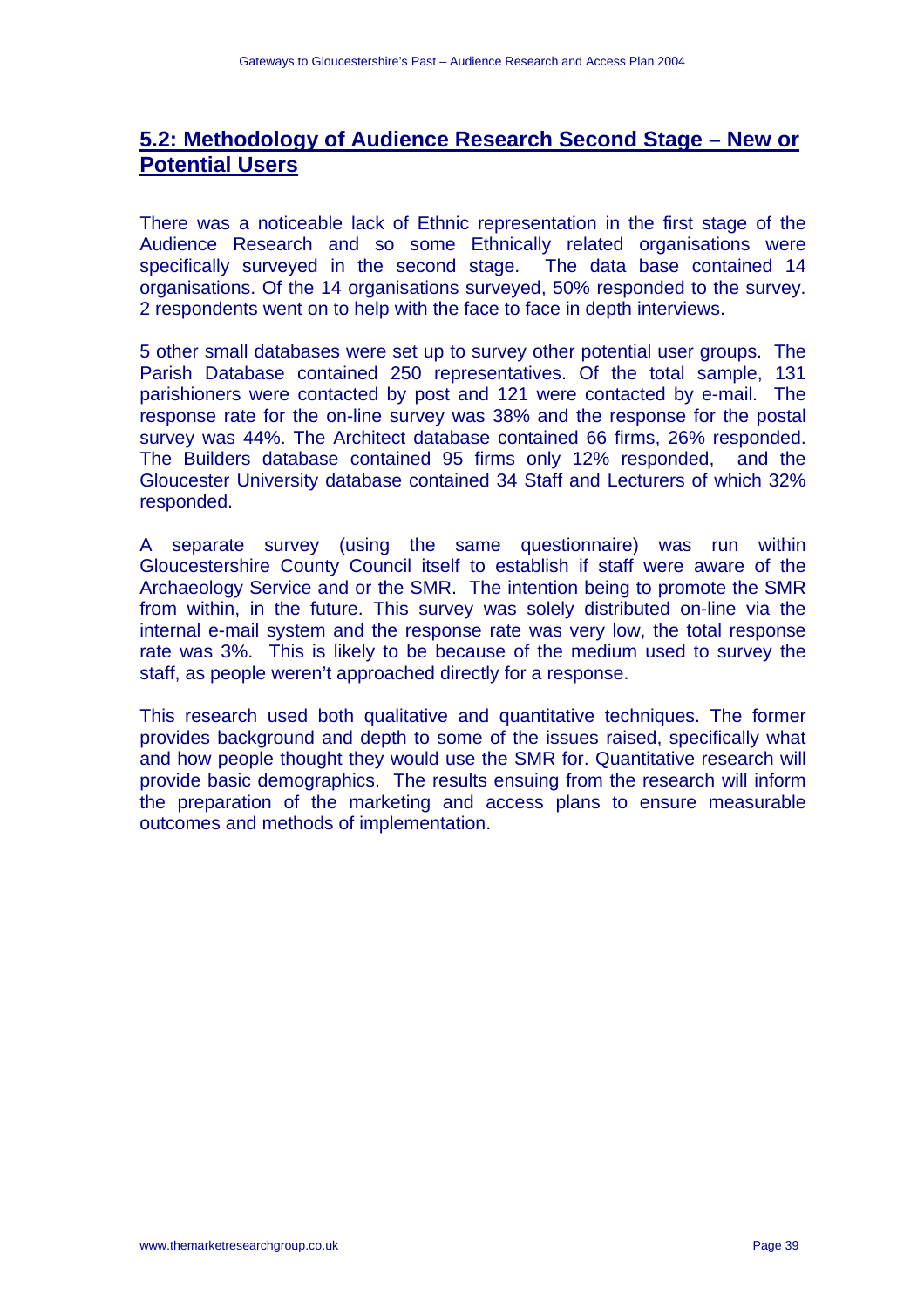## 5.2: Methodology of Audience Research Second Stage – New or Potential Users

There was a noticeable lack of Ethnic representation in the first stage of the Audience Research and so some Ethnically related organisations were specifically surveyed in the second stage. The data base contained 14 organisations. Of the 14 organisations surveyed, 50% responded to the survey. 2 respondents went on to help with the face to face in depth interviews.

5 other small databases were set up to survey other potential user groups. The Parish Database contained 250 representatives. Of the total sample, 131 parishioners were contacted by post and 121 were contacted by e-mail. The response rate for the on-line survey was 38% and the response for the postal survey was 44%. The Architect database contained 66 firms, 26% responded. The Builders database contained 95 firms only 12% responded, and the Gloucester University database contained 34 Staff and Lecturers of which 32% responded.

A separate survey (using the same questionnaire) was run within Gloucestershire County Council itself to establish if staff were aware of the Archaeology Service and or the SMR. The intention being to promote the SMR from within, in the future. This survey was solely distributed on-line via the internal e-mail system and the response rate was very low, the total response rate was 3%. This is likely to be because of the medium used to survey the staff, as people weren't approached directly for a response.

This research used both qualitative and quantitative techniques. The former provides background and depth to some of the issues raised, specifically what and how people thought they would use the SMR for. Quantitative research will provide basic demographics. The results ensuing from the research will inform the preparation of the marketing and access plans to ensure measurable outcomes and methods of implementation.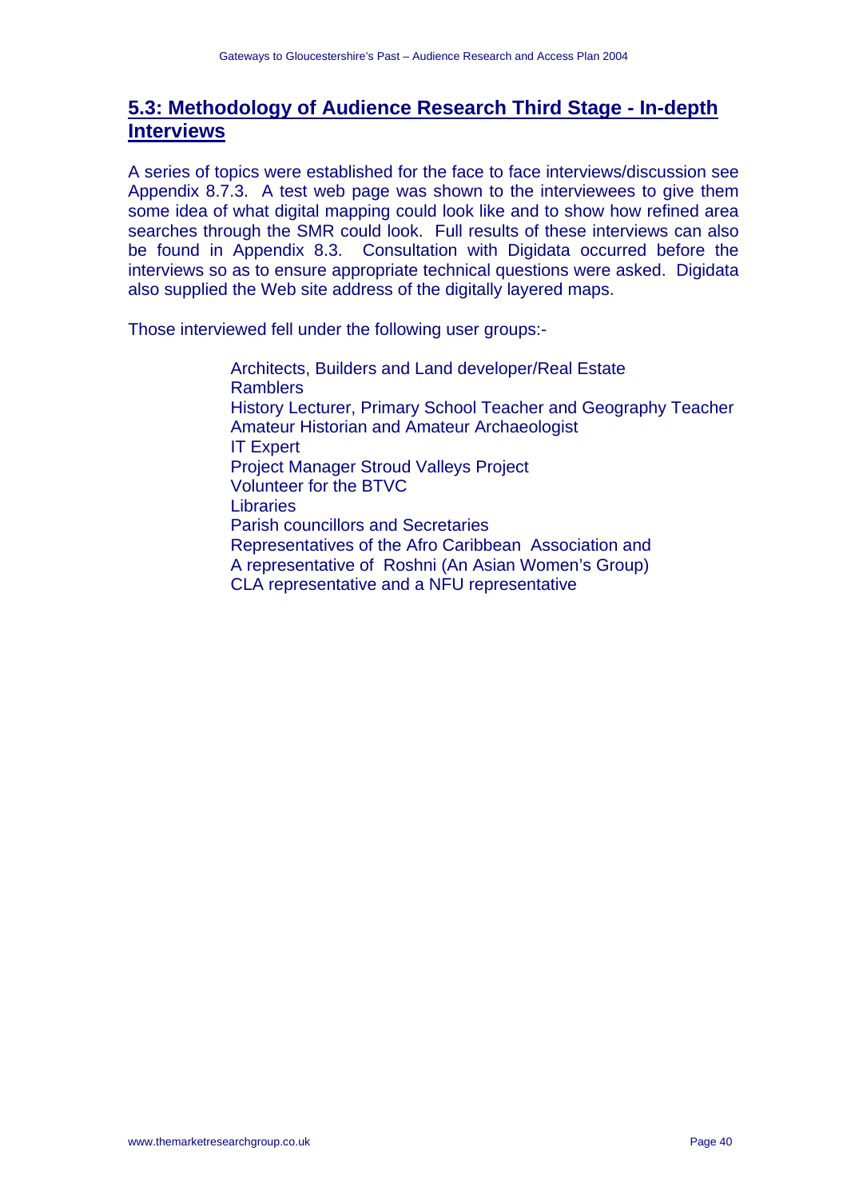## 5.3: Methodology of Audience Research Third Stage - In-depth Interviews

A series of topics were established for the face to face interviews/discussion see Appendix 8.7.3. A test web page was shown to the interviewees to give them some idea of what digital mapping could look like and to show how refined area searches through the SMR could look. Full results of these interviews can also be found in Appendix 8.3. Consultation with Digidata occurred before the interviews so as to ensure appropriate technical questions were asked. Digidata also supplied the Web site address of the digitally layered maps.

Those interviewed fell under the following user groups:-

- Architects, Builders and Land developer/Real Estate
- Ramblers
- History Lecturer, Primary School Teacher and Geography Teacher
- Amateur Historian and Amateur Archaeologist
- IT Expert
- Project Manager Stroud Valleys Project
- Volunteer for the BTVC
- Libraries
- Parish councillors and Secretaries
- Representatives of the Afro Caribbean Association and
- A representative of Roshni (An Asian Women's Group)
- CLA representative and a NFU representative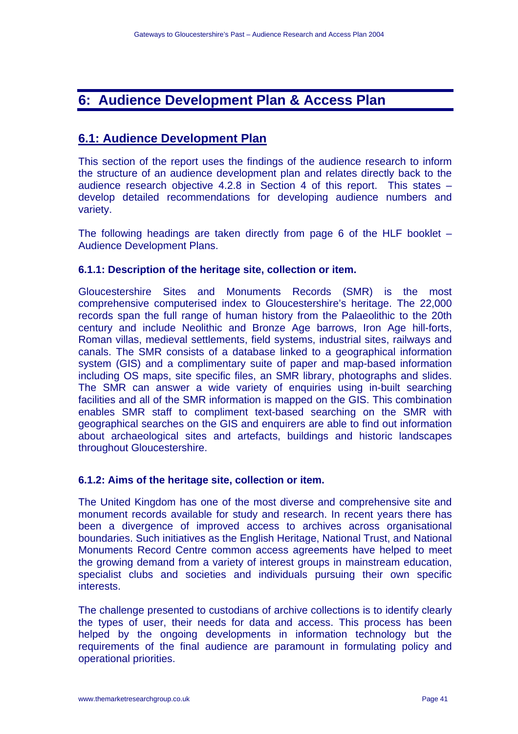# 6: Audience Development Plan & Access Plan

## 6.1: Audience Development Plan

This section of the report uses the findings of the audience research to inform the structure of an audience development plan and relates directly back to the audience research objective 4.2.8 in Section 4 of this report. This states – develop detailed recommendations for developing audience numbers and variety.

The following headings are taken directly from page 6 of the HLF booklet – Audience Development Plans.

### 6.1.1: Description of the heritage site, collection or item.

Gloucestershire Sites and Monuments Records (SMR) is the most comprehensive computerised index to Gloucestershire's heritage. The 22,000 records span the full range of human history from the Palaeolithic to the 20th century and include Neolithic and Bronze Age barrows, Iron Age hill-forts, Roman villas, medieval settlements, field systems, industrial sites, railways and canals. The SMR consists of a database linked to a geographical information system (GIS) and a complimentary suite of paper and map-based information including OS maps, site specific files, an SMR library, photographs and slides. The SMR can answer a wide variety of enquiries using in-built searching facilities and all of the SMR information is mapped on the GIS. This combination enables SMR staff to compliment text-based searching on the SMR with geographical searches on the GIS and enquirers are able to find out information about archaeological sites and artefacts, buildings and historic landscapes throughout Gloucestershire.

### 6.1.2: Aims of the heritage site, collection or item.

The United Kingdom has one of the most diverse and comprehensive site and monument records available for study and research. In recent years there has been a divergence of improved access to archives across organisational boundaries. Such initiatives as the English Heritage, National Trust, and National Monuments Record Centre common access agreements have helped to meet the growing demand from a variety of interest groups in mainstream education, specialist clubs and societies and individuals pursuing their own specific interests.

The challenge presented to custodians of archive collections is to identify clearly the types of user, their needs for data and access. This process has been helped by the ongoing developments in information technology but the requirements of the final audience are paramount in formulating policy and operational priorities.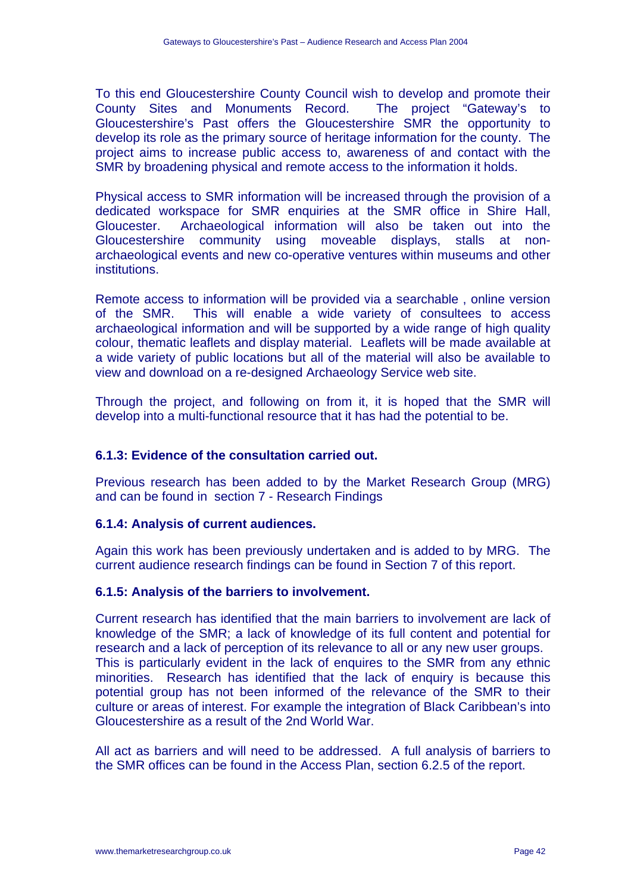To this end Gloucestershire County Council wish to develop and promote their County Sites and Monuments Record. The project "Gateway's to Gloucestershire's Past offers the Gloucestershire SMR the opportunity to develop its role as the primary source of heritage information for the county. The project aims to increase public access to, awareness of and contact with the SMR by broadening physical and remote access to the information it holds.

Physical access to SMR information will be increased through the provision of a dedicated workspace for SMR enquiries at the SMR office in Shire Hall, Gloucester. Archaeological information will also be taken out into the Gloucestershire community using moveable displays, stalls at non-archaeological events and new co-operative ventures within museums and other institutions.

Remote access to information will be provided via a searchable , online version of the SMR. This will enable a wide variety of consultees to access archaeological information and will be supported by a wide range of high quality colour, thematic leaflets and display material. Leaflets will be made available at a wide variety of public locations but all of the material will also be available to view and download on a re-designed Archaeology Service web site.

Through the project, and following on from it, it is hoped that the SMR will develop into a multi-functional resource that it has had the potential to be.

### 6.1.3: Evidence of the consultation carried out.

Previous research has been added to by the Market Research Group (MRG) and can be found in section 7 - Research Findings

### 6.1.4: Analysis of current audiences.

Again this work has been previously undertaken and is added to by MRG. The current audience research findings can be found in Section 7 of this report.

### 6.1.5: Analysis of the barriers to involvement.

Current research has identified that the main barriers to involvement are lack of knowledge of the SMR; a lack of knowledge of its full content and potential for research and a lack of perception of its relevance to all or any new user groups. This is particularly evident in the lack of enquires to the SMR from any ethnic minorities. Research has identified that the lack of enquiry is because this potential group has not been informed of the relevance of the SMR to their culture or areas of interest. For example the integration of Black Caribbean's into Gloucestershire as a result of the 2nd World War.

All act as barriers and will need to be addressed. A full analysis of barriers to the SMR offices can be found in the Access Plan, section 6.2.5 of the report.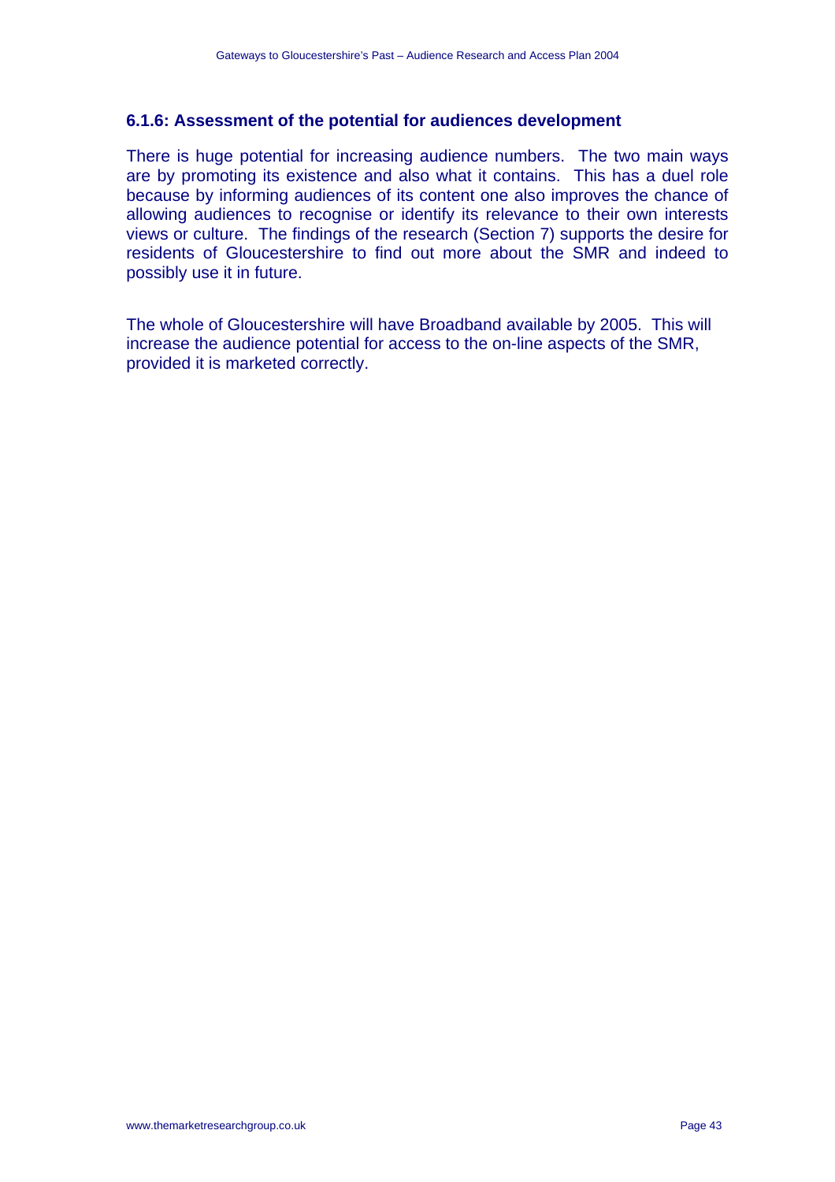### 6.1.6: Assessment of the potential for audiences development

There is huge potential for increasing audience numbers. The two main ways are by promoting its existence and also what it contains. This has a duel role because by informing audiences of its content one also improves the chance of allowing audiences to recognise or identify its relevance to their own interests views or culture. The findings of the research (Section 7) supports the desire for residents of Gloucestershire to find out more about the SMR and indeed to possibly use it in future.

The whole of Gloucestershire will have Broadband available by 2005. This will increase the audience potential for access to the on-line aspects of the SMR, provided it is marketed correctly.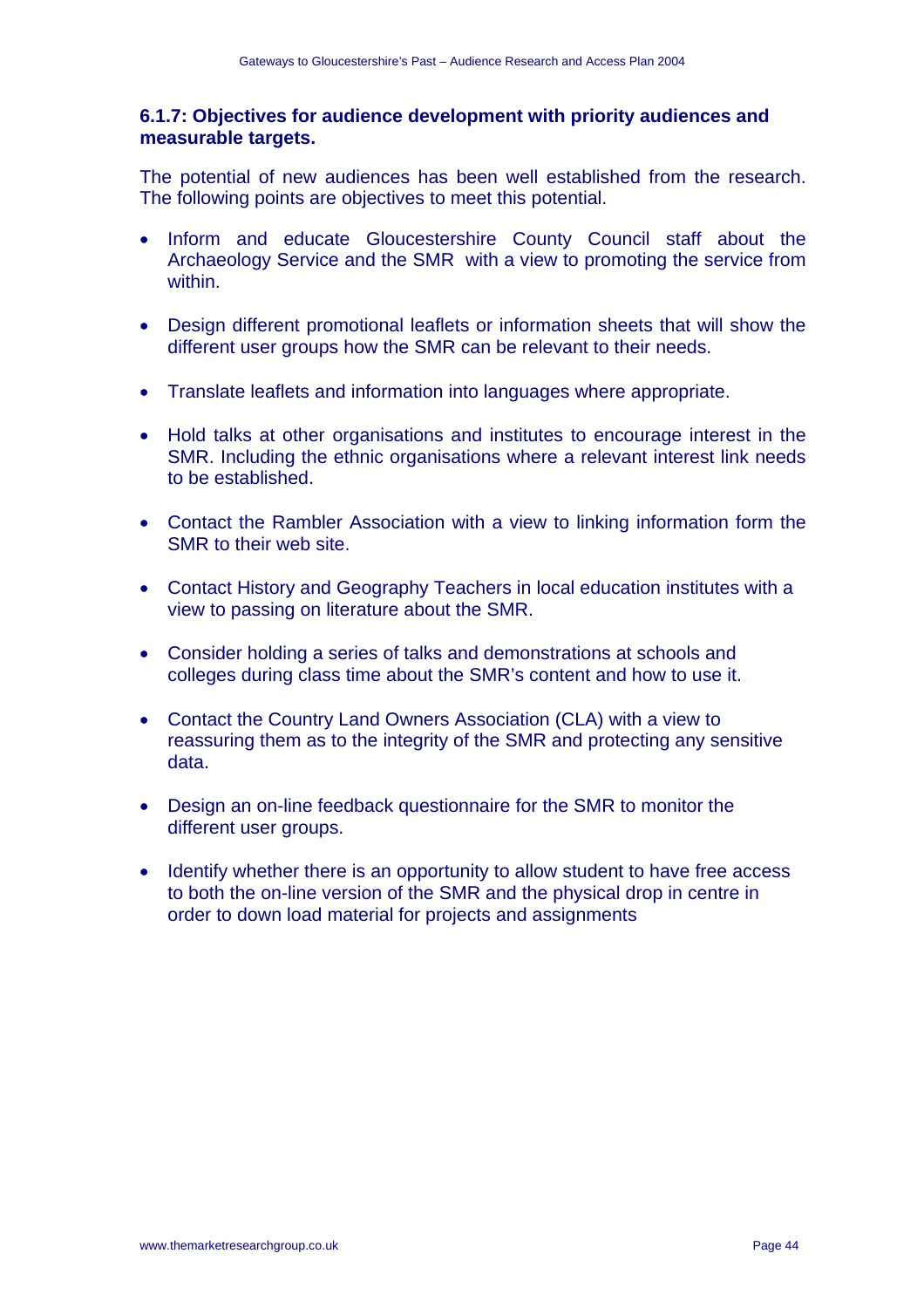### 6.1.7: Objectives for audience development with priority audiences and measurable targets.

The potential of new audiences has been well established from the research. The following points are objectives to meet this potential.

- Inform and educate Gloucestershire County Council staff about the Archaeology Service and the SMR with a view to promoting the service from within.
- Design different promotional leaflets or information sheets that will show the different user groups how the SMR can be relevant to their needs.
- Translate leaflets and information into languages where appropriate.
- Hold talks at other organisations and institutes to encourage interest in the SMR. Including the ethnic organisations where a relevant interest link needs to be established.
- Contact the Rambler Association with a view to linking information form the SMR to their web site.
- Contact History and Geography Teachers in local education institutes with a view to passing on literature about the SMR.
- Consider holding a series of talks and demonstrations at schools and colleges during class time about the SMR's content and how to use it.
- Contact the Country Land Owners Association (CLA) with a view to reassuring them as to the integrity of the SMR and protecting any sensitive data.
- Design an on-line feedback questionnaire for the SMR to monitor the different user groups.
- Identify whether there is an opportunity to allow student to have free access to both the on-line version of the SMR and the physical drop in centre in order to down load material for projects and assignments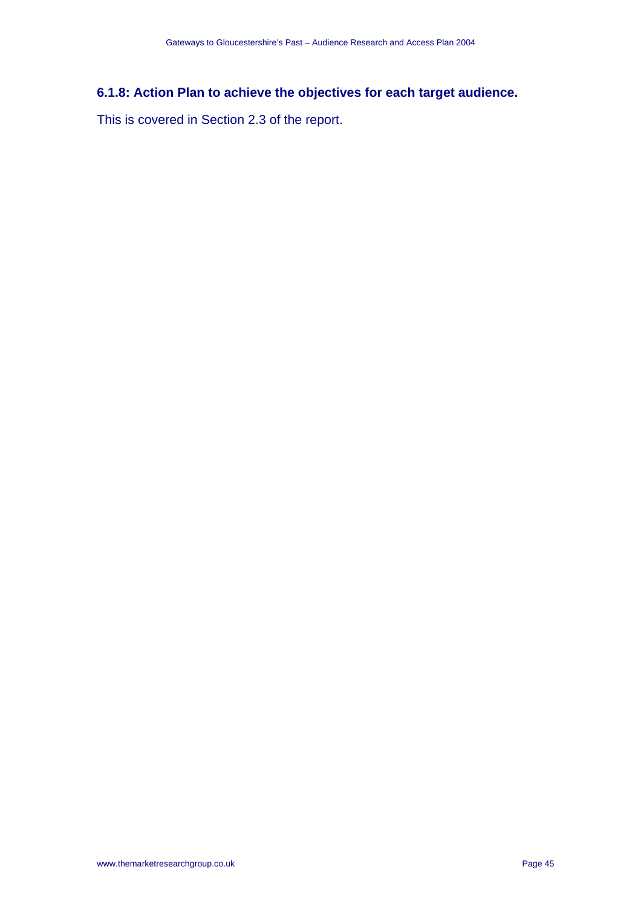### 6.1.8: Action Plan to achieve the objectives for each target audience.

This is covered in Section 2.3 of the report.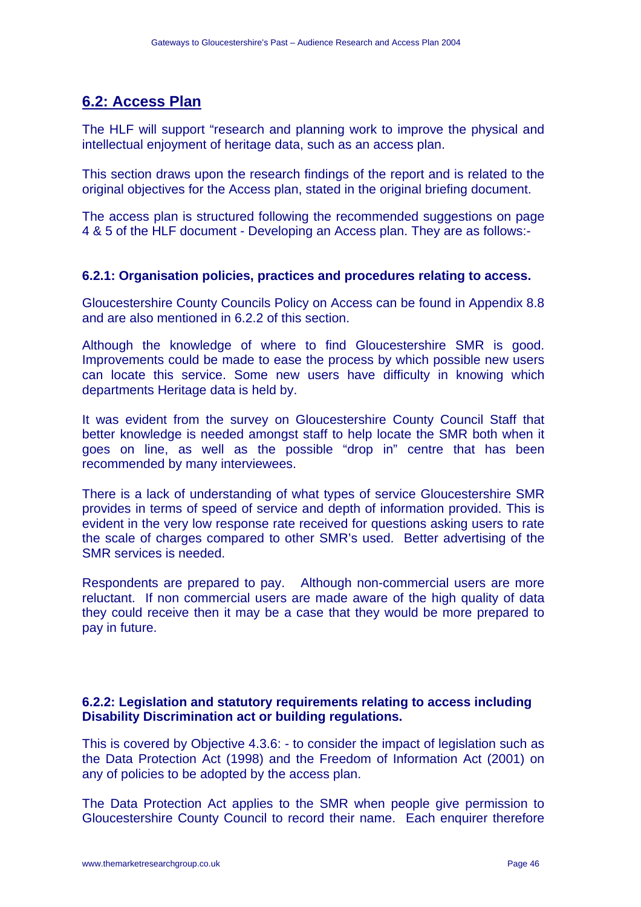## 6.2: Access Plan

The HLF will support "research and planning work to improve the physical and intellectual enjoyment of heritage data, such as an access plan.

This section draws upon the research findings of the report and is related to the original objectives for the Access plan, stated in the original briefing document.

The access plan is structured following the recommended suggestions on page 4 & 5 of the HLF document - Developing an Access plan. They are as follows:-

### 6.2.1: Organisation policies, practices and procedures relating to access.

Gloucestershire County Councils Policy on Access can be found in Appendix 8.8 and are also mentioned in 6.2.2 of this section.

Although the knowledge of where to find Gloucestershire SMR is good. Improvements could be made to ease the process by which possible new users can locate this service. Some new users have difficulty in knowing which departments Heritage data is held by.

It was evident from the survey on Gloucestershire County Council Staff that better knowledge is needed amongst staff to help locate the SMR both when it goes on line, as well as the possible "drop in" centre that has been recommended by many interviewees.

There is a lack of understanding of what types of service Gloucestershire SMR provides in terms of speed of service and depth of information provided. This is evident in the very low response rate received for questions asking users to rate the scale of charges compared to other SMR's used. Better advertising of the SMR services is needed.

Respondents are prepared to pay. Although non-commercial users are more reluctant. If non commercial users are made aware of the high quality of data they could receive then it may be a case that they would be more prepared to pay in future.

### 6.2.2: Legislation and statutory requirements relating to access including Disability Discrimination act or building regulations.

This is covered by Objective 4.3.6: - to consider the impact of legislation such as the Data Protection Act (1998) and the Freedom of Information Act (2001) on any of policies to be adopted by the access plan.

The Data Protection Act applies to the SMR when people give permission to Gloucestershire County Council to record their name. Each enquirer therefore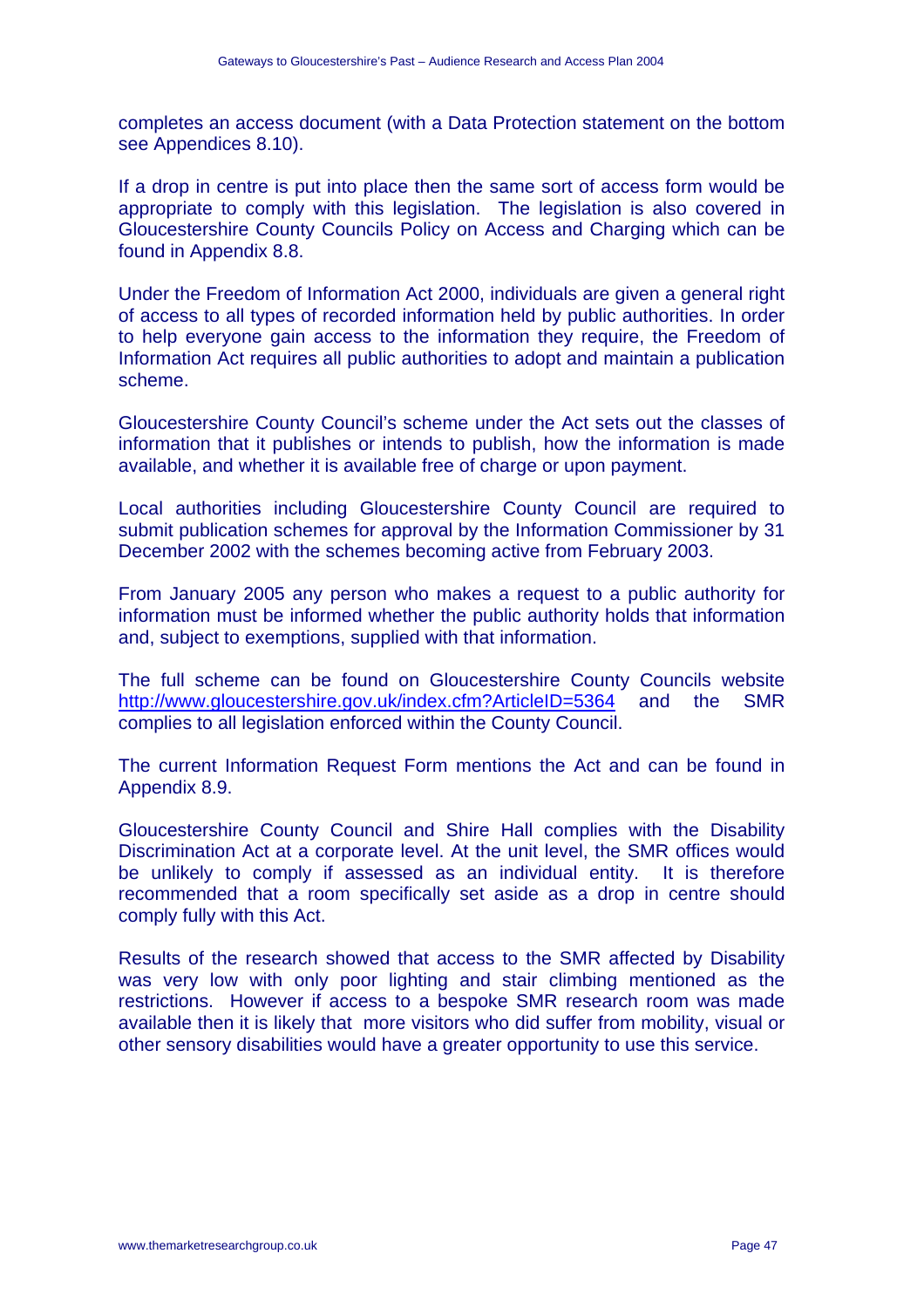completes an access document (with a Data Protection statement on the bottom see Appendices 8.10).

If a drop in centre is put into place then the same sort of access form would be appropriate to comply with this legislation. The legislation is also covered in Gloucestershire County Councils Policy on Access and Charging which can be found in Appendix 8.8.

Under the Freedom of Information Act 2000, individuals are given a general right of access to all types of recorded information held by public authorities. In order to help everyone gain access to the information they require, the Freedom of Information Act requires all public authorities to adopt and maintain a publication scheme.

Gloucestershire County Council's scheme under the Act sets out the classes of information that it publishes or intends to publish, how the information is made available, and whether it is available free of charge or upon payment.

Local authorities including Gloucestershire County Council are required to submit publication schemes for approval by the Information Commissioner by 31 December 2002 with the schemes becoming active from February 2003.

From January 2005 any person who makes a request to a public authority for information must be informed whether the public authority holds that information and, subject to exemptions, supplied with that information.

The full scheme can be found on Gloucestershire County Councils website http://www.gloucestershire.gov.uk/index.cfm?ArticleID=5364 and the SMR complies to all legislation enforced within the County Council.

The current Information Request Form mentions the Act and can be found in Appendix 8.9.

Gloucestershire County Council and Shire Hall complies with the Disability Discrimination Act at a corporate level. At the unit level, the SMR offices would be unlikely to comply if assessed as an individual entity. It is therefore recommended that a room specifically set aside as a drop in centre should comply fully with this Act.

Results of the research showed that access to the SMR affected by Disability was very low with only poor lighting and stair climbing mentioned as the restrictions. However if access to a bespoke SMR research room was made available then it is likely that more visitors who did suffer from mobility, visual or other sensory disabilities would have a greater opportunity to use this service.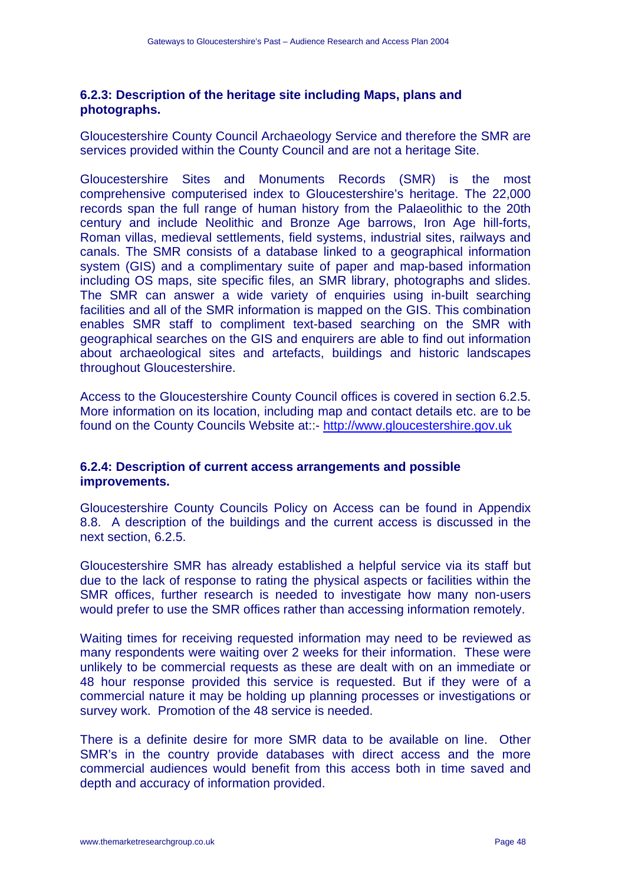### 6.2.3: Description of the heritage site including Maps, plans and photographs.

Gloucestershire County Council Archaeology Service and therefore the SMR are services provided within the County Council and are not a heritage Site.

Gloucestershire Sites and Monuments Records (SMR) is the most comprehensive computerised index to Gloucestershire's heritage. The 22,000 records span the full range of human history from the Palaeolithic to the 20th century and include Neolithic and Bronze Age barrows, Iron Age hill-forts, Roman villas, medieval settlements, field systems, industrial sites, railways and canals. The SMR consists of a database linked to a geographical information system (GIS) and a complimentary suite of paper and map-based information including OS maps, site specific files, an SMR library, photographs and slides. The SMR can answer a wide variety of enquiries using in-built searching facilities and all of the SMR information is mapped on the GIS. This combination enables SMR staff to compliment text-based searching on the SMR with geographical searches on the GIS and enquirers are able to find out information about archaeological sites and artefacts, buildings and historic landscapes throughout Gloucestershire.

Access to the Gloucestershire County Council offices is covered in section 6.2.5. More information on its location, including map and contact details etc. are to be found on the County Councils Website at::- http://www.gloucestershire.gov.uk

### 6.2.4: Description of current access arrangements and possible improvements.

Gloucestershire County Councils Policy on Access can be found in Appendix 8.8. A description of the buildings and the current access is discussed in the next section, 6.2.5.

Gloucestershire SMR has already established a helpful service via its staff but due to the lack of response to rating the physical aspects or facilities within the SMR offices, further research is needed to investigate how many non-users would prefer to use the SMR offices rather than accessing information remotely.

Waiting times for receiving requested information may need to be reviewed as many respondents were waiting over 2 weeks for their information. These were unlikely to be commercial requests as these are dealt with on an immediate or 48 hour response provided this service is requested. But if they were of a commercial nature it may be holding up planning processes or investigations or survey work. Promotion of the 48 service is needed.

There is a definite desire for more SMR data to be available on line. Other SMR's in the country provide databases with direct access and the more commercial audiences would benefit from this access both in time saved and depth and accuracy of information provided.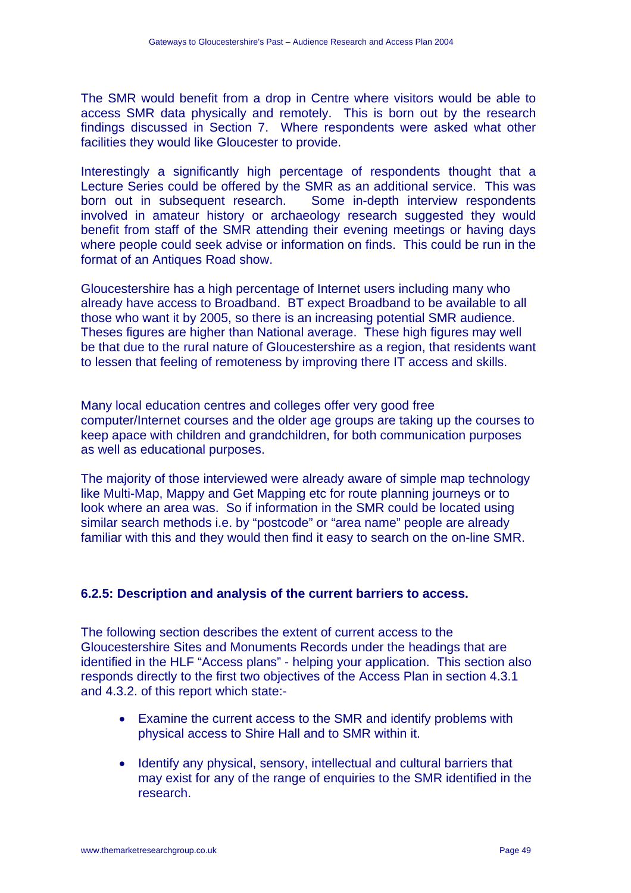The SMR would benefit from a drop in Centre where visitors would be able to access SMR data physically and remotely. This is born out by the research findings discussed in Section 7. Where respondents were asked what other facilities they would like Gloucester to provide.

Interestingly a significantly high percentage of respondents thought that a Lecture Series could be offered by the SMR as an additional service. This was born out in subsequent research. Some in-depth interview respondents involved in amateur history or archaeology research suggested they would benefit from staff of the SMR attending their evening meetings or having days where people could seek advise or information on finds. This could be run in the format of an Antiques Road show.

Gloucestershire has a high percentage of Internet users including many who already have access to Broadband. BT expect Broadband to be available to all those who want it by 2005, so there is an increasing potential SMR audience. Theses figures are higher than National average. These high figures may well be that due to the rural nature of Gloucestershire as a region, that residents want to lessen that feeling of remoteness by improving there IT access and skills.

Many local education centres and colleges offer very good free computer/Internet courses and the older age groups are taking up the courses to keep apace with children and grandchildren, for both communication purposes as well as educational purposes.

The majority of those interviewed were already aware of simple map technology like Multi-Map, Mappy and Get Mapping etc for route planning journeys or to look where an area was. So if information in the SMR could be located using similar search methods i.e. by "postcode" or "area name" people are already familiar with this and they would then find it easy to search on the on-line SMR.

### 6.2.5: Description and analysis of the current barriers to access.

The following section describes the extent of current access to the Gloucestershire Sites and Monuments Records under the headings that are identified in the HLF "Access plans" - helping your application. This section also responds directly to the first two objectives of the Access Plan in section 4.3.1 and 4.3.2. of this report which state:-

- Examine the current access to the SMR and identify problems with physical access to Shire Hall and to SMR within it.
- Identify any physical, sensory, intellectual and cultural barriers that may exist for any of the range of enquiries to the SMR identified in the research.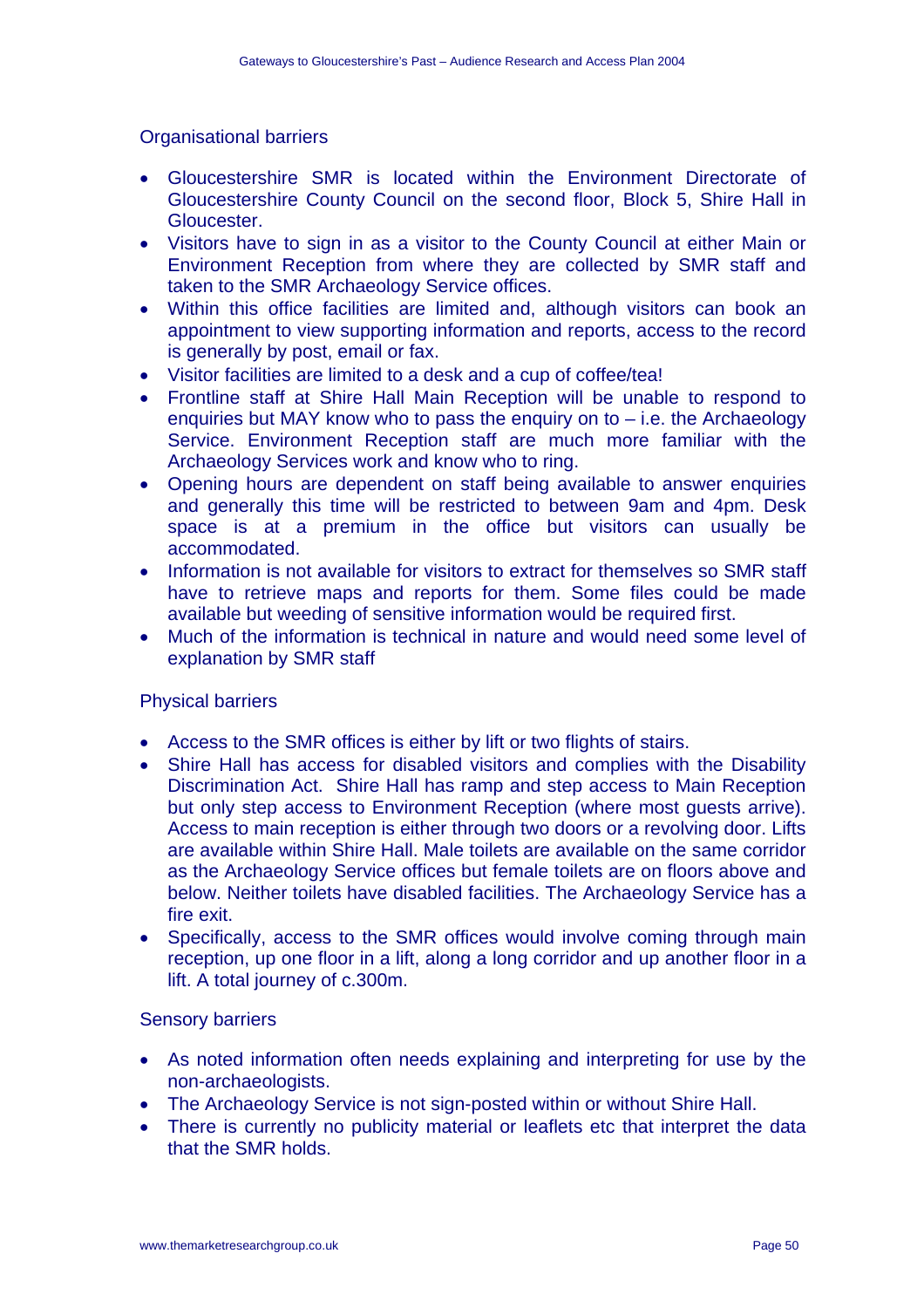## Organisational barriers

- Gloucestershire SMR is located within the Environment Directorate of Gloucestershire County Council on the second floor, Block 5, Shire Hall in Gloucester.
- Visitors have to sign in as a visitor to the County Council at either Main or Environment Reception from where they are collected by SMR staff and taken to the SMR Archaeology Service offices.
- Within this office facilities are limited and, although visitors can book an appointment to view supporting information and reports, access to the record is generally by post, email or fax.
- Visitor facilities are limited to a desk and a cup of coffee/tea!
- Frontline staff at Shire Hall Main Reception will be unable to respond to enquiries but MAY know who to pass the enquiry on to – i.e. the Archaeology Service. Environment Reception staff are much more familiar with the Archaeology Services work and know who to ring.
- Opening hours are dependent on staff being available to answer enquiries and generally this time will be restricted to between 9am and 4pm. Desk space is at a premium in the office but visitors can usually be accommodated.
- Information is not available for visitors to extract for themselves so SMR staff have to retrieve maps and reports for them. Some files could be made available but weeding of sensitive information would be required first.
- Much of the information is technical in nature and would need some level of explanation by SMR staff

## Physical barriers

- Access to the SMR offices is either by lift or two flights of stairs.
- Shire Hall has access for disabled visitors and complies with the Disability Discrimination Act. Shire Hall has ramp and step access to Main Reception but only step access to Environment Reception (where most guests arrive). Access to main reception is either through two doors or a revolving door. Lifts are available within Shire Hall. Male toilets are available on the same corridor as the Archaeology Service offices but female toilets are on floors above and below. Neither toilets have disabled facilities. The Archaeology Service has a fire exit.
- Specifically, access to the SMR offices would involve coming through main reception, up one floor in a lift, along a long corridor and up another floor in a lift. A total journey of c.300m.

## Sensory barriers

- As noted information often needs explaining and interpreting for use by the non-archaeologists.
- The Archaeology Service is not sign-posted within or without Shire Hall.
- There is currently no publicity material or leaflets etc that interpret the data that the SMR holds.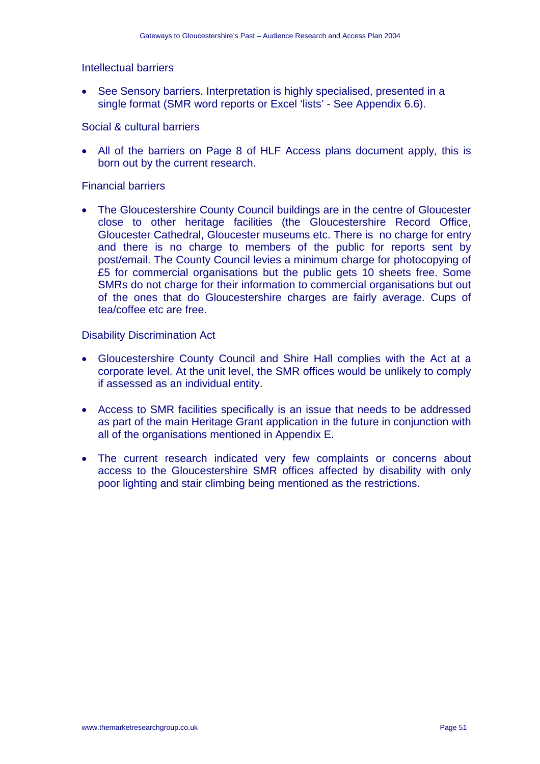Intellectual barriers

- See Sensory barriers. Interpretation is highly specialised, presented in a single format (SMR word reports or Excel 'lists' - See Appendix 6.6).

Social & cultural barriers

- All of the barriers on Page 8 of HLF Access plans document apply, this is born out by the current research.

Financial barriers

- The Gloucestershire County Council buildings are in the centre of Gloucester close to other heritage facilities (the Gloucestershire Record Office, Gloucester Cathedral, Gloucester museums etc. There is no charge for entry and there is no charge to members of the public for reports sent by post/email. The County Council levies a minimum charge for photocopying of £5 for commercial organisations but the public gets 10 sheets free. Some SMRs do not charge for their information to commercial organisations but out of the ones that do Gloucestershire charges are fairly average. Cups of tea/coffee etc are free.

Disability Discrimination Act

- Gloucestershire County Council and Shire Hall complies with the Act at a corporate level. At the unit level, the SMR offices would be unlikely to comply if assessed as an individual entity.

- Access to SMR facilities specifically is an issue that needs to be addressed as part of the main Heritage Grant application in the future in conjunction with all of the organisations mentioned in Appendix E.

- The current research indicated very few complaints or concerns about access to the Gloucestershire SMR offices affected by disability with only poor lighting and stair climbing being mentioned as the restrictions.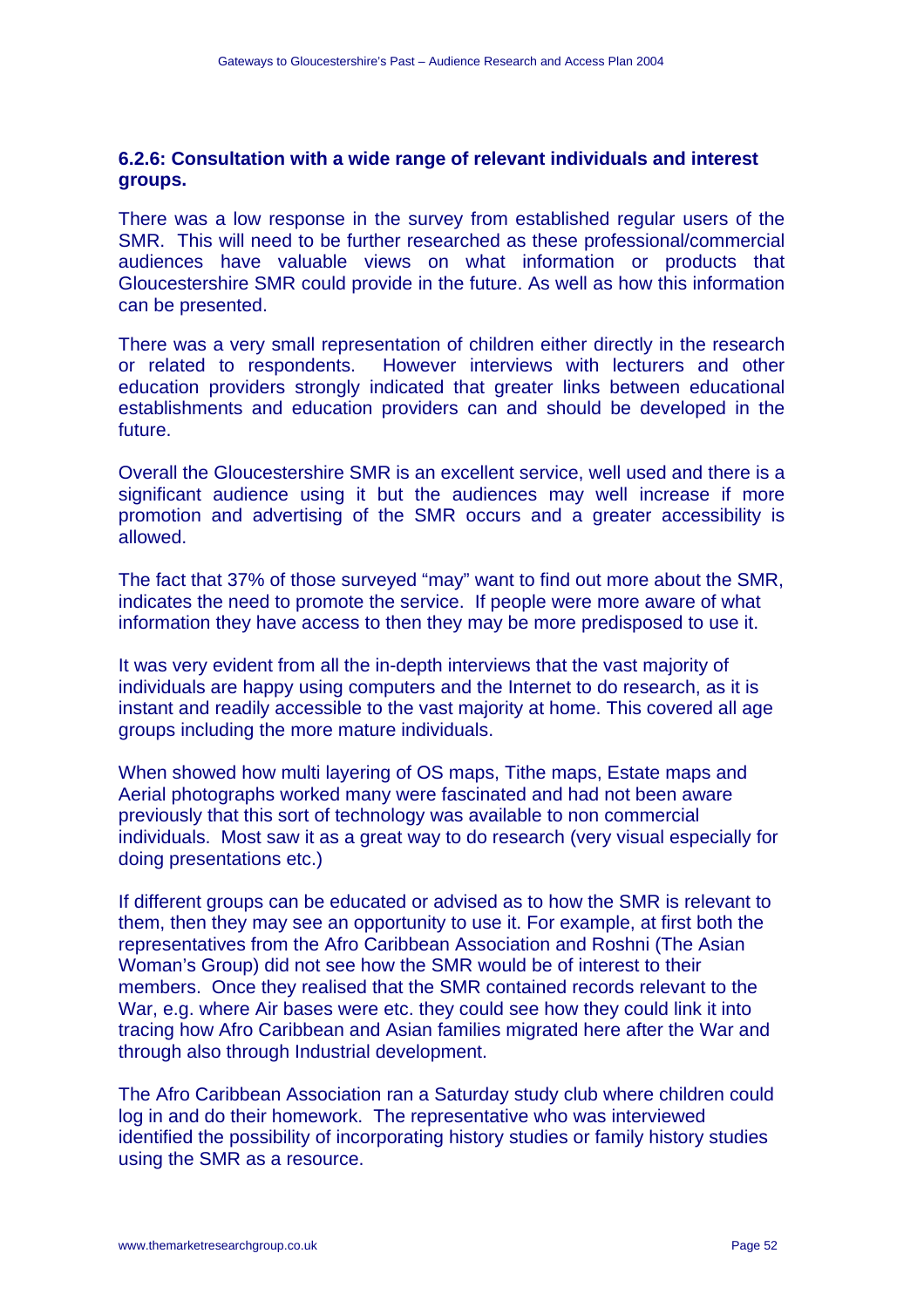### 6.2.6: Consultation with a wide range of relevant individuals and interest groups.

There was a low response in the survey from established regular users of the SMR. This will need to be further researched as these professional/commercial audiences have valuable views on what information or products that Gloucestershire SMR could provide in the future. As well as how this information can be presented.

There was a very small representation of children either directly in the research or related to respondents. However interviews with lecturers and other education providers strongly indicated that greater links between educational establishments and education providers can and should be developed in the future.

Overall the Gloucestershire SMR is an excellent service, well used and there is a significant audience using it but the audiences may well increase if more promotion and advertising of the SMR occurs and a greater accessibility is allowed.

The fact that 37% of those surveyed "may" want to find out more about the SMR, indicates the need to promote the service. If people were more aware of what information they have access to then they may be more predisposed to use it.

It was very evident from all the in-depth interviews that the vast majority of individuals are happy using computers and the Internet to do research, as it is instant and readily accessible to the vast majority at home. This covered all age groups including the more mature individuals.

When showed how multi layering of OS maps, Tithe maps, Estate maps and Aerial photographs worked many were fascinated and had not been aware previously that this sort of technology was available to non commercial individuals. Most saw it as a great way to do research (very visual especially for doing presentations etc.)

If different groups can be educated or advised as to how the SMR is relevant to them, then they may see an opportunity to use it. For example, at first both the representatives from the Afro Caribbean Association and Roshni (The Asian Woman's Group) did not see how the SMR would be of interest to their members. Once they realised that the SMR contained records relevant to the War, e.g. where Air bases were etc. they could see how they could link it into tracing how Afro Caribbean and Asian families migrated here after the War and through also through Industrial development.

The Afro Caribbean Association ran a Saturday study club where children could log in and do their homework. The representative who was interviewed identified the possibility of incorporating history studies or family history studies using the SMR as a resource.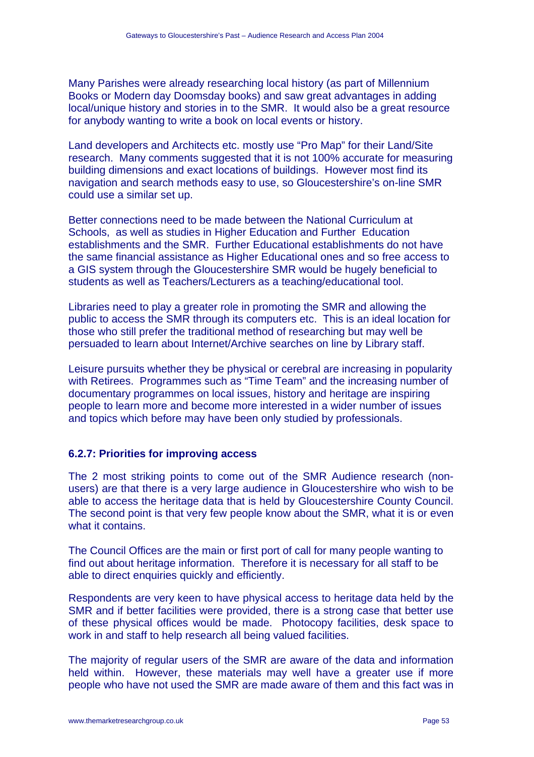Many Parishes were already researching local history (as part of Millennium Books or Modern day Doomsday books) and saw great advantages in adding local/unique history and stories in to the SMR. It would also be a great resource for anybody wanting to write a book on local events or history.

Land developers and Architects etc. mostly use "Pro Map" for their Land/Site research. Many comments suggested that it is not 100% accurate for measuring building dimensions and exact locations of buildings. However most find its navigation and search methods easy to use, so Gloucestershire's on-line SMR could use a similar set up.

Better connections need to be made between the National Curriculum at Schools, as well as studies in Higher Education and Further Education establishments and the SMR. Further Educational establishments do not have the same financial assistance as Higher Educational ones and so free access to a GIS system through the Gloucestershire SMR would be hugely beneficial to students as well as Teachers/Lecturers as a teaching/educational tool.

Libraries need to play a greater role in promoting the SMR and allowing the public to access the SMR through its computers etc. This is an ideal location for those who still prefer the traditional method of researching but may well be persuaded to learn about Internet/Archive searches on line by Library staff.

Leisure pursuits whether they be physical or cerebral are increasing in popularity with Retirees. Programmes such as "Time Team" and the increasing number of documentary programmes on local issues, history and heritage are inspiring people to learn more and become more interested in a wider number of issues and topics which before may have been only studied by professionals.

### 6.2.7: Priorities for improving access

The 2 most striking points to come out of the SMR Audience research (non-users) are that there is a very large audience in Gloucestershire who wish to be able to access the heritage data that is held by Gloucestershire County Council. The second point is that very few people know about the SMR, what it is or even what it contains.

The Council Offices are the main or first port of call for many people wanting to find out about heritage information. Therefore it is necessary for all staff to be able to direct enquiries quickly and efficiently.

Respondents are very keen to have physical access to heritage data held by the SMR and if better facilities were provided, there is a strong case that better use of these physical offices would be made. Photocopy facilities, desk space to work in and staff to help research all being valued facilities.

The majority of regular users of the SMR are aware of the data and information held within. However, these materials may well have a greater use if more people who have not used the SMR are made aware of them and this fact was in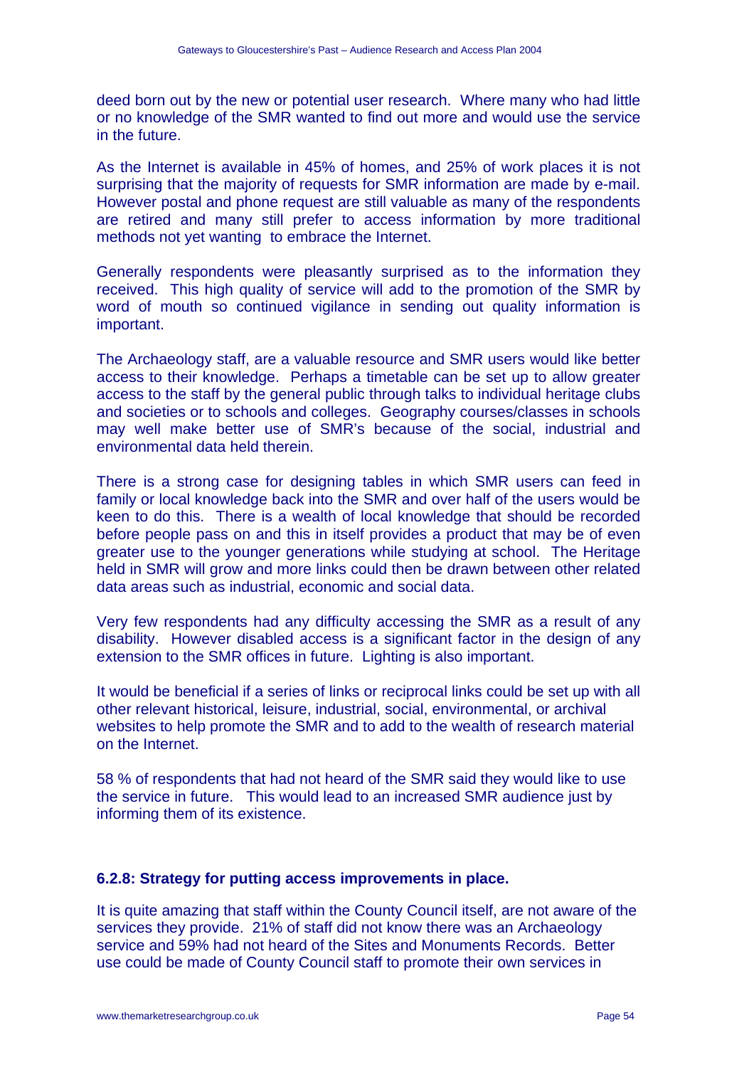deed born out by the new or potential user research. Where many who had little or no knowledge of the SMR wanted to find out more and would use the service in the future.

As the Internet is available in 45% of homes, and 25% of work places it is not surprising that the majority of requests for SMR information are made by e-mail. However postal and phone request are still valuable as many of the respondents are retired and many still prefer to access information by more traditional methods not yet wanting to embrace the Internet.

Generally respondents were pleasantly surprised as to the information they received. This high quality of service will add to the promotion of the SMR by word of mouth so continued vigilance in sending out quality information is important.

The Archaeology staff, are a valuable resource and SMR users would like better access to their knowledge. Perhaps a timetable can be set up to allow greater access to the staff by the general public through talks to individual heritage clubs and societies or to schools and colleges. Geography courses/classes in schools may well make better use of SMR's because of the social, industrial and environmental data held therein.

There is a strong case for designing tables in which SMR users can feed in family or local knowledge back into the SMR and over half of the users would be keen to do this. There is a wealth of local knowledge that should be recorded before people pass on and this in itself provides a product that may be of even greater use to the younger generations while studying at school. The Heritage held in SMR will grow and more links could then be drawn between other related data areas such as industrial, economic and social data.

Very few respondents had any difficulty accessing the SMR as a result of any disability. However disabled access is a significant factor in the design of any extension to the SMR offices in future. Lighting is also important.

It would be beneficial if a series of links or reciprocal links could be set up with all other relevant historical, leisure, industrial, social, environmental, or archival websites to help promote the SMR and to add to the wealth of research material on the Internet.

58 % of respondents that had not heard of the SMR said they would like to use the service in future. This would lead to an increased SMR audience just by informing them of its existence.

**6.2.8: Strategy for putting access improvements in place.**

It is quite amazing that staff within the County Council itself, are not aware of the services they provide. 21% of staff did not know there was an Archaeology service and 59% had not heard of the Sites and Monuments Records. Better use could be made of County Council staff to promote their own services in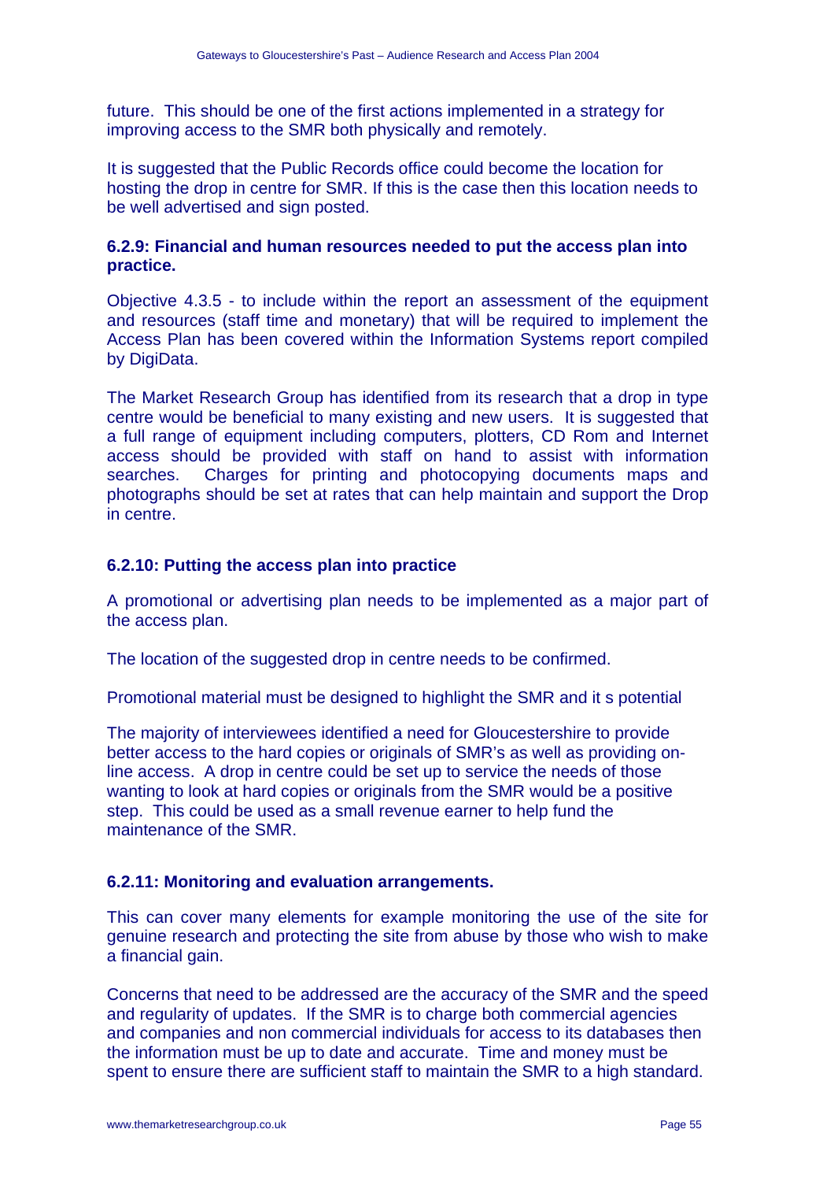future. This should be one of the first actions implemented in a strategy for improving access to the SMR both physically and remotely.

It is suggested that the Public Records office could become the location for hosting the drop in centre for SMR. If this is the case then this location needs to be well advertised and sign posted.

### 6.2.9: Financial and human resources needed to put the access plan into practice.

Objective 4.3.5 - to include within the report an assessment of the equipment and resources (staff time and monetary) that will be required to implement the Access Plan has been covered within the Information Systems report compiled by DigiData.

The Market Research Group has identified from its research that a drop in type centre would be beneficial to many existing and new users. It is suggested that a full range of equipment including computers, plotters, CD Rom and Internet access should be provided with staff on hand to assist with information searches. Charges for printing and photocopying documents maps and photographs should be set at rates that can help maintain and support the Drop in centre.

### 6.2.10: Putting the access plan into practice

A promotional or advertising plan needs to be implemented as a major part of the access plan.

The location of the suggested drop in centre needs to be confirmed.

Promotional material must be designed to highlight the SMR and it s potential

The majority of interviewees identified a need for Gloucestershire to provide better access to the hard copies or originals of SMR's as well as providing on-line access. A drop in centre could be set up to service the needs of those wanting to look at hard copies or originals from the SMR would be a positive step. This could be used as a small revenue earner to help fund the maintenance of the SMR.

### 6.2.11: Monitoring and evaluation arrangements.

This can cover many elements for example monitoring the use of the site for genuine research and protecting the site from abuse by those who wish to make a financial gain.

Concerns that need to be addressed are the accuracy of the SMR and the speed and regularity of updates. If the SMR is to charge both commercial agencies and companies and non commercial individuals for access to its databases then the information must be up to date and accurate. Time and money must be spent to ensure there are sufficient staff to maintain the SMR to a high standard.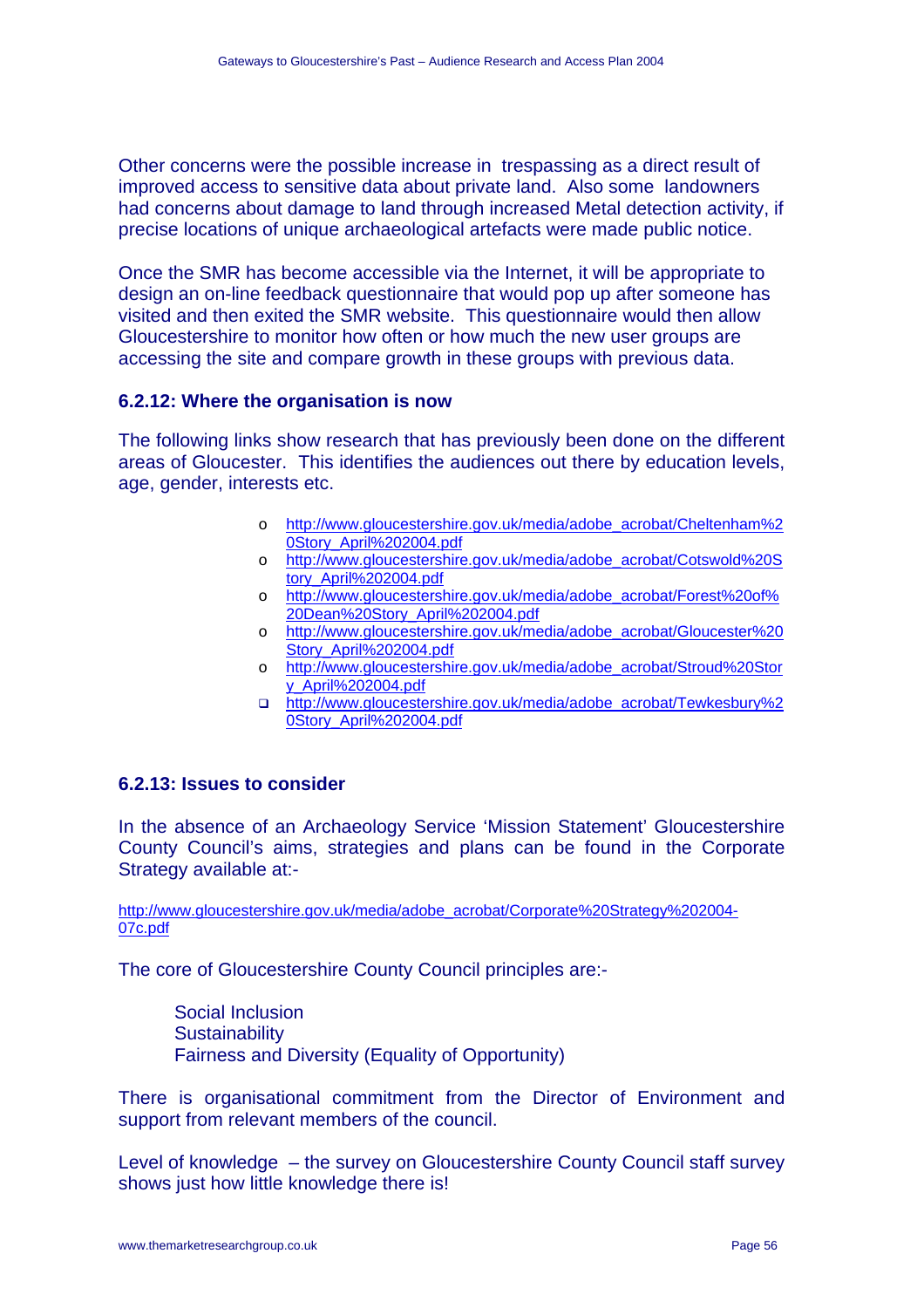Other concerns were the possible increase in trespassing as a direct result of improved access to sensitive data about private land. Also some landowners had concerns about damage to land through increased Metal detection activity, if precise locations of unique archaeological artefacts were made public notice.

Once the SMR has become accessible via the Internet, it will be appropriate to design an on-line feedback questionnaire that would pop up after someone has visited and then exited the SMR website. This questionnaire would then allow Gloucestershire to monitor how often or how much the new user groups are accessing the site and compare growth in these groups with previous data.

### 6.2.12: Where the organisation is now

The following links show research that has previously been done on the different areas of Gloucester. This identifies the audiences out there by education levels, age, gender, interests etc.

- http://www.gloucestershire.gov.uk/media/adobe_acrobat/Cheltenham%20Story_April%202004.pdf
- http://www.gloucestershire.gov.uk/media/adobe_acrobat/Cotswold%20Story_April%202004.pdf
- http://www.gloucestershire.gov.uk/media/adobe_acrobat/Forest%20of%20Dean%20Story_April%202004.pdf
- http://www.gloucestershire.gov.uk/media/adobe_acrobat/Gloucester%20Story_April%202004.pdf
- http://www.gloucestershire.gov.uk/media/adobe_acrobat/Stroud%20Story_April%202004.pdf
- http://www.gloucestershire.gov.uk/media/adobe_acrobat/Tewkesbury%20Story_April%202004.pdf

### 6.2.13: Issues to consider

In the absence of an Archaeology Service 'Mission Statement' Gloucestershire County Council's aims, strategies and plans can be found in the Corporate Strategy available at:-

http://www.gloucestershire.gov.uk/media/adobe_acrobat/Corporate%20Strategy%202004-07c.pdf

The core of Gloucestershire County Council principles are:-

Social Inclusion
Sustainability
Fairness and Diversity (Equality of Opportunity)

There is organisational commitment from the Director of Environment and support from relevant members of the council.

Level of knowledge – the survey on Gloucestershire County Council staff survey shows just how little knowledge there is!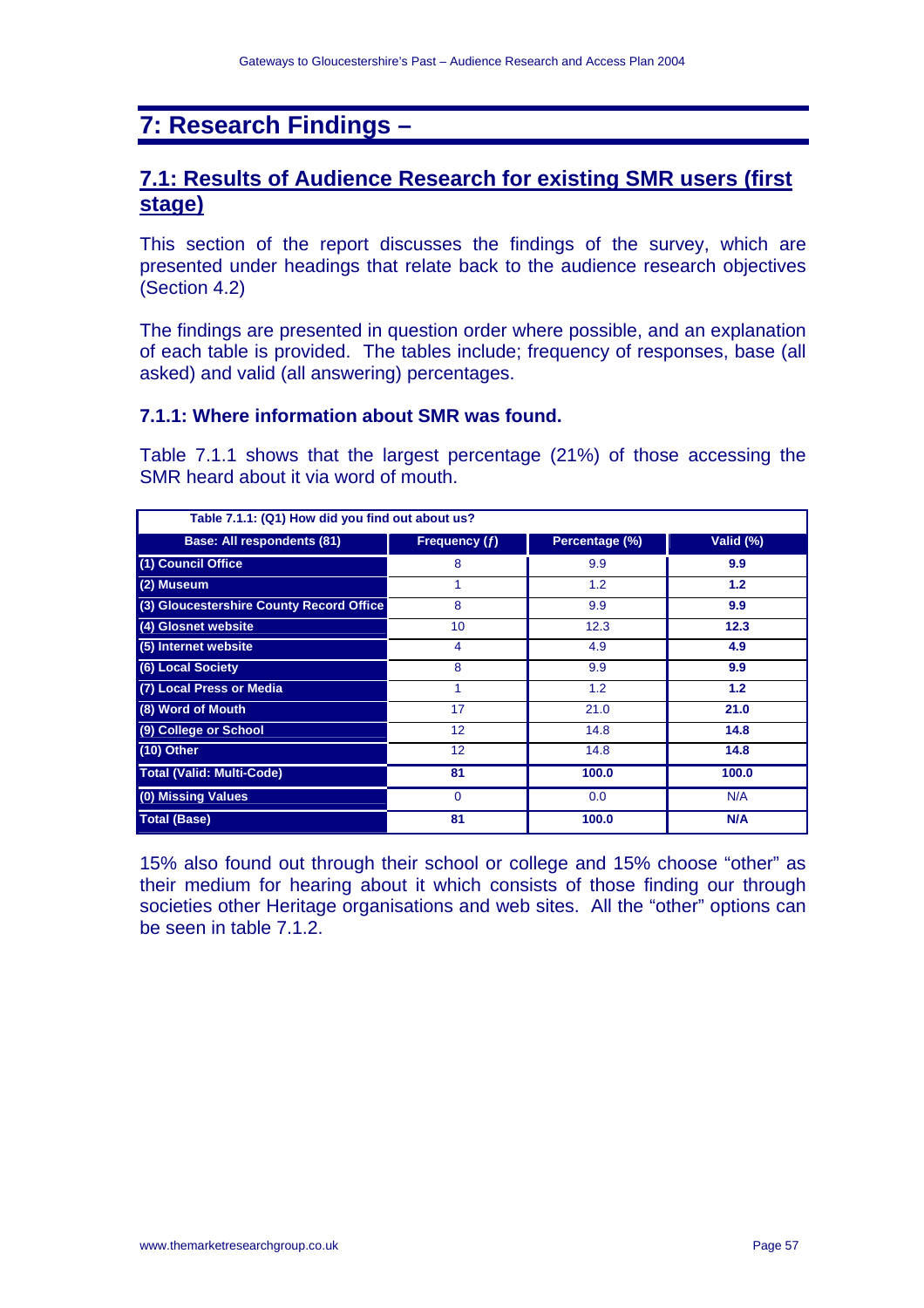# 7: Research Findings –

## 7.1: Results of Audience Research for existing SMR users (first stage)

This section of the report discusses the findings of the survey, which are presented under headings that relate back to the audience research objectives (Section 4.2)

The findings are presented in question order where possible, and an explanation of each table is provided. The tables include; frequency of responses, base (all asked) and valid (all answering) percentages.

### 7.1.1: Where information about SMR was found.

Table 7.1.1 shows that the largest percentage (21%) of those accessing the SMR heard about it via word of mouth.

**Table 7.1.1: (Q1) How did you find out about us?**

| Base: All respondents (81) | Frequency (*f*) | Percentage (%) | Valid (%) |
|---|---|---|---|
| (1) Council Office | 8 | 9.9 | **9.9** |
| (2) Museum | 1 | 1.2 | **1.2** |
| (3) Gloucestershire County Record Office | 8 | 9.9 | **9.9** |
| (4) Glosnet website | 10 | 12.3 | **12.3** |
| (5) Internet website | 4 | 4.9 | **4.9** |
| (6) Local Society | 8 | 9.9 | **9.9** |
| (7) Local Press or Media | 1 | 1.2 | **1.2** |
| (8) Word of Mouth | 17 | 21.0 | **21.0** |
| (9) College or School | 12 | 14.8 | **14.8** |
| (10) Other | 12 | 14.8 | **14.8** |
| **Total (Valid: Multi-Code)** | **81** | **100.0** | **100.0** |
| (0) Missing Values | 0 | 0.0 | N/A |
| **Total (Base)** | **81** | **100.0** | **N/A** |

15% also found out through their school or college and 15% choose "other" as their medium for hearing about it which consists of those finding our through societies other Heritage organisations and web sites. All the "other" options can be seen in table 7.1.2.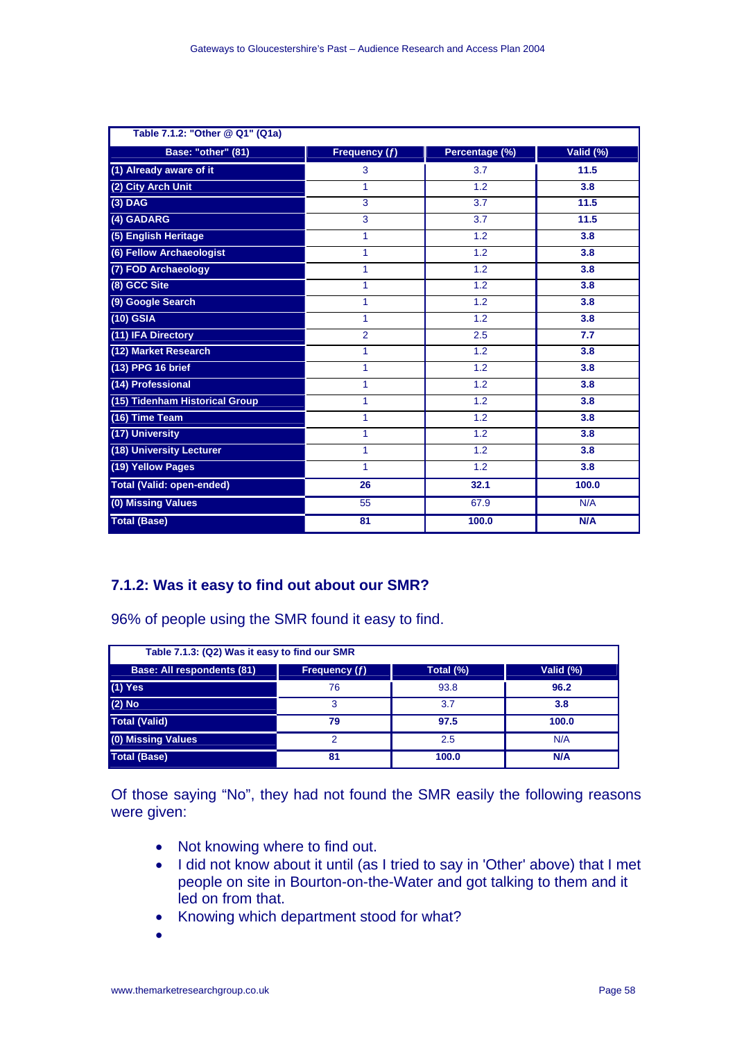| Table 7.1.2: "Other @ Q1" (Q1a) | | | |
|---|---|---|---|
| **Base: "other" (81)** | **Frequency (ƒ)** | **Percentage (%)** | **Valid (%)** |
| **(1) Already aware of it** | 3 | 3.7 | **11.5** |
| **(2) City Arch Unit** | 1 | 1.2 | **3.8** |
| **(3) DAG** | 3 | 3.7 | **11.5** |
| **(4) GADARG** | 3 | 3.7 | **11.5** |
| **(5) English Heritage** | 1 | 1.2 | **3.8** |
| **(6) Fellow Archaeologist** | 1 | 1.2 | **3.8** |
| **(7) FOD Archaeology** | 1 | 1.2 | **3.8** |
| **(8) GCC Site** | 1 | 1.2 | **3.8** |
| **(9) Google Search** | 1 | 1.2 | **3.8** |
| **(10) GSIA** | 1 | 1.2 | **3.8** |
| **(11) IFA Directory** | 2 | 2.5 | **7.7** |
| **(12) Market Research** | 1 | 1.2 | **3.8** |
| **(13) PPG 16 brief** | 1 | 1.2 | **3.8** |
| **(14) Professional** | 1 | 1.2 | **3.8** |
| **(15) Tidenham Historical Group** | 1 | 1.2 | **3.8** |
| **(16) Time Team** | 1 | 1.2 | **3.8** |
| **(17) University** | 1 | 1.2 | **3.8** |
| **(18) University Lecturer** | 1 | 1.2 | **3.8** |
| **(19) Yellow Pages** | 1 | 1.2 | **3.8** |
| **Total (Valid: open-ended)** | **26** | **32.1** | **100.0** |
| **(0) Missing Values** | 55 | 67.9 | N/A |
| **Total (Base)** | **81** | **100.0** | **N/A** |

### 7.1.2: Was it easy to find out about our SMR?

96% of people using the SMR found it easy to find.

| Table 7.1.3: (Q2) Was it easy to find our SMR | | | |
|---|---|---|---|
| **Base: All respondents (81)** | **Frequency (ƒ)** | **Total (%)** | **Valid (%)** |
| **(1) Yes** | 76 | 93.8 | **96.2** |
| **(2) No** | 3 | 3.7 | **3.8** |
| **Total (Valid)** | **79** | **97.5** | **100.0** |
| **(0) Missing Values** | 2 | 2.5 | N/A |
| **Total (Base)** | **81** | **100.0** | **N/A** |

Of those saying "No", they had not found the SMR easily the following reasons were given:

- Not knowing where to find out.
- I did not know about it until (as I tried to say in 'Other' above) that I met people on site in Bourton-on-the-Water and got talking to them and it led on from that.
- Knowing which department stood for what?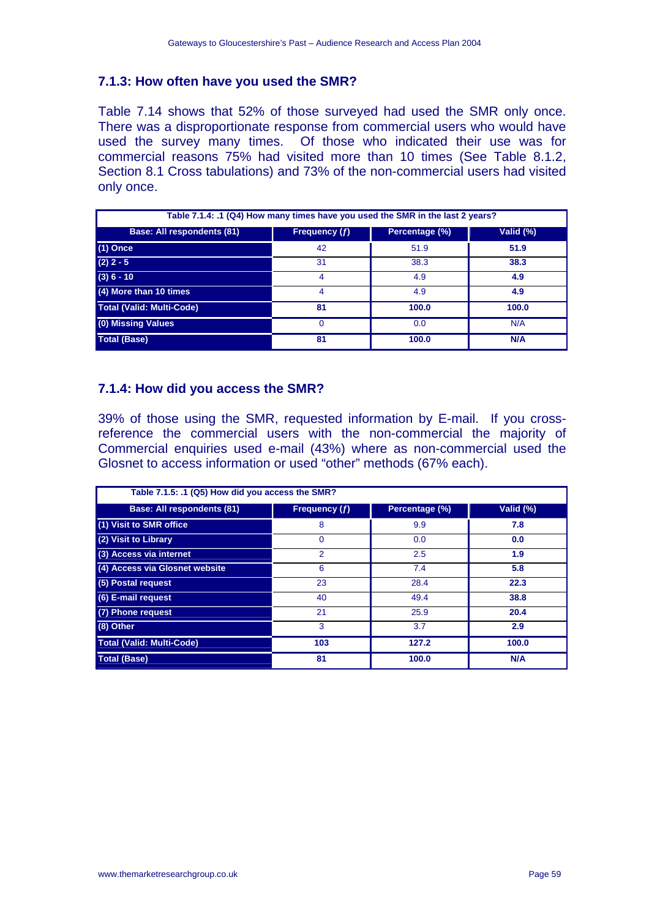### 7.1.3: How often have you used the SMR?

Table 7.14 shows that 52% of those surveyed had used the SMR only once. There was a disproportionate response from commercial users who would have used the survey many times. Of those who indicated their use was for commercial reasons 75% had visited more than 10 times (See Table 8.1.2, Section 8.1 Cross tabulations) and 73% of the non-commercial users had visited only once.

**Table 7.1.4: .1 (Q4) How many times have you used the SMR in the last 2 years?**

| Base: All respondents (81) | Frequency (ƒ) | Percentage (%) | Valid (%) |
|---|---|---|---|
| **(1) Once** | 42 | 51.9 | **51.9** |
| **(2) 2 - 5** | 31 | 38.3 | **38.3** |
| **(3) 6 - 10** | 4 | 4.9 | **4.9** |
| **(4) More than 10 times** | 4 | 4.9 | **4.9** |
| **Total (Valid: Multi-Code)** | **81** | **100.0** | **100.0** |
| **(0) Missing Values** | 0 | 0.0 | N/A |
| **Total (Base)** | **81** | **100.0** | **N/A** |

### 7.1.4: How did you access the SMR?

39% of those using the SMR, requested information by E-mail. If you cross-reference the commercial users with the non-commercial the majority of Commercial enquiries used e-mail (43%) where as non-commercial used the Glosnet to access information or used “other” methods (67% each).

**Table 7.1.5: .1 (Q5) How did you access the SMR?**

| Base: All respondents (81) | Frequency (ƒ) | Percentage (%) | Valid (%) |
|---|---|---|---|
| **(1) Visit to SMR office** | 8 | 9.9 | **7.8** |
| **(2) Visit to Library** | 0 | 0.0 | **0.0** |
| **(3) Access via internet** | 2 | 2.5 | **1.9** |
| **(4) Access via Glosnet website** | 6 | 7.4 | **5.8** |
| **(5) Postal request** | 23 | 28.4 | **22.3** |
| **(6) E-mail request** | 40 | 49.4 | **38.8** |
| **(7) Phone request** | 21 | 25.9 | **20.4** |
| **(8) Other** | 3 | 3.7 | **2.9** |
| **Total (Valid: Multi-Code)** | **103** | **127.2** | **100.0** |
| **Total (Base)** | **81** | **100.0** | **N/A** |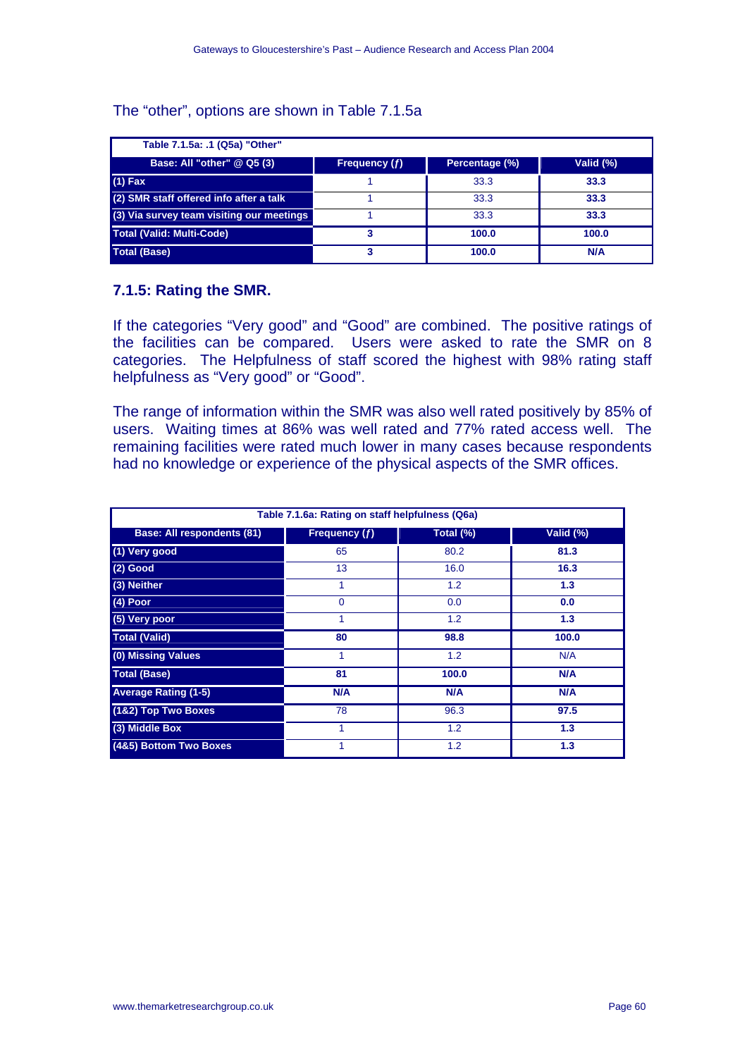The “other”, options are shown in Table 7.1.5a

| Table 7.1.5a: .1 (Q5a) "Other" | | | |
|---|---|---|---|
| **Base: All "other" @ Q5 (3)** | **Frequency (ƒ)** | **Percentage (%)** | **Valid (%)** |
| **(1) Fax** | 1 | 33.3 | **33.3** |
| **(2) SMR staff offered info after a talk** | 1 | 33.3 | **33.3** |
| **(3) Via survey team visiting our meetings** | 1 | 33.3 | **33.3** |
| **Total (Valid: Multi-Code)** | **3** | **100.0** | **100.0** |
| **Total (Base)** | **3** | **100.0** | **N/A** |

### 7.1.5: Rating the SMR.

If the categories “Very good” and “Good” are combined. The positive ratings of the facilities can be compared. Users were asked to rate the SMR on 8 categories. The Helpfulness of staff scored the highest with 98% rating staff helpfulness as “Very good” or “Good”.

The range of information within the SMR was also well rated positively by 85% of users. Waiting times at 86% was well rated and 77% rated access well. The remaining facilities were rated much lower in many cases because respondents had no knowledge or experience of the physical aspects of the SMR offices.

| Table 7.1.6a: Rating on staff helpfulness (Q6a) | | | |
|---|---|---|---|
| **Base: All respondents (81)** | **Frequency (ƒ)** | **Total (%)** | **Valid (%)** |
| **(1) Very good** | 65 | 80.2 | **81.3** |
| **(2) Good** | 13 | 16.0 | **16.3** |
| **(3) Neither** | 1 | 1.2 | **1.3** |
| **(4) Poor** | 0 | 0.0 | **0.0** |
| **(5) Very poor** | 1 | 1.2 | **1.3** |
| **Total (Valid)** | **80** | **98.8** | **100.0** |
| **(0) Missing Values** | 1 | 1.2 | N/A |
| **Total (Base)** | **81** | **100.0** | **N/A** |
| **Average Rating (1-5)** | **N/A** | **N/A** | **N/A** |
| **(1&2) Top Two Boxes** | 78 | 96.3 | **97.5** |
| **(3) Middle Box** | 1 | 1.2 | **1.3** |
| **(4&5) Bottom Two Boxes** | 1 | 1.2 | **1.3** |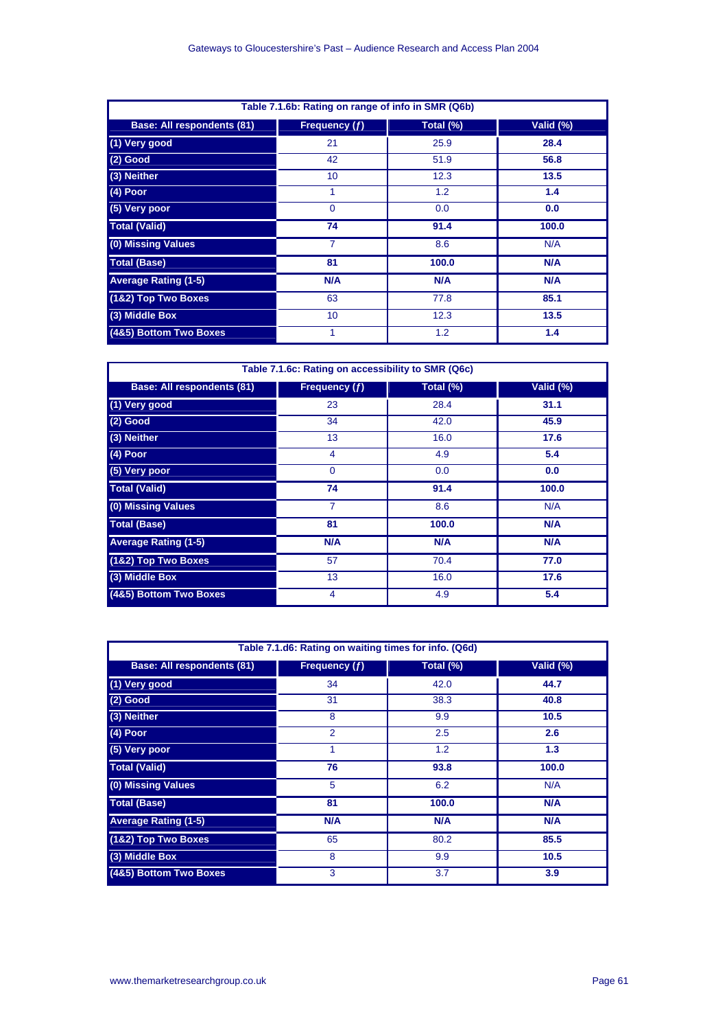| Table 7.1.6b: Rating on range of info in SMR (Q6b) | | | |
|---|---|---|---|
| **Base: All respondents (81)** | **Frequency (ƒ)** | **Total (%)** | **Valid (%)** |
| **(1) Very good** | 21 | 25.9 | **28.4** |
| **(2) Good** | 42 | 51.9 | **56.8** |
| **(3) Neither** | 10 | 12.3 | **13.5** |
| **(4) Poor** | 1 | 1.2 | **1.4** |
| **(5) Very poor** | 0 | 0.0 | **0.0** |
| **Total (Valid)** | **74** | **91.4** | **100.0** |
| **(0) Missing Values** | 7 | 8.6 | N/A |
| **Total (Base)** | **81** | **100.0** | **N/A** |
| **Average Rating (1-5)** | **N/A** | **N/A** | **N/A** |
| **(1&2) Top Two Boxes** | 63 | 77.8 | **85.1** |
| **(3) Middle Box** | 10 | 12.3 | **13.5** |
| **(4&5) Bottom Two Boxes** | 1 | 1.2 | **1.4** |

| Table 7.1.6c: Rating on accessibility to SMR (Q6c) | | | |
|---|---|---|---|
| **Base: All respondents (81)** | **Frequency (ƒ)** | **Total (%)** | **Valid (%)** |
| **(1) Very good** | 23 | 28.4 | **31.1** |
| **(2) Good** | 34 | 42.0 | **45.9** |
| **(3) Neither** | 13 | 16.0 | **17.6** |
| **(4) Poor** | 4 | 4.9 | **5.4** |
| **(5) Very poor** | 0 | 0.0 | **0.0** |
| **Total (Valid)** | **74** | **91.4** | **100.0** |
| **(0) Missing Values** | 7 | 8.6 | N/A |
| **Total (Base)** | **81** | **100.0** | **N/A** |
| **Average Rating (1-5)** | **N/A** | **N/A** | **N/A** |
| **(1&2) Top Two Boxes** | 57 | 70.4 | **77.0** |
| **(3) Middle Box** | 13 | 16.0 | **17.6** |
| **(4&5) Bottom Two Boxes** | 4 | 4.9 | **5.4** |

| Table 7.1.d6: Rating on waiting times for info. (Q6d) | | | |
|---|---|---|---|
| **Base: All respondents (81)** | **Frequency (ƒ)** | **Total (%)** | **Valid (%)** |
| **(1) Very good** | 34 | 42.0 | **44.7** |
| **(2) Good** | 31 | 38.3 | **40.8** |
| **(3) Neither** | 8 | 9.9 | **10.5** |
| **(4) Poor** | 2 | 2.5 | **2.6** |
| **(5) Very poor** | 1 | 1.2 | **1.3** |
| **Total (Valid)** | **76** | **93.8** | **100.0** |
| **(0) Missing Values** | 5 | 6.2 | N/A |
| **Total (Base)** | **81** | **100.0** | **N/A** |
| **Average Rating (1-5)** | **N/A** | **N/A** | **N/A** |
| **(1&2) Top Two Boxes** | 65 | 80.2 | **85.5** |
| **(3) Middle Box** | 8 | 9.9 | **10.5** |
| **(4&5) Bottom Two Boxes** | 3 | 3.7 | **3.9** |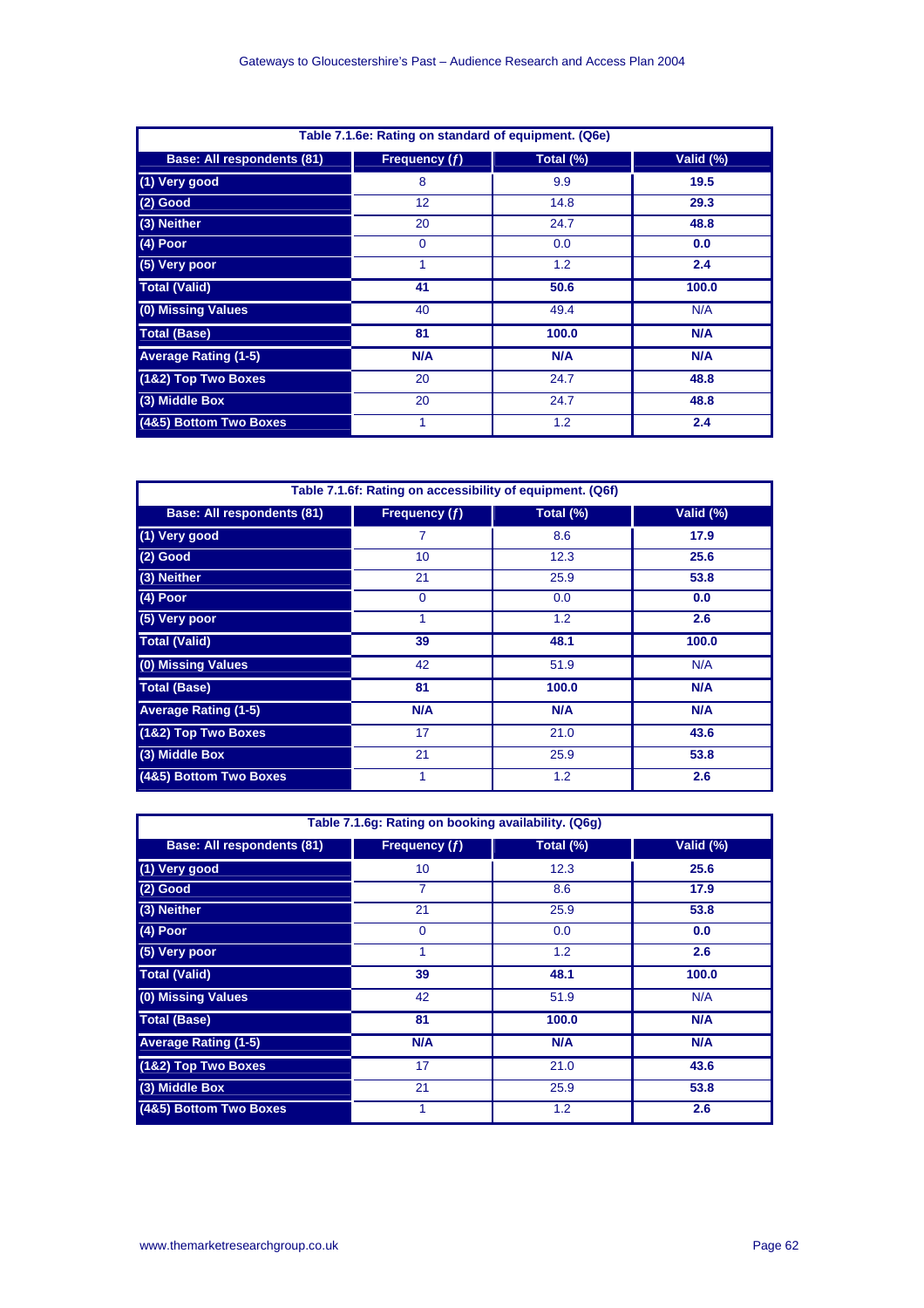**Table 7.1.6e: Rating on standard of equipment. (Q6e)**

| Base: All respondents (81) | Frequency (ƒ) | Total (%) | Valid (%) |
|---|---|---|---|
| (1) Very good | 8 | 9.9 | **19.5** |
| (2) Good | 12 | 14.8 | **29.3** |
| (3) Neither | 20 | 24.7 | **48.8** |
| (4) Poor | 0 | 0.0 | **0.0** |
| (5) Very poor | 1 | 1.2 | **2.4** |
| **Total (Valid)** | **41** | **50.6** | **100.0** |
| (0) Missing Values | 40 | 49.4 | N/A |
| **Total (Base)** | **81** | **100.0** | **N/A** |
| **Average Rating (1-5)** | **N/A** | **N/A** | **N/A** |
| (1&2) Top Two Boxes | 20 | 24.7 | **48.8** |
| (3) Middle Box | 20 | 24.7 | **48.8** |
| (4&5) Bottom Two Boxes | 1 | 1.2 | **2.4** |

**Table 7.1.6f: Rating on accessibility of equipment. (Q6f)**

| Base: All respondents (81) | Frequency (ƒ) | Total (%) | Valid (%) |
|---|---|---|---|
| (1) Very good | 7 | 8.6 | **17.9** |
| (2) Good | 10 | 12.3 | **25.6** |
| (3) Neither | 21 | 25.9 | **53.8** |
| (4) Poor | 0 | 0.0 | **0.0** |
| (5) Very poor | 1 | 1.2 | **2.6** |
| **Total (Valid)** | **39** | **48.1** | **100.0** |
| (0) Missing Values | 42 | 51.9 | N/A |
| **Total (Base)** | **81** | **100.0** | **N/A** |
| **Average Rating (1-5)** | **N/A** | **N/A** | **N/A** |
| (1&2) Top Two Boxes | 17 | 21.0 | **43.6** |
| (3) Middle Box | 21 | 25.9 | **53.8** |
| (4&5) Bottom Two Boxes | 1 | 1.2 | **2.6** |

**Table 7.1.6g: Rating on booking availability. (Q6g)**

| Base: All respondents (81) | Frequency (ƒ) | Total (%) | Valid (%) |
|---|---|---|---|
| (1) Very good | 10 | 12.3 | **25.6** |
| (2) Good | 7 | 8.6 | **17.9** |
| (3) Neither | 21 | 25.9 | **53.8** |
| (4) Poor | 0 | 0.0 | **0.0** |
| (5) Very poor | 1 | 1.2 | **2.6** |
| **Total (Valid)** | **39** | **48.1** | **100.0** |
| (0) Missing Values | 42 | 51.9 | N/A |
| **Total (Base)** | **81** | **100.0** | **N/A** |
| **Average Rating (1-5)** | **N/A** | **N/A** | **N/A** |
| (1&2) Top Two Boxes | 17 | 21.0 | **43.6** |
| (3) Middle Box | 21 | 25.9 | **53.8** |
| (4&5) Bottom Two Boxes | 1 | 1.2 | **2.6** |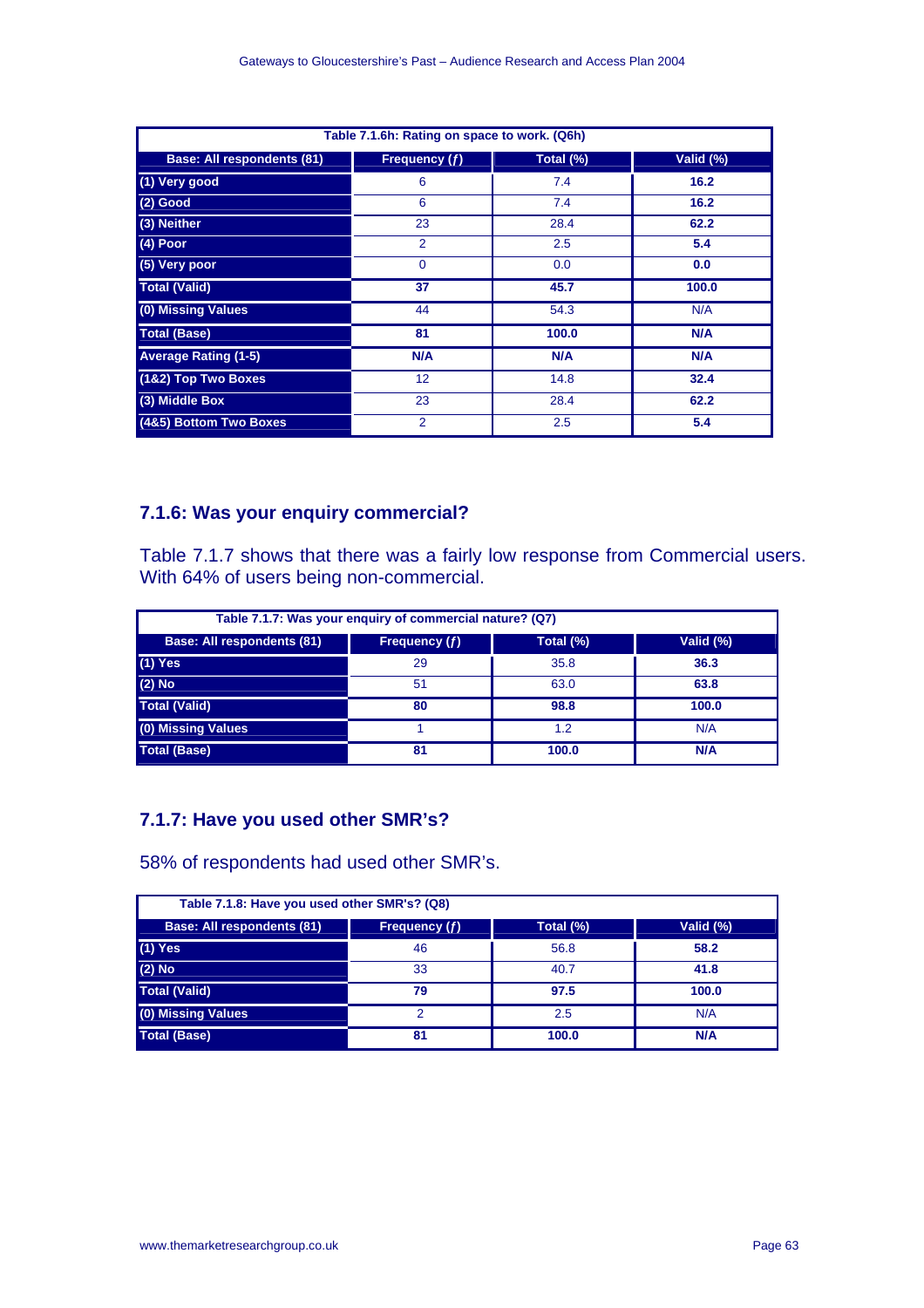**Table 7.1.6h: Rating on space to work. (Q6h)**

| Base: All respondents (81) | Frequency (ƒ) | Total (%) | Valid (%) |
|---|---|---|---|
| (1) Very good | 6 | 7.4 | **16.2** |
| (2) Good | 6 | 7.4 | **16.2** |
| (3) Neither | 23 | 28.4 | **62.2** |
| (4) Poor | 2 | 2.5 | **5.4** |
| (5) Very poor | 0 | 0.0 | **0.0** |
| **Total (Valid)** | **37** | **45.7** | **100.0** |
| (0) Missing Values | 44 | 54.3 | N/A |
| **Total (Base)** | **81** | **100.0** | **N/A** |
| Average Rating (1-5) | **N/A** | **N/A** | **N/A** |
| (1&2) Top Two Boxes | 12 | 14.8 | **32.4** |
| (3) Middle Box | 23 | 28.4 | **62.2** |
| (4&5) Bottom Two Boxes | 2 | 2.5 | **5.4** |

### 7.1.6: Was your enquiry commercial?

Table 7.1.7 shows that there was a fairly low response from Commercial users. With 64% of users being non-commercial.

**Table 7.1.7: Was your enquiry of commercial nature? (Q7)**

| Base: All respondents (81) | Frequency (ƒ) | Total (%) | Valid (%) |
|---|---|---|---|
| (1) Yes | 29 | 35.8 | **36.3** |
| (2) No | 51 | 63.0 | **63.8** |
| **Total (Valid)** | **80** | **98.8** | **100.0** |
| (0) Missing Values | 1 | 1.2 | N/A |
| **Total (Base)** | **81** | **100.0** | **N/A** |

### 7.1.7: Have you used other SMR's?

58% of respondents had used other SMR's.

**Table 7.1.8: Have you used other SMR's? (Q8)**

| Base: All respondents (81) | Frequency (ƒ) | Total (%) | Valid (%) |
|---|---|---|---|
| (1) Yes | 46 | 56.8 | **58.2** |
| (2) No | 33 | 40.7 | **41.8** |
| **Total (Valid)** | **79** | **97.5** | **100.0** |
| (0) Missing Values | 2 | 2.5 | N/A |
| **Total (Base)** | **81** | **100.0** | **N/A** |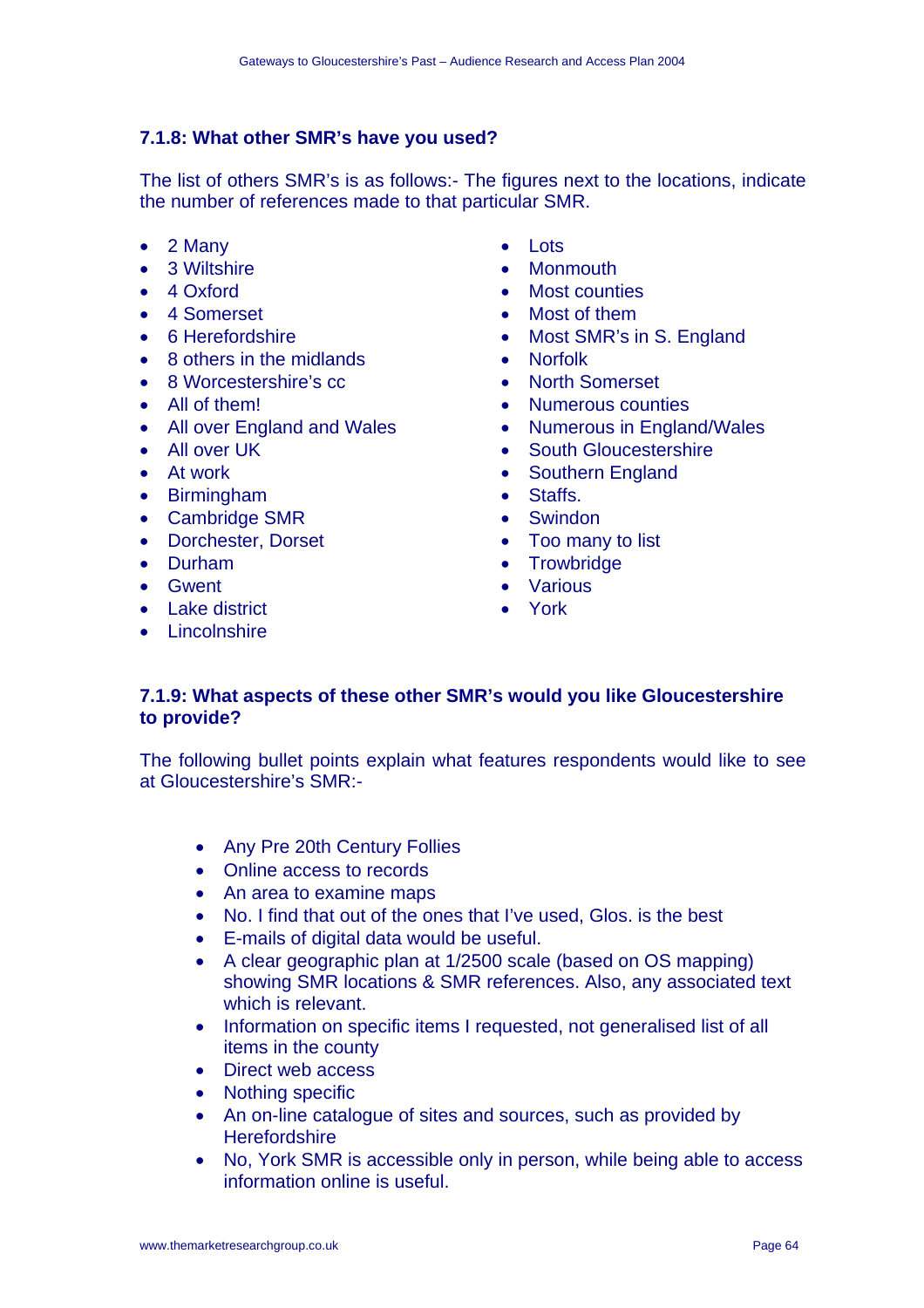### 7.1.8: What other SMR's have you used?

The list of others SMR's is as follows:- The figures next to the locations, indicate the number of references made to that particular SMR.

- 2 Many
- 3 Wiltshire
- 4 Oxford
- 4 Somerset
- 6 Herefordshire
- 8 others in the midlands
- 8 Worcestershire's cc
- All of them!
- All over England and Wales
- All over UK
- At work
- Birmingham
- Cambridge SMR
- Dorchester, Dorset
- Durham
- Gwent
- Lake district
- Lincolnshire
- Lots
- Monmouth
- Most counties
- Most of them
- Most SMR's in S. England
- Norfolk
- North Somerset
- Numerous counties
- Numerous in England/Wales
- South Gloucestershire
- Southern England
- Staffs.
- Swindon
- Too many to list
- Trowbridge
- Various
- York

### 7.1.9: What aspects of these other SMR's would you like Gloucestershire to provide?

The following bullet points explain what features respondents would like to see at Gloucestershire's SMR:-

- Any Pre 20th Century Follies
- Online access to records
- An area to examine maps
- No. I find that out of the ones that I've used, Glos. is the best
- E-mails of digital data would be useful.
- A clear geographic plan at 1/2500 scale (based on OS mapping) showing SMR locations & SMR references. Also, any associated text which is relevant.
- Information on specific items I requested, not generalised list of all items in the county
- Direct web access
- Nothing specific
- An on-line catalogue of sites and sources, such as provided by Herefordshire
- No, York SMR is accessible only in person, while being able to access information online is useful.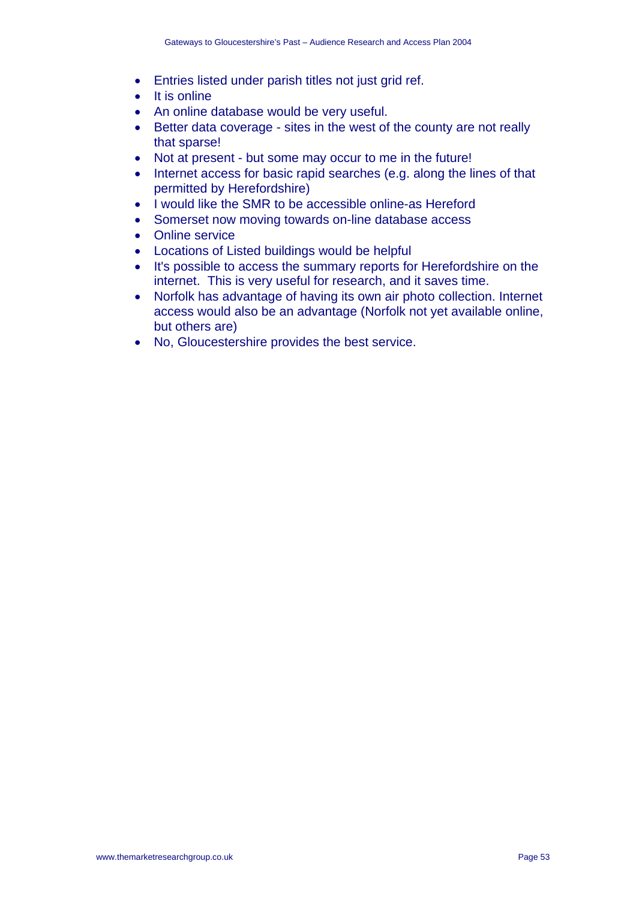- Entries listed under parish titles not just grid ref.
- It is online
- An online database would be very useful.
- Better data coverage - sites in the west of the county are not really that sparse!
- Not at present - but some may occur to me in the future!
- Internet access for basic rapid searches (e.g. along the lines of that permitted by Herefordshire)
- I would like the SMR to be accessible online-as Hereford
- Somerset now moving towards on-line database access
- Online service
- Locations of Listed buildings would be helpful
- It's possible to access the summary reports for Herefordshire on the internet. This is very useful for research, and it saves time.
- Norfolk has advantage of having its own air photo collection. Internet access would also be an advantage (Norfolk not yet available online, but others are)
- No, Gloucestershire provides the best service.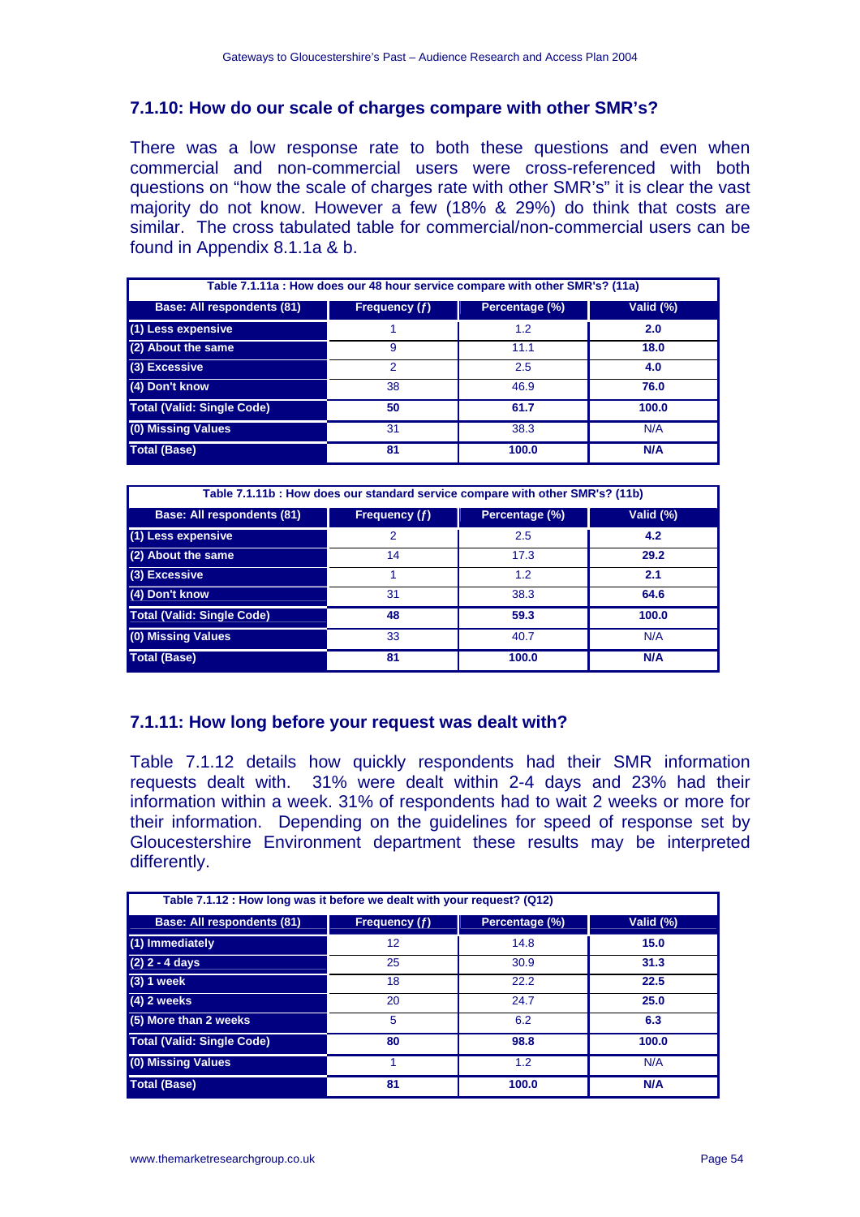### 7.1.10: How do our scale of charges compare with other SMR's?

There was a low response rate to both these questions and even when commercial and non-commercial users were cross-referenced with both questions on "how the scale of charges rate with other SMR's" it is clear the vast majority do not know. However a few (18% & 29%) do think that costs are similar. The cross tabulated table for commercial/non-commercial users can be found in Appendix 8.1.1a & b.

**Table 7.1.11a : How does our 48 hour service compare with other SMR's? (11a)**

| Base: All respondents (81) | Frequency (ƒ) | Percentage (%) | Valid (%) |
|---|---|---|---|
| (1) Less expensive | 1 | 1.2 | **2.0** |
| (2) About the same | 9 | 11.1 | **18.0** |
| (3) Excessive | 2 | 2.5 | **4.0** |
| (4) Don't know | 38 | 46.9 | **76.0** |
| **Total (Valid: Single Code)** | **50** | **61.7** | **100.0** |
| (0) Missing Values | 31 | 38.3 | N/A |
| **Total (Base)** | **81** | **100.0** | **N/A** |

**Table 7.1.11b : How does our standard service compare with other SMR's? (11b)**

| Base: All respondents (81) | Frequency (ƒ) | Percentage (%) | Valid (%) |
|---|---|---|---|
| (1) Less expensive | 2 | 2.5 | **4.2** |
| (2) About the same | 14 | 17.3 | **29.2** |
| (3) Excessive | 1 | 1.2 | **2.1** |
| (4) Don't know | 31 | 38.3 | **64.6** |
| **Total (Valid: Single Code)** | **48** | **59.3** | **100.0** |
| (0) Missing Values | 33 | 40.7 | N/A |
| **Total (Base)** | **81** | **100.0** | **N/A** |

### 7.1.11: How long before your request was dealt with?

Table 7.1.12 details how quickly respondents had their SMR information requests dealt with. 31% were dealt within 2-4 days and 23% had their information within a week. 31% of respondents had to wait 2 weeks or more for their information. Depending on the guidelines for speed of response set by Gloucestershire Environment department these results may be interpreted differently.

**Table 7.1.12 : How long was it before we dealt with your request? (Q12)**

| Base: All respondents (81) | Frequency (ƒ) | Percentage (%) | Valid (%) |
|---|---|---|---|
| (1) Immediately | 12 | 14.8 | **15.0** |
| (2) 2 - 4 days | 25 | 30.9 | **31.3** |
| (3) 1 week | 18 | 22.2 | **22.5** |
| (4) 2 weeks | 20 | 24.7 | **25.0** |
| (5) More than 2 weeks | 5 | 6.2 | **6.3** |
| **Total (Valid: Single Code)** | **80** | **98.8** | **100.0** |
| (0) Missing Values | 1 | 1.2 | N/A |
| **Total (Base)** | **81** | **100.0** | **N/A** |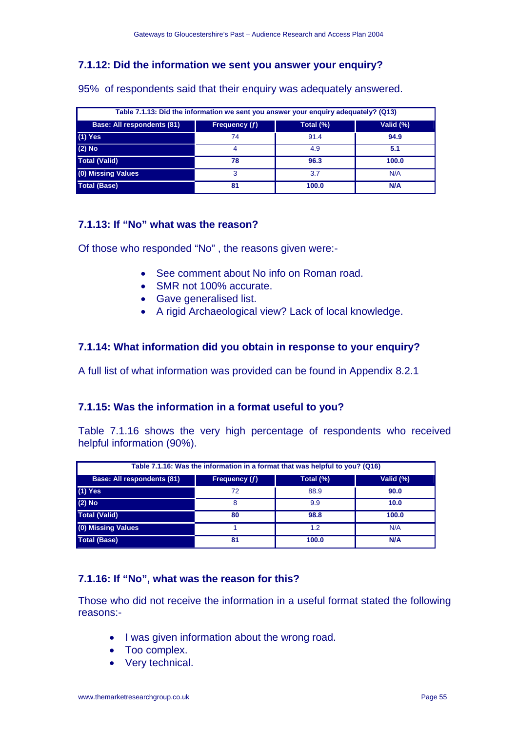### 7.1.12: Did the information we sent you answer your enquiry?

95% of respondents said that their enquiry was adequately answered.

| Table 7.1.13: Did the information we sent you answer your enquiry adequately? (Q13) | | | |
|---|---|---|---|
| **Base: All respondents (81)** | **Frequency (ƒ)** | **Total (%)** | **Valid (%)** |
| **(1) Yes** | 74 | 91.4 | **94.9** |
| **(2) No** | 4 | 4.9 | **5.1** |
| **Total (Valid)** | **78** | **96.3** | **100.0** |
| **(0) Missing Values** | 3 | 3.7 | N/A |
| **Total (Base)** | **81** | **100.0** | **N/A** |

### 7.1.13: If "No" what was the reason?

Of those who responded "No" , the reasons given were:-

- See comment about No info on Roman road.
- SMR not 100% accurate.
- Gave generalised list.
- A rigid Archaeological view? Lack of local knowledge.

### 7.1.14: What information did you obtain in response to your enquiry?

A full list of what information was provided can be found in Appendix 8.2.1

### 7.1.15: Was the information in a format useful to you?

Table 7.1.16 shows the very high percentage of respondents who received helpful information (90%).

| Table 7.1.16: Was the information in a format that was helpful to you? (Q16) | | | |
|---|---|---|---|
| **Base: All respondents (81)** | **Frequency (ƒ)** | **Total (%)** | **Valid (%)** |
| **(1) Yes** | 72 | 88.9 | **90.0** |
| **(2) No** | 8 | 9.9 | **10.0** |
| **Total (Valid)** | **80** | **98.8** | **100.0** |
| **(0) Missing Values** | 1 | 1.2 | N/A |
| **Total (Base)** | **81** | **100.0** | **N/A** |

### 7.1.16: If "No", what was the reason for this?

Those who did not receive the information in a useful format stated the following reasons:-

- I was given information about the wrong road.
- Too complex.
- Very technical.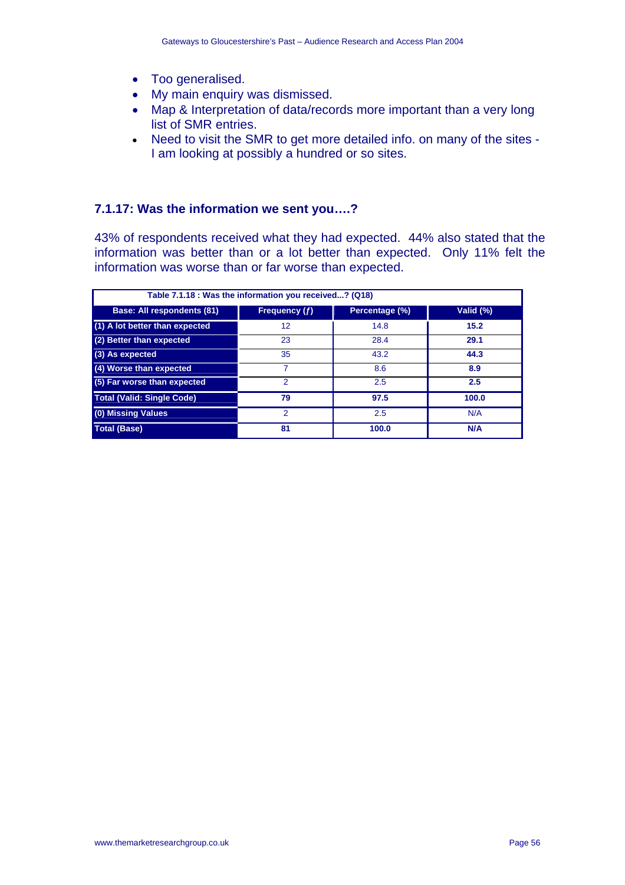- Too generalised.
- My main enquiry was dismissed.
- Map & Interpretation of data/records more important than a very long list of SMR entries.
- Need to visit the SMR to get more detailed info. on many of the sites - I am looking at possibly a hundred or so sites.

### 7.1.17: Was the information we sent you….?

43% of respondents received what they had expected. 44% also stated that the information was better than or a lot better than expected. Only 11% felt the information was worse than or far worse than expected.

**Table 7.1.18 : Was the information you received...? (Q18)**

| Base: All respondents (81) | Frequency (ƒ) | Percentage (%) | Valid (%) |
|---|---|---|---|
| (1) A lot better than expected | 12 | 14.8 | **15.2** |
| (2) Better than expected | 23 | 28.4 | **29.1** |
| (3) As expected | 35 | 43.2 | **44.3** |
| (4) Worse than expected | 7 | 8.6 | **8.9** |
| (5) Far worse than expected | 2 | 2.5 | **2.5** |
| **Total (Valid: Single Code)** | **79** | **97.5** | **100.0** |
| (0) Missing Values | 2 | 2.5 | N/A |
| **Total (Base)** | **81** | **100.0** | **N/A** |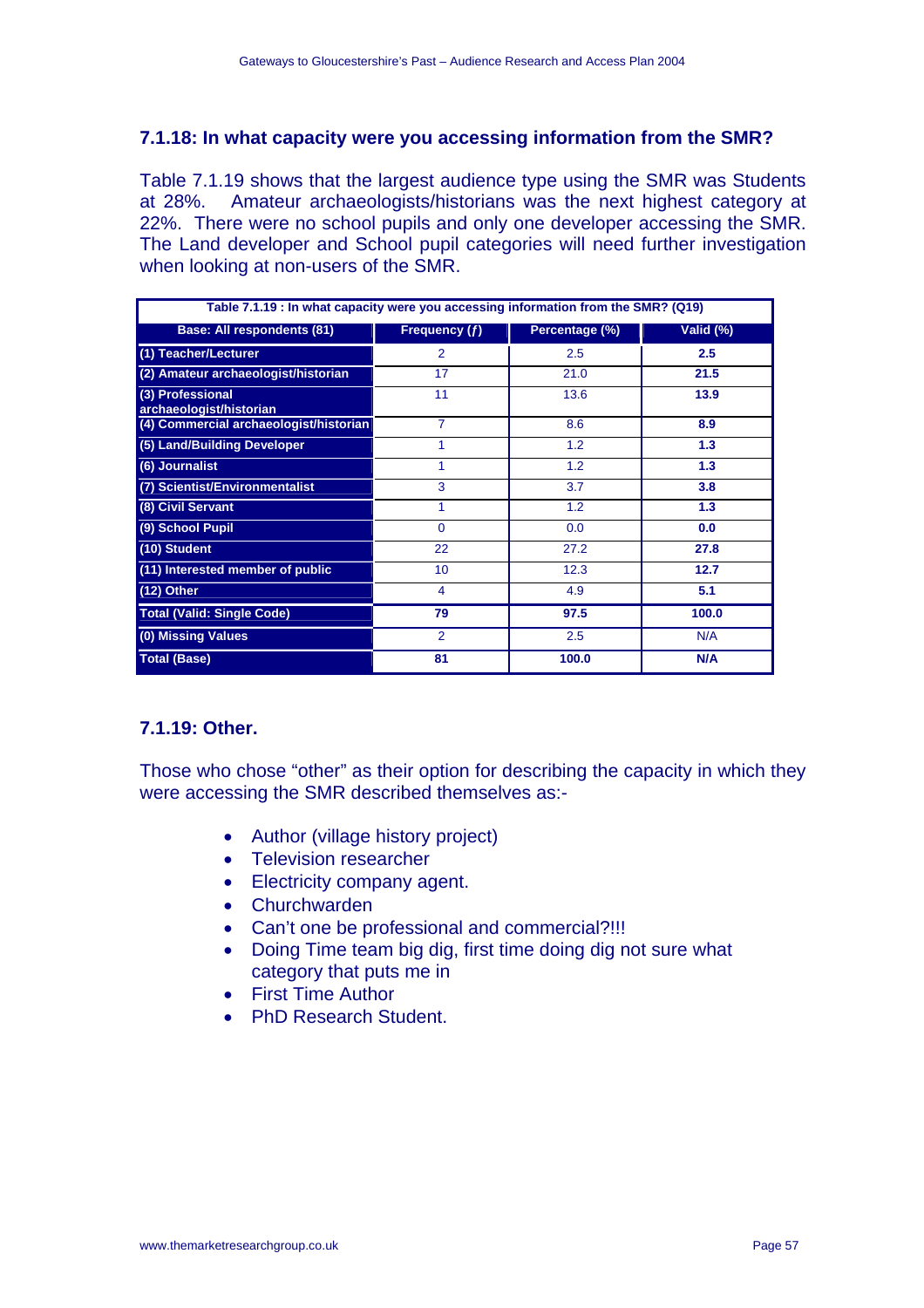### 7.1.18: In what capacity were you accessing information from the SMR?

Table 7.1.19 shows that the largest audience type using the SMR was Students at 28%. Amateur archaeologists/historians was the next highest category at 22%. There were no school pupils and only one developer accessing the SMR. The Land developer and School pupil categories will need further investigation when looking at non-users of the SMR.

| Table 7.1.19 : In what capacity were you accessing information from the SMR? (Q19) | | | |
|---|---|---|---|
| **Base: All respondents (81)** | **Frequency (ƒ)** | **Percentage (%)** | **Valid (%)** |
| **(1) Teacher/Lecturer** | 2 | 2.5 | **2.5** |
| **(2) Amateur archaeologist/historian** | 17 | 21.0 | **21.5** |
| **(3) Professional archaeologist/historian** | 11 | 13.6 | **13.9** |
| **(4) Commercial archaeologist/historian** | 7 | 8.6 | **8.9** |
| **(5) Land/Building Developer** | 1 | 1.2 | **1.3** |
| **(6) Journalist** | 1 | 1.2 | **1.3** |
| **(7) Scientist/Environmentalist** | 3 | 3.7 | **3.8** |
| **(8) Civil Servant** | 1 | 1.2 | **1.3** |
| **(9) School Pupil** | 0 | 0.0 | **0.0** |
| **(10) Student** | 22 | 27.2 | **27.8** |
| **(11) Interested member of public** | 10 | 12.3 | **12.7** |
| **(12) Other** | 4 | 4.9 | **5.1** |
| **Total (Valid: Single Code)** | **79** | **97.5** | **100.0** |
| **(0) Missing Values** | 2 | 2.5 | N/A |
| **Total (Base)** | **81** | **100.0** | **N/A** |

### 7.1.19: Other.

Those who chose "other" as their option for describing the capacity in which they were accessing the SMR described themselves as:-

- Author (village history project)
- Television researcher
- Electricity company agent.
- Churchwarden
- Can't one be professional and commercial?!!!
- Doing Time team big dig, first time doing dig not sure what category that puts me in
- First Time Author
- PhD Research Student.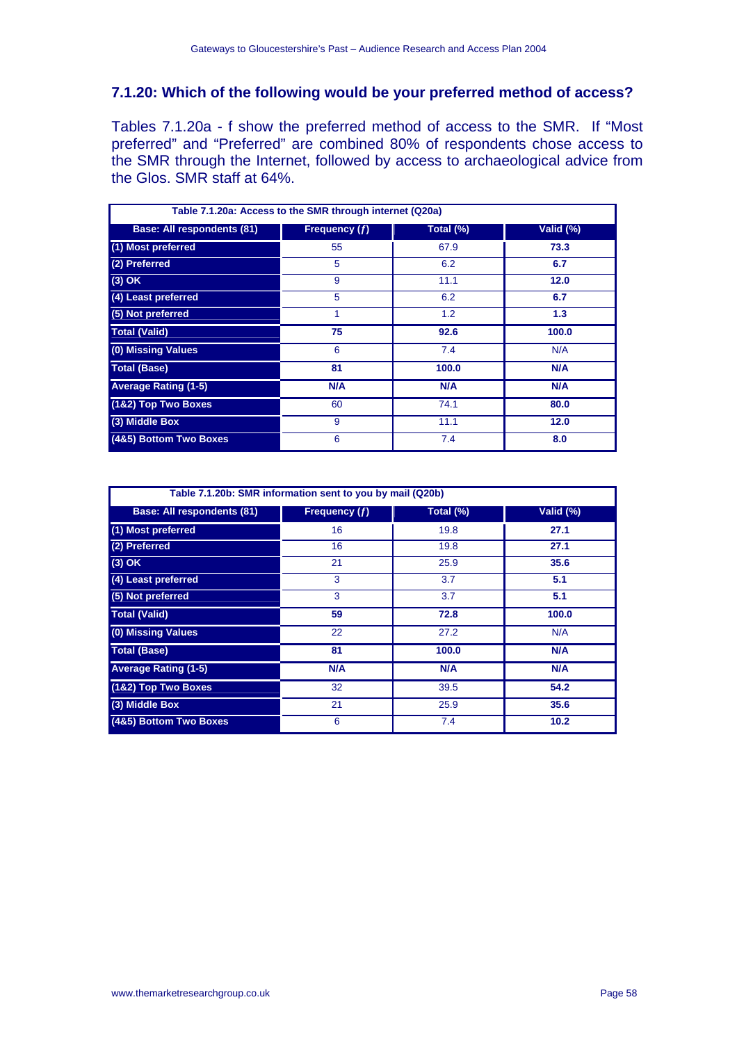### 7.1.20: Which of the following would be your preferred method of access?

Tables 7.1.20a - f show the preferred method of access to the SMR. If "Most preferred" and "Preferred" are combined 80% of respondents chose access to the SMR through the Internet, followed by access to archaeological advice from the Glos. SMR staff at 64%.

| Table 7.1.20a: Access to the SMR through internet (Q20a) | | | |
|---|---|---|---|
| **Base: All respondents (81)** | **Frequency (ƒ)** | **Total (%)** | **Valid (%)** |
| **(1) Most preferred** | 55 | 67.9 | **73.3** |
| **(2) Preferred** | 5 | 6.2 | **6.7** |
| **(3) OK** | 9 | 11.1 | **12.0** |
| **(4) Least preferred** | 5 | 6.2 | **6.7** |
| **(5) Not preferred** | 1 | 1.2 | **1.3** |
| **Total (Valid)** | **75** | **92.6** | **100.0** |
| **(0) Missing Values** | 6 | 7.4 | N/A |
| **Total (Base)** | **81** | **100.0** | **N/A** |
| **Average Rating (1-5)** | **N/A** | **N/A** | **N/A** |
| **(1&2) Top Two Boxes** | 60 | 74.1 | **80.0** |
| **(3) Middle Box** | 9 | 11.1 | **12.0** |
| **(4&5) Bottom Two Boxes** | 6 | 7.4 | **8.0** |

| Table 7.1.20b: SMR information sent to you by mail (Q20b) | | | |
|---|---|---|---|
| **Base: All respondents (81)** | **Frequency (ƒ)** | **Total (%)** | **Valid (%)** |
| **(1) Most preferred** | 16 | 19.8 | **27.1** |
| **(2) Preferred** | 16 | 19.8 | **27.1** |
| **(3) OK** | 21 | 25.9 | **35.6** |
| **(4) Least preferred** | 3 | 3.7 | **5.1** |
| **(5) Not preferred** | 3 | 3.7 | **5.1** |
| **Total (Valid)** | **59** | **72.8** | **100.0** |
| **(0) Missing Values** | 22 | 27.2 | N/A |
| **Total (Base)** | **81** | **100.0** | **N/A** |
| **Average Rating (1-5)** | **N/A** | **N/A** | **N/A** |
| **(1&2) Top Two Boxes** | 32 | 39.5 | **54.2** |
| **(3) Middle Box** | 21 | 25.9 | **35.6** |
| **(4&5) Bottom Two Boxes** | 6 | 7.4 | **10.2** |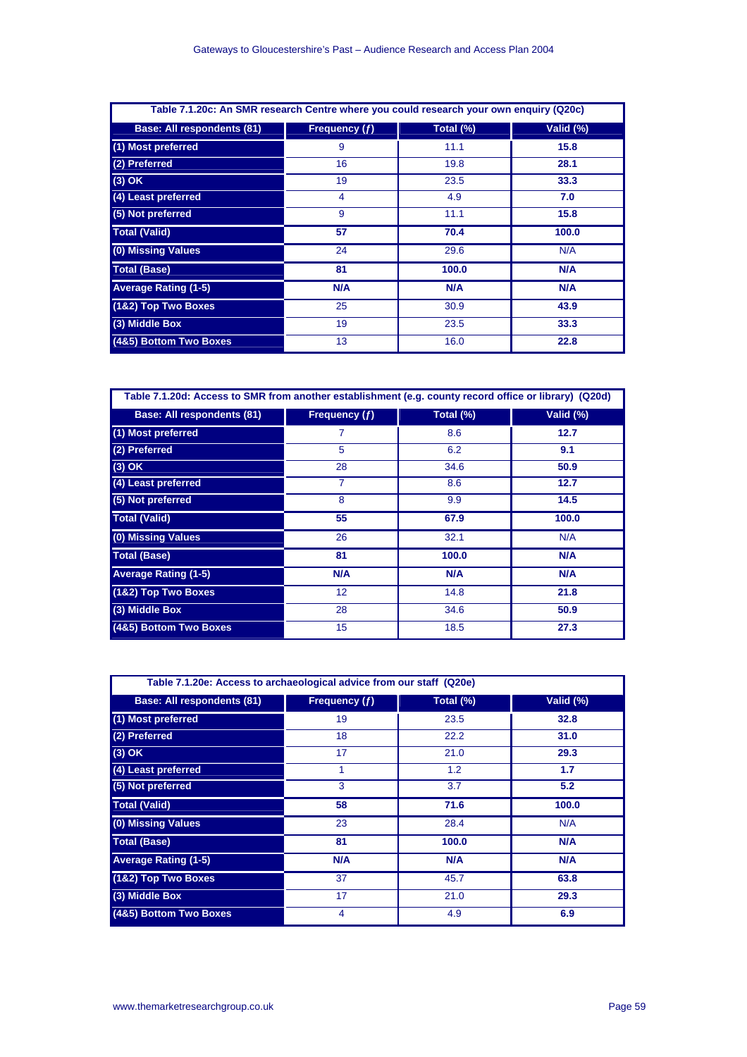**Table 7.1.20c: An SMR research Centre where you could research your own enquiry (Q20c)**

| Base: All respondents (81) | Frequency (ƒ) | Total (%) | Valid (%) |
|---|---|---|---|
| (1) Most preferred | 9 | 11.1 | **15.8** |
| (2) Preferred | 16 | 19.8 | **28.1** |
| (3) OK | 19 | 23.5 | **33.3** |
| (4) Least preferred | 4 | 4.9 | **7.0** |
| (5) Not preferred | 9 | 11.1 | **15.8** |
| **Total (Valid)** | **57** | **70.4** | **100.0** |
| (0) Missing Values | 24 | 29.6 | N/A |
| **Total (Base)** | **81** | **100.0** | **N/A** |
| **Average Rating (1-5)** | **N/A** | **N/A** | **N/A** |
| (1&2) Top Two Boxes | 25 | 30.9 | **43.9** |
| (3) Middle Box | 19 | 23.5 | **33.3** |
| (4&5) Bottom Two Boxes | 13 | 16.0 | **22.8** |

**Table 7.1.20d: Access to SMR from another establishment (e.g. county record office or library) (Q20d)**

| Base: All respondents (81) | Frequency (ƒ) | Total (%) | Valid (%) |
|---|---|---|---|
| (1) Most preferred | 7 | 8.6 | **12.7** |
| (2) Preferred | 5 | 6.2 | **9.1** |
| (3) OK | 28 | 34.6 | **50.9** |
| (4) Least preferred | 7 | 8.6 | **12.7** |
| (5) Not preferred | 8 | 9.9 | **14.5** |
| **Total (Valid)** | **55** | **67.9** | **100.0** |
| (0) Missing Values | 26 | 32.1 | N/A |
| **Total (Base)** | **81** | **100.0** | **N/A** |
| **Average Rating (1-5)** | **N/A** | **N/A** | **N/A** |
| (1&2) Top Two Boxes | 12 | 14.8 | **21.8** |
| (3) Middle Box | 28 | 34.6 | **50.9** |
| (4&5) Bottom Two Boxes | 15 | 18.5 | **27.3** |

**Table 7.1.20e: Access to archaeological advice from our staff (Q20e)**

| Base: All respondents (81) | Frequency (ƒ) | Total (%) | Valid (%) |
|---|---|---|---|
| (1) Most preferred | 19 | 23.5 | **32.8** |
| (2) Preferred | 18 | 22.2 | **31.0** |
| (3) OK | 17 | 21.0 | **29.3** |
| (4) Least preferred | 1 | 1.2 | **1.7** |
| (5) Not preferred | 3 | 3.7 | **5.2** |
| **Total (Valid)** | **58** | **71.6** | **100.0** |
| (0) Missing Values | 23 | 28.4 | N/A |
| **Total (Base)** | **81** | **100.0** | **N/A** |
| **Average Rating (1-5)** | **N/A** | **N/A** | **N/A** |
| (1&2) Top Two Boxes | 37 | 45.7 | **63.8** |
| (3) Middle Box | 17 | 21.0 | **29.3** |
| (4&5) Bottom Two Boxes | 4 | 4.9 | **6.9** |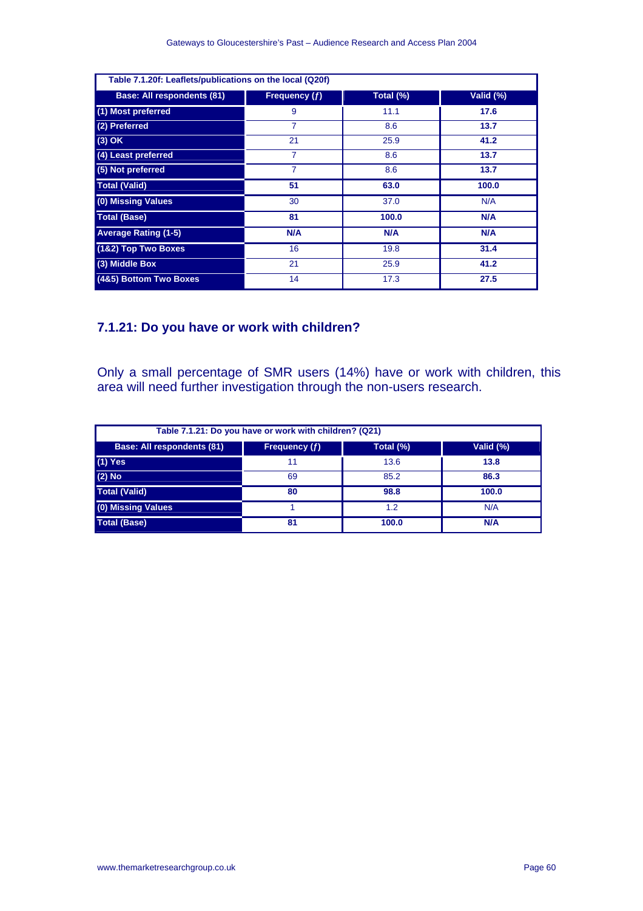| Table 7.1.20f: Leaflets/publications on the local (Q20f) | | | |
|---|---|---|---|
| **Base: All respondents (81)** | **Frequency (ƒ)** | **Total (%)** | **Valid (%)** |
| **(1) Most preferred** | 9 | 11.1 | **17.6** |
| **(2) Preferred** | 7 | 8.6 | **13.7** |
| **(3) OK** | 21 | 25.9 | **41.2** |
| **(4) Least preferred** | 7 | 8.6 | **13.7** |
| **(5) Not preferred** | 7 | 8.6 | **13.7** |
| **Total (Valid)** | **51** | **63.0** | **100.0** |
| **(0) Missing Values** | 30 | 37.0 | N/A |
| **Total (Base)** | **81** | **100.0** | **N/A** |
| **Average Rating (1-5)** | **N/A** | **N/A** | **N/A** |
| **(1&2) Top Two Boxes** | 16 | 19.8 | **31.4** |
| **(3) Middle Box** | 21 | 25.9 | **41.2** |
| **(4&5) Bottom Two Boxes** | 14 | 17.3 | **27.5** |

### 7.1.21: Do you have or work with children?

Only a small percentage of SMR users (14%) have or work with children, this area will need further investigation through the non-users research.

| Table 7.1.21: Do you have or work with children? (Q21) | | | |
|---|---|---|---|
| **Base: All respondents (81)** | **Frequency (ƒ)** | **Total (%)** | **Valid (%)** |
| **(1) Yes** | 11 | 13.6 | **13.8** |
| **(2) No** | 69 | 85.2 | **86.3** |
| **Total (Valid)** | **80** | **98.8** | **100.0** |
| **(0) Missing Values** | 1 | 1.2 | N/A |
| **Total (Base)** | **81** | **100.0** | **N/A** |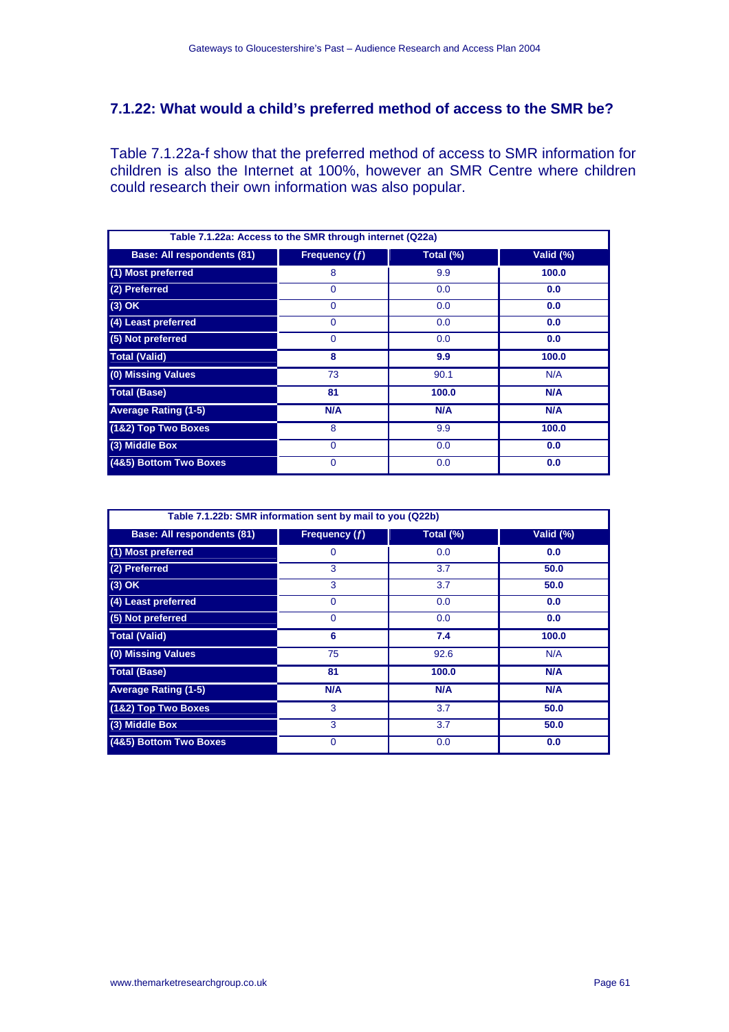## 7.1.22: What would a child's preferred method of access to the SMR be?

Table 7.1.22a-f show that the preferred method of access to SMR information for children is also the Internet at 100%, however an SMR Centre where children could research their own information was also popular.

**Table 7.1.22a: Access to the SMR through internet (Q22a)**

| Base: All respondents (81) | Frequency (ƒ) | Total (%) | Valid (%) |
|---|---|---|---|
| (1) Most preferred | 8 | 9.9 | **100.0** |
| (2) Preferred | 0 | 0.0 | **0.0** |
| (3) OK | 0 | 0.0 | **0.0** |
| (4) Least preferred | 0 | 0.0 | **0.0** |
| (5) Not preferred | 0 | 0.0 | **0.0** |
| **Total (Valid)** | **8** | **9.9** | **100.0** |
| (0) Missing Values | 73 | 90.1 | N/A |
| **Total (Base)** | **81** | **100.0** | **N/A** |
| **Average Rating (1-5)** | **N/A** | **N/A** | **N/A** |
| (1&2) Top Two Boxes | 8 | 9.9 | **100.0** |
| (3) Middle Box | 0 | 0.0 | **0.0** |
| (4&5) Bottom Two Boxes | 0 | 0.0 | **0.0** |

**Table 7.1.22b: SMR information sent by mail to you (Q22b)**

| Base: All respondents (81) | Frequency (ƒ) | Total (%) | Valid (%) |
|---|---|---|---|
| (1) Most preferred | 0 | 0.0 | **0.0** |
| (2) Preferred | 3 | 3.7 | **50.0** |
| (3) OK | 3 | 3.7 | **50.0** |
| (4) Least preferred | 0 | 0.0 | **0.0** |
| (5) Not preferred | 0 | 0.0 | **0.0** |
| **Total (Valid)** | **6** | **7.4** | **100.0** |
| (0) Missing Values | 75 | 92.6 | N/A |
| **Total (Base)** | **81** | **100.0** | **N/A** |
| **Average Rating (1-5)** | **N/A** | **N/A** | **N/A** |
| (1&2) Top Two Boxes | 3 | 3.7 | **50.0** |
| (3) Middle Box | 3 | 3.7 | **50.0** |
| (4&5) Bottom Two Boxes | 0 | 0.0 | **0.0** |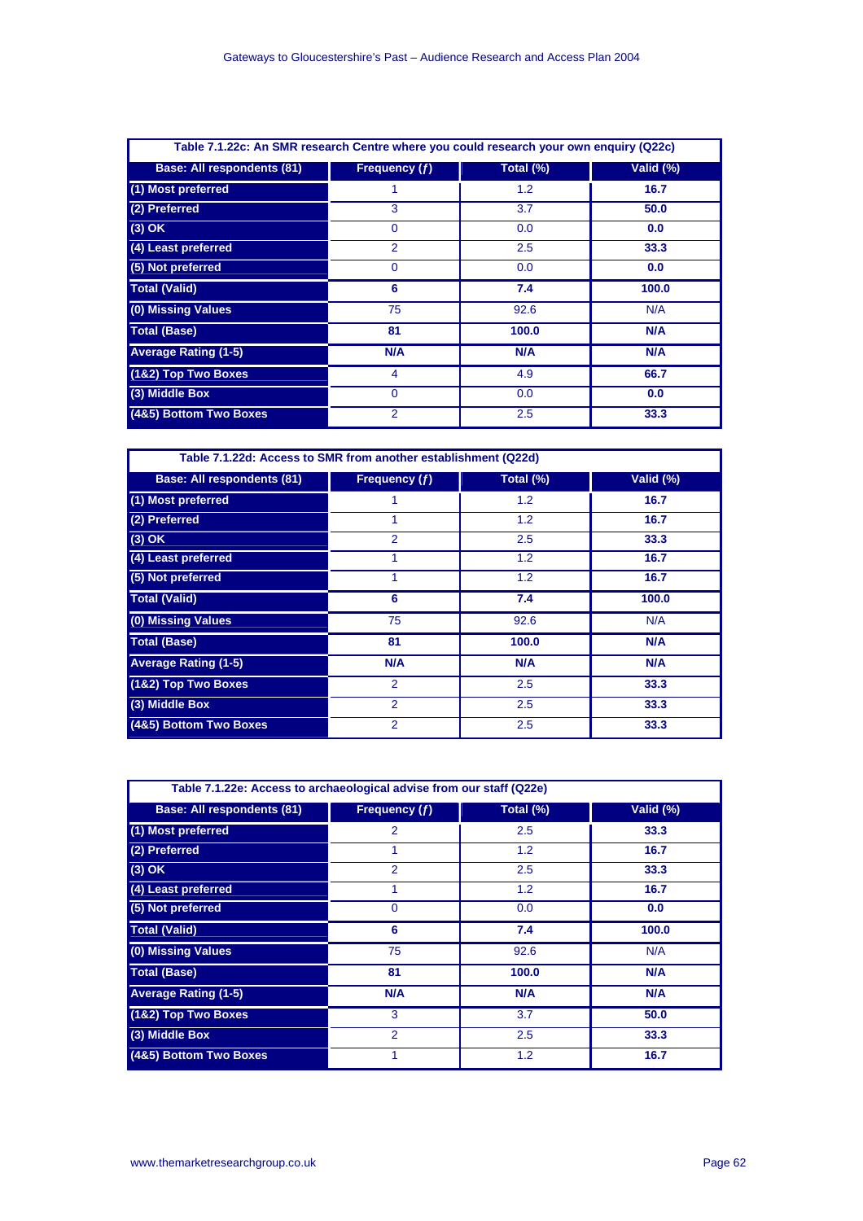**Table 7.1.22c: An SMR research Centre where you could research your own enquiry (Q22c)**

| Base: All respondents (81) | Frequency (ƒ) | Total (%) | Valid (%) |
|---|---|---|---|
| (1) Most preferred | 1 | 1.2 | **16.7** |
| (2) Preferred | 3 | 3.7 | **50.0** |
| (3) OK | 0 | 0.0 | **0.0** |
| (4) Least preferred | 2 | 2.5 | **33.3** |
| (5) Not preferred | 0 | 0.0 | **0.0** |
| **Total (Valid)** | **6** | **7.4** | **100.0** |
| (0) Missing Values | 75 | 92.6 | N/A |
| **Total (Base)** | **81** | **100.0** | **N/A** |
| **Average Rating (1-5)** | **N/A** | **N/A** | **N/A** |
| (1&2) Top Two Boxes | 4 | 4.9 | **66.7** |
| (3) Middle Box | 0 | 0.0 | **0.0** |
| (4&5) Bottom Two Boxes | 2 | 2.5 | **33.3** |

**Table 7.1.22d: Access to SMR from another establishment (Q22d)**

| Base: All respondents (81) | Frequency (ƒ) | Total (%) | Valid (%) |
|---|---|---|---|
| (1) Most preferred | 1 | 1.2 | **16.7** |
| (2) Preferred | 1 | 1.2 | **16.7** |
| (3) OK | 2 | 2.5 | **33.3** |
| (4) Least preferred | 1 | 1.2 | **16.7** |
| (5) Not preferred | 1 | 1.2 | **16.7** |
| **Total (Valid)** | **6** | **7.4** | **100.0** |
| (0) Missing Values | 75 | 92.6 | N/A |
| **Total (Base)** | **81** | **100.0** | **N/A** |
| **Average Rating (1-5)** | **N/A** | **N/A** | **N/A** |
| (1&2) Top Two Boxes | 2 | 2.5 | **33.3** |
| (3) Middle Box | 2 | 2.5 | **33.3** |
| (4&5) Bottom Two Boxes | 2 | 2.5 | **33.3** |

**Table 7.1.22e: Access to archaeological advise from our staff (Q22e)**

| Base: All respondents (81) | Frequency (ƒ) | Total (%) | Valid (%) |
|---|---|---|---|
| (1) Most preferred | 2 | 2.5 | **33.3** |
| (2) Preferred | 1 | 1.2 | **16.7** |
| (3) OK | 2 | 2.5 | **33.3** |
| (4) Least preferred | 1 | 1.2 | **16.7** |
| (5) Not preferred | 0 | 0.0 | **0.0** |
| **Total (Valid)** | **6** | **7.4** | **100.0** |
| (0) Missing Values | 75 | 92.6 | N/A |
| **Total (Base)** | **81** | **100.0** | **N/A** |
| **Average Rating (1-5)** | **N/A** | **N/A** | **N/A** |
| (1&2) Top Two Boxes | 3 | 3.7 | **50.0** |
| (3) Middle Box | 2 | 2.5 | **33.3** |
| (4&5) Bottom Two Boxes | 1 | 1.2 | **16.7** |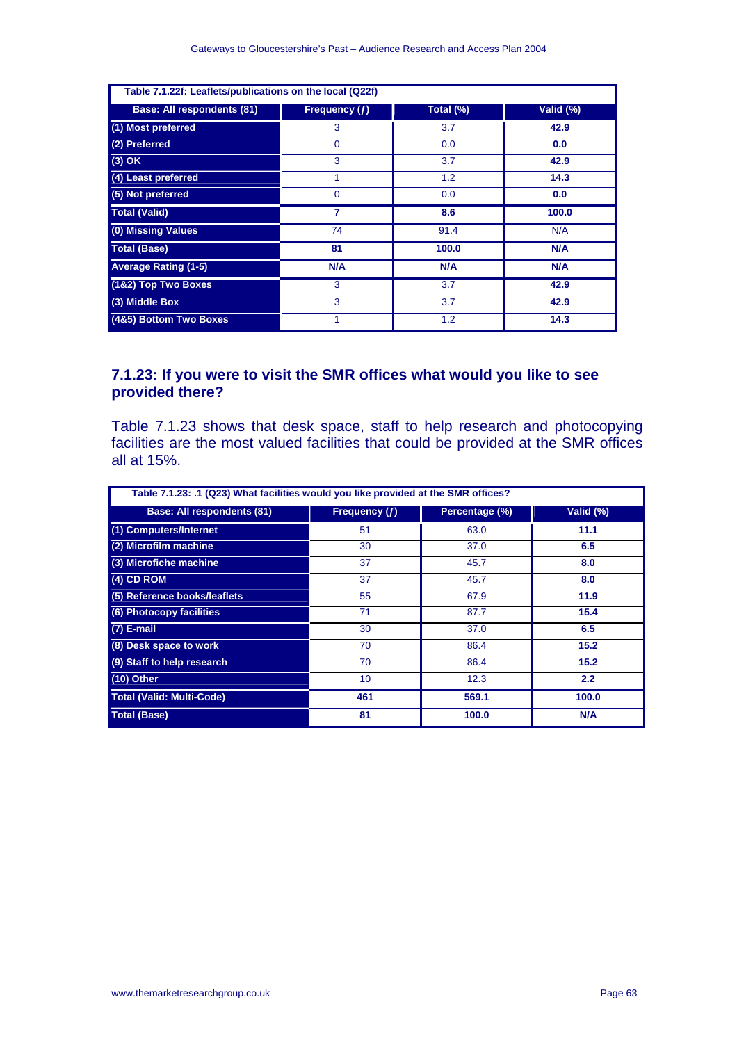| Table 7.1.22f: Leaflets/publications on the local (Q22f) | | | |
|---|---|---|---|
| **Base: All respondents (81)** | **Frequency (ƒ)** | **Total (%)** | **Valid (%)** |
| **(1) Most preferred** | 3 | 3.7 | **42.9** |
| **(2) Preferred** | 0 | 0.0 | **0.0** |
| **(3) OK** | 3 | 3.7 | **42.9** |
| **(4) Least preferred** | 1 | 1.2 | **14.3** |
| **(5) Not preferred** | 0 | 0.0 | **0.0** |
| **Total (Valid)** | **7** | **8.6** | **100.0** |
| **(0) Missing Values** | 74 | 91.4 | N/A |
| **Total (Base)** | **81** | **100.0** | **N/A** |
| **Average Rating (1-5)** | **N/A** | **N/A** | **N/A** |
| **(1&2) Top Two Boxes** | 3 | 3.7 | **42.9** |
| **(3) Middle Box** | 3 | 3.7 | **42.9** |
| **(4&5) Bottom Two Boxes** | 1 | 1.2 | **14.3** |

### 7.1.23: If you were to visit the SMR offices what would you like to see provided there?

Table 7.1.23 shows that desk space, staff to help research and photocopying facilities are the most valued facilities that could be provided at the SMR offices all at 15%.

| Table 7.1.23: .1 (Q23) What facilities would you like provided at the SMR offices? | | | |
|---|---|---|---|
| **Base: All respondents (81)** | **Frequency (ƒ)** | **Percentage (%)** | **Valid (%)** |
| **(1) Computers/Internet** | 51 | 63.0 | **11.1** |
| **(2) Microfilm machine** | 30 | 37.0 | **6.5** |
| **(3) Microfiche machine** | 37 | 45.7 | **8.0** |
| **(4) CD ROM** | 37 | 45.7 | **8.0** |
| **(5) Reference books/leaflets** | 55 | 67.9 | **11.9** |
| **(6) Photocopy facilities** | 71 | 87.7 | **15.4** |
| **(7) E-mail** | 30 | 37.0 | **6.5** |
| **(8) Desk space to work** | 70 | 86.4 | **15.2** |
| **(9) Staff to help research** | 70 | 86.4 | **15.2** |
| **(10) Other** | 10 | 12.3 | **2.2** |
| **Total (Valid: Multi-Code)** | **461** | **569.1** | **100.0** |
| **Total (Base)** | **81** | **100.0** | **N/A** |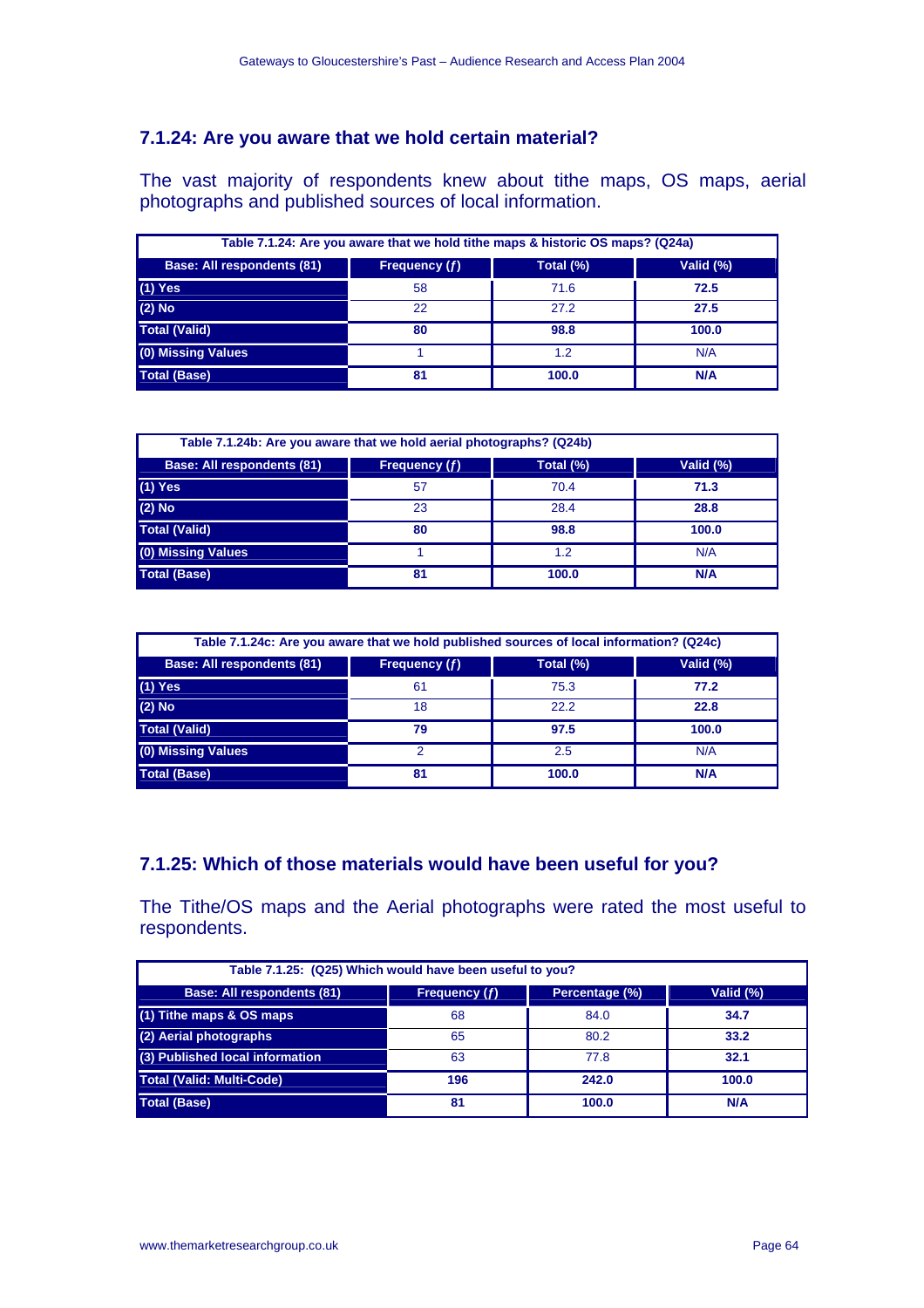### 7.1.24: Are you aware that we hold certain material?

The vast majority of respondents knew about tithe maps, OS maps, aerial photographs and published sources of local information.

**Table 7.1.24: Are you aware that we hold tithe maps & historic OS maps? (Q24a)**

| Base: All respondents (81) | Frequency (ƒ) | Total (%) | Valid (%) |
|---|---|---|---|
| (1) Yes | 58 | 71.6 | **72.5** |
| (2) No | 22 | 27.2 | **27.5** |
| **Total (Valid)** | **80** | **98.8** | **100.0** |
| (0) Missing Values | 1 | 1.2 | N/A |
| **Total (Base)** | **81** | **100.0** | **N/A** |

**Table 7.1.24b: Are you aware that we hold aerial photographs? (Q24b)**

| Base: All respondents (81) | Frequency (ƒ) | Total (%) | Valid (%) |
|---|---|---|---|
| (1) Yes | 57 | 70.4 | **71.3** |
| (2) No | 23 | 28.4 | **28.8** |
| **Total (Valid)** | **80** | **98.8** | **100.0** |
| (0) Missing Values | 1 | 1.2 | N/A |
| **Total (Base)** | **81** | **100.0** | **N/A** |

**Table 7.1.24c: Are you aware that we hold published sources of local information? (Q24c)**

| Base: All respondents (81) | Frequency (ƒ) | Total (%) | Valid (%) |
|---|---|---|---|
| (1) Yes | 61 | 75.3 | **77.2** |
| (2) No | 18 | 22.2 | **22.8** |
| **Total (Valid)** | **79** | **97.5** | **100.0** |
| (0) Missing Values | 2 | 2.5 | N/A |
| **Total (Base)** | **81** | **100.0** | **N/A** |

### 7.1.25: Which of those materials would have been useful for you?

The Tithe/OS maps and the Aerial photographs were rated the most useful to respondents.

**Table 7.1.25: (Q25) Which would have been useful to you?**

| Base: All respondents (81) | Frequency (ƒ) | Percentage (%) | Valid (%) |
|---|---|---|---|
| (1) Tithe maps & OS maps | 68 | 84.0 | **34.7** |
| (2) Aerial photographs | 65 | 80.2 | **33.2** |
| (3) Published local information | 63 | 77.8 | **32.1** |
| **Total (Valid: Multi-Code)** | **196** | **242.0** | **100.0** |
| **Total (Base)** | **81** | **100.0** | **N/A** |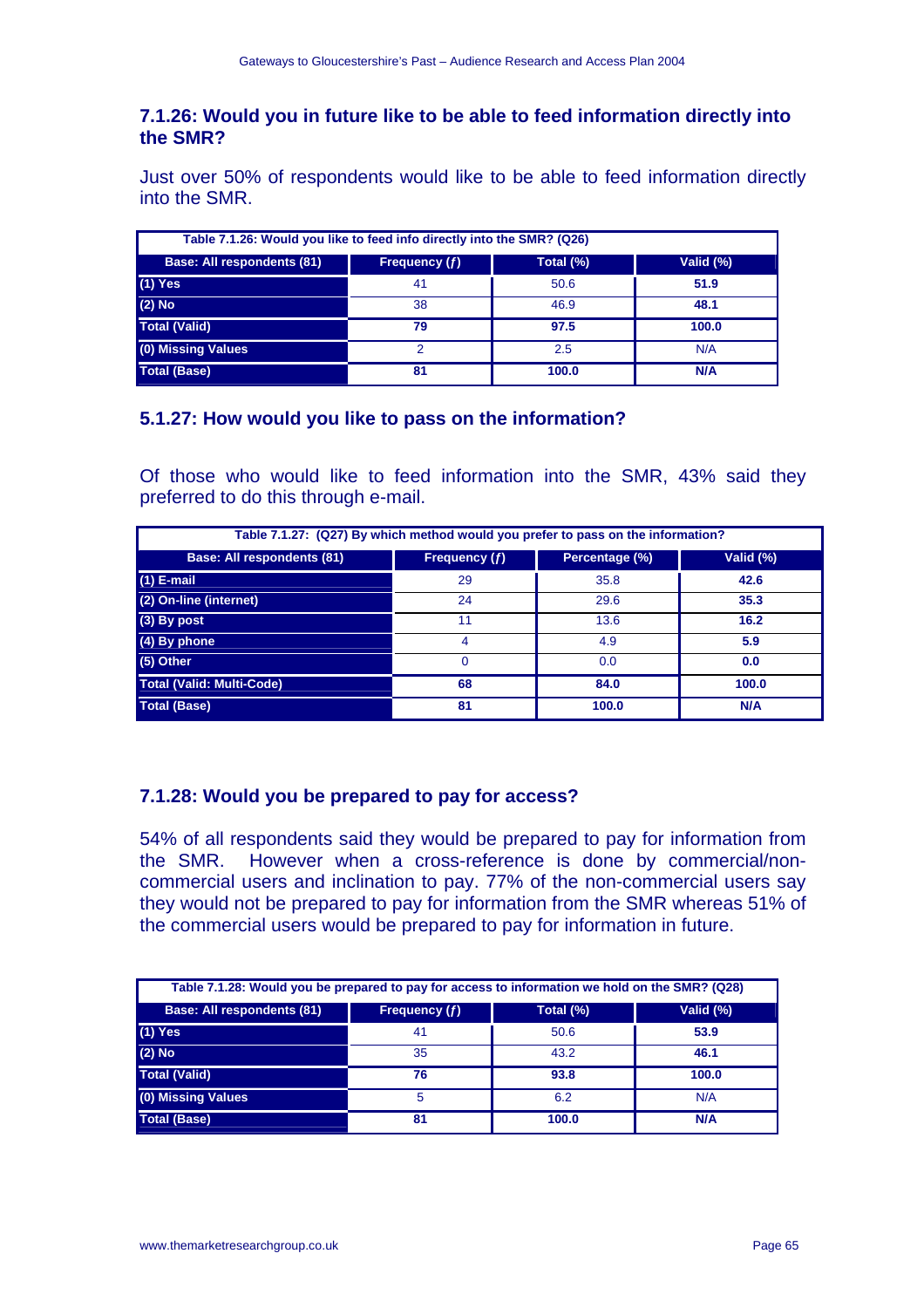### 7.1.26: Would you in future like to be able to feed information directly into the SMR?

Just over 50% of respondents would like to be able to feed information directly into the SMR.

| Table 7.1.26: Would you like to feed info directly into the SMR? (Q26) | | | |
|---|---|---|---|
| **Base: All respondents (81)** | **Frequency (ƒ)** | **Total (%)** | **Valid (%)** |
| **(1) Yes** | 41 | 50.6 | **51.9** |
| **(2) No** | 38 | 46.9 | **48.1** |
| **Total (Valid)** | **79** | **97.5** | **100.0** |
| **(0) Missing Values** | 2 | 2.5 | N/A |
| **Total (Base)** | **81** | **100.0** | **N/A** |

### 5.1.27: How would you like to pass on the information?

Of those who would like to feed information into the SMR, 43% said they preferred to do this through e-mail.

| Table 7.1.27: (Q27) By which method would you prefer to pass on the information? | | | |
|---|---|---|---|
| **Base: All respondents (81)** | **Frequency (ƒ)** | **Percentage (%)** | **Valid (%)** |
| **(1) E-mail** | 29 | 35.8 | **42.6** |
| **(2) On-line (internet)** | 24 | 29.6 | **35.3** |
| **(3) By post** | 11 | 13.6 | **16.2** |
| **(4) By phone** | 4 | 4.9 | **5.9** |
| **(5) Other** | 0 | 0.0 | **0.0** |
| **Total (Valid: Multi-Code)** | **68** | **84.0** | **100.0** |
| **Total (Base)** | **81** | **100.0** | **N/A** |

### 7.1.28: Would you be prepared to pay for access?

54% of all respondents said they would be prepared to pay for information from the SMR. However when a cross-reference is done by commercial/non-commercial users and inclination to pay. 77% of the non-commercial users say they would not be prepared to pay for information from the SMR whereas 51% of the commercial users would be prepared to pay for information in future.

| Table 7.1.28: Would you be prepared to pay for access to information we hold on the SMR? (Q28) | | | |
|---|---|---|---|
| **Base: All respondents (81)** | **Frequency (ƒ)** | **Total (%)** | **Valid (%)** |
| **(1) Yes** | 41 | 50.6 | **53.9** |
| **(2) No** | 35 | 43.2 | **46.1** |
| **Total (Valid)** | **76** | **93.8** | **100.0** |
| **(0) Missing Values** | 5 | 6.2 | N/A |
| **Total (Base)** | **81** | **100.0** | **N/A** |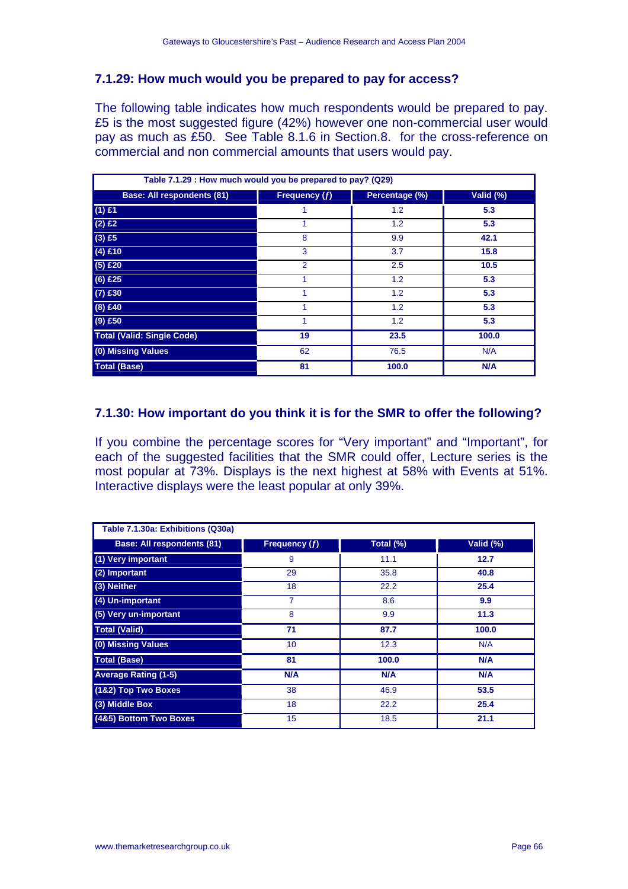### 7.1.29: How much would you be prepared to pay for access?

The following table indicates how much respondents would be prepared to pay. £5 is the most suggested figure (42%) however one non-commercial user would pay as much as £50. See Table 8.1.6 in Section.8. for the cross-reference on commercial and non commercial amounts that users would pay.

| Table 7.1.29 : How much would you be prepared to pay? (Q29) | | | |
|---|---|---|---|
| **Base: All respondents (81)** | **Frequency (ƒ)** | **Percentage (%)** | **Valid (%)** |
| **(1) £1** | 1 | 1.2 | **5.3** |
| **(2) £2** | 1 | 1.2 | **5.3** |
| **(3) £5** | 8 | 9.9 | **42.1** |
| **(4) £10** | 3 | 3.7 | **15.8** |
| **(5) £20** | 2 | 2.5 | **10.5** |
| **(6) £25** | 1 | 1.2 | **5.3** |
| **(7) £30** | 1 | 1.2 | **5.3** |
| **(8) £40** | 1 | 1.2 | **5.3** |
| **(9) £50** | 1 | 1.2 | **5.3** |
| **Total (Valid: Single Code)** | **19** | **23.5** | **100.0** |
| **(0) Missing Values** | 62 | 76.5 | N/A |
| **Total (Base)** | **81** | **100.0** | **N/A** |

### 7.1.30: How important do you think it is for the SMR to offer the following?

If you combine the percentage scores for “Very important” and “Important”, for each of the suggested facilities that the SMR could offer, Lecture series is the most popular at 73%. Displays is the next highest at 58% with Events at 51%. Interactive displays were the least popular at only 39%.

| Table 7.1.30a: Exhibitions (Q30a) | | | |
|---|---|---|---|
| **Base: All respondents (81)** | **Frequency (ƒ)** | **Total (%)** | **Valid (%)** |
| **(1) Very important** | 9 | 11.1 | **12.7** |
| **(2) Important** | 29 | 35.8 | **40.8** |
| **(3) Neither** | 18 | 22.2 | **25.4** |
| **(4) Un-important** | 7 | 8.6 | **9.9** |
| **(5) Very un-important** | 8 | 9.9 | **11.3** |
| **Total (Valid)** | **71** | **87.7** | **100.0** |
| **(0) Missing Values** | 10 | 12.3 | N/A |
| **Total (Base)** | **81** | **100.0** | **N/A** |
| **Average Rating (1-5)** | **N/A** | **N/A** | **N/A** |
| **(1&2) Top Two Boxes** | 38 | 46.9 | **53.5** |
| **(3) Middle Box** | 18 | 22.2 | **25.4** |
| **(4&5) Bottom Two Boxes** | 15 | 18.5 | **21.1** |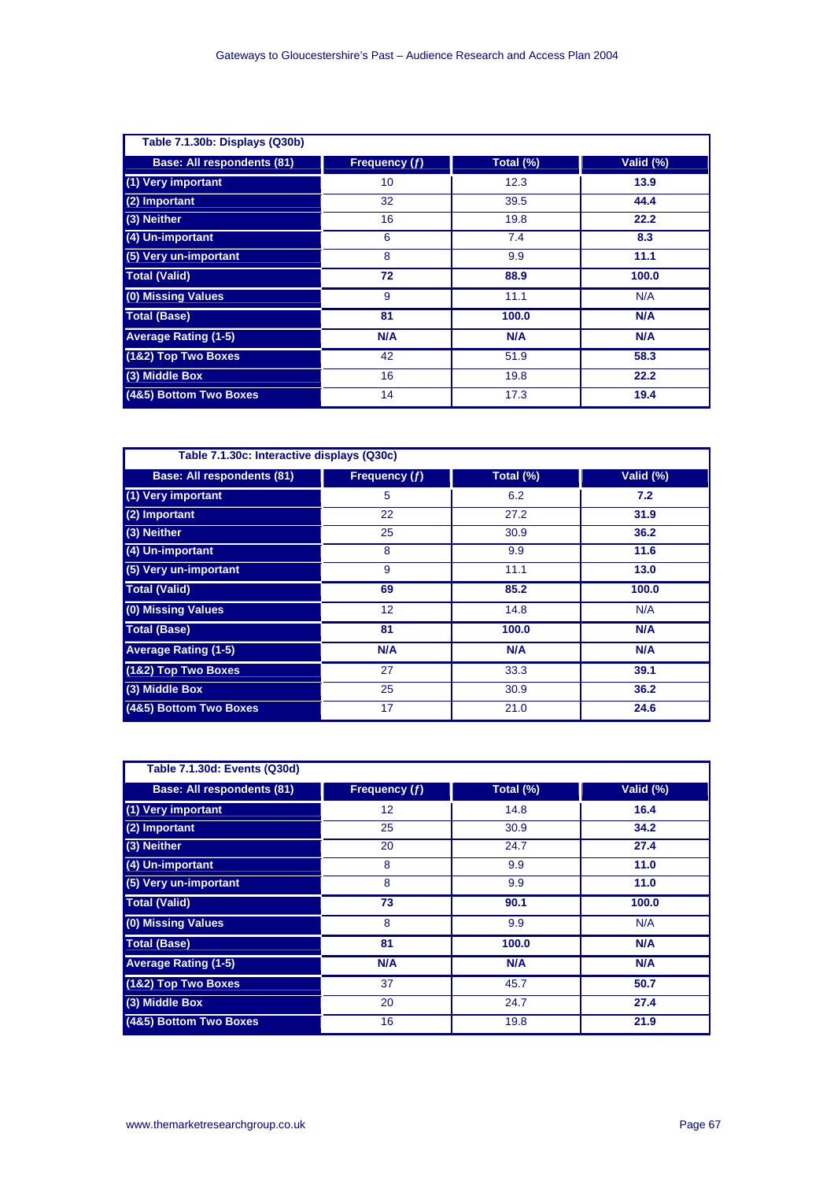**Table 7.1.30b: Displays (Q30b)**

| Base: All respondents (81) | Frequency (ƒ) | Total (%) | Valid (%) |
|---|---|---|---|
| (1) Very important | 10 | 12.3 | **13.9** |
| (2) Important | 32 | 39.5 | **44.4** |
| (3) Neither | 16 | 19.8 | **22.2** |
| (4) Un-important | 6 | 7.4 | **8.3** |
| (5) Very un-important | 8 | 9.9 | **11.1** |
| **Total (Valid)** | **72** | **88.9** | **100.0** |
| (0) Missing Values | 9 | 11.1 | N/A |
| **Total (Base)** | **81** | **100.0** | **N/A** |
| **Average Rating (1-5)** | **N/A** | **N/A** | **N/A** |
| (1&2) Top Two Boxes | 42 | 51.9 | **58.3** |
| (3) Middle Box | 16 | 19.8 | **22.2** |
| (4&5) Bottom Two Boxes | 14 | 17.3 | **19.4** |

**Table 7.1.30c: Interactive displays (Q30c)**

| Base: All respondents (81) | Frequency (ƒ) | Total (%) | Valid (%) |
|---|---|---|---|
| (1) Very important | 5 | 6.2 | **7.2** |
| (2) Important | 22 | 27.2 | **31.9** |
| (3) Neither | 25 | 30.9 | **36.2** |
| (4) Un-important | 8 | 9.9 | **11.6** |
| (5) Very un-important | 9 | 11.1 | **13.0** |
| **Total (Valid)** | **69** | **85.2** | **100.0** |
| (0) Missing Values | 12 | 14.8 | N/A |
| **Total (Base)** | **81** | **100.0** | **N/A** |
| **Average Rating (1-5)** | **N/A** | **N/A** | **N/A** |
| (1&2) Top Two Boxes | 27 | 33.3 | **39.1** |
| (3) Middle Box | 25 | 30.9 | **36.2** |
| (4&5) Bottom Two Boxes | 17 | 21.0 | **24.6** |

**Table 7.1.30d: Events (Q30d)**

| Base: All respondents (81) | Frequency (ƒ) | Total (%) | Valid (%) |
|---|---|---|---|
| (1) Very important | 12 | 14.8 | **16.4** |
| (2) Important | 25 | 30.9 | **34.2** |
| (3) Neither | 20 | 24.7 | **27.4** |
| (4) Un-important | 8 | 9.9 | **11.0** |
| (5) Very un-important | 8 | 9.9 | **11.0** |
| **Total (Valid)** | **73** | **90.1** | **100.0** |
| (0) Missing Values | 8 | 9.9 | N/A |
| **Total (Base)** | **81** | **100.0** | **N/A** |
| **Average Rating (1-5)** | **N/A** | **N/A** | **N/A** |
| (1&2) Top Two Boxes | 37 | 45.7 | **50.7** |
| (3) Middle Box | 20 | 24.7 | **27.4** |
| (4&5) Bottom Two Boxes | 16 | 19.8 | **21.9** |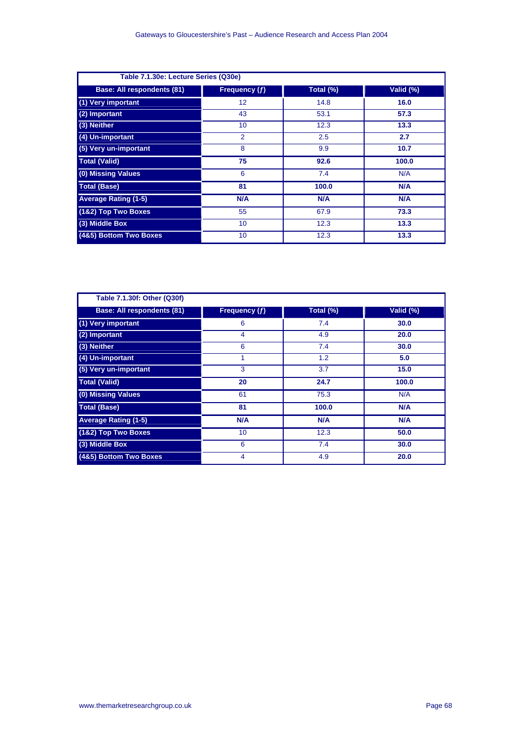**Table 7.1.30e: Lecture Series (Q30e)**

| Base: All respondents (81) | Frequency (ƒ) | Total (%) | Valid (%) |
|---|---|---|---|
| (1) Very important | 12 | 14.8 | **16.0** |
| (2) Important | 43 | 53.1 | **57.3** |
| (3) Neither | 10 | 12.3 | **13.3** |
| (4) Un-important | 2 | 2.5 | **2.7** |
| (5) Very un-important | 8 | 9.9 | **10.7** |
| **Total (Valid)** | **75** | **92.6** | **100.0** |
| (0) Missing Values | 6 | 7.4 | N/A |
| **Total (Base)** | **81** | **100.0** | **N/A** |
| **Average Rating (1-5)** | **N/A** | **N/A** | **N/A** |
| (1&2) Top Two Boxes | 55 | 67.9 | **73.3** |
| (3) Middle Box | 10 | 12.3 | **13.3** |
| (4&5) Bottom Two Boxes | 10 | 12.3 | **13.3** |

**Table 7.1.30f: Other (Q30f)**

| Base: All respondents (81) | Frequency (ƒ) | Total (%) | Valid (%) |
|---|---|---|---|
| (1) Very important | 6 | 7.4 | **30.0** |
| (2) Important | 4 | 4.9 | **20.0** |
| (3) Neither | 6 | 7.4 | **30.0** |
| (4) Un-important | 1 | 1.2 | **5.0** |
| (5) Very un-important | 3 | 3.7 | **15.0** |
| **Total (Valid)** | **20** | **24.7** | **100.0** |
| (0) Missing Values | 61 | 75.3 | N/A |
| **Total (Base)** | **81** | **100.0** | **N/A** |
| **Average Rating (1-5)** | **N/A** | **N/A** | **N/A** |
| (1&2) Top Two Boxes | 10 | 12.3 | **50.0** |
| (3) Middle Box | 6 | 7.4 | **30.0** |
| (4&5) Bottom Two Boxes | 4 | 4.9 | **20.0** |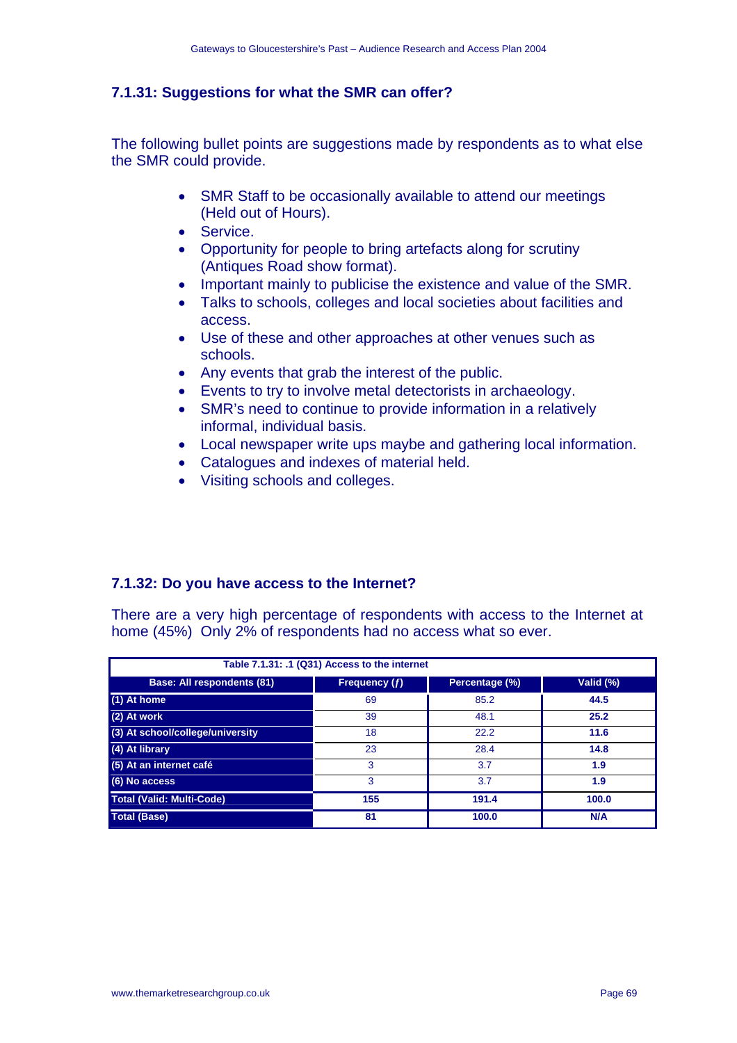### 7.1.31: Suggestions for what the SMR can offer?

The following bullet points are suggestions made by respondents as to what else the SMR could provide.

- SMR Staff to be occasionally available to attend our meetings (Held out of Hours).
- Service.
- Opportunity for people to bring artefacts along for scrutiny (Antiques Road show format).
- Important mainly to publicise the existence and value of the SMR.
- Talks to schools, colleges and local societies about facilities and access.
- Use of these and other approaches at other venues such as schools.
- Any events that grab the interest of the public.
- Events to try to involve metal detectorists in archaeology.
- SMR's need to continue to provide information in a relatively informal, individual basis.
- Local newspaper write ups maybe and gathering local information.
- Catalogues and indexes of material held.
- Visiting schools and colleges.

### 7.1.32: Do you have access to the Internet?

There are a very high percentage of respondents with access to the Internet at home (45%) Only 2% of respondents had no access what so ever.

**Table 7.1.31: .1 (Q31) Access to the internet**

| Base: All respondents (81) | Frequency (*f*) | Percentage (%) | Valid (%) |
|---|---|---|---|
| **(1) At home** | 69 | 85.2 | **44.5** |
| **(2) At work** | 39 | 48.1 | **25.2** |
| **(3) At school/college/university** | 18 | 22.2 | **11.6** |
| **(4) At library** | 23 | 28.4 | **14.8** |
| **(5) At an internet café** | 3 | 3.7 | **1.9** |
| **(6) No access** | 3 | 3.7 | **1.9** |
| **Total (Valid: Multi-Code)** | **155** | **191.4** | **100.0** |
| **Total (Base)** | **81** | **100.0** | **N/A** |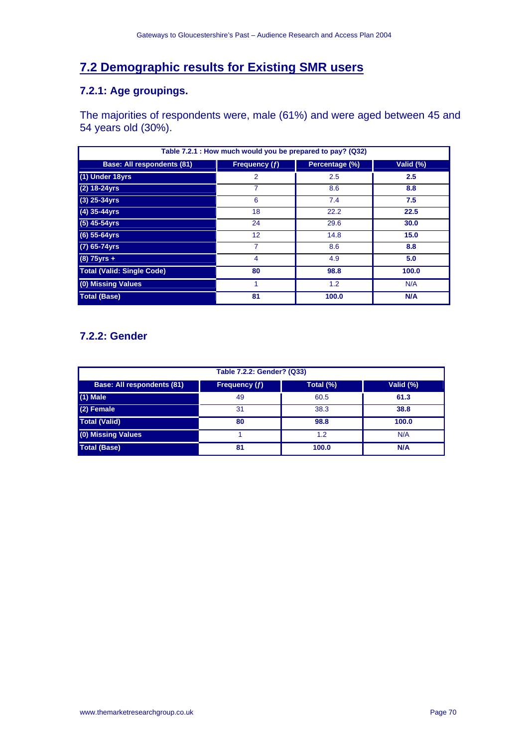## 7.2 Demographic results for Existing SMR users

### 7.2.1: Age groupings.

The majorities of respondents were, male (61%) and were aged between 45 and 54 years old (30%).

| Table 7.2.1 : How much would you be prepared to pay? (Q32) | | | |
|---|---|---|---|
| **Base: All respondents (81)** | **Frequency (ƒ)** | **Percentage (%)** | **Valid (%)** |
| **(1) Under 18yrs** | 2 | 2.5 | **2.5** |
| **(2) 18-24yrs** | 7 | 8.6 | **8.8** |
| **(3) 25-34yrs** | 6 | 7.4 | **7.5** |
| **(4) 35-44yrs** | 18 | 22.2 | **22.5** |
| **(5) 45-54yrs** | 24 | 29.6 | **30.0** |
| **(6) 55-64yrs** | 12 | 14.8 | **15.0** |
| **(7) 65-74yrs** | 7 | 8.6 | **8.8** |
| **(8) 75yrs +** | 4 | 4.9 | **5.0** |
| **Total (Valid: Single Code)** | **80** | **98.8** | **100.0** |
| **(0) Missing Values** | 1 | 1.2 | N/A |
| **Total (Base)** | **81** | **100.0** | **N/A** |

### 7.2.2: Gender

| Table 7.2.2: Gender? (Q33) | | | |
|---|---|---|---|
| **Base: All respondents (81)** | **Frequency (ƒ)** | **Total (%)** | **Valid (%)** |
| **(1) Male** | 49 | 60.5 | **61.3** |
| **(2) Female** | 31 | 38.3 | **38.8** |
| **Total (Valid)** | **80** | **98.8** | **100.0** |
| **(0) Missing Values** | 1 | 1.2 | N/A |
| **Total (Base)** | **81** | **100.0** | **N/A** |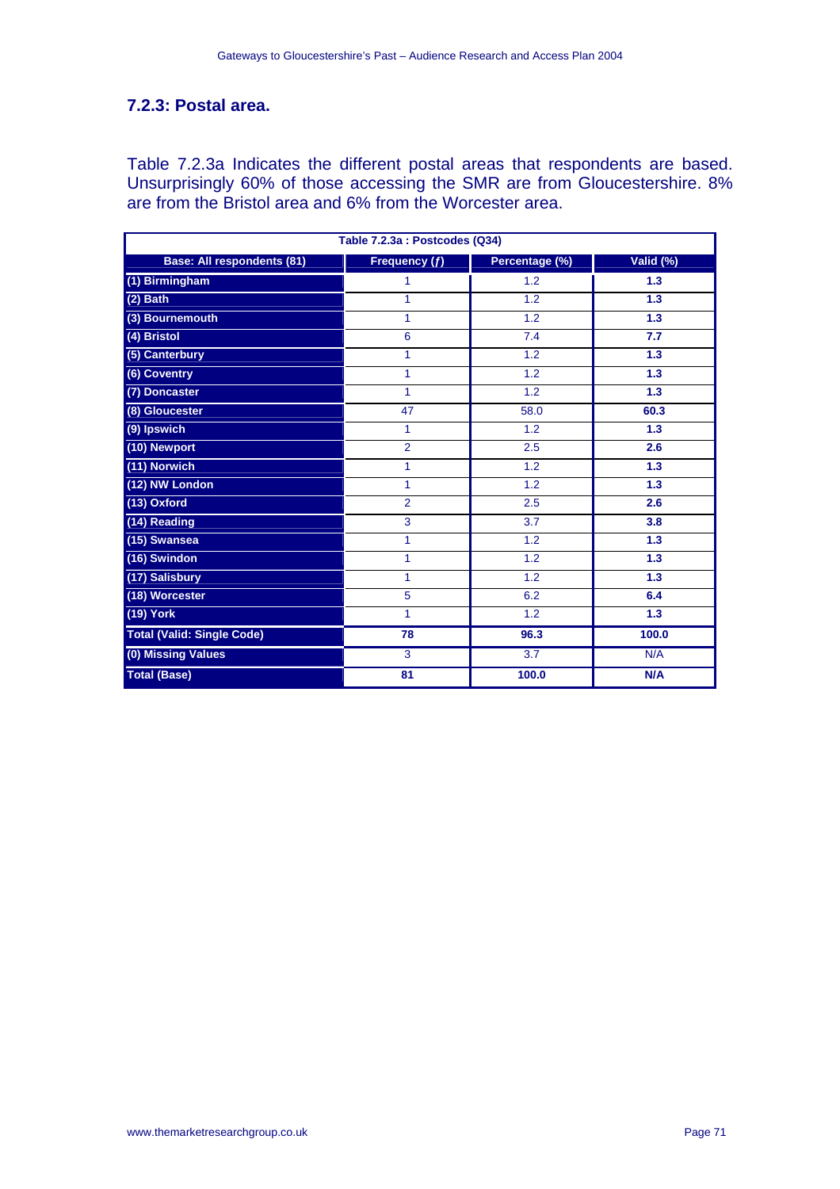### 7.2.3: Postal area.

Table 7.2.3a Indicates the different postal areas that respondents are based. Unsurprisingly 60% of those accessing the SMR are from Gloucestershire. 8% are from the Bristol area and 6% from the Worcester area.

| Table 7.2.3a : Postcodes (Q34) | | | |
|---|---|---|---|
| **Base: All respondents (81)** | **Frequency (*f*)** | **Percentage (%)** | **Valid (%)** |
| **(1) Birmingham** | 1 | 1.2 | **1.3** |
| **(2) Bath** | 1 | 1.2 | **1.3** |
| **(3) Bournemouth** | 1 | 1.2 | **1.3** |
| **(4) Bristol** | 6 | 7.4 | **7.7** |
| **(5) Canterbury** | 1 | 1.2 | **1.3** |
| **(6) Coventry** | 1 | 1.2 | **1.3** |
| **(7) Doncaster** | 1 | 1.2 | **1.3** |
| **(8) Gloucester** | 47 | 58.0 | **60.3** |
| **(9) Ipswich** | 1 | 1.2 | **1.3** |
| **(10) Newport** | 2 | 2.5 | **2.6** |
| **(11) Norwich** | 1 | 1.2 | **1.3** |
| **(12) NW London** | 1 | 1.2 | **1.3** |
| **(13) Oxford** | 2 | 2.5 | **2.6** |
| **(14) Reading** | 3 | 3.7 | **3.8** |
| **(15) Swansea** | 1 | 1.2 | **1.3** |
| **(16) Swindon** | 1 | 1.2 | **1.3** |
| **(17) Salisbury** | 1 | 1.2 | **1.3** |
| **(18) Worcester** | 5 | 6.2 | **6.4** |
| **(19) York** | 1 | 1.2 | **1.3** |
| **Total (Valid: Single Code)** | **78** | **96.3** | **100.0** |
| **(0) Missing Values** | 3 | 3.7 | N/A |
| **Total (Base)** | **81** | **100.0** | **N/A** |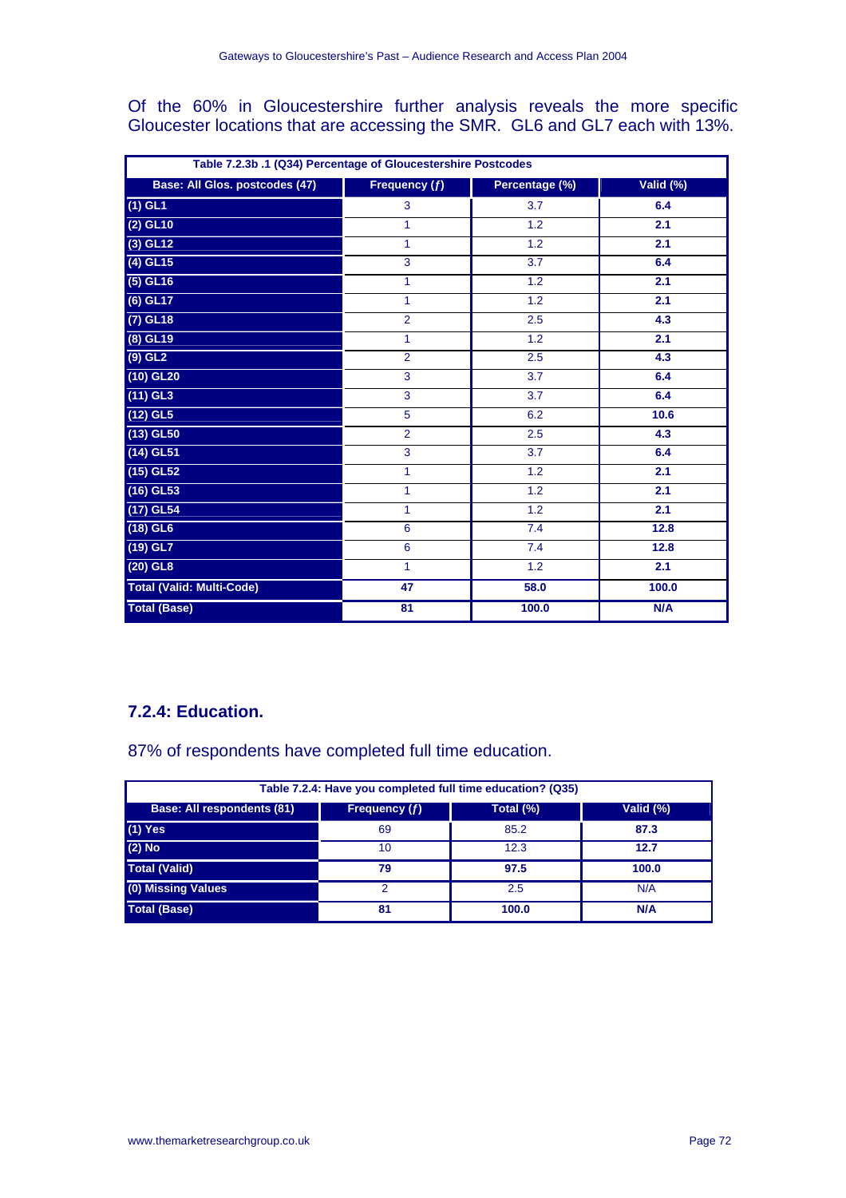Of the 60% in Gloucestershire further analysis reveals the more specific Gloucester locations that are accessing the SMR. GL6 and GL7 each with 13%.

| Table 7.2.3b .1 (Q34) Percentage of Gloucestershire Postcodes | | | |
|---|---|---|---|
| **Base: All Glos. postcodes (47)** | **Frequency (ƒ)** | **Percentage (%)** | **Valid (%)** |
| **(1) GL1** | 3 | 3.7 | **6.4** |
| **(2) GL10** | 1 | 1.2 | **2.1** |
| **(3) GL12** | 1 | 1.2 | **2.1** |
| **(4) GL15** | 3 | 3.7 | **6.4** |
| **(5) GL16** | 1 | 1.2 | **2.1** |
| **(6) GL17** | 1 | 1.2 | **2.1** |
| **(7) GL18** | 2 | 2.5 | **4.3** |
| **(8) GL19** | 1 | 1.2 | **2.1** |
| **(9) GL2** | 2 | 2.5 | **4.3** |
| **(10) GL20** | 3 | 3.7 | **6.4** |
| **(11) GL3** | 3 | 3.7 | **6.4** |
| **(12) GL5** | 5 | 6.2 | **10.6** |
| **(13) GL50** | 2 | 2.5 | **4.3** |
| **(14) GL51** | 3 | 3.7 | **6.4** |
| **(15) GL52** | 1 | 1.2 | **2.1** |
| **(16) GL53** | 1 | 1.2 | **2.1** |
| **(17) GL54** | 1 | 1.2 | **2.1** |
| **(18) GL6** | 6 | 7.4 | **12.8** |
| **(19) GL7** | 6 | 7.4 | **12.8** |
| **(20) GL8** | 1 | 1.2 | **2.1** |
| **Total (Valid: Multi-Code)** | **47** | **58.0** | **100.0** |
| **Total (Base)** | **81** | **100.0** | **N/A** |

## 7.2.4: Education.

87% of respondents have completed full time education.

| Table 7.2.4: Have you completed full time education? (Q35) | | | |
|---|---|---|---|
| **Base: All respondents (81)** | **Frequency (ƒ)** | **Total (%)** | **Valid (%)** |
| **(1) Yes** | 69 | 85.2 | **87.3** |
| **(2) No** | 10 | 12.3 | **12.7** |
| **Total (Valid)** | **79** | **97.5** | **100.0** |
| **(0) Missing Values** | 2 | 2.5 | N/A |
| **Total (Base)** | **81** | **100.0** | **N/A** |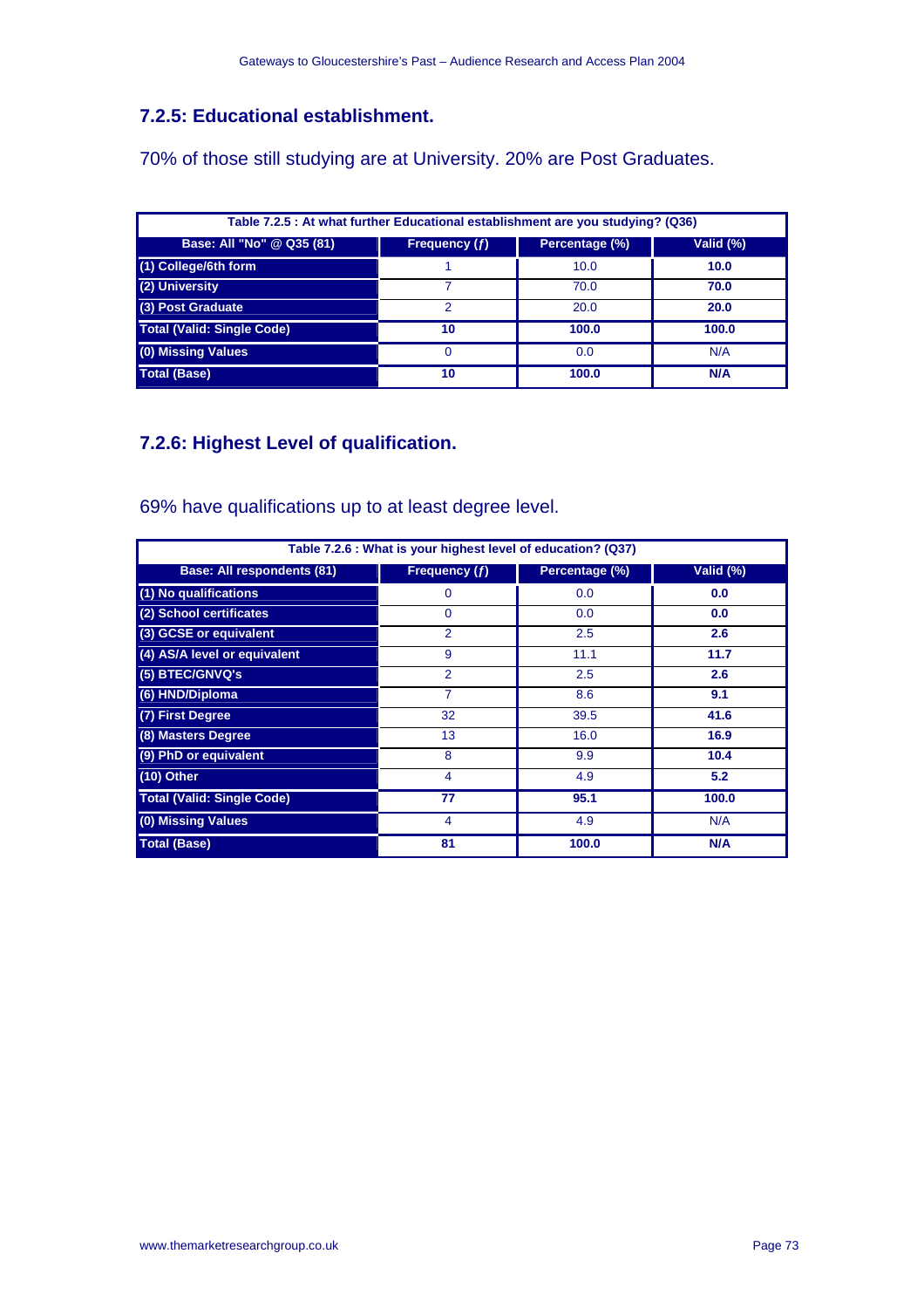### 7.2.5: Educational establishment.

70% of those still studying are at University. 20% are Post Graduates.

| Table 7.2.5 : At what further Educational establishment are you studying? (Q36) | | | |
|---|---|---|---|
| Base: All "No" @ Q35 (81) | Frequency (ƒ) | Percentage (%) | Valid (%) |
| (1) College/6th form | 1 | 10.0 | **10.0** |
| (2) University | 7 | 70.0 | **70.0** |
| (3) Post Graduate | 2 | 20.0 | **20.0** |
| **Total (Valid: Single Code)** | **10** | **100.0** | **100.0** |
| (0) Missing Values | 0 | 0.0 | N/A |
| **Total (Base)** | **10** | **100.0** | **N/A** |

### 7.2.6: Highest Level of qualification.

69% have qualifications up to at least degree level.

| Table 7.2.6 : What is your highest level of education? (Q37) | | | |
|---|---|---|---|
| Base: All respondents (81) | Frequency (ƒ) | Percentage (%) | Valid (%) |
| (1) No qualifications | 0 | 0.0 | **0.0** |
| (2) School certificates | 0 | 0.0 | **0.0** |
| (3) GCSE or equivalent | 2 | 2.5 | **2.6** |
| (4) AS/A level or equivalent | 9 | 11.1 | **11.7** |
| (5) BTEC/GNVQ's | 2 | 2.5 | **2.6** |
| (6) HND/Diploma | 7 | 8.6 | **9.1** |
| (7) First Degree | 32 | 39.5 | **41.6** |
| (8) Masters Degree | 13 | 16.0 | **16.9** |
| (9) PhD or equivalent | 8 | 9.9 | **10.4** |
| (10) Other | 4 | 4.9 | **5.2** |
| **Total (Valid: Single Code)** | **77** | **95.1** | **100.0** |
| (0) Missing Values | 4 | 4.9 | N/A |
| **Total (Base)** | **81** | **100.0** | **N/A** |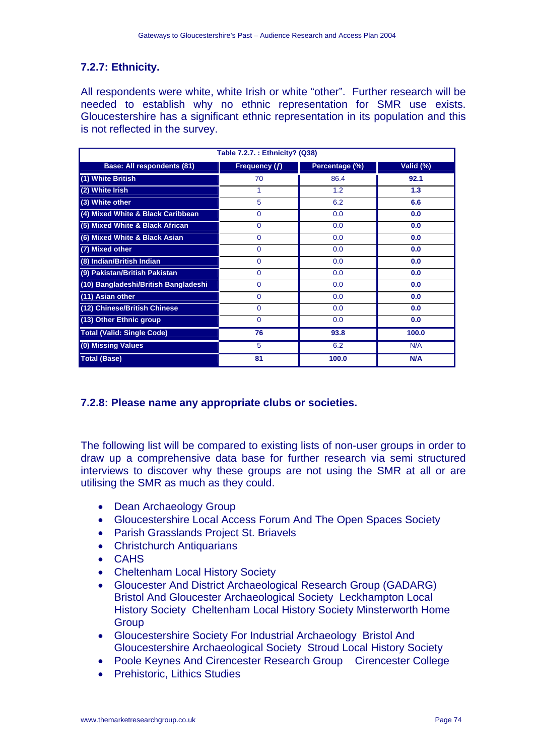### 7.2.7: Ethnicity.

All respondents were white, white Irish or white "other". Further research will be needed to establish why no ethnic representation for SMR use exists. Gloucestershire has a significant ethnic representation in its population and this is not reflected in the survey.

| Table 7.2.7. : Ethnicity? (Q38) | | | |
|---|---|---|---|
| **Base: All respondents (81)** | **Frequency (*f*)** | **Percentage (%)** | **Valid (%)** |
| (1) White British | 70 | 86.4 | **92.1** |
| (2) White Irish | 1 | 1.2 | **1.3** |
| (3) White other | 5 | 6.2 | **6.6** |
| (4) Mixed White & Black Caribbean | 0 | 0.0 | **0.0** |
| (5) Mixed White & Black African | 0 | 0.0 | **0.0** |
| (6) Mixed White & Black Asian | 0 | 0.0 | **0.0** |
| (7) Mixed other | 0 | 0.0 | **0.0** |
| (8) Indian/British Indian | 0 | 0.0 | **0.0** |
| (9) Pakistan/British Pakistan | 0 | 0.0 | **0.0** |
| (10) Bangladeshi/British Bangladeshi | 0 | 0.0 | **0.0** |
| (11) Asian other | 0 | 0.0 | **0.0** |
| (12) Chinese/British Chinese | 0 | 0.0 | **0.0** |
| (13) Other Ethnic group | 0 | 0.0 | **0.0** |
| **Total (Valid: Single Code)** | **76** | **93.8** | **100.0** |
| (0) Missing Values | 5 | 6.2 | N/A |
| **Total (Base)** | **81** | **100.0** | **N/A** |

### 7.2.8: Please name any appropriate clubs or societies.

The following list will be compared to existing lists of non-user groups in order to draw up a comprehensive data base for further research via semi structured interviews to discover why these groups are not using the SMR at all or are utilising the SMR as much as they could.

- Dean Archaeology Group
- Gloucestershire Local Access Forum And The Open Spaces Society
- Parish Grasslands Project St. Briavels
- Christchurch Antiquarians
- CAHS
- Cheltenham Local History Society
- Gloucester And District Archaeological Research Group (GADARG) Bristol And Gloucester Archaeological Society Leckhampton Local History Society Cheltenham Local History Society Minsterworth Home Group
- Gloucestershire Society For Industrial Archaeology Bristol And Gloucestershire Archaeological Society Stroud Local History Society
- Poole Keynes And Cirencester Research Group Cirencester College
- Prehistoric, Lithics Studies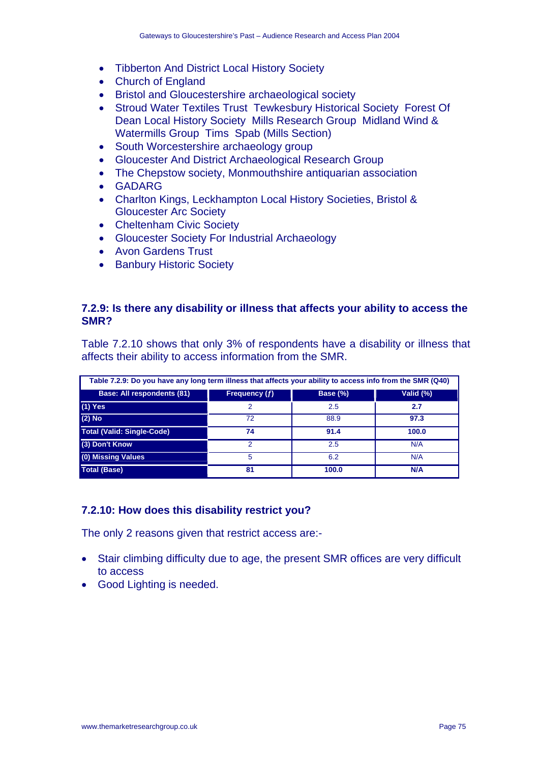- Tibberton And District Local History Society
- Church of England
- Bristol and Gloucestershire archaeological society
- Stroud Water Textiles Trust  Tewkesbury Historical Society  Forest Of Dean Local History Society  Mills Research Group  Midland Wind & Watermills Group  Tims  Spab (Mills Section)
- South Worcestershire archaeology group
- Gloucester And District Archaeological Research Group
- The Chepstow society, Monmouthshire antiquarian association
- GADARG
- Charlton Kings, Leckhampton Local History Societies, Bristol & Gloucester Arc Society
- Cheltenham Civic Society
- Gloucester Society For Industrial Archaeology
- Avon Gardens Trust
- Banbury Historic Society

### 7.2.9: Is there any disability or illness that affects your ability to access the SMR?

Table 7.2.10 shows that only 3% of respondents have a disability or illness that affects their ability to access information from the SMR.

**Table 7.2.9: Do you have any long term illness that affects your ability to access info from the SMR (Q40)**

| Base: All respondents (81) | Frequency ($f$) | Base (%) | Valid (%) |
|---|---|---|---|
| (1) Yes | 2 | 2.5 | **2.7** |
| (2) No | 72 | 88.9 | **97.3** |
| **Total (Valid: Single-Code)** | **74** | **91.4** | **100.0** |
| (3) Don't Know | 2 | 2.5 | N/A |
| (0) Missing Values | 5 | 6.2 | N/A |
| **Total (Base)** | **81** | **100.0** | **N/A** |

### 7.2.10: How does this disability restrict you?

The only 2 reasons given that restrict access are:-

- Stair climbing difficulty due to age, the present SMR offices are very difficult to access
- Good Lighting is needed.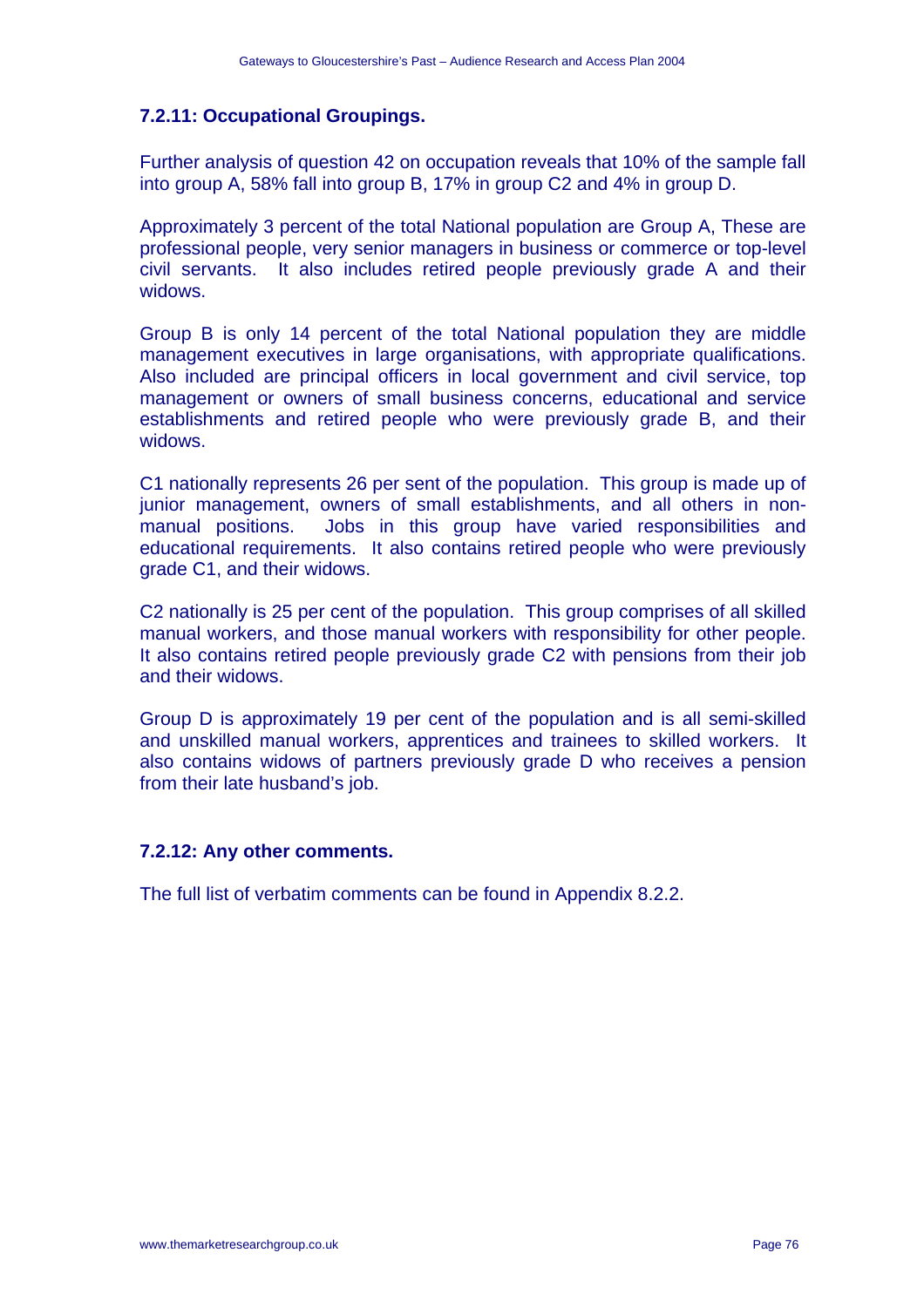### 7.2.11: Occupational Groupings.

Further analysis of question 42 on occupation reveals that 10% of the sample fall into group A, 58% fall into group B, 17% in group C2 and 4% in group D.

Approximately 3 percent of the total National population are Group A, These are professional people, very senior managers in business or commerce or top-level civil servants. It also includes retired people previously grade A and their widows.

Group B is only 14 percent of the total National population they are middle management executives in large organisations, with appropriate qualifications. Also included are principal officers in local government and civil service, top management or owners of small business concerns, educational and service establishments and retired people who were previously grade B, and their widows.

C1 nationally represents 26 per sent of the population. This group is made up of junior management, owners of small establishments, and all others in non-manual positions. Jobs in this group have varied responsibilities and educational requirements. It also contains retired people who were previously grade C1, and their widows.

C2 nationally is 25 per cent of the population. This group comprises of all skilled manual workers, and those manual workers with responsibility for other people. It also contains retired people previously grade C2 with pensions from their job and their widows.

Group D is approximately 19 per cent of the population and is all semi-skilled and unskilled manual workers, apprentices and trainees to skilled workers. It also contains widows of partners previously grade D who receives a pension from their late husband's job.

### 7.2.12: Any other comments.

The full list of verbatim comments can be found in Appendix 8.2.2.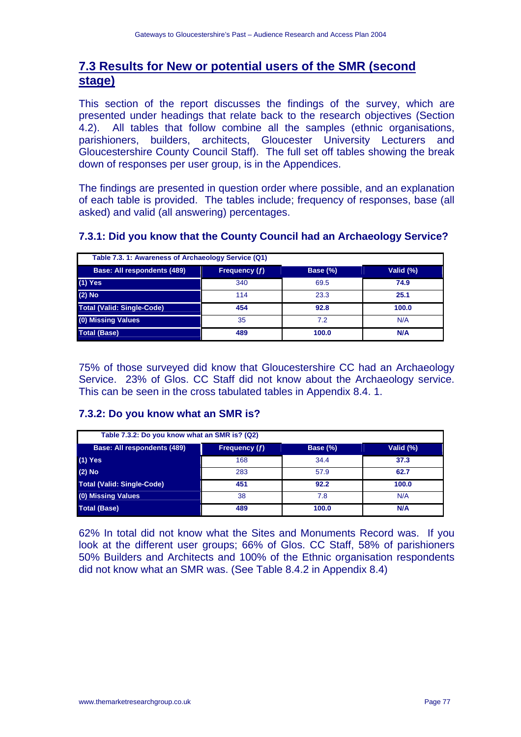## 7.3 Results for New or potential users of the SMR (second stage)

This section of the report discusses the findings of the survey, which are presented under headings that relate back to the research objectives (Section 4.2). All tables that follow combine all the samples (ethnic organisations, parishioners, builders, architects, Gloucester University Lecturers and Gloucestershire County Council Staff). The full set off tables showing the break down of responses per user group, is in the Appendices.

The findings are presented in question order where possible, and an explanation of each table is provided. The tables include; frequency of responses, base (all asked) and valid (all answering) percentages.

### 7.3.1: Did you know that the County Council had an Archaeology Service?

**Table 7.3. 1: Awareness of Archaeology Service (Q1)**

| Base: All respondents (489) | Frequency (*f*) | Base (%) | Valid (%) |
|---|---|---|---|
| (1) Yes | 340 | 69.5 | **74.9** |
| (2) No | 114 | 23.3 | **25.1** |
| Total (Valid: Single-Code) | **454** | **92.8** | **100.0** |
| (0) Missing Values | 35 | 7.2 | N/A |
| Total (Base) | **489** | **100.0** | **N/A** |

75% of those surveyed did know that Gloucestershire CC had an Archaeology Service. 23% of Glos. CC Staff did not know about the Archaeology service. This can be seen in the cross tabulated tables in Appendix 8.4. 1.

### 7.3.2: Do you know what an SMR is?

**Table 7.3.2: Do you know what an SMR is? (Q2)**

| Base: All respondents (489) | Frequency (*f*) | Base (%) | Valid (%) |
|---|---|---|---|
| (1) Yes | 168 | 34.4 | **37.3** |
| (2) No | 283 | 57.9 | **62.7** |
| Total (Valid: Single-Code) | **451** | **92.2** | **100.0** |
| (0) Missing Values | 38 | 7.8 | N/A |
| Total (Base) | **489** | **100.0** | **N/A** |

62% In total did not know what the Sites and Monuments Record was. If you look at the different user groups; 66% of Glos. CC Staff, 58% of parishioners 50% Builders and Architects and 100% of the Ethnic organisation respondents did not know what an SMR was. (See Table 8.4.2 in Appendix 8.4)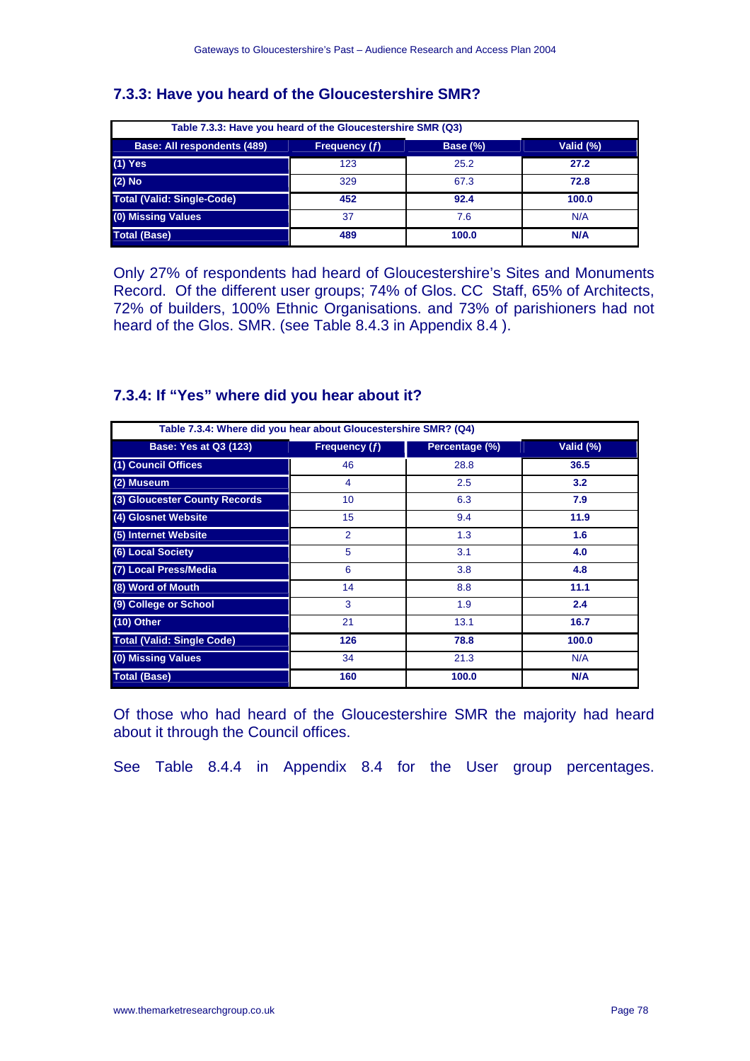### 7.3.3: Have you heard of the Gloucestershire SMR?

**Table 7.3.3: Have you heard of the Gloucestershire SMR (Q3)**

| Base: All respondents (489) | Frequency (ƒ) | Base (%) | Valid (%) |
|---|---|---|---|
| **(1) Yes** | 123 | 25.2 | **27.2** |
| **(2) No** | 329 | 67.3 | **72.8** |
| **Total (Valid: Single-Code)** | **452** | **92.4** | **100.0** |
| **(0) Missing Values** | 37 | 7.6 | N/A |
| **Total (Base)** | **489** | **100.0** | **N/A** |

Only 27% of respondents had heard of Gloucestershire's Sites and Monuments Record. Of the different user groups; 74% of Glos. CC Staff, 65% of Architects, 72% of builders, 100% Ethnic Organisations. and 73% of parishioners had not heard of the Glos. SMR. (see Table 8.4.3 in Appendix 8.4 ).

### 7.3.4: If "Yes" where did you hear about it?

**Table 7.3.4: Where did you hear about Gloucestershire SMR? (Q4)**

| Base: Yes at Q3 (123) | Frequency (ƒ) | Percentage (%) | Valid (%) |
|---|---|---|---|
| **(1) Council Offices** | 46 | 28.8 | **36.5** |
| **(2) Museum** | 4 | 2.5 | **3.2** |
| **(3) Gloucester County Records** | 10 | 6.3 | **7.9** |
| **(4) Glosnet Website** | 15 | 9.4 | **11.9** |
| **(5) Internet Website** | 2 | 1.3 | **1.6** |
| **(6) Local Society** | 5 | 3.1 | **4.0** |
| **(7) Local Press/Media** | 6 | 3.8 | **4.8** |
| **(8) Word of Mouth** | 14 | 8.8 | **11.1** |
| **(9) College or School** | 3 | 1.9 | **2.4** |
| **(10) Other** | 21 | 13.1 | **16.7** |
| **Total (Valid: Single Code)** | **126** | **78.8** | **100.0** |
| **(0) Missing Values** | 34 | 21.3 | N/A |
| **Total (Base)** | **160** | **100.0** | **N/A** |

Of those who had heard of the Gloucestershire SMR the majority had heard about it through the Council offices.

See Table 8.4.4 in Appendix 8.4 for the User group percentages.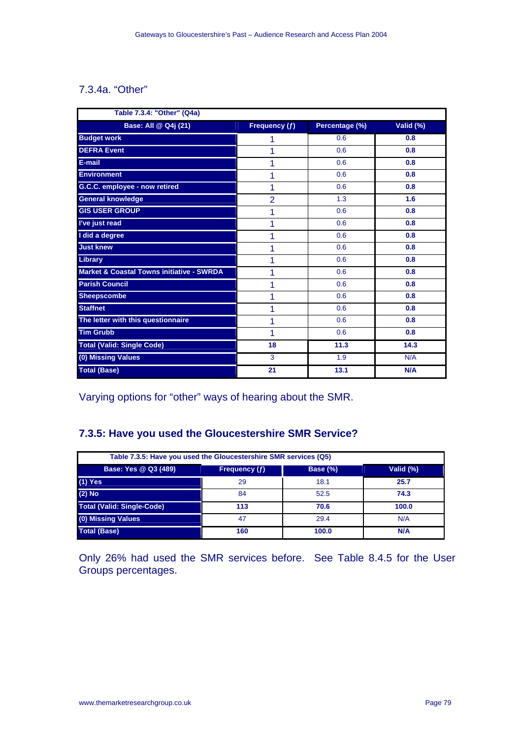### 7.3.4a. "Other"

| Table 7.3.4: "Other" (Q4a) | | | |
|---|---|---|---|
| **Base: All @ Q4j (21)** | **Frequency (ƒ)** | **Percentage (%)** | **Valid (%)** |
| **Budget work** | 1 | 0.6 | **0.8** |
| **DEFRA Event** | 1 | 0.6 | **0.8** |
| **E-mail** | 1 | 0.6 | **0.8** |
| **Environment** | 1 | 0.6 | **0.8** |
| **G.C.C. employee - now retired** | 1 | 0.6 | **0.8** |
| **General knowledge** | 2 | 1.3 | **1.6** |
| **GIS USER GROUP** | 1 | 0.6 | **0.8** |
| **I've just read** | 1 | 0.6 | **0.8** |
| **I did a degree** | 1 | 0.6 | **0.8** |
| **Just knew** | 1 | 0.6 | **0.8** |
| **Library** | 1 | 0.6 | **0.8** |
| **Market & Coastal Towns initiative - SWRDA** | 1 | 0.6 | **0.8** |
| **Parish Council** | 1 | 0.6 | **0.8** |
| **Sheepscombe** | 1 | 0.6 | **0.8** |
| **Staffnet** | 1 | 0.6 | **0.8** |
| **The letter with this questionnaire** | 1 | 0.6 | **0.8** |
| **Tim Grubb** | 1 | 0.6 | **0.8** |
| **Total (Valid: Single Code)** | **18** | **11.3** | **14.3** |
| **(0) Missing Values** | 3 | 1.9 | N/A |
| **Total (Base)** | **21** | **13.1** | **N/A** |

Varying options for "other" ways of hearing about the SMR.

### 7.3.5: Have you used the Gloucestershire SMR Service?

| Table 7.3.5: Have you used the Gloucestershire SMR services (Q5) | | | |
|---|---|---|---|
| **Base: Yes @ Q3 (489)** | **Frequency (ƒ)** | **Base (%)** | **Valid (%)** |
| **(1) Yes** | 29 | 18.1 | **25.7** |
| **(2) No** | 84 | 52.5 | **74.3** |
| **Total (Valid: Single-Code)** | **113** | **70.6** | **100.0** |
| **(0) Missing Values** | 47 | 29.4 | N/A |
| **Total (Base)** | **160** | **100.0** | **N/A** |

Only 26% had used the SMR services before. See Table 8.4.5 for the User Groups percentages.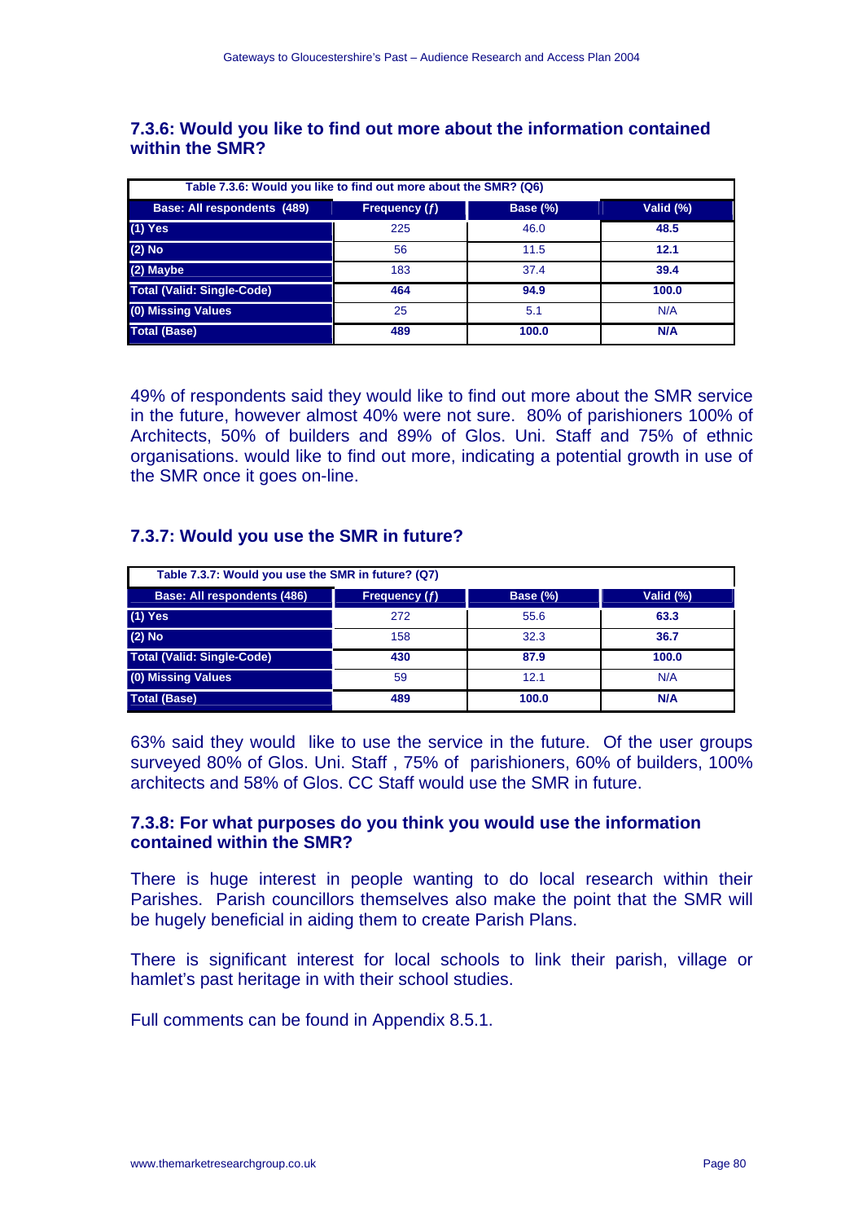### 7.3.6: Would you like to find out more about the information contained within the SMR?

| Table 7.3.6: Would you like to find out more about the SMR? (Q6) | | | |
|---|---|---|---|
| **Base: All respondents (489)** | **Frequency (*f*)** | **Base (%)** | **Valid (%)** |
| **(1) Yes** | 225 | 46.0 | **48.5** |
| **(2) No** | 56 | 11.5 | **12.1** |
| **(2) Maybe** | 183 | 37.4 | **39.4** |
| **Total (Valid: Single-Code)** | **464** | **94.9** | **100.0** |
| **(0) Missing Values** | 25 | 5.1 | N/A |
| **Total (Base)** | **489** | **100.0** | **N/A** |

49% of respondents said they would like to find out more about the SMR service in the future, however almost 40% were not sure. 80% of parishioners 100% of Architects, 50% of builders and 89% of Glos. Uni. Staff and 75% of ethnic organisations. would like to find out more, indicating a potential growth in use of the SMR once it goes on-line.

### 7.3.7: Would you use the SMR in future?

| Table 7.3.7: Would you use the SMR in future? (Q7) | | | |
|---|---|---|---|
| **Base: All respondents (486)** | **Frequency (*f*)** | **Base (%)** | **Valid (%)** |
| **(1) Yes** | 272 | 55.6 | **63.3** |
| **(2) No** | 158 | 32.3 | **36.7** |
| **Total (Valid: Single-Code)** | **430** | **87.9** | **100.0** |
| **(0) Missing Values** | 59 | 12.1 | N/A |
| **Total (Base)** | **489** | **100.0** | **N/A** |

63% said they would like to use the service in the future. Of the user groups surveyed 80% of Glos. Uni. Staff , 75% of parishioners, 60% of builders, 100% architects and 58% of Glos. CC Staff would use the SMR in future.

### 7.3.8: For what purposes do you think you would use the information contained within the SMR?

There is huge interest in people wanting to do local research within their Parishes. Parish councillors themselves also make the point that the SMR will be hugely beneficial in aiding them to create Parish Plans.

There is significant interest for local schools to link their parish, village or hamlet's past heritage in with their school studies.

Full comments can be found in Appendix 8.5.1.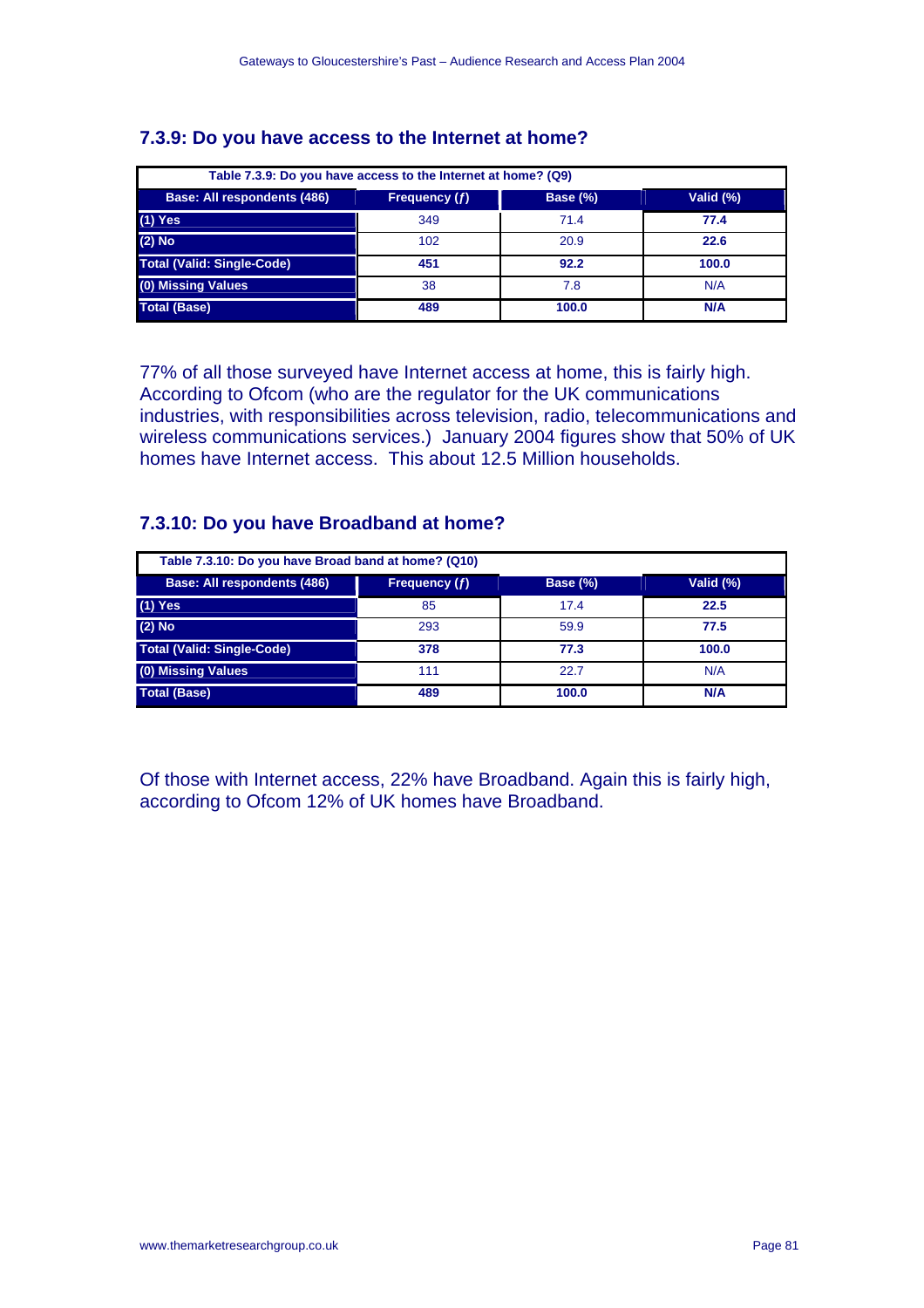### 7.3.9: Do you have access to the Internet at home?

| Table 7.3.9: Do you have access to the Internet at home? (Q9) | | | |
|---|---|---|---|
| **Base: All respondents (486)** | **Frequency (ƒ)** | **Base (%)** | **Valid (%)** |
| **(1) Yes** | 349 | 71.4 | **77.4** |
| **(2) No** | 102 | 20.9 | **22.6** |
| **Total (Valid: Single-Code)** | **451** | **92.2** | **100.0** |
| **(0) Missing Values** | 38 | 7.8 | N/A |
| **Total (Base)** | **489** | **100.0** | **N/A** |

77% of all those surveyed have Internet access at home, this is fairly high. According to Ofcom (who are the regulator for the UK communications industries, with responsibilities across television, radio, telecommunications and wireless communications services.) January 2004 figures show that 50% of UK homes have Internet access. This about 12.5 Million households.

### 7.3.10: Do you have Broadband at home?

| Table 7.3.10: Do you have Broad band at home? (Q10) | | | |
|---|---|---|---|
| **Base: All respondents (486)** | **Frequency (ƒ)** | **Base (%)** | **Valid (%)** |
| **(1) Yes** | 85 | 17.4 | **22.5** |
| **(2) No** | 293 | 59.9 | **77.5** |
| **Total (Valid: Single-Code)** | **378** | **77.3** | **100.0** |
| **(0) Missing Values** | 111 | 22.7 | N/A |
| **Total (Base)** | **489** | **100.0** | **N/A** |

Of those with Internet access, 22% have Broadband. Again this is fairly high, according to Ofcom 12% of UK homes have Broadband.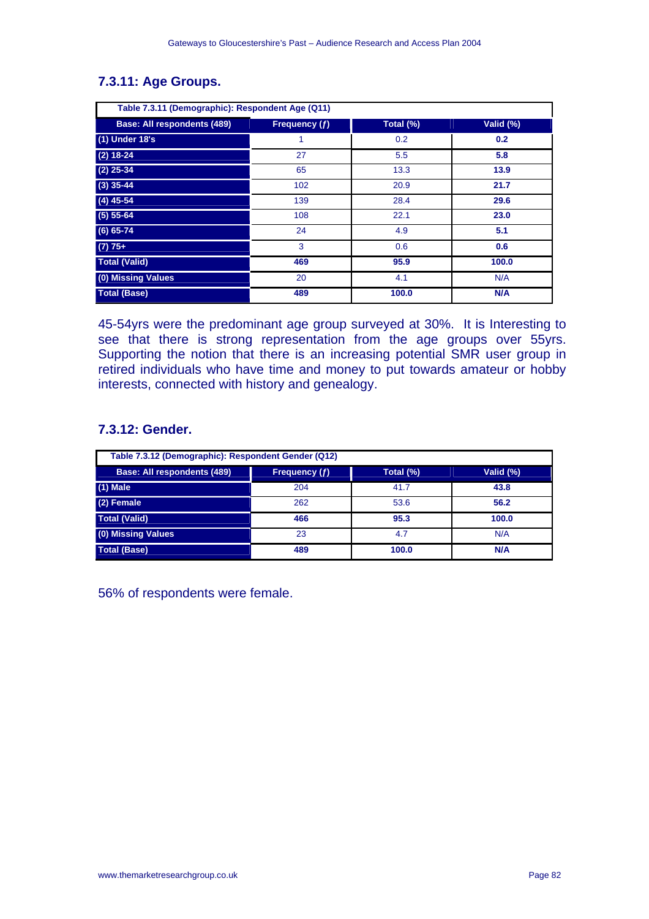### 7.3.11: Age Groups.

| Table 7.3.11 (Demographic): Respondent Age (Q11) | | | |
|---|---|---|---|
| **Base: All respondents (489)** | **Frequency (ƒ)** | **Total (%)** | **Valid (%)** |
| **(1) Under 18's** | 1 | 0.2 | **0.2** |
| **(2) 18-24** | 27 | 5.5 | **5.8** |
| **(2) 25-34** | 65 | 13.3 | **13.9** |
| **(3) 35-44** | 102 | 20.9 | **21.7** |
| **(4) 45-54** | 139 | 28.4 | **29.6** |
| **(5) 55-64** | 108 | 22.1 | **23.0** |
| **(6) 65-74** | 24 | 4.9 | **5.1** |
| **(7) 75+** | 3 | 0.6 | **0.6** |
| **Total (Valid)** | **469** | **95.9** | **100.0** |
| **(0) Missing Values** | 20 | 4.1 | N/A |
| **Total (Base)** | **489** | **100.0** | **N/A** |

45-54yrs were the predominant age group surveyed at 30%. It is Interesting to see that there is strong representation from the age groups over 55yrs. Supporting the notion that there is an increasing potential SMR user group in retired individuals who have time and money to put towards amateur or hobby interests, connected with history and genealogy.

### 7.3.12: Gender.

| Table 7.3.12 (Demographic): Respondent Gender (Q12) | | | |
|---|---|---|---|
| **Base: All respondents (489)** | **Frequency (ƒ)** | **Total (%)** | **Valid (%)** |
| **(1) Male** | 204 | 41.7 | **43.8** |
| **(2) Female** | 262 | 53.6 | **56.2** |
| **Total (Valid)** | **466** | **95.3** | **100.0** |
| **(0) Missing Values** | 23 | 4.7 | N/A |
| **Total (Base)** | **489** | **100.0** | **N/A** |

56% of respondents were female.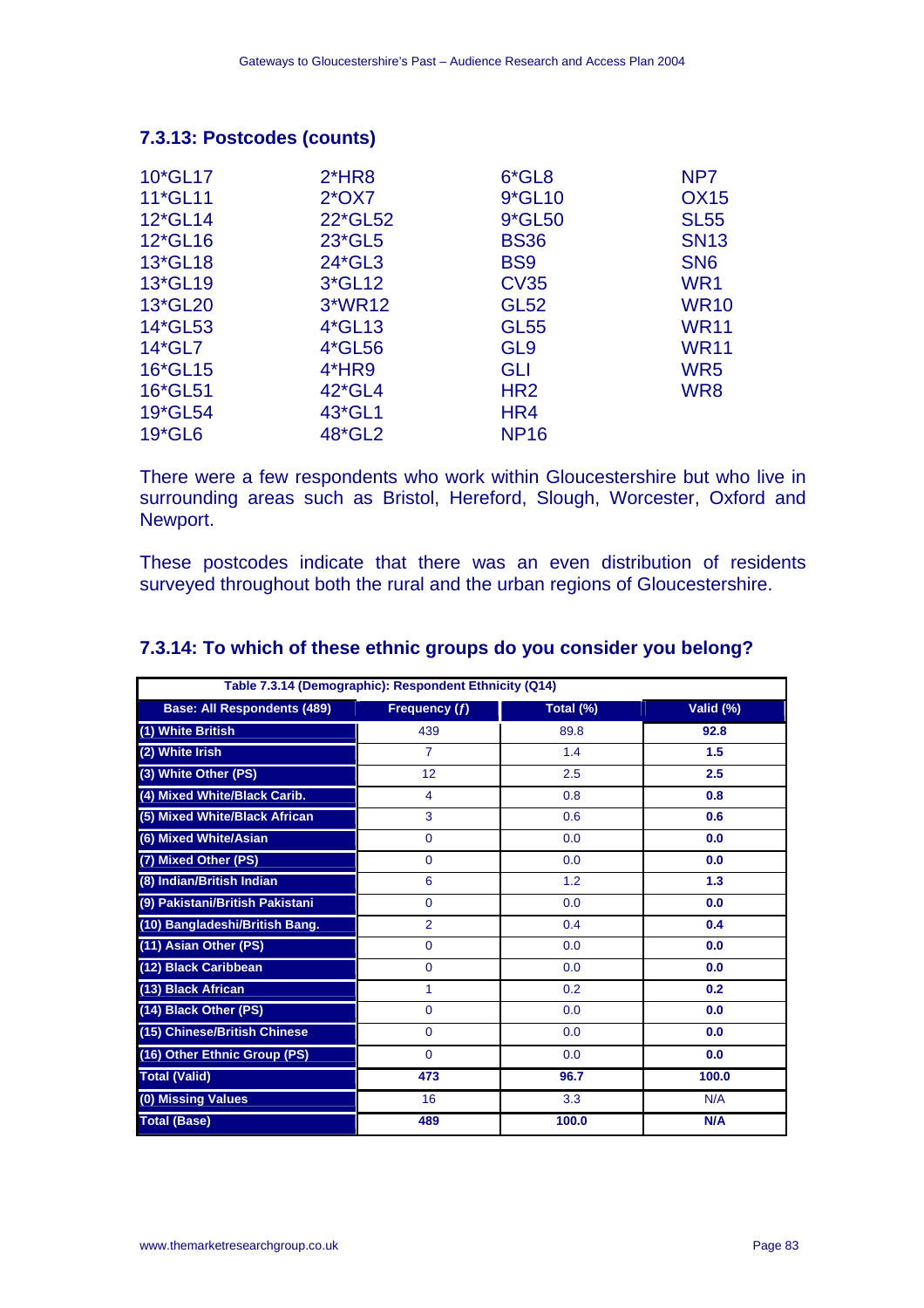### 7.3.13: Postcodes (counts)

| | | | |
|---|---|---|---|
| 10*GL17 | 2*HR8 | 6*GL8 | NP7 |
| 11*GL11 | 2*OX7 | 9*GL10 | OX15 |
| 12*GL14 | 22*GL52 | 9*GL50 | SL55 |
| 12*GL16 | 23*GL5 | BS36 | SN13 |
| 13*GL18 | 24*GL3 | BS9 | SN6 |
| 13*GL19 | 3*GL12 | CV35 | WR1 |
| 13*GL20 | 3*WR12 | GL52 | WR10 |
| 14*GL53 | 4*GL13 | GL55 | WR11 |
| 14*GL7 | 4*GL56 | GL9 | WR11 |
| 16*GL15 | 4*HR9 | GLI | WR5 |
| 16*GL51 | 42*GL4 | HR2 | WR8 |
| 19*GL54 | 43*GL1 | HR4 | |
| 19*GL6 | 48*GL2 | NP16 | |

There were a few respondents who work within Gloucestershire but who live in surrounding areas such as Bristol, Hereford, Slough, Worcester, Oxford and Newport.

These postcodes indicate that there was an even distribution of residents surveyed throughout both the rural and the urban regions of Gloucestershire.

### 7.3.14: To which of these ethnic groups do you consider you belong?

**Table 7.3.14 (Demographic): Respondent Ethnicity (Q14)**

| Base: All Respondents (489) | Frequency (ƒ) | Total (%) | Valid (%) |
|---|---|---|---|
| (1) White British | 439 | 89.8 | **92.8** |
| (2) White Irish | 7 | 1.4 | **1.5** |
| (3) White Other (PS) | 12 | 2.5 | **2.5** |
| (4) Mixed White/Black Carib. | 4 | 0.8 | **0.8** |
| (5) Mixed White/Black African | 3 | 0.6 | **0.6** |
| (6) Mixed White/Asian | 0 | 0.0 | **0.0** |
| (7) Mixed Other (PS) | 0 | 0.0 | **0.0** |
| (8) Indian/British Indian | 6 | 1.2 | **1.3** |
| (9) Pakistani/British Pakistani | 0 | 0.0 | **0.0** |
| (10) Bangladeshi/British Bang. | 2 | 0.4 | **0.4** |
| (11) Asian Other (PS) | 0 | 0.0 | **0.0** |
| (12) Black Caribbean | 0 | 0.0 | **0.0** |
| (13) Black African | 1 | 0.2 | **0.2** |
| (14) Black Other (PS) | 0 | 0.0 | **0.0** |
| (15) Chinese/British Chinese | 0 | 0.0 | **0.0** |
| (16) Other Ethnic Group (PS) | 0 | 0.0 | **0.0** |
| **Total (Valid)** | **473** | **96.7** | **100.0** |
| (0) Missing Values | 16 | 3.3 | N/A |
| **Total (Base)** | **489** | **100.0** | **N/A** |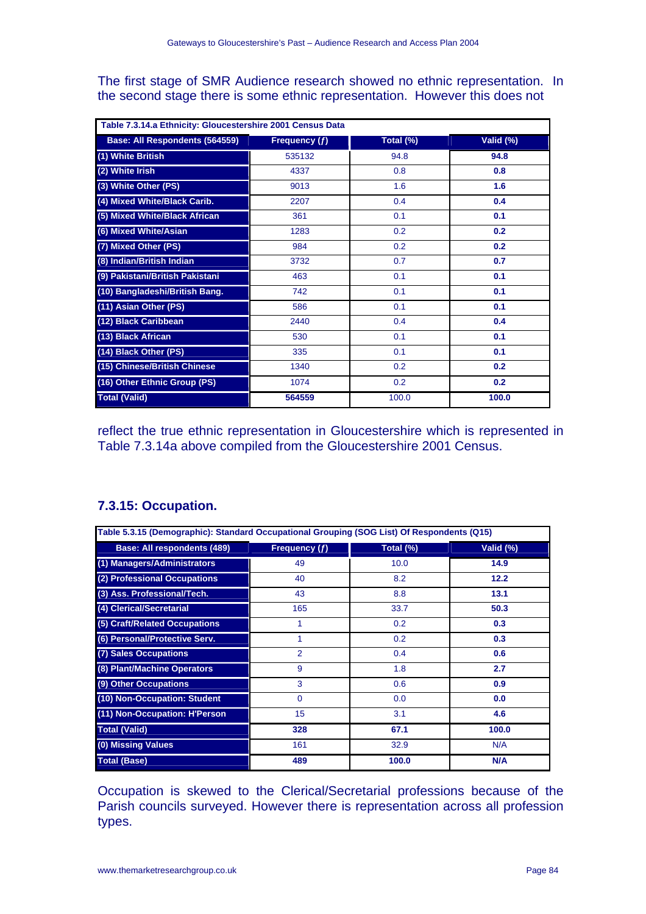The first stage of SMR Audience research showed no ethnic representation. In the second stage there is some ethnic representation. However this does not

| Table 7.3.14.a Ethnicity: Gloucestershire 2001 Census Data | | | |
|---|---|---|---|
| **Base: All Respondents (564559)** | **Frequency (ƒ)** | **Total (%)** | **Valid (%)** |
| **(1) White British** | 535132 | 94.8 | **94.8** |
| **(2) White Irish** | 4337 | 0.8 | **0.8** |
| **(3) White Other (PS)** | 9013 | 1.6 | **1.6** |
| **(4) Mixed White/Black Carib.** | 2207 | 0.4 | **0.4** |
| **(5) Mixed White/Black African** | 361 | 0.1 | **0.1** |
| **(6) Mixed White/Asian** | 1283 | 0.2 | **0.2** |
| **(7) Mixed Other (PS)** | 984 | 0.2 | **0.2** |
| **(8) Indian/British Indian** | 3732 | 0.7 | **0.7** |
| **(9) Pakistani/British Pakistani** | 463 | 0.1 | **0.1** |
| **(10) Bangladeshi/British Bang.** | 742 | 0.1 | **0.1** |
| **(11) Asian Other (PS)** | 586 | 0.1 | **0.1** |
| **(12) Black Caribbean** | 2440 | 0.4 | **0.4** |
| **(13) Black African** | 530 | 0.1 | **0.1** |
| **(14) Black Other (PS)** | 335 | 0.1 | **0.1** |
| **(15) Chinese/British Chinese** | 1340 | 0.2 | **0.2** |
| **(16) Other Ethnic Group (PS)** | 1074 | 0.2 | **0.2** |
| **Total (Valid)** | **564559** | 100.0 | **100.0** |

reflect the true ethnic representation in Gloucestershire which is represented in Table 7.3.14a above compiled from the Gloucestershire 2001 Census.

## 7.3.15: Occupation.

| Table 5.3.15 (Demographic): Standard Occupational Grouping (SOG List) Of Respondents (Q15) | | | |
|---|---|---|---|
| **Base: All respondents (489)** | **Frequency (ƒ)** | **Total (%)** | **Valid (%)** |
| **(1) Managers/Administrators** | 49 | 10.0 | **14.9** |
| **(2) Professional Occupations** | 40 | 8.2 | **12.2** |
| **(3) Ass. Professional/Tech.** | 43 | 8.8 | **13.1** |
| **(4) Clerical/Secretarial** | 165 | 33.7 | **50.3** |
| **(5) Craft/Related Occupations** | 1 | 0.2 | **0.3** |
| **(6) Personal/Protective Serv.** | 1 | 0.2 | **0.3** |
| **(7) Sales Occupations** | 2 | 0.4 | **0.6** |
| **(8) Plant/Machine Operators** | 9 | 1.8 | **2.7** |
| **(9) Other Occupations** | 3 | 0.6 | **0.9** |
| **(10) Non-Occupation: Student** | 0 | 0.0 | **0.0** |
| **(11) Non-Occupation: H'Person** | 15 | 3.1 | **4.6** |
| **Total (Valid)** | **328** | **67.1** | **100.0** |
| **(0) Missing Values** | 161 | 32.9 | N/A |
| **Total (Base)** | **489** | **100.0** | **N/A** |

Occupation is skewed to the Clerical/Secretarial professions because of the Parish councils surveyed. However there is representation across all profession types.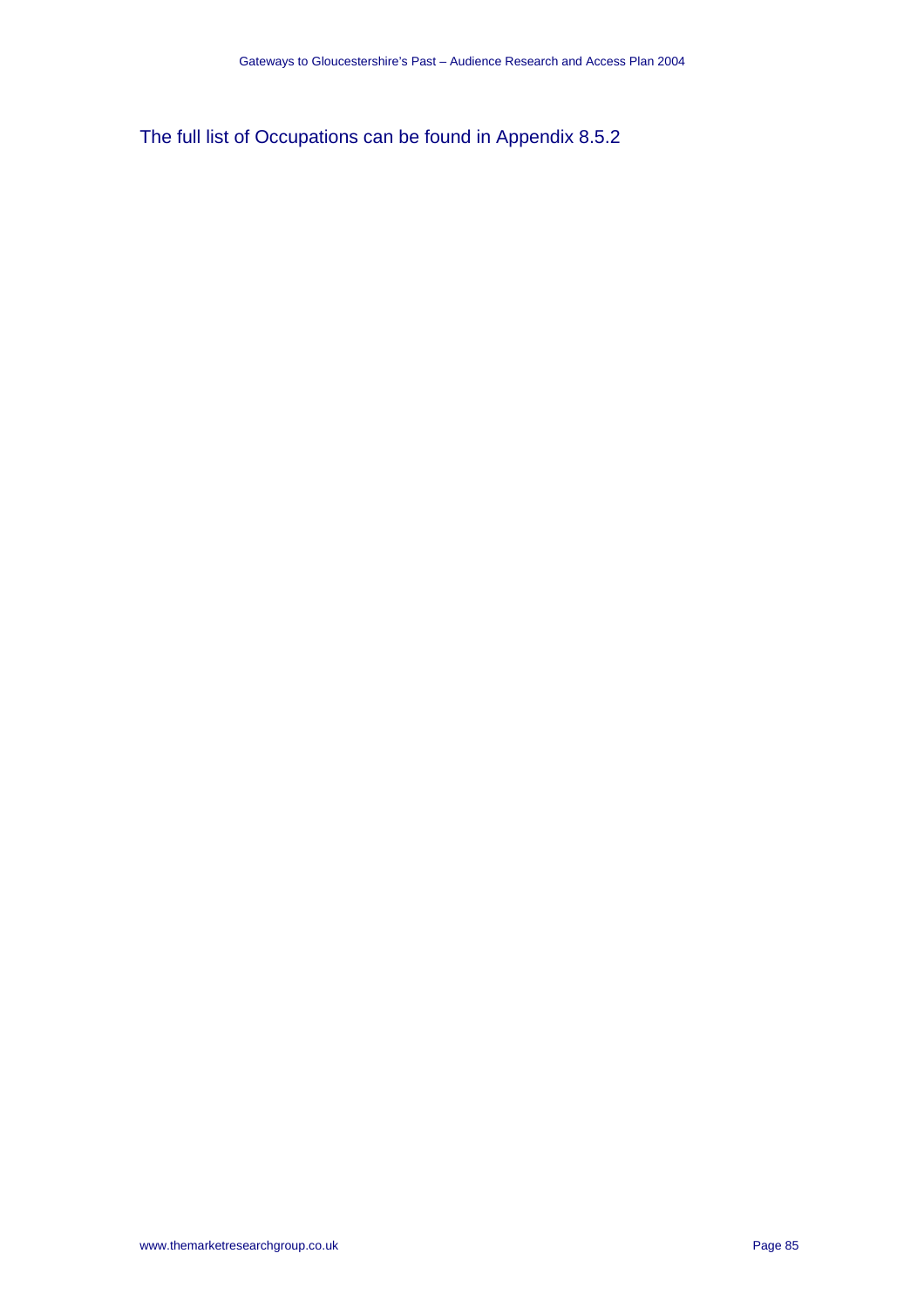The full list of Occupations can be found in Appendix 8.5.2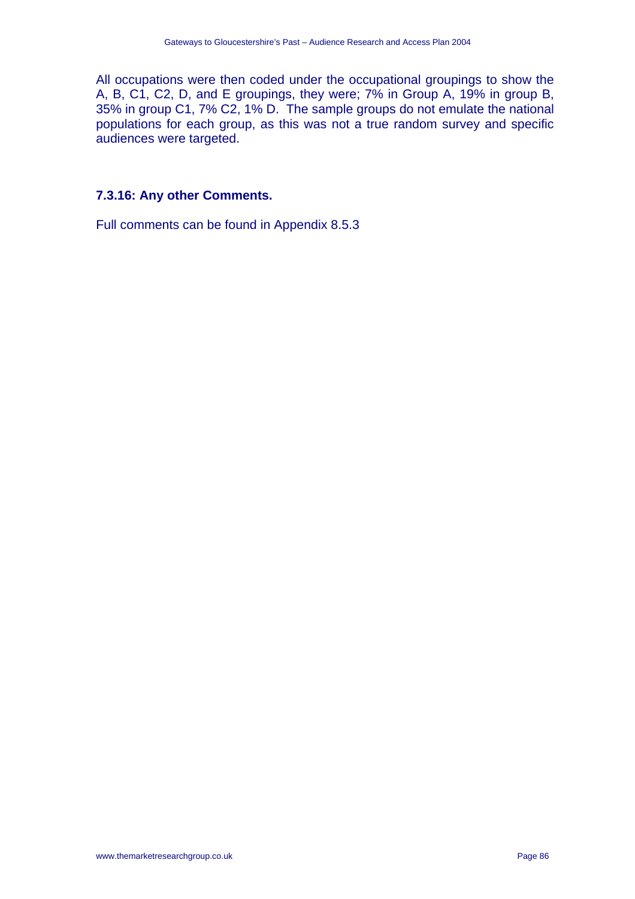All occupations were then coded under the occupational groupings to show the A, B, C1, C2, D, and E groupings, they were; 7% in Group A, 19% in group B, 35% in group C1, 7% C2, 1% D. The sample groups do not emulate the national populations for each group, as this was not a true random survey and specific audiences were targeted.

### 7.3.16: Any other Comments.

Full comments can be found in Appendix 8.5.3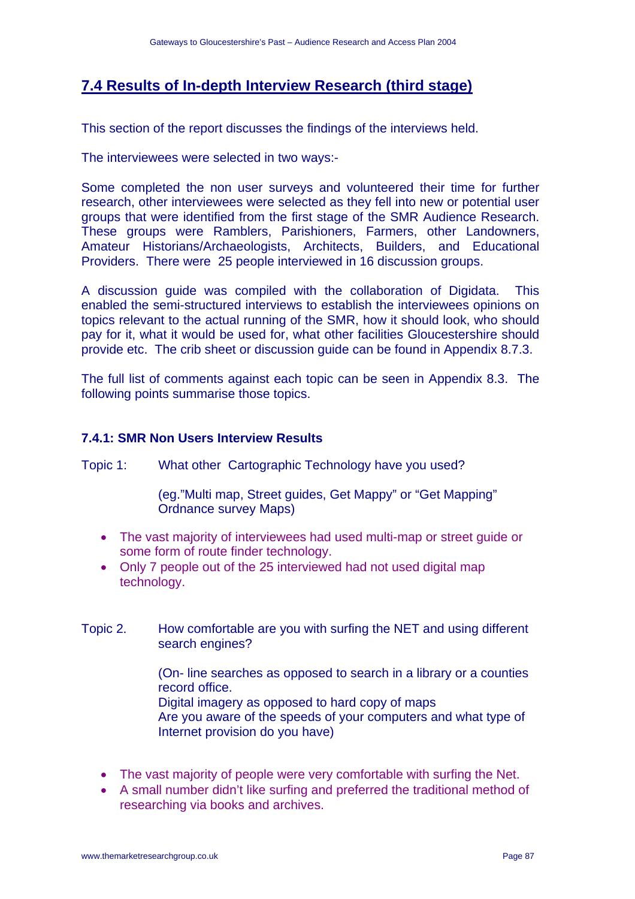## 7.4 Results of In-depth Interview Research (third stage)

This section of the report discusses the findings of the interviews held.

The interviewees were selected in two ways:-

Some completed the non user surveys and volunteered their time for further research, other interviewees were selected as they fell into new or potential user groups that were identified from the first stage of the SMR Audience Research. These groups were Ramblers, Parishioners, Farmers, other Landowners, Amateur Historians/Archaeologists, Architects, Builders, and Educational Providers. There were 25 people interviewed in 16 discussion groups.

A discussion guide was compiled with the collaboration of Digidata. This enabled the semi-structured interviews to establish the interviewees opinions on topics relevant to the actual running of the SMR, how it should look, who should pay for it, what it would be used for, what other facilities Gloucestershire should provide etc. The crib sheet or discussion guide can be found in Appendix 8.7.3.

The full list of comments against each topic can be seen in Appendix 8.3. The following points summarise those topics.

### 7.4.1: SMR Non Users Interview Results

Topic 1: What other Cartographic Technology have you used?

(eg."Multi map, Street guides, Get Mappy" or "Get Mapping" Ordnance survey Maps)

- The vast majority of interviewees had used multi-map or street guide or some form of route finder technology.
- Only 7 people out of the 25 interviewed had not used digital map technology.

Topic 2. How comfortable are you with surfing the NET and using different search engines?

(On- line searches as opposed to search in a library or a counties record office.
Digital imagery as opposed to hard copy of maps
Are you aware of the speeds of your computers and what type of Internet provision do you have)

- The vast majority of people were very comfortable with surfing the Net.
- A small number didn't like surfing and preferred the traditional method of researching via books and archives.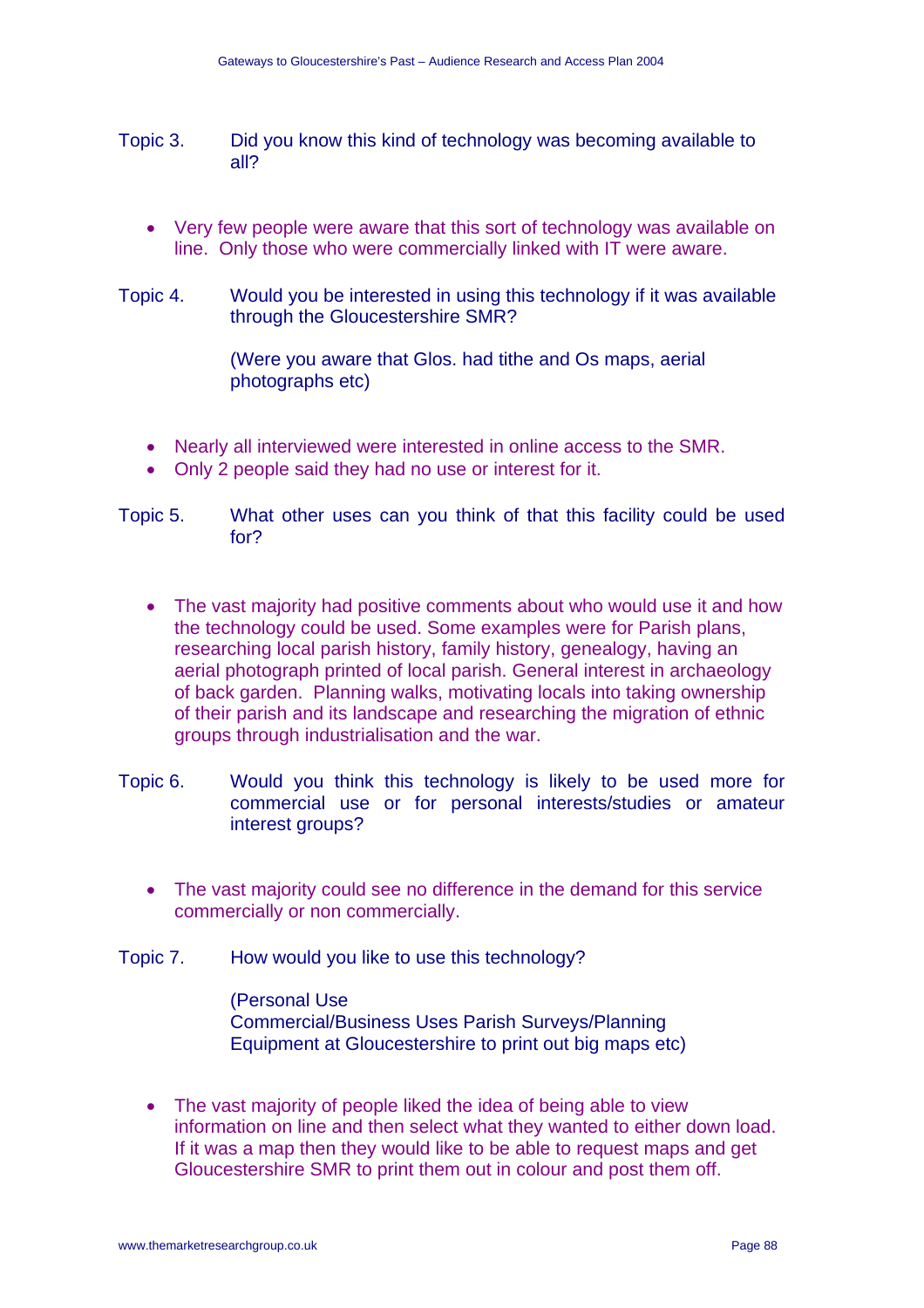Topic 3. Did you know this kind of technology was becoming available to all?

- Very few people were aware that this sort of technology was available on line. Only those who were commercially linked with IT were aware.

Topic 4. Would you be interested in using this technology if it was available through the Gloucestershire SMR?

(Were you aware that Glos. had tithe and Os maps, aerial photographs etc)

- Nearly all interviewed were interested in online access to the SMR.
- Only 2 people said they had no use or interest for it.

Topic 5. What other uses can you think of that this facility could be used for?

- The vast majority had positive comments about who would use it and how the technology could be used. Some examples were for Parish plans, researching local parish history, family history, genealogy, having an aerial photograph printed of local parish. General interest in archaeology of back garden. Planning walks, motivating locals into taking ownership of their parish and its landscape and researching the migration of ethnic groups through industrialisation and the war.

Topic 6. Would you think this technology is likely to be used more for commercial use or for personal interests/studies or amateur interest groups?

- The vast majority could see no difference in the demand for this service commercially or non commercially.

Topic 7. How would you like to use this technology?

(Personal Use
Commercial/Business Uses Parish Surveys/Planning
Equipment at Gloucestershire to print out big maps etc)

- The vast majority of people liked the idea of being able to view information on line and then select what they wanted to either down load. If it was a map then they would like to be able to request maps and get Gloucestershire SMR to print them out in colour and post them off.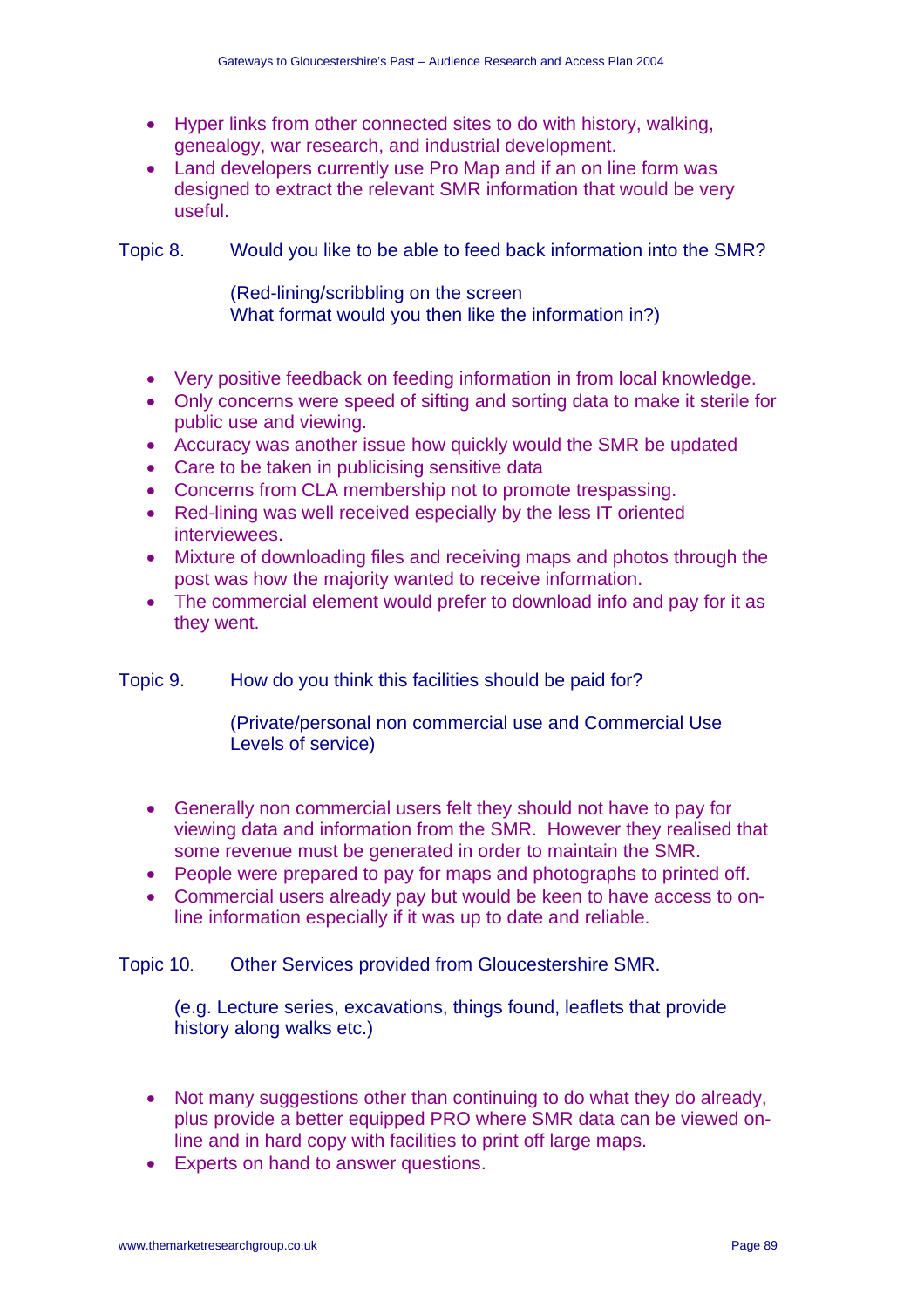- Hyper links from other connected sites to do with history, walking, genealogy, war research, and industrial development.
- Land developers currently use Pro Map and if an on line form was designed to extract the relevant SMR information that would be very useful.

Topic 8. Would you like to be able to feed back information into the SMR?

(Red-lining/scribbling on the screen
What format would you then like the information in?)

- Very positive feedback on feeding information in from local knowledge.
- Only concerns were speed of sifting and sorting data to make it sterile for public use and viewing.
- Accuracy was another issue how quickly would the SMR be updated
- Care to be taken in publicising sensitive data
- Concerns from CLA membership not to promote trespassing.
- Red-lining was well received especially by the less IT oriented interviewees.
- Mixture of downloading files and receiving maps and photos through the post was how the majority wanted to receive information.
- The commercial element would prefer to download info and pay for it as they went.

Topic 9. How do you think this facilities should be paid for?

(Private/personal non commercial use and Commercial Use
Levels of service)

- Generally non commercial users felt they should not have to pay for viewing data and information from the SMR. However they realised that some revenue must be generated in order to maintain the SMR.
- People were prepared to pay for maps and photographs to printed off.
- Commercial users already pay but would be keen to have access to on-line information especially if it was up to date and reliable.

Topic 10. Other Services provided from Gloucestershire SMR.

(e.g. Lecture series, excavations, things found, leaflets that provide history along walks etc.)

- Not many suggestions other than continuing to do what they do already, plus provide a better equipped PRO where SMR data can be viewed on-line and in hard copy with facilities to print off large maps.
- Experts on hand to answer questions.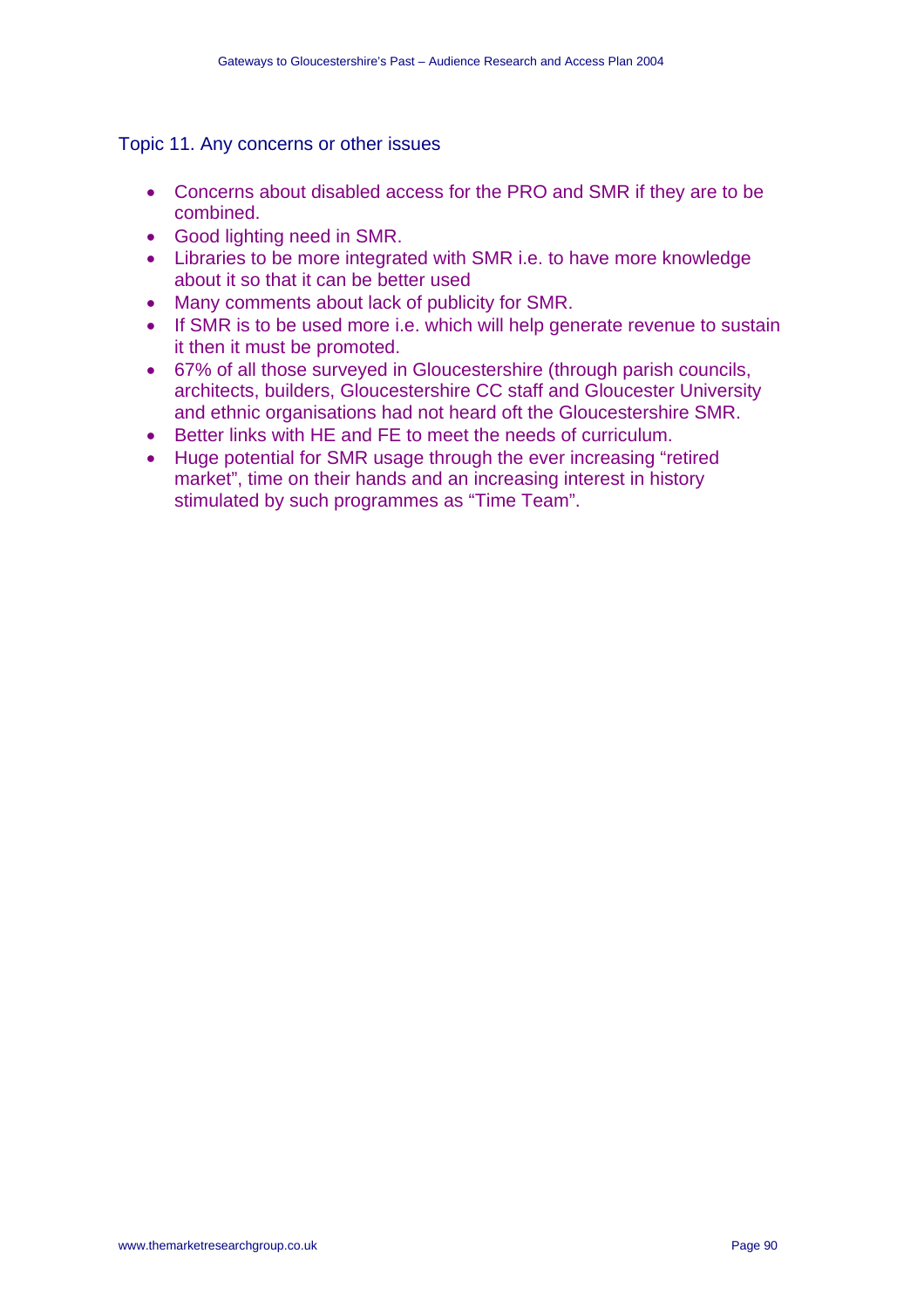### Topic 11. Any concerns or other issues

- Concerns about disabled access for the PRO and SMR if they are to be combined.
- Good lighting need in SMR.
- Libraries to be more integrated with SMR i.e. to have more knowledge about it so that it can be better used
- Many comments about lack of publicity for SMR.
- If SMR is to be used more i.e. which will help generate revenue to sustain it then it must be promoted.
- 67% of all those surveyed in Gloucestershire (through parish councils, architects, builders, Gloucestershire CC staff and Gloucester University and ethnic organisations had not heard oft the Gloucestershire SMR.
- Better links with HE and FE to meet the needs of curriculum.
- Huge potential for SMR usage through the ever increasing "retired market", time on their hands and an increasing interest in history stimulated by such programmes as "Time Team".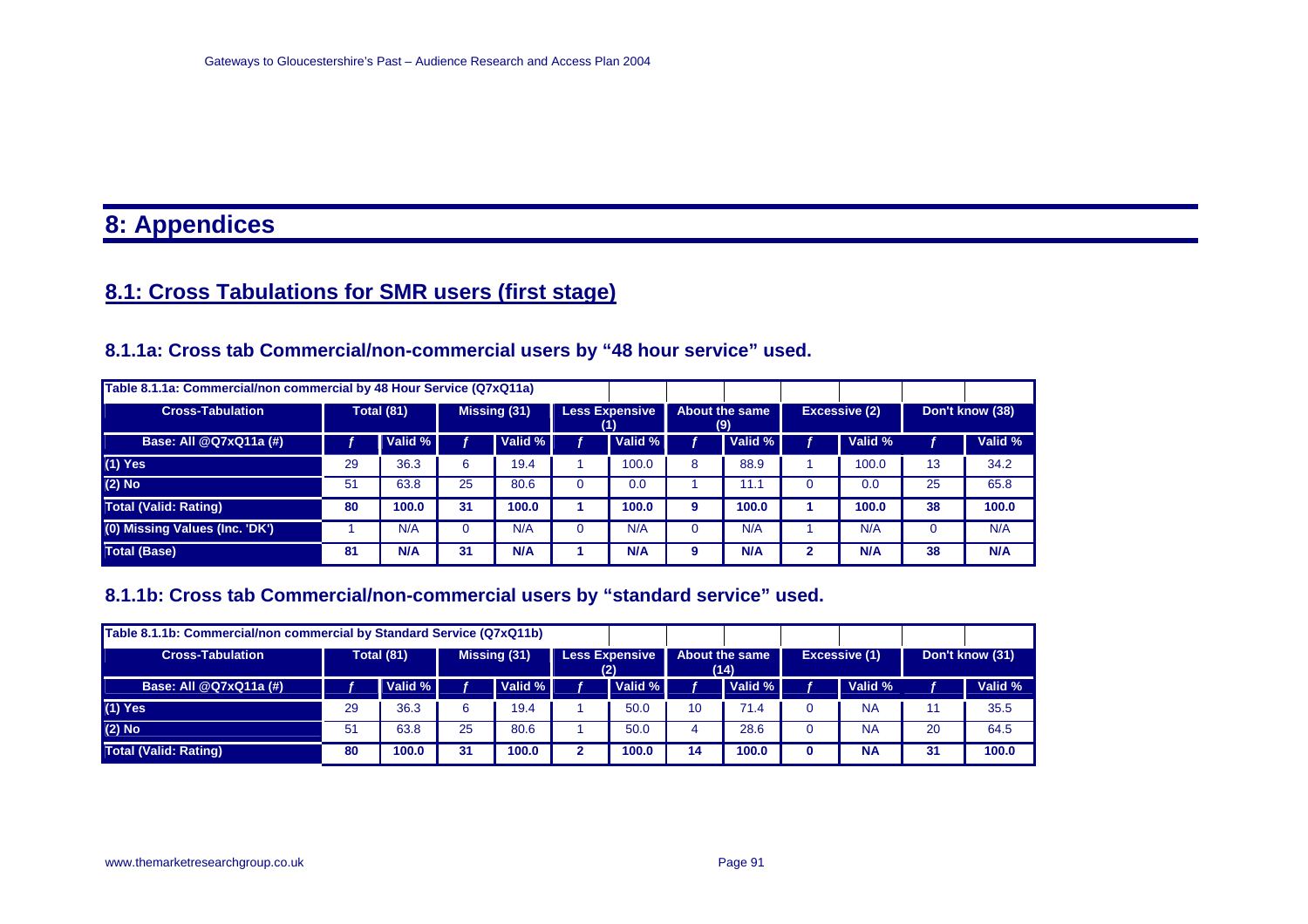# 8: Appendices

## 8.1: Cross Tabulations for SMR users (first stage)

### 8.1.1a: Cross tab Commercial/non-commercial users by "48 hour service" used.

| Table 8.1.1a: Commercial/non commercial by 48 Hour Service (Q7xQ11a) | | | | | | | | | | | | |
|---|---|---|---|---|---|---|---|---|---|---|---|---|
| **Cross-Tabulation** | **Total (81)** | | **Missing (31)** | | **Less Expensive (1)** | | **About the same (9)** | | **Excessive (2)** | | **Don't know (38)** | |
| **Base: All @Q7xQ11a (#)** | *f* | Valid % | *f* | Valid % | *f* | Valid % | *f* | Valid % | *f* | Valid % | *f* | Valid % |
| (1) Yes | 29 | 36.3 | 6 | 19.4 | 1 | 100.0 | 8 | 88.9 | 1 | 100.0 | 13 | 34.2 |
| (2) No | 51 | 63.8 | 25 | 80.6 | 0 | 0.0 | 1 | 11.1 | 0 | 0.0 | 25 | 65.8 |
| **Total (Valid: Rating)** | **80** | **100.0** | **31** | **100.0** | **1** | **100.0** | **9** | **100.0** | **1** | **100.0** | **38** | **100.0** |
| (0) Missing Values (Inc. 'DK') | 1 | N/A | 0 | N/A | 0 | N/A | 0 | N/A | 1 | N/A | 0 | N/A |
| **Total (Base)** | **81** | **N/A** | **31** | **N/A** | **1** | **N/A** | **9** | **N/A** | **2** | **N/A** | **38** | **N/A** |

### 8.1.1b: Cross tab Commercial/non-commercial users by "standard service" used.

| Table 8.1.1b: Commercial/non commercial by Standard Service (Q7xQ11b) | | | | | | | | | | | | |
|---|---|---|---|---|---|---|---|---|---|---|---|---|
| **Cross-Tabulation** | **Total (81)** | | **Missing (31)** | | **Less Expensive (2)** | | **About the same (14)** | | **Excessive (1)** | | **Don't know (31)** | |
| **Base: All @Q7xQ11a (#)** | *f* | Valid % | *f* | Valid % | *f* | Valid % | *f* | Valid % | *f* | Valid % | *f* | Valid % |
| (1) Yes | 29 | 36.3 | 6 | 19.4 | 1 | 50.0 | 10 | 71.4 | 0 | NA | 11 | 35.5 |
| (2) No | 51 | 63.8 | 25 | 80.6 | 1 | 50.0 | 4 | 28.6 | 0 | NA | 20 | 64.5 |
| **Total (Valid: Rating)** | **80** | **100.0** | **31** | **100.0** | **2** | **100.0** | **14** | **100.0** | **0** | **NA** | **31** | **100.0** |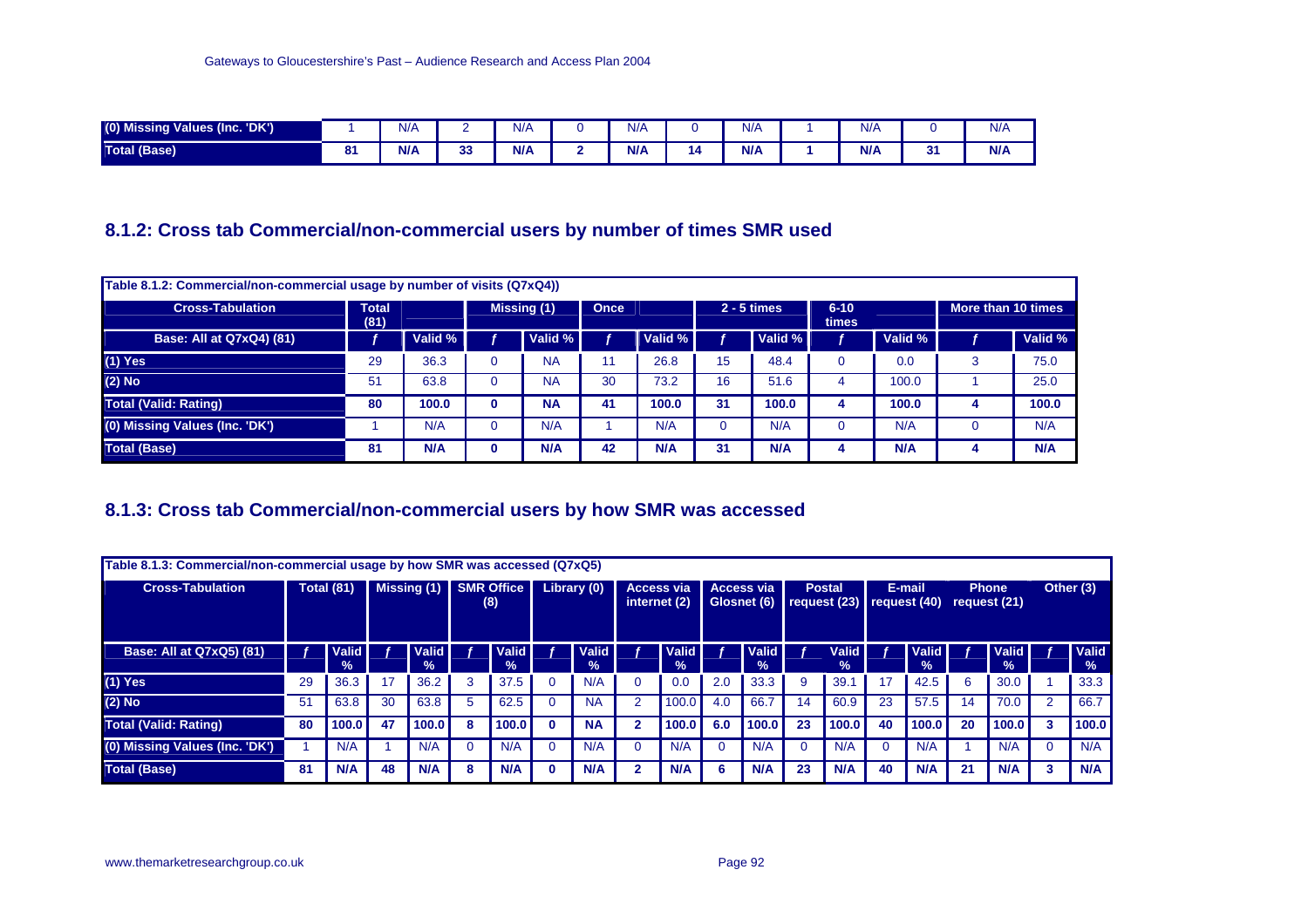| (0) Missing Values (Inc. 'DK') | 1 | N/A | 2 | N/A | 0 | N/A | 0 | N/A | 1 | N/A | 0 | N/A |
|---|---|---|---|---|---|---|---|---|---|---|---|---|
| **Total (Base)** | **81** | **N/A** | **33** | **N/A** | **2** | **N/A** | **14** | **N/A** | **1** | **N/A** | **31** | **N/A** |

## 8.1.2: Cross tab Commercial/non-commercial users by number of times SMR used

| Table 8.1.2: Commercial/non-commercial usage by number of visits (Q7xQ4)) | | | | | | | | | | | | |
|---|---|---|---|---|---|---|---|---|---|---|---|---|
| **Cross-Tabulation** | **Total (81)** | | **Missing (1)** | | **Once** | | **2 - 5 times** | | **6-10 times** | | **More than 10 times** | |
| **Base: All at Q7xQ4) (81)** | *f* | **Valid %** | *f* | **Valid %** | *f* | **Valid %** | *f* | **Valid %** | *f* | **Valid %** | *f* | **Valid %** |
| (1) Yes | 29 | 36.3 | 0 | NA | 11 | 26.8 | 15 | 48.4 | 0 | 0.0 | 3 | 75.0 |
| (2) No | 51 | 63.8 | 0 | NA | 30 | 73.2 | 16 | 51.6 | 4 | 100.0 | 1 | 25.0 |
| **Total (Valid: Rating)** | **80** | **100.0** | **0** | **NA** | **41** | **100.0** | **31** | **100.0** | **4** | **100.0** | **4** | **100.0** |
| (0) Missing Values (Inc. 'DK') | 1 | N/A | 0 | N/A | 1 | N/A | 0 | N/A | 0 | N/A | 0 | N/A |
| **Total (Base)** | **81** | **N/A** | **0** | **N/A** | **42** | **N/A** | **31** | **N/A** | **4** | **N/A** | **4** | **N/A** |

## 8.1.3: Cross tab Commercial/non-commercial users by how SMR was accessed

| Table 8.1.3: Commercial/non-commercial usage by how SMR was accessed (Q7xQ5) | | | | | | | | | | | | | | | | | | | | | | |
|---|---|---|---|---|---|---|---|---|---|---|---|---|---|---|---|---|---|---|---|---|---|---|
| **Cross-Tabulation** | **Total (81)** | | **Missing (1)** | | **SMR Office (8)** | | **Library (0)** | | **Access via internet (2)** | | **Access via Glosnet (6)** | | **Postal request (23)** | | **E-mail request (40)** | | **Phone request (21)** | | **Other (3)** | |
| **Base: All at Q7xQ5) (81)** | *f* | **Valid %** | *f* | **Valid %** | *f* | **Valid %** | *f* | **Valid %** | *f* | **Valid %** | *f* | **Valid %** | *f* | **Valid %** | *f* | **Valid %** | *f* | **Valid %** | *f* | **Valid %** |
| (1) Yes | 29 | 36.3 | 17 | 36.2 | 3 | 37.5 | 0 | N/A | 0 | 0.0 | 2.0 | 33.3 | 9 | 39.1 | 17 | 42.5 | 6 | 30.0 | 1 | 33.3 |
| (2) No | 51 | 63.8 | 30 | 63.8 | 5 | 62.5 | 0 | NA | 2 | 100.0 | 4.0 | 66.7 | 14 | 60.9 | 23 | 57.5 | 14 | 70.0 | 2 | 66.7 |
| **Total (Valid: Rating)** | **80** | **100.0** | **47** | **100.0** | **8** | **100.0** | **0** | **NA** | **2** | **100.0** | **6.0** | **100.0** | **23** | **100.0** | **40** | **100.0** | **20** | **100.0** | **3** | **100.0** |
| (0) Missing Values (Inc. 'DK') | 1 | N/A | 1 | N/A | 0 | N/A | 0 | N/A | 0 | N/A | 0 | N/A | 0 | N/A | 0 | N/A | 1 | N/A | 0 | N/A |
| **Total (Base)** | **81** | **N/A** | **48** | **N/A** | **8** | **N/A** | **0** | **N/A** | **2** | **N/A** | **6** | **N/A** | **23** | **N/A** | **40** | **N/A** | **21** | **N/A** | **3** | **N/A** |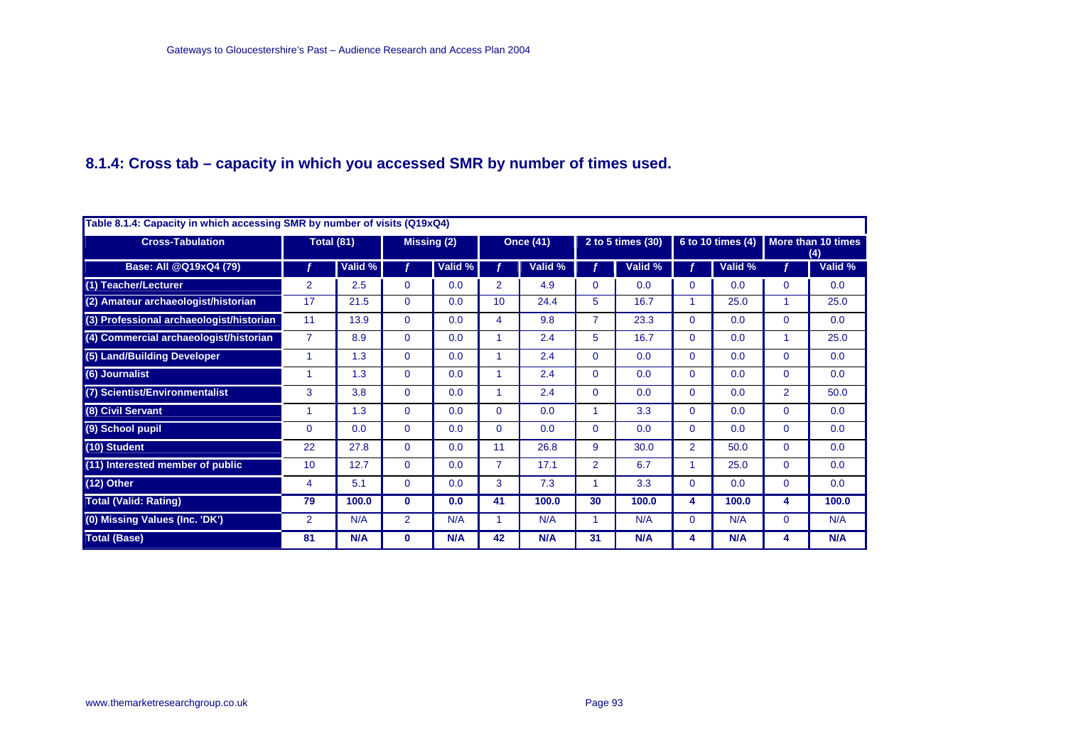## 8.1.4: Cross tab – capacity in which you accessed SMR by number of times used.

**Table 8.1.4: Capacity in which accessing SMR by number of visits (Q19xQ4)**

| Cross-Tabulation | Total (81) | | Missing (2) | | Once (41) | | 2 to 5 times (30) | | 6 to 10 times (4) | | More than 10 times (4) | |
|---|---|---|---|---|---|---|---|---|---|---|---|---|
| Base: All @Q19xQ4 (79) | f | Valid % | f | Valid % | f | Valid % | f | Valid % | f | Valid % | f | Valid % |
| (1) Teacher/Lecturer | 2 | 2.5 | 0 | 0.0 | 2 | 4.9 | 0 | 0.0 | 0 | 0.0 | 0 | 0.0 |
| (2) Amateur archaeologist/historian | 17 | 21.5 | 0 | 0.0 | 10 | 24.4 | 5 | 16.7 | 1 | 25.0 | 1 | 25.0 |
| (3) Professional archaeologist/historian | 11 | 13.9 | 0 | 0.0 | 4 | 9.8 | 7 | 23.3 | 0 | 0.0 | 0 | 0.0 |
| (4) Commercial archaeologist/historian | 7 | 8.9 | 0 | 0.0 | 1 | 2.4 | 5 | 16.7 | 0 | 0.0 | 1 | 25.0 |
| (5) Land/Building Developer | 1 | 1.3 | 0 | 0.0 | 1 | 2.4 | 0 | 0.0 | 0 | 0.0 | 0 | 0.0 |
| (6) Journalist | 1 | 1.3 | 0 | 0.0 | 1 | 2.4 | 0 | 0.0 | 0 | 0.0 | 0 | 0.0 |
| (7) Scientist/Environmentalist | 3 | 3.8 | 0 | 0.0 | 1 | 2.4 | 0 | 0.0 | 0 | 0.0 | 2 | 50.0 |
| (8) Civil Servant | 1 | 1.3 | 0 | 0.0 | 0 | 0.0 | 1 | 3.3 | 0 | 0.0 | 0 | 0.0 |
| (9) School pupil | 0 | 0.0 | 0 | 0.0 | 0 | 0.0 | 0 | 0.0 | 0 | 0.0 | 0 | 0.0 |
| (10) Student | 22 | 27.8 | 0 | 0.0 | 11 | 26.8 | 9 | 30.0 | 2 | 50.0 | 0 | 0.0 |
| (11) Interested member of public | 10 | 12.7 | 0 | 0.0 | 7 | 17.1 | 2 | 6.7 | 1 | 25.0 | 0 | 0.0 |
| (12) Other | 4 | 5.1 | 0 | 0.0 | 3 | 7.3 | 1 | 3.3 | 0 | 0.0 | 0 | 0.0 |
| **Total (Valid: Rating)** | **79** | **100.0** | **0** | **0.0** | **41** | **100.0** | **30** | **100.0** | **4** | **100.0** | **4** | **100.0** |
| (0) Missing Values (Inc. 'DK') | 2 | N/A | 2 | N/A | 1 | N/A | 1 | N/A | 0 | N/A | 0 | N/A |
| **Total (Base)** | **81** | **N/A** | **0** | **N/A** | **42** | **N/A** | **31** | **N/A** | **4** | **N/A** | **4** | **N/A** |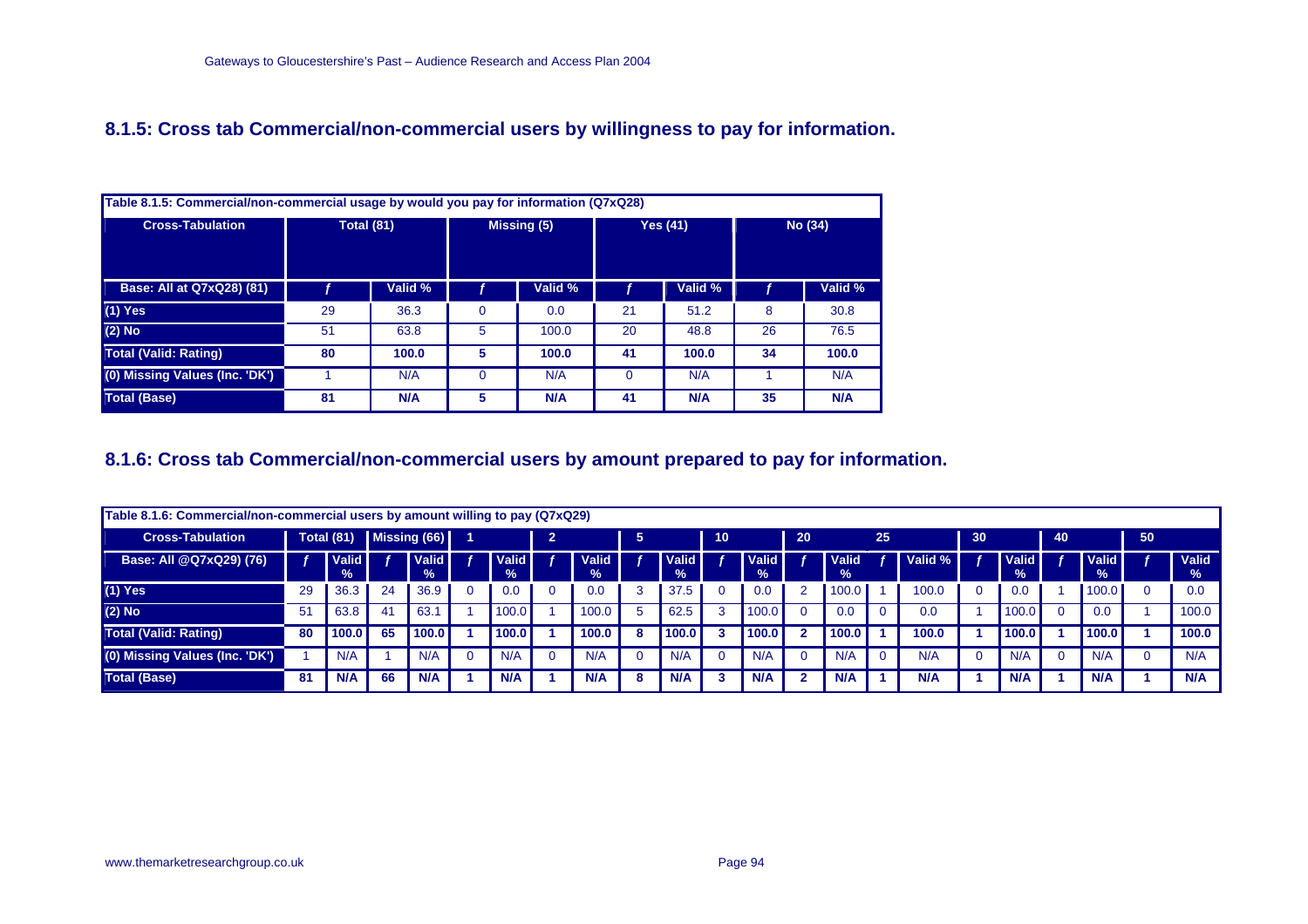## 8.1.5: Cross tab Commercial/non-commercial users by willingness to pay for information.

| Table 8.1.5: Commercial/non-commercial usage by would you pay for information (Q7xQ28) | | | | | | | | |
|---|---|---|---|---|---|---|---|---|
| **Cross-Tabulation** | **Total (81)** | | **Missing (5)** | | **Yes (41)** | | **No (34)** | |
| **Base: All at Q7xQ28) (81)** | *f* | **Valid %** | *f* | **Valid %** | *f* | **Valid %** | *f* | **Valid %** |
| **(1) Yes** | 29 | 36.3 | 0 | 0.0 | 21 | 51.2 | 8 | 30.8 |
| **(2) No** | 51 | 63.8 | 5 | 100.0 | 20 | 48.8 | 26 | 76.5 |
| **Total (Valid: Rating)** | **80** | **100.0** | **5** | **100.0** | **41** | **100.0** | **34** | **100.0** |
| **(0) Missing Values (Inc. 'DK')** | 1 | N/A | 0 | N/A | 0 | N/A | 1 | N/A |
| **Total (Base)** | **81** | **N/A** | **5** | **N/A** | **41** | **N/A** | **35** | **N/A** |

## 8.1.6: Cross tab Commercial/non-commercial users by amount prepared to pay for information.

| Table 8.1.6: Commercial/non-commercial users by amount willing to pay (Q7xQ29) | | | | | | | | | | | | | | | | | | | | | | |
|---|---|---|---|---|---|---|---|---|---|---|---|---|---|---|---|---|---|---|---|---|---|---|
| **Cross-Tabulation** | **Total (81)** | | **Missing (66)** | | **1** | | **2** | | **5** | | **10** | | **20** | | **25** | | **30** | | **40** | | **50** | |
| **Base: All @Q7xQ29) (76)** | *f* | **Valid %** | *f* | **Valid %** | *f* | **Valid %** | *f* | **Valid %** | *f* | **Valid %** | *f* | **Valid %** | *f* | **Valid %** | *f* | **Valid %** | *f* | **Valid %** | *f* | **Valid %** | *f* | **Valid %** |
| **(1) Yes** | 29 | 36.3 | 24 | 36.9 | 0 | 0.0 | 0 | 0.0 | 3 | 37.5 | 0 | 0.0 | 2 | 100.0 | 1 | 100.0 | 0 | 0.0 | 1 | 100.0 | 0 | 0.0 |
| **(2) No** | 51 | 63.8 | 41 | 63.1 | 1 | 100.0 | 1 | 100.0 | 5 | 62.5 | 3 | 100.0 | 0 | 0.0 | 0 | 0.0 | 1 | 100.0 | 0 | 0.0 | 1 | 100.0 |
| **Total (Valid: Rating)** | **80** | **100.0** | **65** | **100.0** | **1** | **100.0** | **1** | **100.0** | **8** | **100.0** | **3** | **100.0** | **2** | **100.0** | **1** | **100.0** | **1** | **100.0** | **1** | **100.0** | **1** | **100.0** |
| **(0) Missing Values (Inc. 'DK')** | 1 | N/A | 1 | N/A | 0 | N/A | 0 | N/A | 0 | N/A | 0 | N/A | 0 | N/A | 0 | N/A | 0 | N/A | 0 | N/A | 0 | N/A |
| **Total (Base)** | **81** | **N/A** | **66** | **N/A** | **1** | **N/A** | **1** | **N/A** | **8** | **N/A** | **3** | **N/A** | **2** | **N/A** | **1** | **N/A** | **1** | **N/A** | **1** | **N/A** | **1** | **N/A** |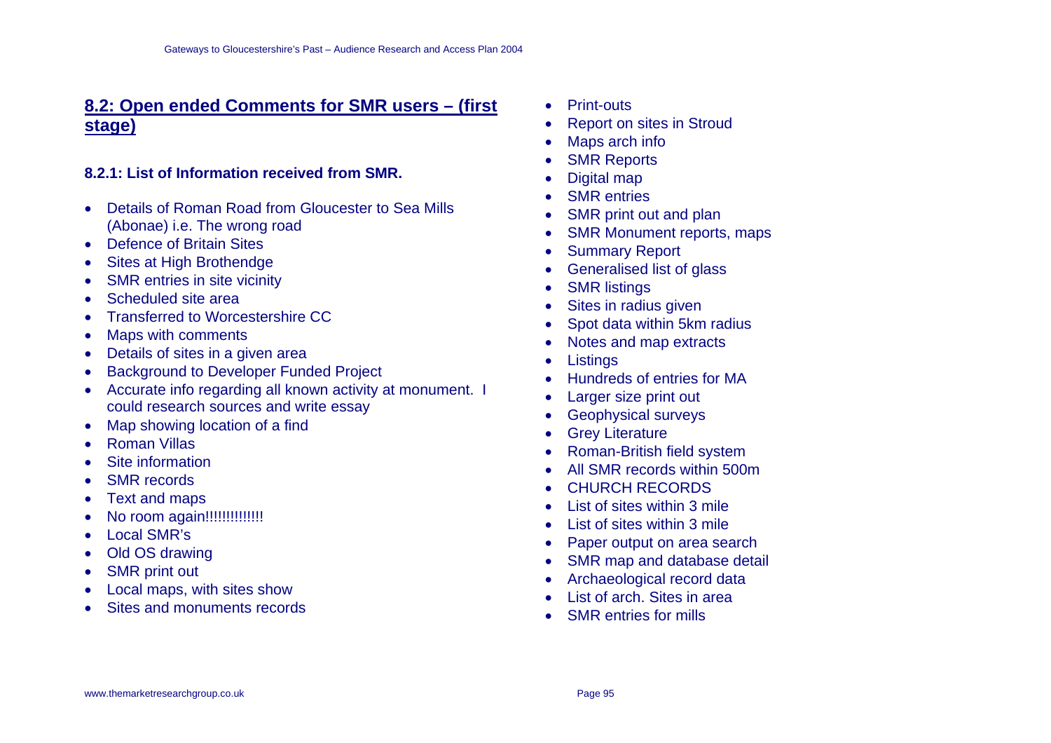## 8.2: Open ended Comments for SMR users – (first stage)

### 8.2.1: List of Information received from SMR.

- Details of Roman Road from Gloucester to Sea Mills (Abonae) i.e. The wrong road
- Defence of Britain Sites
- Sites at High Brothendge
- SMR entries in site vicinity
- Scheduled site area
- Transferred to Worcestershire CC
- Maps with comments
- Details of sites in a given area
- Background to Developer Funded Project
- Accurate info regarding all known activity at monument. I could research sources and write essay
- Map showing location of a find
- Roman Villas
- Site information
- SMR records
- Text and maps
- No room again!!!!!!!!!!!!!
- Local SMR's
- Old OS drawing
- SMR print out
- Local maps, with sites show
- Sites and monuments records
- Print-outs
- Report on sites in Stroud
- Maps arch info
- SMR Reports
- Digital map
- SMR entries
- SMR print out and plan
- SMR Monument reports, maps
- Summary Report
- Generalised list of glass
- SMR listings
- Sites in radius given
- Spot data within 5km radius
- Notes and map extracts
- Listings
- Hundreds of entries for MA
- Larger size print out
- Geophysical surveys
- Grey Literature
- Roman-British field system
- All SMR records within 500m
- CHURCH RECORDS
- List of sites within 3 mile
- List of sites within 3 mile
- Paper output on area search
- SMR map and database detail
- Archaeological record data
- List of arch. Sites in area
- SMR entries for mills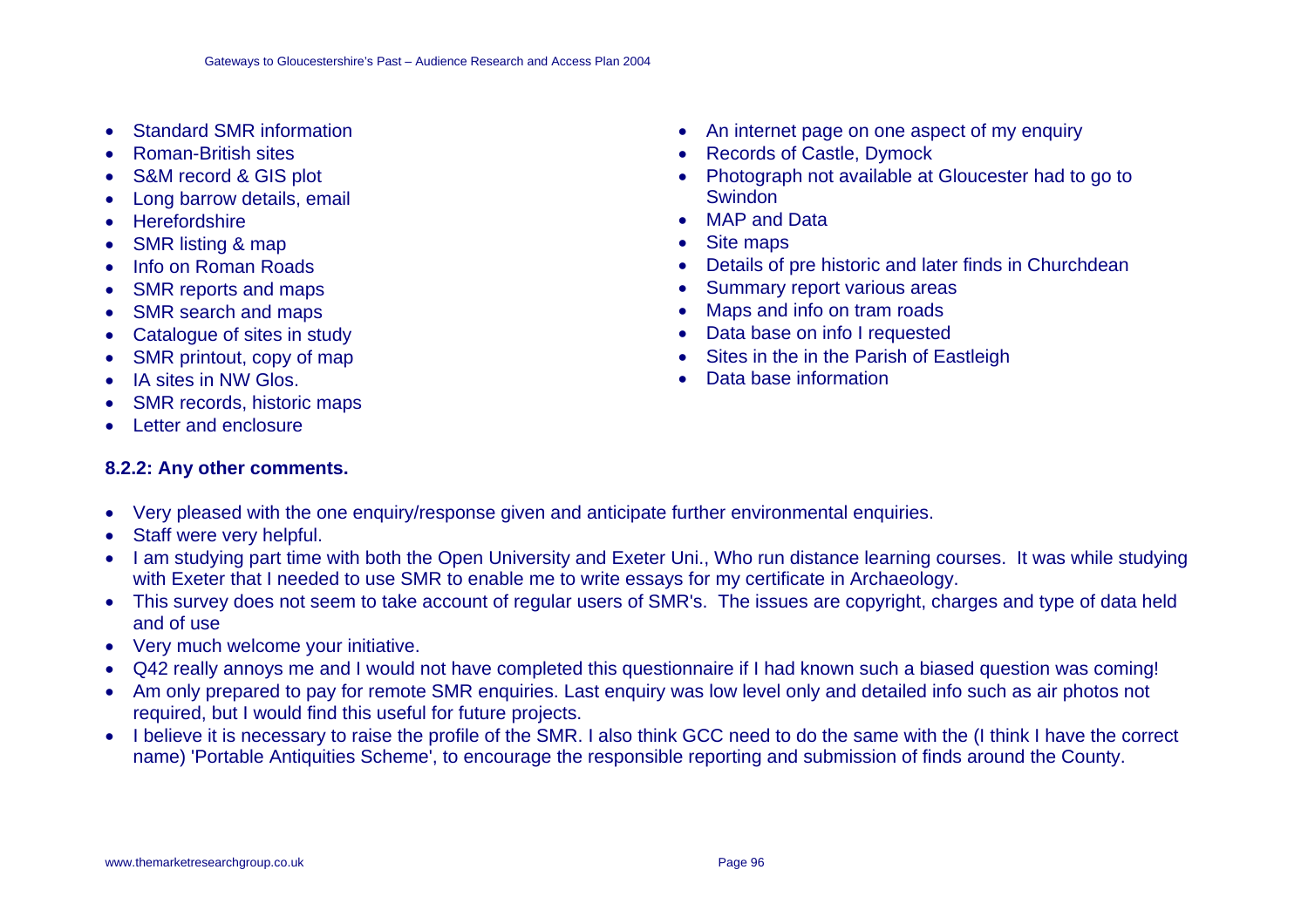- Standard SMR information
- Roman-British sites
- S&M record & GIS plot
- Long barrow details, email
- Herefordshire
- SMR listing & map
- Info on Roman Roads
- SMR reports and maps
- SMR search and maps
- Catalogue of sites in study
- SMR printout, copy of map
- IA sites in NW Glos.
- SMR records, historic maps
- Letter and enclosure
- An internet page on one aspect of my enquiry
- Records of Castle, Dymock
- Photograph not available at Gloucester had to go to Swindon
- MAP and Data
- Site maps
- Details of pre historic and later finds in Churchdean
- Summary report various areas
- Maps and info on tram roads
- Data base on info I requested
- Sites in the in the Parish of Eastleigh
- Data base information

**8.2.2: Any other comments.**

- Very pleased with the one enquiry/response given and anticipate further environmental enquiries.
- Staff were very helpful.
- I am studying part time with both the Open University and Exeter Uni., Who run distance learning courses. It was while studying with Exeter that I needed to use SMR to enable me to write essays for my certificate in Archaeology.
- This survey does not seem to take account of regular users of SMR's. The issues are copyright, charges and type of data held and of use
- Very much welcome your initiative.
- Q42 really annoys me and I would not have completed this questionnaire if I had known such a biased question was coming!
- Am only prepared to pay for remote SMR enquiries. Last enquiry was low level only and detailed info such as air photos not required, but I would find this useful for future projects.
- I believe it is necessary to raise the profile of the SMR. I also think GCC need to do the same with the (I think I have the correct name) 'Portable Antiquities Scheme', to encourage the responsible reporting and submission of finds around the County.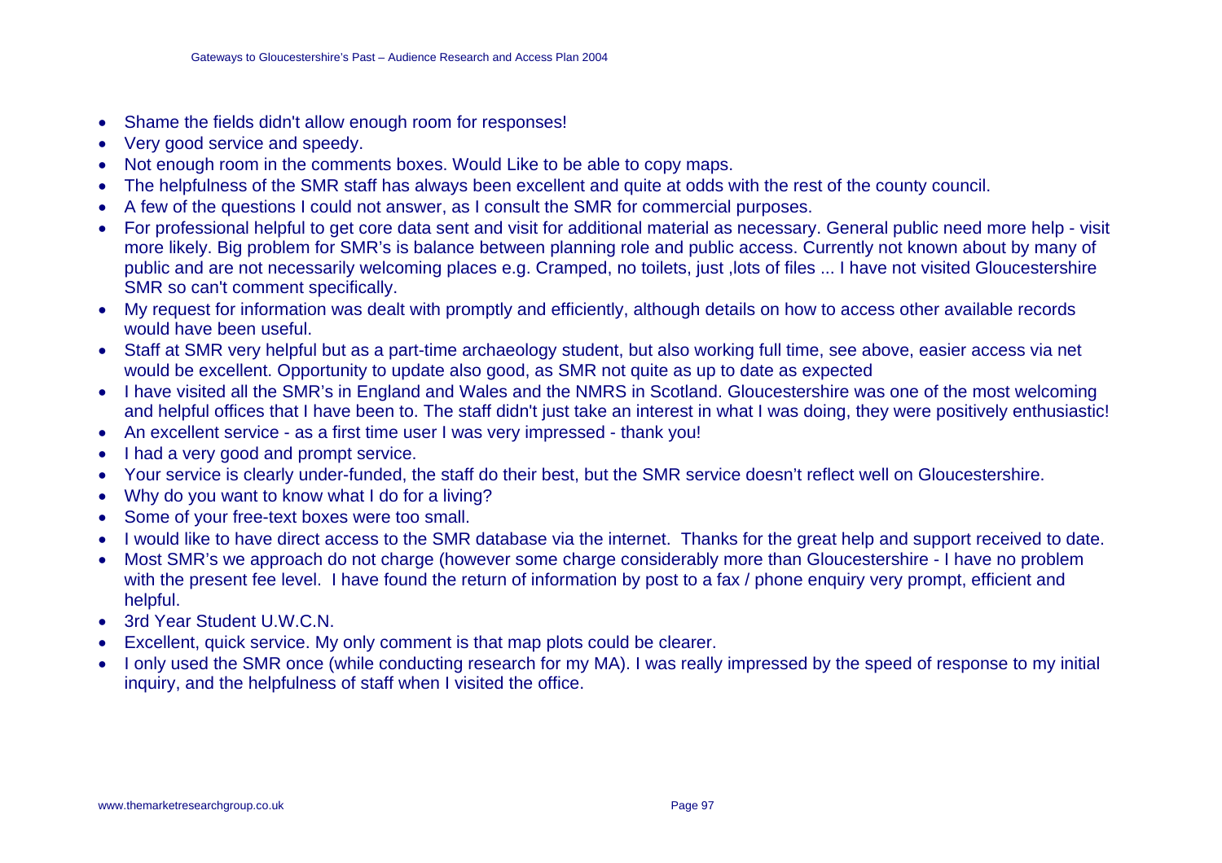- Shame the fields didn't allow enough room for responses!
- Very good service and speedy.
- Not enough room in the comments boxes. Would Like to be able to copy maps.
- The helpfulness of the SMR staff has always been excellent and quite at odds with the rest of the county council.
- A few of the questions I could not answer, as I consult the SMR for commercial purposes.
- For professional helpful to get core data sent and visit for additional material as necessary. General public need more help - visit more likely. Big problem for SMR's is balance between planning role and public access. Currently not known about by many of public and are not necessarily welcoming places e.g. Cramped, no toilets, just ,lots of files ... I have not visited Gloucestershire SMR so can't comment specifically.
- My request for information was dealt with promptly and efficiently, although details on how to access other available records would have been useful.
- Staff at SMR very helpful but as a part-time archaeology student, but also working full time, see above, easier access via net would be excellent. Opportunity to update also good, as SMR not quite as up to date as expected
- I have visited all the SMR's in England and Wales and the NMRS in Scotland. Gloucestershire was one of the most welcoming and helpful offices that I have been to. The staff didn't just take an interest in what I was doing, they were positively enthusiastic!
- An excellent service - as a first time user I was very impressed - thank you!
- I had a very good and prompt service.
- Your service is clearly under-funded, the staff do their best, but the SMR service doesn't reflect well on Gloucestershire.
- Why do you want to know what I do for a living?
- Some of your free-text boxes were too small.
- I would like to have direct access to the SMR database via the internet. Thanks for the great help and support received to date.
- Most SMR's we approach do not charge (however some charge considerably more than Gloucestershire - I have no problem with the present fee level. I have found the return of information by post to a fax / phone enquiry very prompt, efficient and helpful.
- 3rd Year Student U.W.C.N.
- Excellent, quick service. My only comment is that map plots could be clearer.
- I only used the SMR once (while conducting research for my MA). I was really impressed by the speed of response to my initial inquiry, and the helpfulness of staff when I visited the office.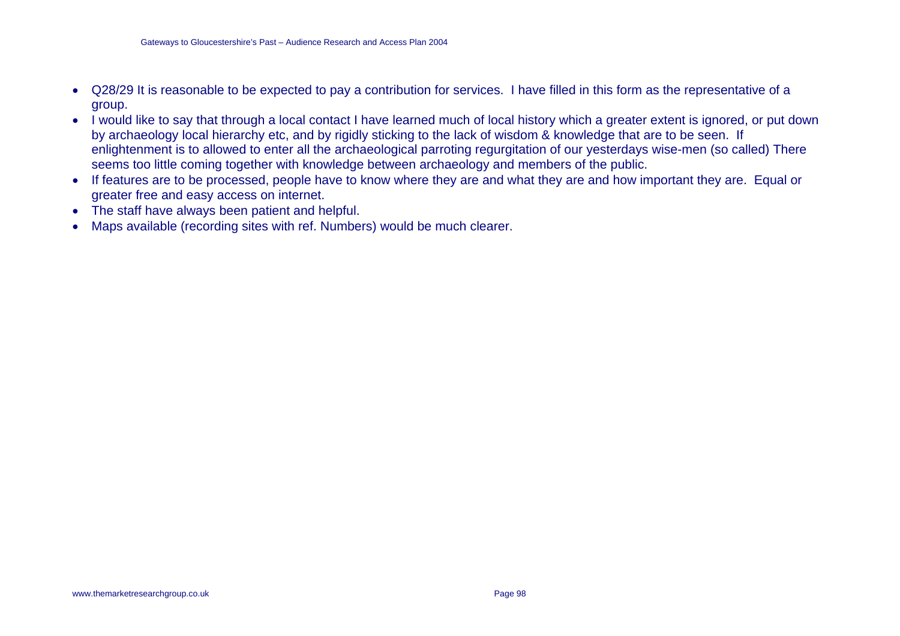- Q28/29 It is reasonable to be expected to pay a contribution for services. I have filled in this form as the representative of a group.
- I would like to say that through a local contact I have learned much of local history which a greater extent is ignored, or put down by archaeology local hierarchy etc, and by rigidly sticking to the lack of wisdom & knowledge that are to be seen. If enlightenment is to allowed to enter all the archaeological parroting regurgitation of our yesterdays wise-men (so called) There seems too little coming together with knowledge between archaeology and members of the public.
- If features are to be processed, people have to know where they are and what they are and how important they are. Equal or greater free and easy access on internet.
- The staff have always been patient and helpful.
- Maps available (recording sites with ref. Numbers) would be much clearer.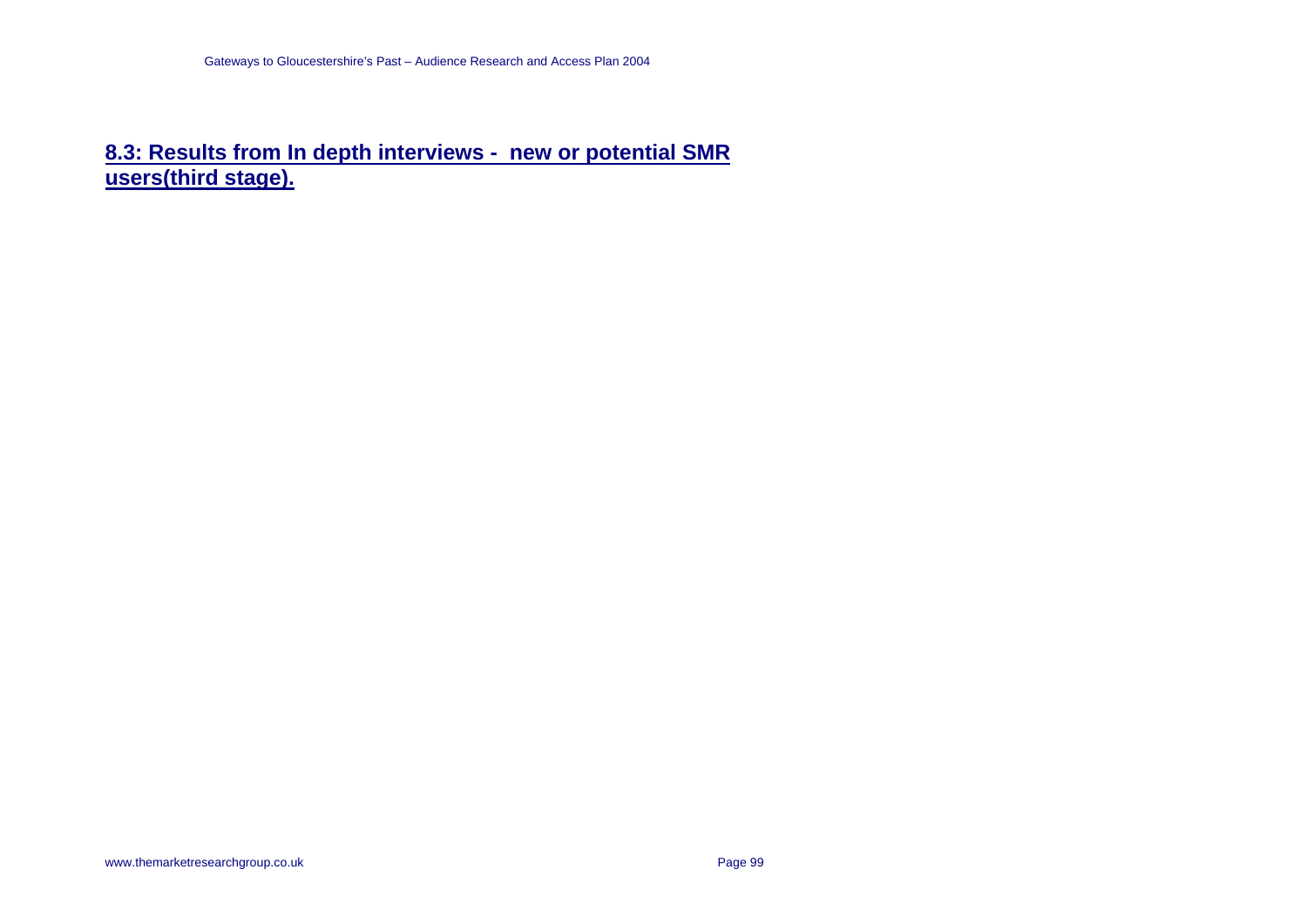## 8.3: Results from In depth interviews - new or potential SMR users(third stage).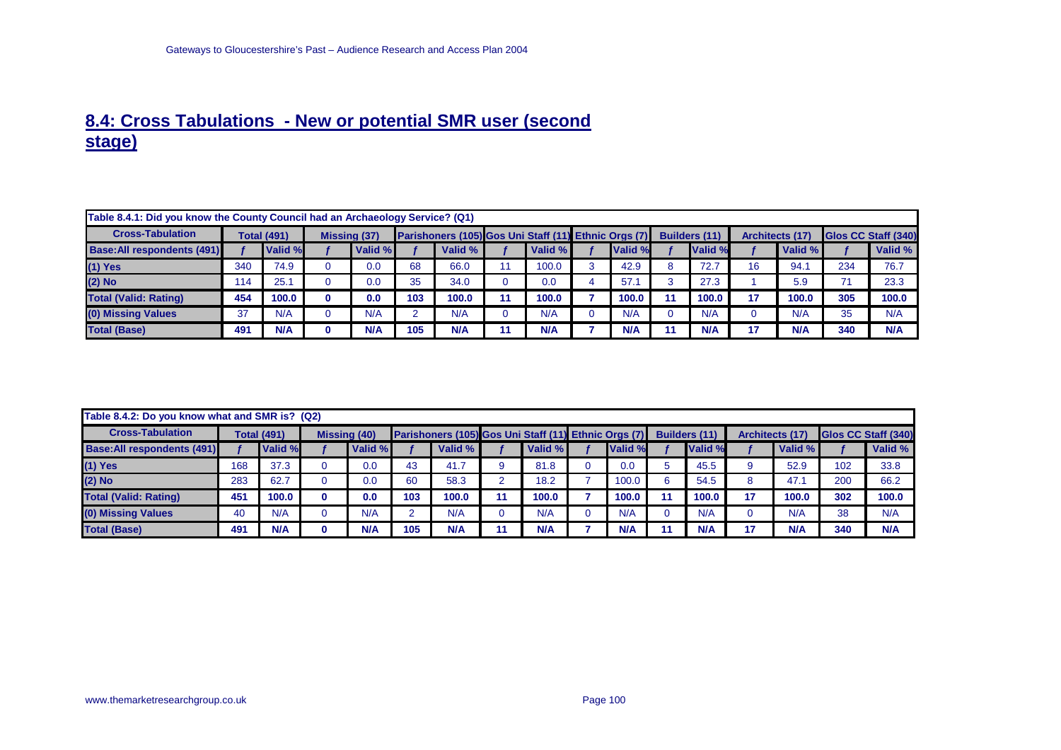## 8.4: Cross Tabulations - New or potential SMR user (second stage)

| Table 8.4.1: Did you know the County Council had an Archaeology Service? (Q1) | | | | | | | | | | | | | | | | |
|---|---|---|---|---|---|---|---|---|---|---|---|---|---|---|---|---|
| **Cross-Tabulation** | **Total (491)** | | **Missing (37)** | | **Parishoners (105)** | | **Gos Uni Staff (11)** | | **Ethnic Orgs (7)** | | **Builders (11)** | | **Architects (17)** | | **Glos CC Staff (340)** | |
| **Base:All respondents (491)** | *f* | **Valid %** | *f* | **Valid %** | *f* | **Valid %** | *f* | **Valid %** | *f* | **Valid %** | *f* | **Valid %** | *f* | **Valid %** | *f* | **Valid %** |
| **(1) Yes** | 340 | 74.9 | 0 | 0.0 | 68 | 66.0 | 11 | 100.0 | 3 | 42.9 | 8 | 72.7 | 16 | 94.1 | 234 | 76.7 |
| **(2) No** | 114 | 25.1 | 0 | 0.0 | 35 | 34.0 | 0 | 0.0 | 4 | 57.1 | 3 | 27.3 | 1 | 5.9 | 71 | 23.3 |
| **Total (Valid: Rating)** | **454** | **100.0** | **0** | **0.0** | **103** | **100.0** | **11** | **100.0** | **7** | **100.0** | **11** | **100.0** | **17** | **100.0** | **305** | **100.0** |
| **(0) Missing Values** | 37 | N/A | 0 | N/A | 2 | N/A | 0 | N/A | 0 | N/A | 0 | N/A | 0 | N/A | 35 | N/A |
| **Total (Base)** | **491** | **N/A** | **0** | **N/A** | **105** | **N/A** | **11** | **N/A** | **7** | **N/A** | **11** | **N/A** | **17** | **N/A** | **340** | **N/A** |

| Table 8.4.2: Do you know what and SMR is? (Q2) | | | | | | | | | | | | | | | | |
|---|---|---|---|---|---|---|---|---|---|---|---|---|---|---|---|---|
| **Cross-Tabulation** | **Total (491)** | | **Missing (40)** | | **Parishoners (105)** | | **Gos Uni Staff (11)** | | **Ethnic Orgs (7)** | | **Builders (11)** | | **Architects (17)** | | **Glos CC Staff (340)** | |
| **Base:All respondents (491)** | *f* | **Valid %** | *f* | **Valid %** | *f* | **Valid %** | *f* | **Valid %** | *f* | **Valid %** | *f* | **Valid %** | *f* | **Valid %** | *f* | **Valid %** |
| **(1) Yes** | 168 | 37.3 | 0 | 0.0 | 43 | 41.7 | 9 | 81.8 | 0 | 0.0 | 5 | 45.5 | 9 | 52.9 | 102 | 33.8 |
| **(2) No** | 283 | 62.7 | 0 | 0.0 | 60 | 58.3 | 2 | 18.2 | 7 | 100.0 | 6 | 54.5 | 8 | 47.1 | 200 | 66.2 |
| **Total (Valid: Rating)** | **451** | **100.0** | **0** | **0.0** | **103** | **100.0** | **11** | **100.0** | **7** | **100.0** | **11** | **100.0** | **17** | **100.0** | **302** | **100.0** |
| **(0) Missing Values** | 40 | N/A | 0 | N/A | 2 | N/A | 0 | N/A | 0 | N/A | 0 | N/A | 0 | N/A | 38 | N/A |
| **Total (Base)** | **491** | **N/A** | **0** | **N/A** | **105** | **N/A** | **11** | **N/A** | **7** | **N/A** | **11** | **N/A** | **17** | **N/A** | **340** | **N/A** |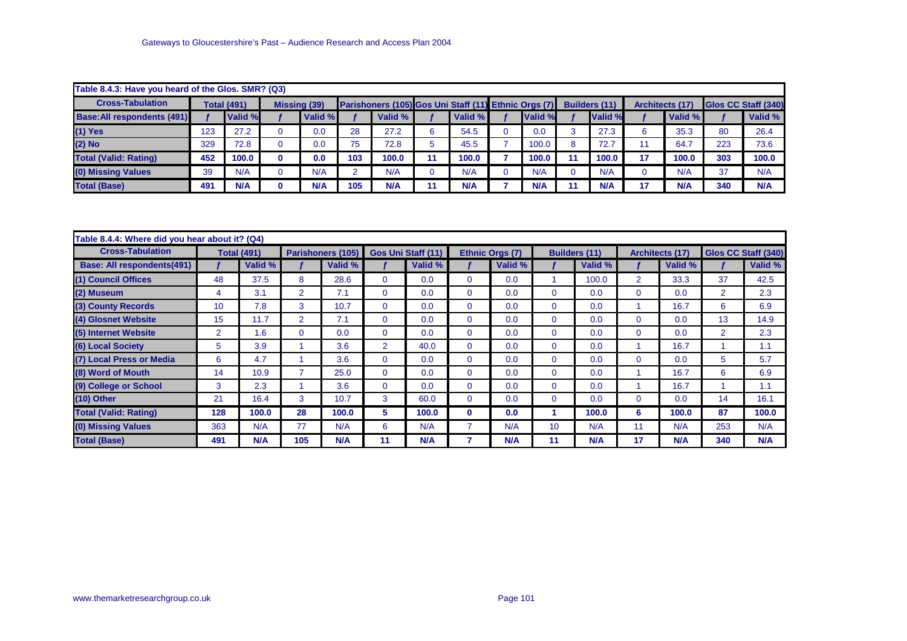| Table 8.4.3: Have you heard of the Glos. SMR? (Q3) | | | | | | | | | | | | | | | | |
|---|---|---|---|---|---|---|---|---|---|---|---|---|---|---|---|---|
| **Cross-Tabulation** | **Total (491)** | | **Missing (39)** | | **Parishoners (105)** | | **Gos Uni Staff (11)** | | **Ethnic Orgs (7)** | | **Builders (11)** | | **Architects (17)** | | **Glos CC Staff (340)** | |
| **Base:All respondents (491)** | *f* | **Valid %** | *f* | **Valid %** | *f* | **Valid %** | *f* | **Valid %** | *f* | **Valid %** | *f* | **Valid %** | *f* | **Valid %** | *f* | **Valid %** |
| **(1) Yes** | 123 | 27.2 | 0 | 0.0 | 28 | 27.2 | 6 | 54.5 | 0 | 0.0 | 3 | 27.3 | 6 | 35.3 | 80 | 26.4 |
| **(2) No** | 329 | 72.8 | 0 | 0.0 | 75 | 72.8 | 5 | 45.5 | 7 | 100.0 | 8 | 72.7 | 11 | 64.7 | 223 | 73.6 |
| **Total (Valid: Rating)** | **452** | **100.0** | **0** | **0.0** | **103** | **100.0** | **11** | **100.0** | **7** | **100.0** | **11** | **100.0** | **17** | **100.0** | **303** | **100.0** |
| **(0) Missing Values** | 39 | N/A | 0 | N/A | 2 | N/A | 0 | N/A | 0 | N/A | 0 | N/A | 0 | N/A | 37 | N/A |
| **Total (Base)** | **491** | **N/A** | **0** | **N/A** | **105** | **N/A** | **11** | **N/A** | **7** | **N/A** | **11** | **N/A** | **17** | **N/A** | **340** | **N/A** |

| Table 8.4.4: Where did you hear about it? (Q4) | | | | | | | | | | | | | | |
|---|---|---|---|---|---|---|---|---|---|---|---|---|---|---|
| **Cross-Tabulation** | **Total (491)** | | **Parishoners (105)** | | **Gos Uni Staff (11)** | | **Ethnic Orgs (7)** | | **Builders (11)** | | **Architects (17)** | | **Glos CC Staff (340)** | |
| **Base: All respondents(491)** | *f* | **Valid %** | *f* | **Valid %** | *f* | **Valid %** | *f* | **Valid %** | *f* | **Valid %** | *f* | **Valid %** | *f* | **Valid %** |
| **(1) Council Offices** | 48 | 37.5 | 8 | 28.6 | 0 | 0.0 | 0 | 0.0 | 1 | 100.0 | 2 | 33.3 | 37 | 42.5 |
| **(2) Museum** | 4 | 3.1 | 2 | 7.1 | 0 | 0.0 | 0 | 0.0 | 0 | 0.0 | 0 | 0.0 | 2 | 2.3 |
| **(3) County Records** | 10 | 7.8 | 3 | 10.7 | 0 | 0.0 | 0 | 0.0 | 0 | 0.0 | 1 | 16.7 | 6 | 6.9 |
| **(4) Glosnet Website** | 15 | 11.7 | 2 | 7.1 | 0 | 0.0 | 0 | 0.0 | 0 | 0.0 | 0 | 0.0 | 13 | 14.9 |
| **(5) Internet Website** | 2 | 1.6 | 0 | 0.0 | 0 | 0.0 | 0 | 0.0 | 0 | 0.0 | 0 | 0.0 | 2 | 2.3 |
| **(6) Local Society** | 5 | 3.9 | 1 | 3.6 | 2 | 40.0 | 0 | 0.0 | 0 | 0.0 | 1 | 16.7 | 1 | 1.1 |
| **(7) Local Press or Media** | 6 | 4.7 | 1 | 3.6 | 0 | 0.0 | 0 | 0.0 | 0 | 0.0 | 0 | 0.0 | 5 | 5.7 |
| **(8) Word of Mouth** | 14 | 10.9 | 7 | 25.0 | 0 | 0.0 | 0 | 0.0 | 0 | 0.0 | 1 | 16.7 | 6 | 6.9 |
| **(9) College or School** | 3 | 2.3 | 1 | 3.6 | 0 | 0.0 | 0 | 0.0 | 0 | 0.0 | 1 | 16.7 | 1 | 1.1 |
| **(10) Other** | 21 | 16.4 | 3 | 10.7 | 3 | 60.0 | 0 | 0.0 | 0 | 0.0 | 0 | 0.0 | 14 | 16.1 |
| **Total (Valid: Rating)** | **128** | **100.0** | **28** | **100.0** | **5** | **100.0** | **0** | **0.0** | **1** | **100.0** | **6** | **100.0** | **87** | **100.0** |
| **(0) Missing Values** | 363 | N/A | 77 | N/A | 6 | N/A | 7 | N/A | 10 | N/A | 11 | N/A | 253 | N/A |
| **Total (Base)** | **491** | **N/A** | **105** | **N/A** | **11** | **N/A** | **7** | **N/A** | **11** | **N/A** | **17** | **N/A** | **340** | **N/A** |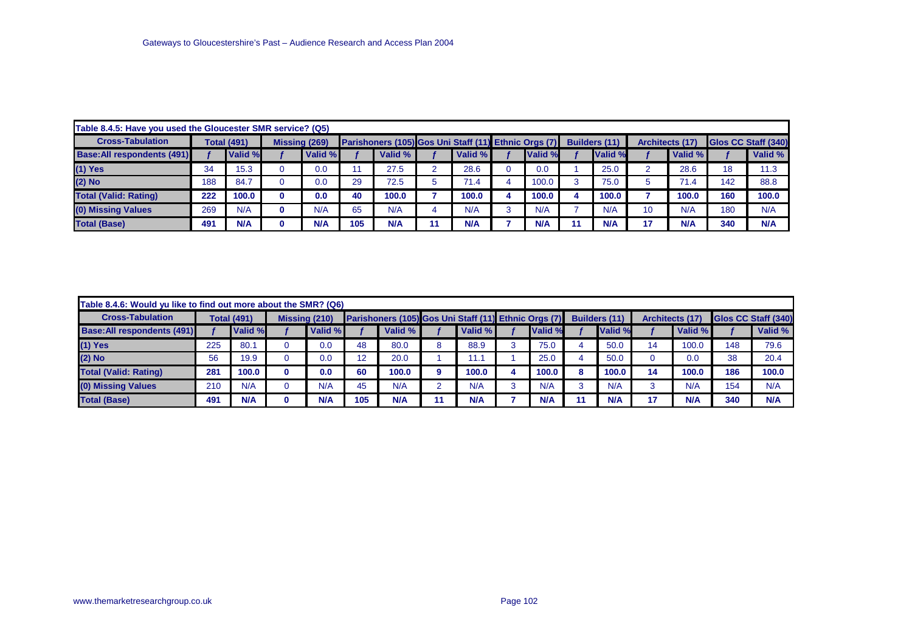| Table 8.4.5: Have you used the Gloucester SMR service? (Q5) | | | | | | | | | | | | | | | | |
|---|---|---|---|---|---|---|---|---|---|---|---|---|---|---|---|---|
| Cross-Tabulation | Total (491) | | Missing (269) | | Parishoners (105) | | Gos Uni Staff (11) | | Ethnic Orgs (7) | | Builders (11) | | Architects (17) | | Glos CC Staff (340) | |
| Base:All respondents (491) | f | Valid % | f | Valid % | f | Valid % | f | Valid % | f | Valid % | f | Valid % | f | Valid % | f | Valid % |
| (1) Yes | 34 | 15.3 | 0 | 0.0 | 11 | 27.5 | 2 | 28.6 | 0 | 0.0 | 1 | 25.0 | 2 | 28.6 | 18 | 11.3 |
| (2) No | 188 | 84.7 | 0 | 0.0 | 29 | 72.5 | 5 | 71.4 | 4 | 100.0 | 3 | 75.0 | 5 | 71.4 | 142 | 88.8 |
| **Total (Valid: Rating)** | **222** | **100.0** | **0** | **0.0** | **40** | **100.0** | **7** | **100.0** | **4** | **100.0** | **4** | **100.0** | **7** | **100.0** | **160** | **100.0** |
| (0) Missing Values | 269 | N/A | 0 | N/A | 65 | N/A | 4 | N/A | 3 | N/A | 7 | N/A | 10 | N/A | 180 | N/A |
| **Total (Base)** | **491** | **N/A** | **0** | **N/A** | **105** | **N/A** | **11** | **N/A** | **7** | **N/A** | **11** | **N/A** | **17** | **N/A** | **340** | **N/A** |

| Table 8.4.6: Would yu like to find out more about the SMR? (Q6) | | | | | | | | | | | | | | | | |
|---|---|---|---|---|---|---|---|---|---|---|---|---|---|---|---|---|
| Cross-Tabulation | Total (491) | | Missing (210) | | Parishoners (105) | | Gos Uni Staff (11) | | Ethnic Orgs (7) | | Builders (11) | | Architects (17) | | Glos CC Staff (340) | |
| Base:All respondents (491) | f | Valid % | f | Valid % | f | Valid % | f | Valid % | f | Valid % | f | Valid % | f | Valid % | f | Valid % |
| (1) Yes | 225 | 80.1 | 0 | 0.0 | 48 | 80.0 | 8 | 88.9 | 3 | 75.0 | 4 | 50.0 | 14 | 100.0 | 148 | 79.6 |
| (2) No | 56 | 19.9 | 0 | 0.0 | 12 | 20.0 | 1 | 11.1 | 1 | 25.0 | 4 | 50.0 | 0 | 0.0 | 38 | 20.4 |
| **Total (Valid: Rating)** | **281** | **100.0** | **0** | **0.0** | **60** | **100.0** | **9** | **100.0** | **4** | **100.0** | **8** | **100.0** | **14** | **100.0** | **186** | **100.0** |
| (0) Missing Values | 210 | N/A | 0 | N/A | 45 | N/A | 2 | N/A | 3 | N/A | 3 | N/A | 3 | N/A | 154 | N/A |
| **Total (Base)** | **491** | **N/A** | **0** | **N/A** | **105** | **N/A** | **11** | **N/A** | **7** | **N/A** | **11** | **N/A** | **17** | **N/A** | **340** | **N/A** |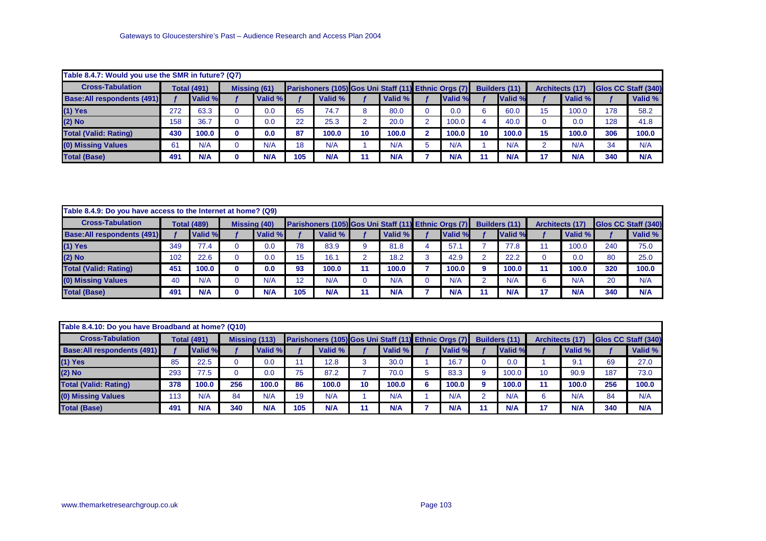| Table 8.4.7: Would you use the SMR in future? (Q7) | | | | | | | | | | | | | | | | |
|---|---|---|---|---|---|---|---|---|---|---|---|---|---|---|---|---|
| Cross-Tabulation | Total (491) | | Missing (61) | | Parishoners (105) | | Gos Uni Staff (11) | | Ethnic Orgs (7) | | Builders (11) | | Architects (17) | | Glos CC Staff (340) | |
| Base:All respondents (491) | f | Valid % | f | Valid % | f | Valid % | f | Valid % | f | Valid % | f | Valid % | f | Valid % | f | Valid % |
| (1) Yes | 272 | 63.3 | 0 | 0.0 | 65 | 74.7 | 8 | 80.0 | 0 | 0.0 | 6 | 60.0 | 15 | 100.0 | 178 | 58.2 |
| (2) No | 158 | 36.7 | 0 | 0.0 | 22 | 25.3 | 2 | 20.0 | 2 | 100.0 | 4 | 40.0 | 0 | 0.0 | 128 | 41.8 |
| Total (Valid: Rating) | 430 | 100.0 | 0 | 0.0 | 87 | 100.0 | 10 | 100.0 | 2 | 100.0 | 10 | 100.0 | 15 | 100.0 | 306 | 100.0 |
| (0) Missing Values | 61 | N/A | 0 | N/A | 18 | N/A | 1 | N/A | 5 | N/A | 1 | N/A | 2 | N/A | 34 | N/A |
| Total (Base) | 491 | N/A | 0 | N/A | 105 | N/A | 11 | N/A | 7 | N/A | 11 | N/A | 17 | N/A | 340 | N/A |

| Table 8.4.9: Do you have access to the Internet at home? (Q9) | | | | | | | | | | | | | | | | |
|---|---|---|---|---|---|---|---|---|---|---|---|---|---|---|---|---|
| Cross-Tabulation | Total (489) | | Missing (40) | | Parishoners (105) | | Gos Uni Staff (11) | | Ethnic Orgs (7) | | Builders (11) | | Architects (17) | | Glos CC Staff (340) | |
| Base:All respondents (491) | f | Valid % | f | Valid % | f | Valid % | f | Valid % | f | Valid % | f | Valid % | f | Valid % | f | Valid % |
| (1) Yes | 349 | 77.4 | 0 | 0.0 | 78 | 83.9 | 9 | 81.8 | 4 | 57.1 | 7 | 77.8 | 11 | 100.0 | 240 | 75.0 |
| (2) No | 102 | 22.6 | 0 | 0.0 | 15 | 16.1 | 2 | 18.2 | 3 | 42.9 | 2 | 22.2 | 0 | 0.0 | 80 | 25.0 |
| Total (Valid: Rating) | 451 | 100.0 | 0 | 0.0 | 93 | 100.0 | 11 | 100.0 | 7 | 100.0 | 9 | 100.0 | 11 | 100.0 | 320 | 100.0 |
| (0) Missing Values | 40 | N/A | 0 | N/A | 12 | N/A | 0 | N/A | 0 | N/A | 2 | N/A | 6 | N/A | 20 | N/A |
| Total (Base) | 491 | N/A | 0 | N/A | 105 | N/A | 11 | N/A | 7 | N/A | 11 | N/A | 17 | N/A | 340 | N/A |

| Table 8.4.10: Do you have Broadband at home? (Q10) | | | | | | | | | | | | | | | | |
|---|---|---|---|---|---|---|---|---|---|---|---|---|---|---|---|---|
| Cross-Tabulation | Total (491) | | Missing (113) | | Parishoners (105) | | Gos Uni Staff (11) | | Ethnic Orgs (7) | | Builders (11) | | Architects (17) | | Glos CC Staff (340) | |
| Base:All respondents (491) | f | Valid % | f | Valid % | f | Valid % | f | Valid % | f | Valid % | f | Valid % | f | Valid % | f | Valid % |
| (1) Yes | 85 | 22.5 | 0 | 0.0 | 11 | 12.8 | 3 | 30.0 | 1 | 16.7 | 0 | 0.0 | 1 | 9.1 | 69 | 27.0 |
| (2) No | 293 | 77.5 | 0 | 0.0 | 75 | 87.2 | 7 | 70.0 | 5 | 83.3 | 9 | 100.0 | 10 | 90.9 | 187 | 73.0 |
| Total (Valid: Rating) | 378 | 100.0 | 256 | 100.0 | 86 | 100.0 | 10 | 100.0 | 6 | 100.0 | 9 | 100.0 | 11 | 100.0 | 256 | 100.0 |
| (0) Missing Values | 113 | N/A | 84 | N/A | 19 | N/A | 1 | N/A | 1 | N/A | 2 | N/A | 6 | N/A | 84 | N/A |
| Total (Base) | 491 | N/A | 340 | N/A | 105 | N/A | 11 | N/A | 7 | N/A | 11 | N/A | 17 | N/A | 340 | N/A |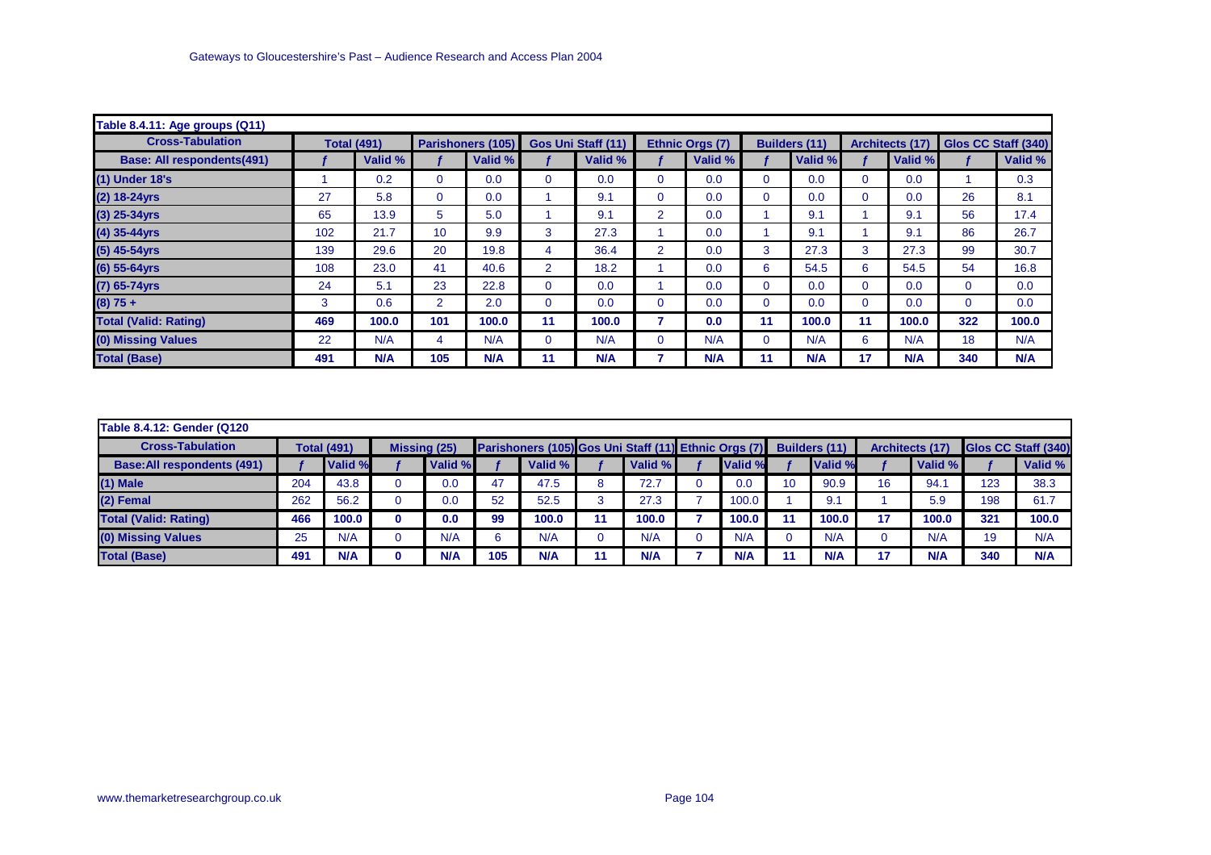| Table 8.4.11: Age groups (Q11) | | | | | | | | | | | | | | |
|---|---|---|---|---|---|---|---|---|---|---|---|---|---|---|
| **Cross-Tabulation** | **Total (491)** | | **Parishoners (105)** | | **Gos Uni Staff (11)** | | **Ethnic Orgs (7)** | | **Builders (11)** | | **Architects (17)** | | **Glos CC Staff (340)** | |
| **Base: All respondents(491)** | *f* | **Valid %** | *f* | **Valid %** | *f* | **Valid %** | *f* | **Valid %** | *f* | **Valid %** | *f* | **Valid %** | *f* | **Valid %** |
| **(1) Under 18's** | 1 | 0.2 | 0 | 0.0 | 0 | 0.0 | 0 | 0.0 | 0 | 0.0 | 0 | 0.0 | 1 | 0.3 |
| **(2) 18-24yrs** | 27 | 5.8 | 0 | 0.0 | 1 | 9.1 | 0 | 0.0 | 0 | 0.0 | 0 | 0.0 | 26 | 8.1 |
| **(3) 25-34yrs** | 65 | 13.9 | 5 | 5.0 | 1 | 9.1 | 2 | 0.0 | 1 | 9.1 | 1 | 9.1 | 56 | 17.4 |
| **(4) 35-44yrs** | 102 | 21.7 | 10 | 9.9 | 3 | 27.3 | 1 | 0.0 | 1 | 9.1 | 1 | 9.1 | 86 | 26.7 |
| **(5) 45-54yrs** | 139 | 29.6 | 20 | 19.8 | 4 | 36.4 | 2 | 0.0 | 3 | 27.3 | 3 | 27.3 | 99 | 30.7 |
| **(6) 55-64yrs** | 108 | 23.0 | 41 | 40.6 | 2 | 18.2 | 1 | 0.0 | 6 | 54.5 | 6 | 54.5 | 54 | 16.8 |
| **(7) 65-74yrs** | 24 | 5.1 | 23 | 22.8 | 0 | 0.0 | 1 | 0.0 | 0 | 0.0 | 0 | 0.0 | 0 | 0.0 |
| **(8) 75 +** | 3 | 0.6 | 2 | 2.0 | 0 | 0.0 | 0 | 0.0 | 0 | 0.0 | 0 | 0.0 | 0 | 0.0 |
| **Total (Valid: Rating)** | **469** | **100.0** | **101** | **100.0** | **11** | **100.0** | **7** | **0.0** | **11** | **100.0** | **11** | **100.0** | **322** | **100.0** |
| **(0) Missing Values** | 22 | N/A | 4 | N/A | 0 | N/A | 0 | N/A | 0 | N/A | 6 | N/A | 18 | N/A |
| **Total (Base)** | **491** | **N/A** | **105** | **N/A** | **11** | **N/A** | **7** | **N/A** | **11** | **N/A** | **17** | **N/A** | **340** | **N/A** |

| Table 8.4.12: Gender (Q120 | | | | | | | | | | | | | | | | |
|---|---|---|---|---|---|---|---|---|---|---|---|---|---|---|---|---|
| **Cross-Tabulation** | **Total (491)** | | **Missing (25)** | | **Parishoners (105)** | | **Gos Uni Staff (11)** | | **Ethnic Orgs (7)** | | **Builders (11)** | | **Architects (17)** | | **Glos CC Staff (340)** | |
| **Base:All respondents (491)** | *f* | **Valid %** | *f* | **Valid %** | *f* | **Valid %** | *f* | **Valid %** | *f* | **Valid %** | *f* | **Valid %** | *f* | **Valid %** | *f* | **Valid %** |
| **(1) Male** | 204 | 43.8 | 0 | 0.0 | 47 | 47.5 | 8 | 72.7 | 0 | 0.0 | 10 | 90.9 | 16 | 94.1 | 123 | 38.3 |
| **(2) Femal** | 262 | 56.2 | 0 | 0.0 | 52 | 52.5 | 3 | 27.3 | 7 | 100.0 | 1 | 9.1 | 1 | 5.9 | 198 | 61.7 |
| **Total (Valid: Rating)** | **466** | **100.0** | **0** | **0.0** | **99** | **100.0** | **11** | **100.0** | **7** | **100.0** | **11** | **100.0** | **17** | **100.0** | **321** | **100.0** |
| **(0) Missing Values** | 25 | N/A | 0 | N/A | 6 | N/A | 0 | N/A | 0 | N/A | 0 | N/A | 0 | N/A | 19 | N/A |
| **Total (Base)** | **491** | **N/A** | **0** | **N/A** | **105** | **N/A** | **11** | **N/A** | **7** | **N/A** | **11** | **N/A** | **17** | **N/A** | **340** | **N/A** |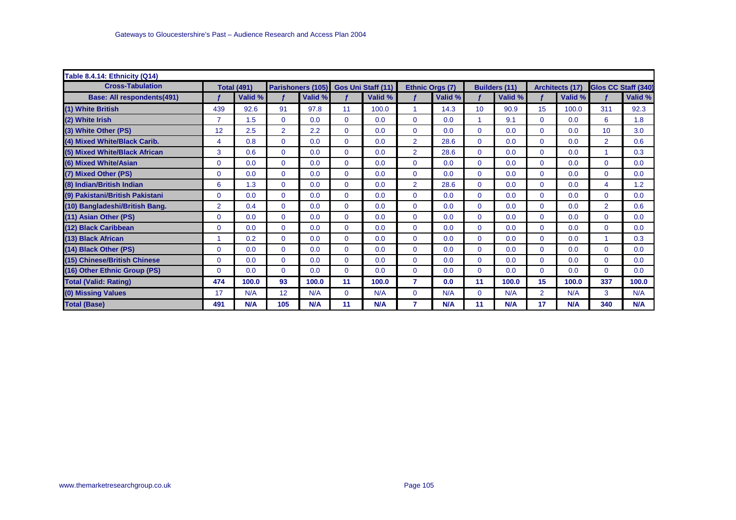| Table 8.4.14: Ethnicity (Q14) | | | | | | | | | | | | | | |
|---|---|---|---|---|---|---|---|---|---|---|---|---|---|---|
| **Cross-Tabulation** | **Total (491)** | | **Parishoners (105)** | | **Gos Uni Staff (11)** | | **Ethnic Orgs (7)** | | **Builders (11)** | | **Architects (17)** | | **Glos CC Staff (340)** | |
| **Base: All respondents(491)** | *f* | Valid % | *f* | Valid % | *f* | Valid % | *f* | Valid % | *f* | Valid % | *f* | Valid % | *f* | Valid % |
| **(1) White British** | 439 | 92.6 | 91 | 97.8 | 11 | 100.0 | 1 | 14.3 | 10 | 90.9 | 15 | 100.0 | 311 | 92.3 |
| **(2) White Irish** | 7 | 1.5 | 0 | 0.0 | 0 | 0.0 | 0 | 0.0 | 1 | 9.1 | 0 | 0.0 | 6 | 1.8 |
| **(3) White Other (PS)** | 12 | 2.5 | 2 | 2.2 | 0 | 0.0 | 0 | 0.0 | 0 | 0.0 | 0 | 0.0 | 10 | 3.0 |
| **(4) Mixed White/Black Carib.** | 4 | 0.8 | 0 | 0.0 | 0 | 0.0 | 2 | 28.6 | 0 | 0.0 | 0 | 0.0 | 2 | 0.6 |
| **(5) Mixed White/Black African** | 3 | 0.6 | 0 | 0.0 | 0 | 0.0 | 2 | 28.6 | 0 | 0.0 | 0 | 0.0 | 1 | 0.3 |
| **(6) Mixed White/Asian** | 0 | 0.0 | 0 | 0.0 | 0 | 0.0 | 0 | 0.0 | 0 | 0.0 | 0 | 0.0 | 0 | 0.0 |
| **(7) Mixed Other (PS)** | 0 | 0.0 | 0 | 0.0 | 0 | 0.0 | 0 | 0.0 | 0 | 0.0 | 0 | 0.0 | 0 | 0.0 |
| **(8) Indian/British Indian** | 6 | 1.3 | 0 | 0.0 | 0 | 0.0 | 2 | 28.6 | 0 | 0.0 | 0 | 0.0 | 4 | 1.2 |
| **(9) Pakistani/British Pakistani** | 0 | 0.0 | 0 | 0.0 | 0 | 0.0 | 0 | 0.0 | 0 | 0.0 | 0 | 0.0 | 0 | 0.0 |
| **(10) Bangladeshi/British Bang.** | 2 | 0.4 | 0 | 0.0 | 0 | 0.0 | 0 | 0.0 | 0 | 0.0 | 0 | 0.0 | 2 | 0.6 |
| **(11) Asian Other (PS)** | 0 | 0.0 | 0 | 0.0 | 0 | 0.0 | 0 | 0.0 | 0 | 0.0 | 0 | 0.0 | 0 | 0.0 |
| **(12) Black Caribbean** | 0 | 0.0 | 0 | 0.0 | 0 | 0.0 | 0 | 0.0 | 0 | 0.0 | 0 | 0.0 | 0 | 0.0 |
| **(13) Black African** | 1 | 0.2 | 0 | 0.0 | 0 | 0.0 | 0 | 0.0 | 0 | 0.0 | 0 | 0.0 | 1 | 0.3 |
| **(14) Black Other (PS)** | 0 | 0.0 | 0 | 0.0 | 0 | 0.0 | 0 | 0.0 | 0 | 0.0 | 0 | 0.0 | 0 | 0.0 |
| **(15) Chinese/British Chinese** | 0 | 0.0 | 0 | 0.0 | 0 | 0.0 | 0 | 0.0 | 0 | 0.0 | 0 | 0.0 | 0 | 0.0 |
| **(16) Other Ethnic Group (PS)** | 0 | 0.0 | 0 | 0.0 | 0 | 0.0 | 0 | 0.0 | 0 | 0.0 | 0 | 0.0 | 0 | 0.0 |
| **Total (Valid: Rating)** | **474** | **100.0** | **93** | **100.0** | **11** | **100.0** | **7** | **0.0** | **11** | **100.0** | **15** | **100.0** | **337** | **100.0** |
| **(0) Missing Values** | 17 | N/A | 12 | N/A | 0 | N/A | 0 | N/A | 0 | N/A | 2 | N/A | 3 | N/A |
| **Total (Base)** | **491** | **N/A** | **105** | **N/A** | **11** | **N/A** | **7** | **N/A** | **11** | **N/A** | **17** | **N/A** | **340** | **N/A** |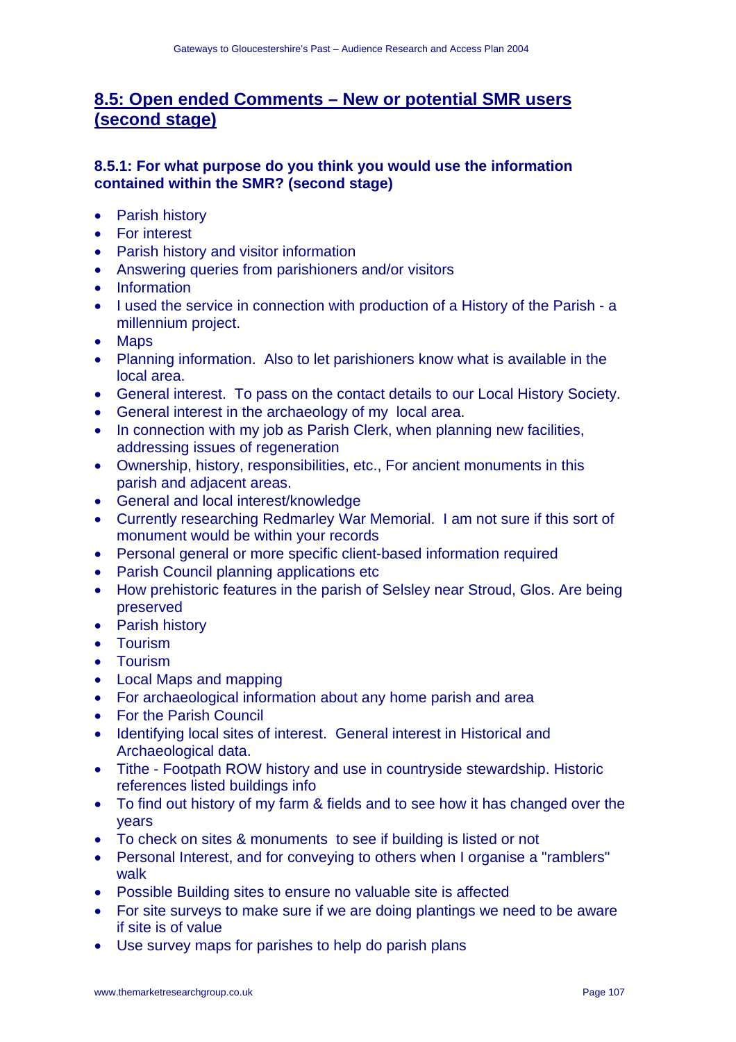## 8.5: Open ended Comments – New or potential SMR users (second stage)

### 8.5.1: For what purpose do you think you would use the information contained within the SMR? (second stage)

- Parish history
- For interest
- Parish history and visitor information
- Answering queries from parishioners and/or visitors
- Information
- I used the service in connection with production of a History of the Parish - a millennium project.
- Maps
- Planning information. Also to let parishioners know what is available in the local area.
- General interest. To pass on the contact details to our Local History Society.
- General interest in the archaeology of my local area.
- In connection with my job as Parish Clerk, when planning new facilities, addressing issues of regeneration
- Ownership, history, responsibilities, etc., For ancient monuments in this parish and adjacent areas.
- General and local interest/knowledge
- Currently researching Redmarley War Memorial. I am not sure if this sort of monument would be within your records
- Personal general or more specific client-based information required
- Parish Council planning applications etc
- How prehistoric features in the parish of Selsley near Stroud, Glos. Are being preserved
- Parish history
- Tourism
- Tourism
- Local Maps and mapping
- For archaeological information about any home parish and area
- For the Parish Council
- Identifying local sites of interest. General interest in Historical and Archaeological data.
- Tithe - Footpath ROW history and use in countryside stewardship. Historic references listed buildings info
- To find out history of my farm & fields and to see how it has changed over the years
- To check on sites & monuments to see if building is listed or not
- Personal Interest, and for conveying to others when I organise a "ramblers" walk
- Possible Building sites to ensure no valuable site is affected
- For site surveys to make sure if we are doing plantings we need to be aware if site is of value
- Use survey maps for parishes to help do parish plans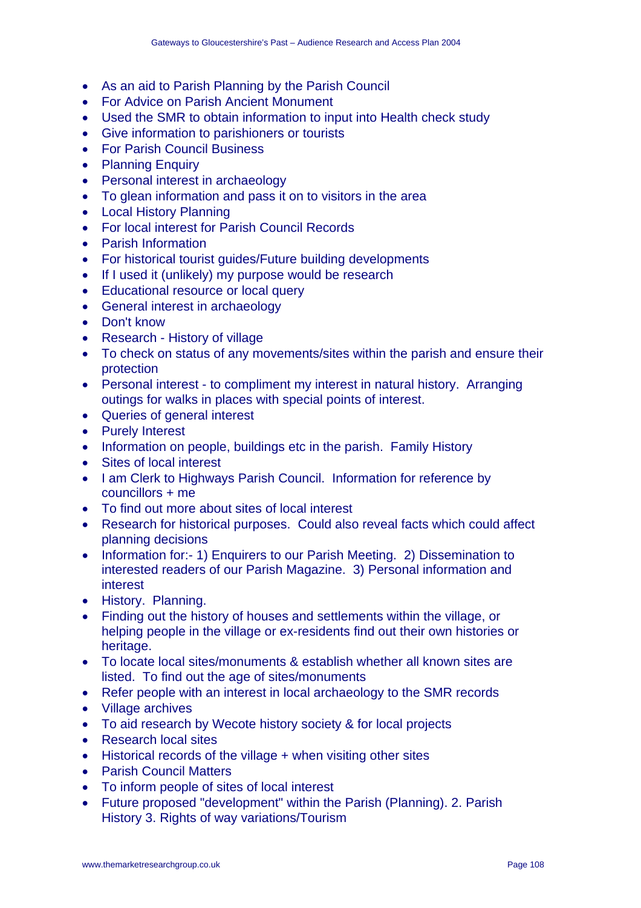- As an aid to Parish Planning by the Parish Council
- For Advice on Parish Ancient Monument
- Used the SMR to obtain information to input into Health check study
- Give information to parishioners or tourists
- For Parish Council Business
- Planning Enquiry
- Personal interest in archaeology
- To glean information and pass it on to visitors in the area
- Local History Planning
- For local interest for Parish Council Records
- Parish Information
- For historical tourist guides/Future building developments
- If I used it (unlikely) my purpose would be research
- Educational resource or local query
- General interest in archaeology
- Don't know
- Research - History of village
- To check on status of any movements/sites within the parish and ensure their protection
- Personal interest - to compliment my interest in natural history. Arranging outings for walks in places with special points of interest.
- Queries of general interest
- Purely Interest
- Information on people, buildings etc in the parish. Family History
- Sites of local interest
- I am Clerk to Highways Parish Council. Information for reference by councillors + me
- To find out more about sites of local interest
- Research for historical purposes. Could also reveal facts which could affect planning decisions
- Information for:- 1) Enquirers to our Parish Meeting. 2) Dissemination to interested readers of our Parish Magazine. 3) Personal information and interest
- History. Planning.
- Finding out the history of houses and settlements within the village, or helping people in the village or ex-residents find out their own histories or heritage.
- To locate local sites/monuments & establish whether all known sites are listed. To find out the age of sites/monuments
- Refer people with an interest in local archaeology to the SMR records
- Village archives
- To aid research by Wecote history society & for local projects
- Research local sites
- Historical records of the village + when visiting other sites
- Parish Council Matters
- To inform people of sites of local interest
- Future proposed "development" within the Parish (Planning). 2. Parish History 3. Rights of way variations/Tourism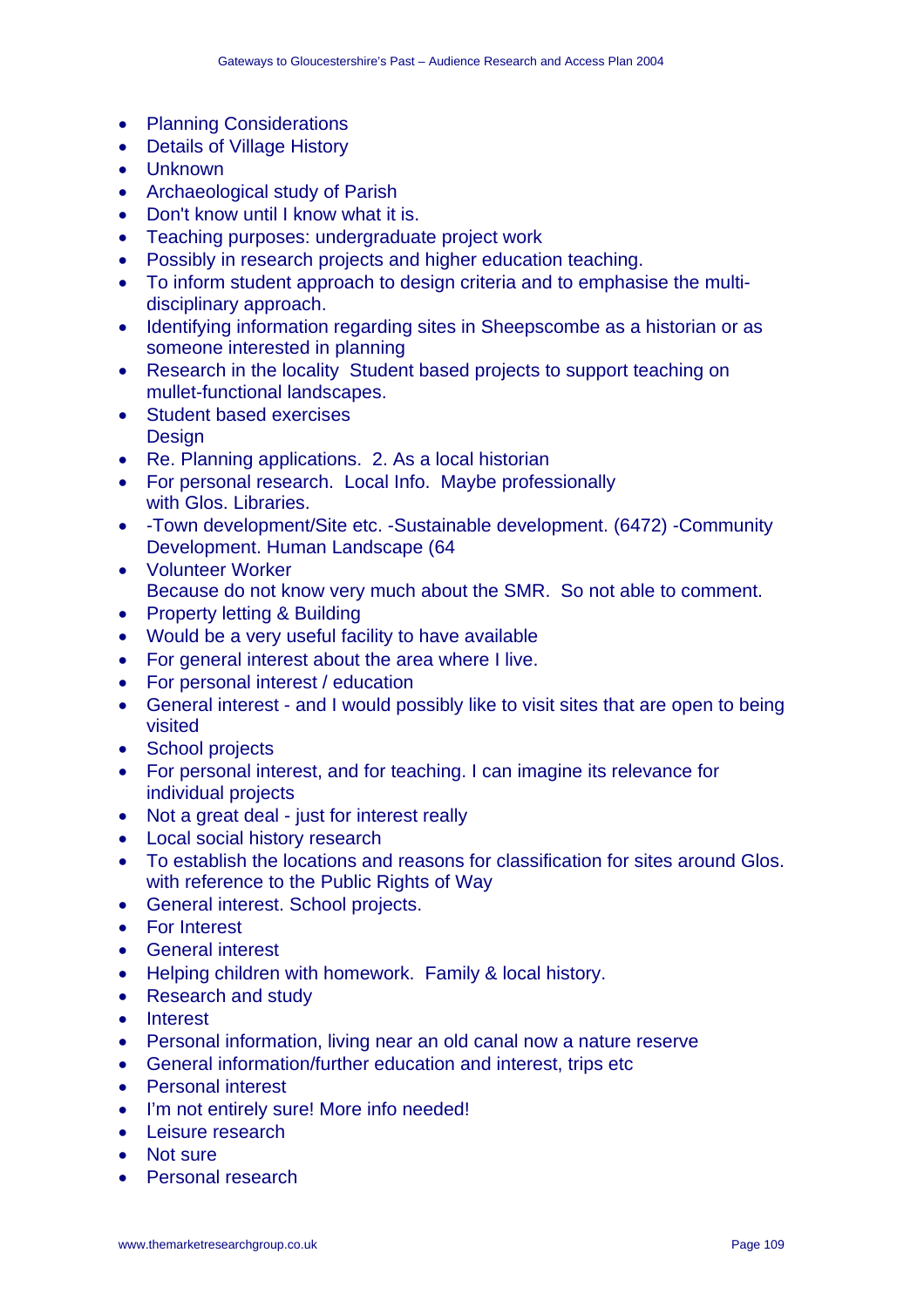- Planning Considerations
- Details of Village History
- Unknown
- Archaeological study of Parish
- Don't know until I know what it is.
- Teaching purposes: undergraduate project work
- Possibly in research projects and higher education teaching.
- To inform student approach to design criteria and to emphasise the multi-disciplinary approach.
- Identifying information regarding sites in Sheepscombe as a historian or as someone interested in planning
- Research in the locality  Student based projects to support teaching on mullet-functional landscapes.
- Student based exercises  
  Design
- Re. Planning applications.  2. As a local historian
- For personal research.  Local Info.  Maybe professionally with Glos. Libraries.
- -Town development/Site etc. -Sustainable development. (6472) -Community Development. Human Landscape (64
- Volunteer Worker  
  Because do not know very much about the SMR.  So not able to comment.
- Property letting & Building
- Would be a very useful facility to have available
- For general interest about the area where I live.
- For personal interest / education
- General interest - and I would possibly like to visit sites that are open to being visited
- School projects
- For personal interest, and for teaching. I can imagine its relevance for individual projects
- Not a great deal - just for interest really
- Local social history research
- To establish the locations and reasons for classification for sites around Glos. with reference to the Public Rights of Way
- General interest. School projects.
- For Interest
- General interest
- Helping children with homework.  Family & local history.
- Research and study
- Interest
- Personal information, living near an old canal now a nature reserve
- General information/further education and interest, trips etc
- Personal interest
- I'm not entirely sure! More info needed!
- Leisure research
- Not sure
- Personal research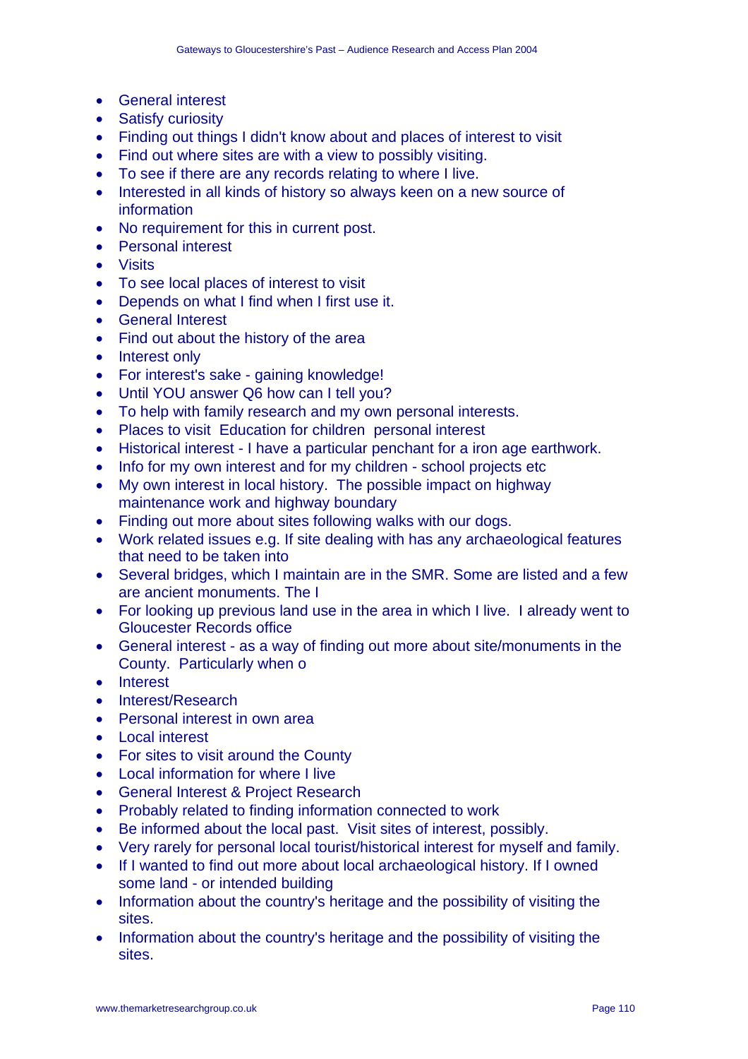- General interest
- Satisfy curiosity
- Finding out things I didn't know about and places of interest to visit
- Find out where sites are with a view to possibly visiting.
- To see if there are any records relating to where I live.
- Interested in all kinds of history so always keen on a new source of information
- No requirement for this in current post.
- Personal interest
- Visits
- To see local places of interest to visit
- Depends on what I find when I first use it.
- General Interest
- Find out about the history of the area
- Interest only
- For interest's sake - gaining knowledge!
- Until YOU answer Q6 how can I tell you?
- To help with family research and my own personal interests.
- Places to visit  Education for children  personal interest
- Historical interest - I have a particular penchant for a iron age earthwork.
- Info for my own interest and for my children - school projects etc
- My own interest in local history.  The possible impact on highway maintenance work and highway boundary
- Finding out more about sites following walks with our dogs.
- Work related issues e.g. If site dealing with has any archaeological features that need to be taken into
- Several bridges, which I maintain are in the SMR. Some are listed and a few are ancient monuments. The I
- For looking up previous land use in the area in which I live.  I already went to Gloucester Records office
- General interest - as a way of finding out more about site/monuments in the County.  Particularly when o
- Interest
- Interest/Research
- Personal interest in own area
- Local interest
- For sites to visit around the County
- Local information for where I live
- General Interest & Project Research
- Probably related to finding information connected to work
- Be informed about the local past.  Visit sites of interest, possibly.
- Very rarely for personal local tourist/historical interest for myself and family.
- If I wanted to find out more about local archaeological history. If I owned some land - or intended building
- Information about the country's heritage and the possibility of visiting the sites.
- Information about the country's heritage and the possibility of visiting the sites.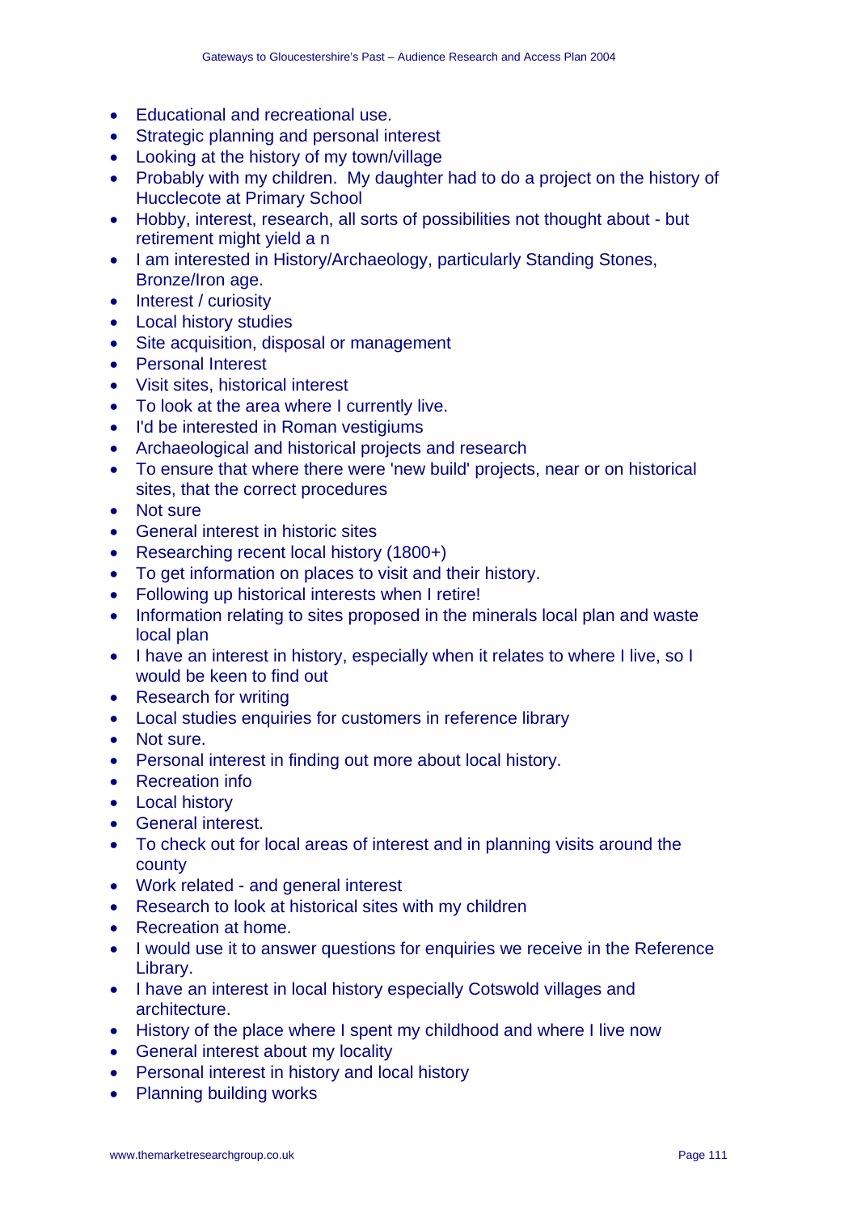- Educational and recreational use.
- Strategic planning and personal interest
- Looking at the history of my town/village
- Probably with my children. My daughter had to do a project on the history of Hucclecote at Primary School
- Hobby, interest, research, all sorts of possibilities not thought about - but retirement might yield a n
- I am interested in History/Archaeology, particularly Standing Stones, Bronze/Iron age.
- Interest / curiosity
- Local history studies
- Site acquisition, disposal or management
- Personal Interest
- Visit sites, historical interest
- To look at the area where I currently live.
- I'd be interested in Roman vestigiums
- Archaeological and historical projects and research
- To ensure that where there were 'new build' projects, near or on historical sites, that the correct procedures
- Not sure
- General interest in historic sites
- Researching recent local history (1800+)
- To get information on places to visit and their history.
- Following up historical interests when I retire!
- Information relating to sites proposed in the minerals local plan and waste local plan
- I have an interest in history, especially when it relates to where I live, so I would be keen to find out
- Research for writing
- Local studies enquiries for customers in reference library
- Not sure.
- Personal interest in finding out more about local history.
- Recreation info
- Local history
- General interest.
- To check out for local areas of interest and in planning visits around the county
- Work related - and general interest
- Research to look at historical sites with my children
- Recreation at home.
- I would use it to answer questions for enquiries we receive in the Reference Library.
- I have an interest in local history especially Cotswold villages and architecture.
- History of the place where I spent my childhood and where I live now
- General interest about my locality
- Personal interest in history and local history
- Planning building works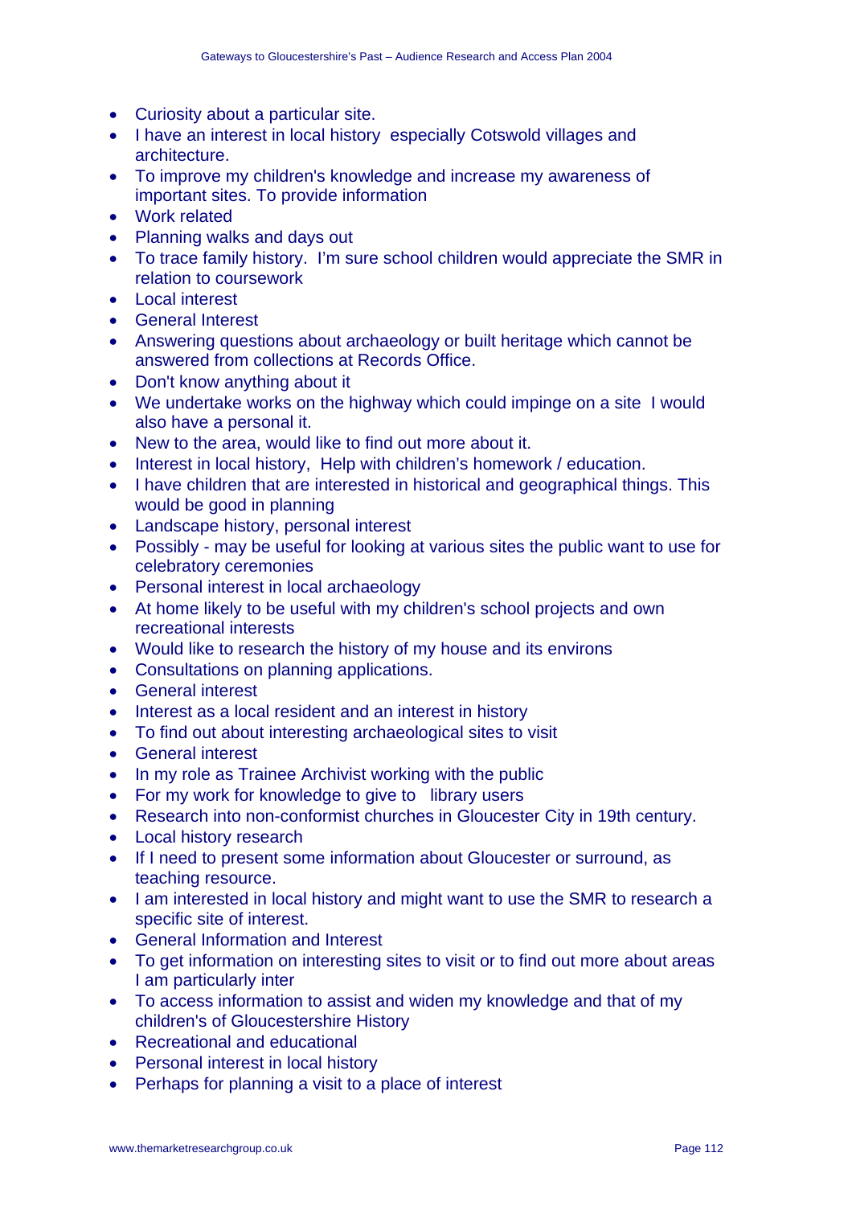- Curiosity about a particular site.
- I have an interest in local history  especially Cotswold villages and architecture.
- To improve my children's knowledge and increase my awareness of important sites. To provide information
- Work related
- Planning walks and days out
- To trace family history.  I'm sure school children would appreciate the SMR in relation to coursework
- Local interest
- General Interest
- Answering questions about archaeology or built heritage which cannot be answered from collections at Records Office.
- Don't know anything about it
- We undertake works on the highway which could impinge on a site  I would also have a personal it.
- New to the area, would like to find out more about it.
- Interest in local history,  Help with children's homework / education.
- I have children that are interested in historical and geographical things. This would be good in planning
- Landscape history, personal interest
- Possibly - may be useful for looking at various sites the public want to use for celebratory ceremonies
- Personal interest in local archaeology
- At home likely to be useful with my children's school projects and own recreational interests
- Would like to research the history of my house and its environs
- Consultations on planning applications.
- General interest
- Interest as a local resident and an interest in history
- To find out about interesting archaeological sites to visit
- General interest
- In my role as Trainee Archivist working with the public
- For my work for knowledge to give to   library users
- Research into non-conformist churches in Gloucester City in 19th century.
- Local history research
- If I need to present some information about Gloucester or surround, as teaching resource.
- I am interested in local history and might want to use the SMR to research a specific site of interest.
- General Information and Interest
- To get information on interesting sites to visit or to find out more about areas I am particularly inter
- To access information to assist and widen my knowledge and that of my children's of Gloucestershire History
- Recreational and educational
- Personal interest in local history
- Perhaps for planning a visit to a place of interest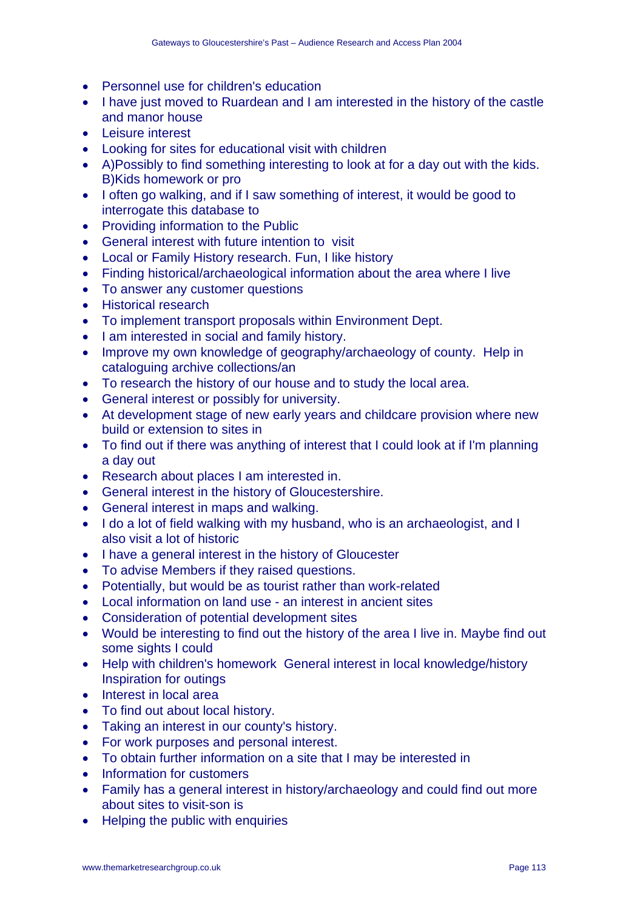- Personnel use for children's education
- I have just moved to Ruardean and I am interested in the history of the castle and manor house
- Leisure interest
- Looking for sites for educational visit with children
- A)Possibly to find something interesting to look at for a day out with the kids. B)Kids homework or pro
- I often go walking, and if I saw something of interest, it would be good to interrogate this database to
- Providing information to the Public
- General interest with future intention to visit
- Local or Family History research. Fun, I like history
- Finding historical/archaeological information about the area where I live
- To answer any customer questions
- Historical research
- To implement transport proposals within Environment Dept.
- I am interested in social and family history.
- Improve my own knowledge of geography/archaeology of county. Help in cataloguing archive collections/an
- To research the history of our house and to study the local area.
- General interest or possibly for university.
- At development stage of new early years and childcare provision where new build or extension to sites in
- To find out if there was anything of interest that I could look at if I'm planning a day out
- Research about places I am interested in.
- General interest in the history of Gloucestershire.
- General interest in maps and walking.
- I do a lot of field walking with my husband, who is an archaeologist, and I also visit a lot of historic
- I have a general interest in the history of Gloucester
- To advise Members if they raised questions.
- Potentially, but would be as tourist rather than work-related
- Local information on land use - an interest in ancient sites
- Consideration of potential development sites
- Would be interesting to find out the history of the area I live in. Maybe find out some sights I could
- Help with children's homework General interest in local knowledge/history Inspiration for outings
- Interest in local area
- To find out about local history.
- Taking an interest in our county's history.
- For work purposes and personal interest.
- To obtain further information on a site that I may be interested in
- Information for customers
- Family has a general interest in history/archaeology and could find out more about sites to visit-son is
- Helping the public with enquiries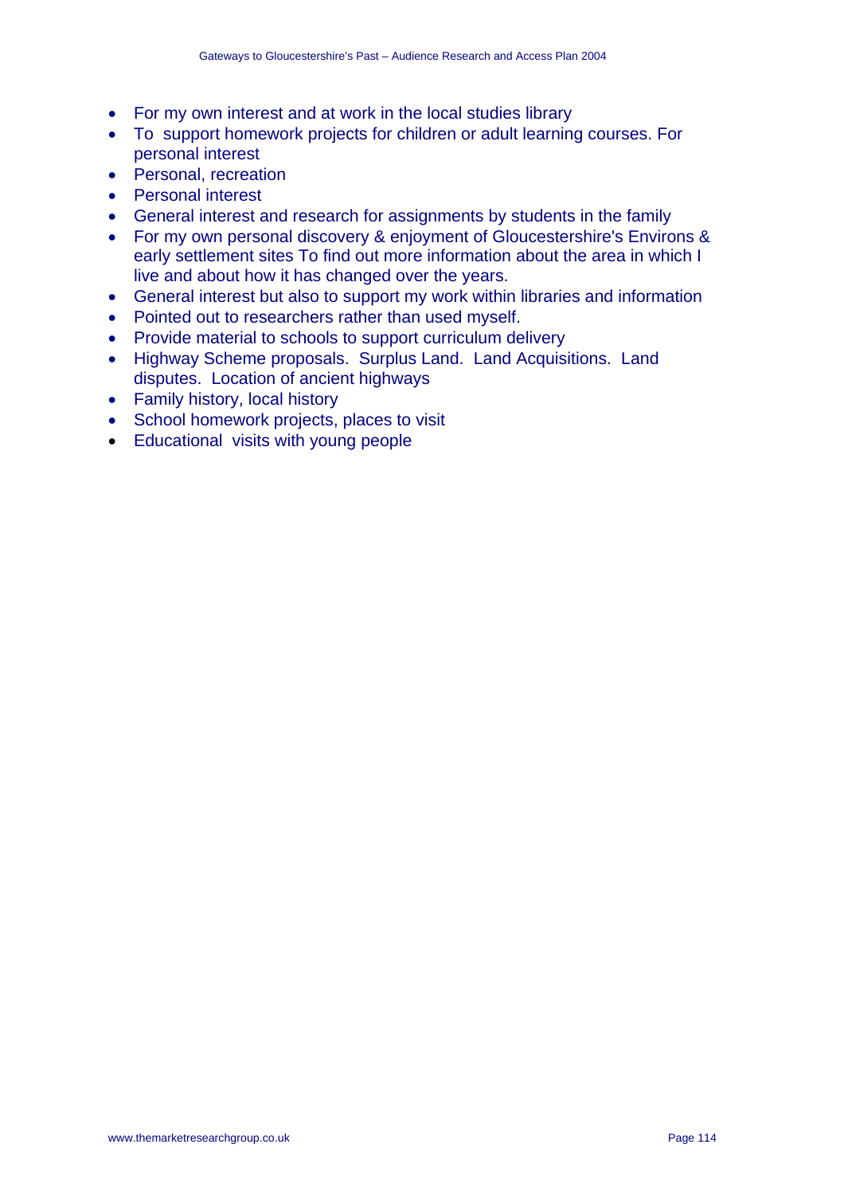- For my own interest and at work in the local studies library
- To support homework projects for children or adult learning courses. For personal interest
- Personal, recreation
- Personal interest
- General interest and research for assignments by students in the family
- For my own personal discovery & enjoyment of Gloucestershire's Environs & early settlement sites To find out more information about the area in which I live and about how it has changed over the years.
- General interest but also to support my work within libraries and information
- Pointed out to researchers rather than used myself.
- Provide material to schools to support curriculum delivery
- Highway Scheme proposals. Surplus Land. Land Acquisitions. Land disputes. Location of ancient highways
- Family history, local history
- School homework projects, places to visit
- Educational visits with young people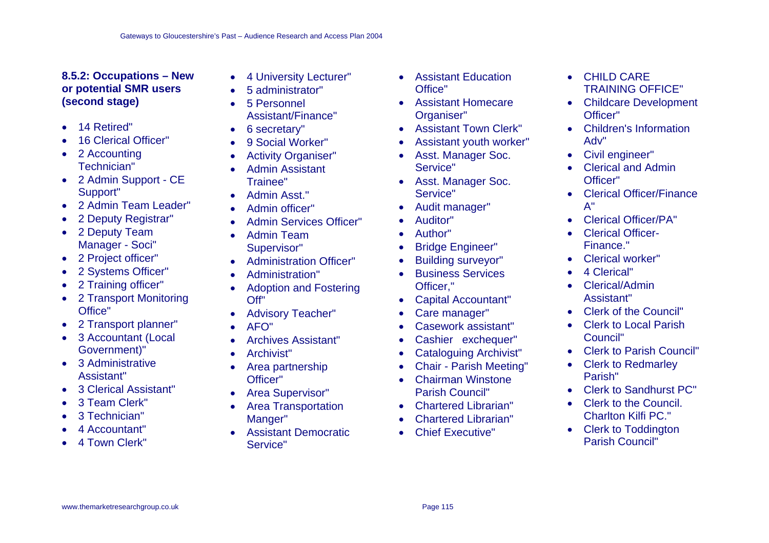### 8.5.2: Occupations – New or potential SMR users (second stage)

- 14 Retired"
- 16 Clerical Officer"
- 2 Accounting Technician"
- 2 Admin Support - CE Support"
- 2 Admin Team Leader"
- 2 Deputy Registrar"
- 2 Deputy Team Manager - Soci"
- 2 Project officer"
- 2 Systems Officer"
- 2 Training officer"
- 2 Transport Monitoring Office"
- 2 Transport planner"
- 3 Accountant (Local Government)"
- 3 Administrative Assistant"
- 3 Clerical Assistant"
- 3 Team Clerk"
- 3 Technician"
- 4 Accountant"
- 4 Town Clerk"
- 4 University Lecturer"
- 5 administrator"
- 5 Personnel Assistant/Finance"
- 6 secretary"
- 9 Social Worker"
- Activity Organiser"
- Admin Assistant Trainee"
- Admin Asst."
- Admin officer"
- Admin Services Officer"
- Admin Team Supervisor"
- Administration Officer"
- Administration"
- Adoption and Fostering Off"
- Advisory Teacher"
- AFO"
- Archives Assistant"
- Archivist"
- Area partnership Officer"
- Area Supervisor"
- Area Transportation Manger"
- Assistant Democratic Service"
- Assistant Education Office"
- Assistant Homecare Organiser"
- Assistant Town Clerk"
- Assistant youth worker"
- Asst. Manager Soc. Service"
- Asst. Manager Soc. Service"
- Audit manager"
- Auditor"
- Author"
- Bridge Engineer"
- Building surveyor"
- Business Services Officer,"
- Capital Accountant"
- Care manager"
- Casework assistant"
- Cashier exchequer"
- Cataloguing Archivist"
- Chair - Parish Meeting"
- Chairman Winstone Parish Council"
- Chartered Librarian"
- Chartered Librarian"
- Chief Executive"
- CHILD CARE TRAINING OFFICE"
- Childcare Development Officer"
- Children's Information Adv"
- Civil engineer"
- Clerical and Admin Officer"
- Clerical Officer/Finance A"
- Clerical Officer/PA"
- Clerical Officer-Finance."
- Clerical worker"
- 4 Clerical"
- Clerical/Admin Assistant"
- Clerk of the Council"
- Clerk to Local Parish Council"
- Clerk to Parish Council"
- Clerk to Redmarley Parish"
- Clerk to Sandhurst PC"
- Clerk to the Council. Charlton Kilfi PC."
- Clerk to Toddington Parish Council"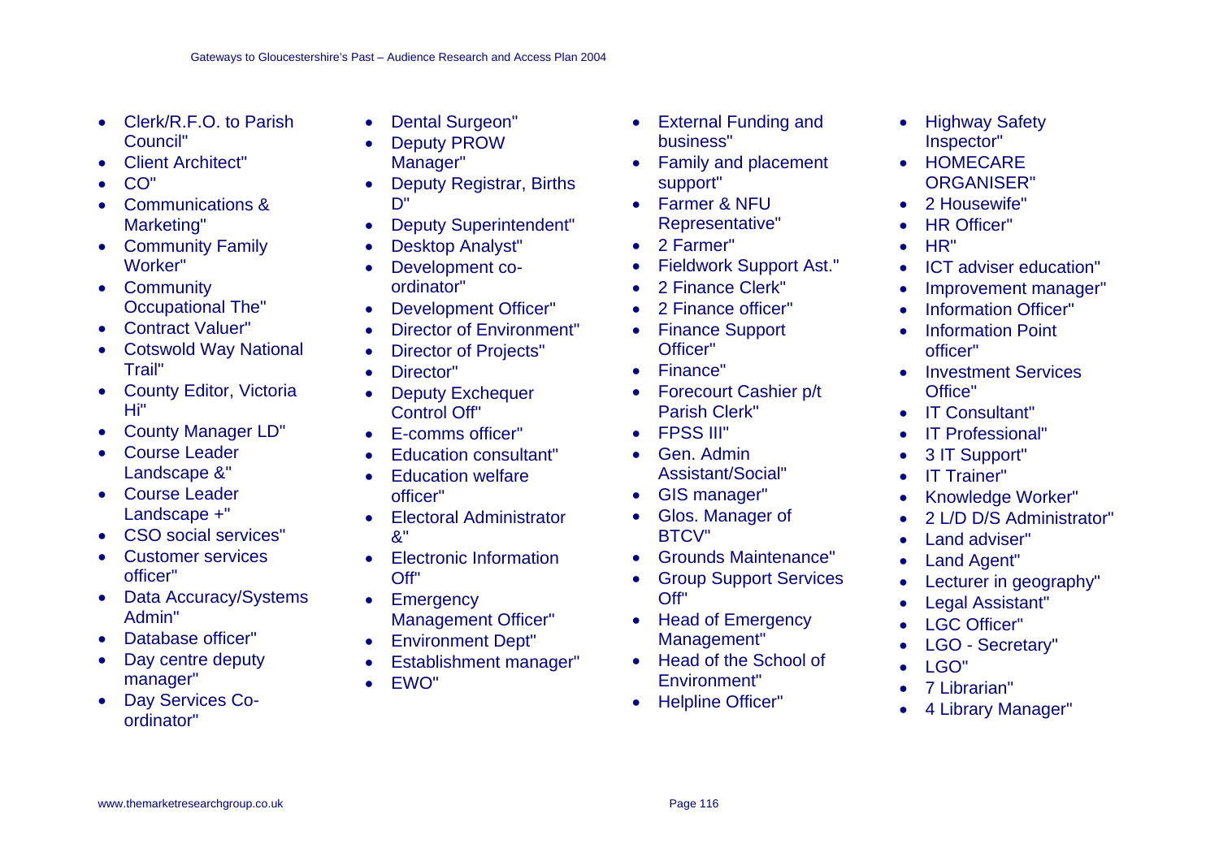- Clerk/R.F.O. to Parish Council"
- Client Architect"
- CO"
- Communications & Marketing"
- Community Family Worker"
- Community Occupational The"
- Contract Valuer"
- Cotswold Way National Trail"
- County Editor, Victoria Hi"
- County Manager LD"
- Course Leader Landscape &"
- Course Leader Landscape +"
- CSO social services"
- Customer services officer"
- Data Accuracy/Systems Admin"
- Database officer"
- Day centre deputy manager"
- Day Services Co-ordinator"
- Dental Surgeon"
- Deputy PROW Manager"
- Deputy Registrar, Births D"
- Deputy Superintendent"
- Desktop Analyst"
- Development co-ordinator"
- Development Officer"
- Director of Environment"
- Director of Projects"
- Director"
- Deputy Exchequer Control Off"
- E-comms officer"
- Education consultant"
- Education welfare officer"
- Electoral Administrator &"
- Electronic Information Off"
- Emergency Management Officer"
- Environment Dept"
- Establishment manager"
- EWO"
- External Funding and business"
- Family and placement support"
- Farmer & NFU Representative"
- 2 Farmer"
- Fieldwork Support Ast."
- 2 Finance Clerk"
- 2 Finance officer"
- Finance Support Officer"
- Finance"
- Forecourt Cashier p/t Parish Clerk"
- FPSS III"
- Gen. Admin Assistant/Social"
- GIS manager"
- Glos. Manager of BTCV"
- Grounds Maintenance"
- Group Support Services Off"
- Head of Emergency Management"
- Head of the School of Environment"
- Helpline Officer"
- Highway Safety Inspector"
- HOMECARE ORGANISER"
- 2 Housewife"
- HR Officer"
- HR"
- ICT adviser education"
- Improvement manager"
- Information Officer"
- Information Point officer"
- Investment Services Office"
- IT Consultant"
- IT Professional"
- 3 IT Support"
- IT Trainer"
- Knowledge Worker"
- 2 L/D D/S Administrator"
- Land adviser"
- Land Agent"
- Lecturer in geography"
- Legal Assistant"
- LGC Officer"
- LGO - Secretary"
- LGO"
- 7 Librarian"
- 4 Library Manager"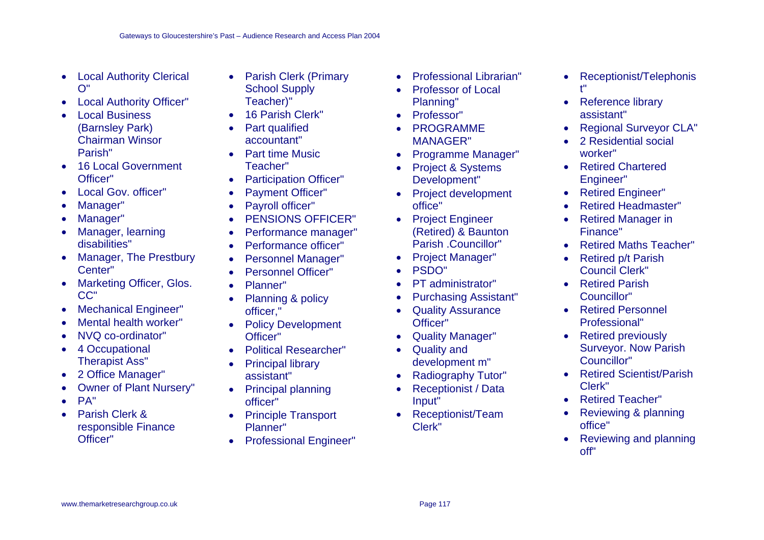- Local Authority Clerical O"
- Local Authority Officer"
- Local Business (Barnsley Park) Chairman Winsor Parish"
- 16 Local Government Officer"
- Local Gov. officer"
- Manager"
- Manager"
- Manager, learning disabilities"
- Manager, The Prestbury Center"
- Marketing Officer, Glos. CC"
- Mechanical Engineer"
- Mental health worker"
- NVQ co-ordinator"
- 4 Occupational Therapist Ass"
- 2 Office Manager"
- Owner of Plant Nursery"
- PA"
- Parish Clerk & responsible Finance Officer"
- Parish Clerk (Primary School Supply Teacher)"
- 16 Parish Clerk"
- Part qualified accountant"
- Part time Music Teacher"
- Participation Officer"
- Payment Officer"
- Payroll officer"
- PENSIONS OFFICER"
- Performance manager"
- Performance officer"
- Personnel Manager"
- Personnel Officer"
- Planner"
- Planning & policy officer,"
- Policy Development Officer"
- Political Researcher"
- Principal library assistant"
- Principal planning officer"
- Principle Transport Planner"
- Professional Engineer"
- Professional Librarian"
- Professor of Local Planning"
- Professor"
- PROGRAMME MANAGER"
- Programme Manager"
- Project & Systems Development"
- Project development office"
- Project Engineer (Retired) & Baunton Parish .Councillor"
- Project Manager"
- PSDO"
- PT administrator"
- Purchasing Assistant"
- Quality Assurance Officer"
- Quality Manager"
- Quality and development m"
- Radiography Tutor"
- Receptionist / Data Input"
- Receptionist/Team Clerk"
- Receptionist/Telephonis t"
- Reference library assistant"
- Regional Surveyor CLA"
- 2 Residential social worker"
- Retired Chartered Engineer"
- Retired Engineer"
- Retired Headmaster"
- Retired Manager in Finance"
- Retired Maths Teacher"
- Retired p/t Parish Council Clerk"
- Retired Parish Councillor"
- Retired Personnel Professional"
- Retired previously Surveyor. Now Parish Councillor"
- Retired Scientist/Parish Clerk"
- Retired Teacher"
- Reviewing & planning office"
- Reviewing and planning off"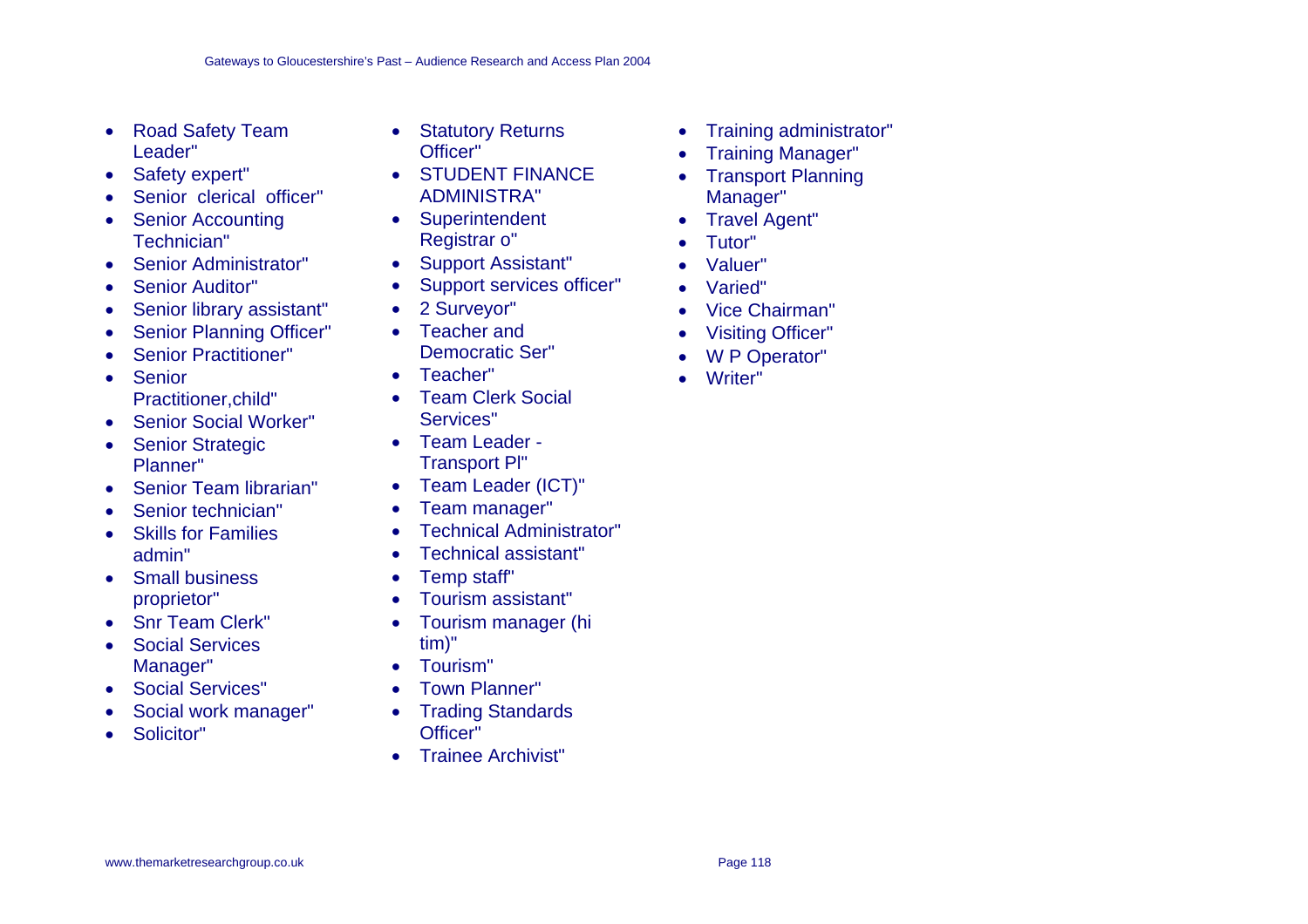- Road Safety Team Leader"
- Safety expert"
- Senior clerical officer"
- Senior Accounting Technician"
- Senior Administrator"
- Senior Auditor"
- Senior library assistant"
- Senior Planning Officer"
- Senior Practitioner"
- Senior Practitioner,child"
- Senior Social Worker"
- Senior Strategic Planner"
- Senior Team librarian"
- Senior technician"
- Skills for Families admin"
- Small business proprietor"
- Snr Team Clerk"
- Social Services Manager"
- Social Services"
- Social work manager"
- Solicitor"
- Statutory Returns Officer"
- STUDENT FINANCE ADMINISTRA"
- Superintendent Registrar o"
- Support Assistant"
- Support services officer"
- 2 Surveyor"
- Teacher and Democratic Ser"
- Teacher"
- Team Clerk Social Services"
- Team Leader - Transport Pl"
- Team Leader (ICT)"
- Team manager"
- Technical Administrator"
- Technical assistant"
- Temp staff"
- Tourism assistant"
- Tourism manager (hi tim)"
- Tourism"
- Town Planner"
- Trading Standards Officer"
- Trainee Archivist"
- Training administrator"
- Training Manager"
- Transport Planning Manager"
- Travel Agent"
- Tutor"
- Valuer"
- Varied"
- Vice Chairman"
- Visiting Officer"
- W P Operator"
- Writer"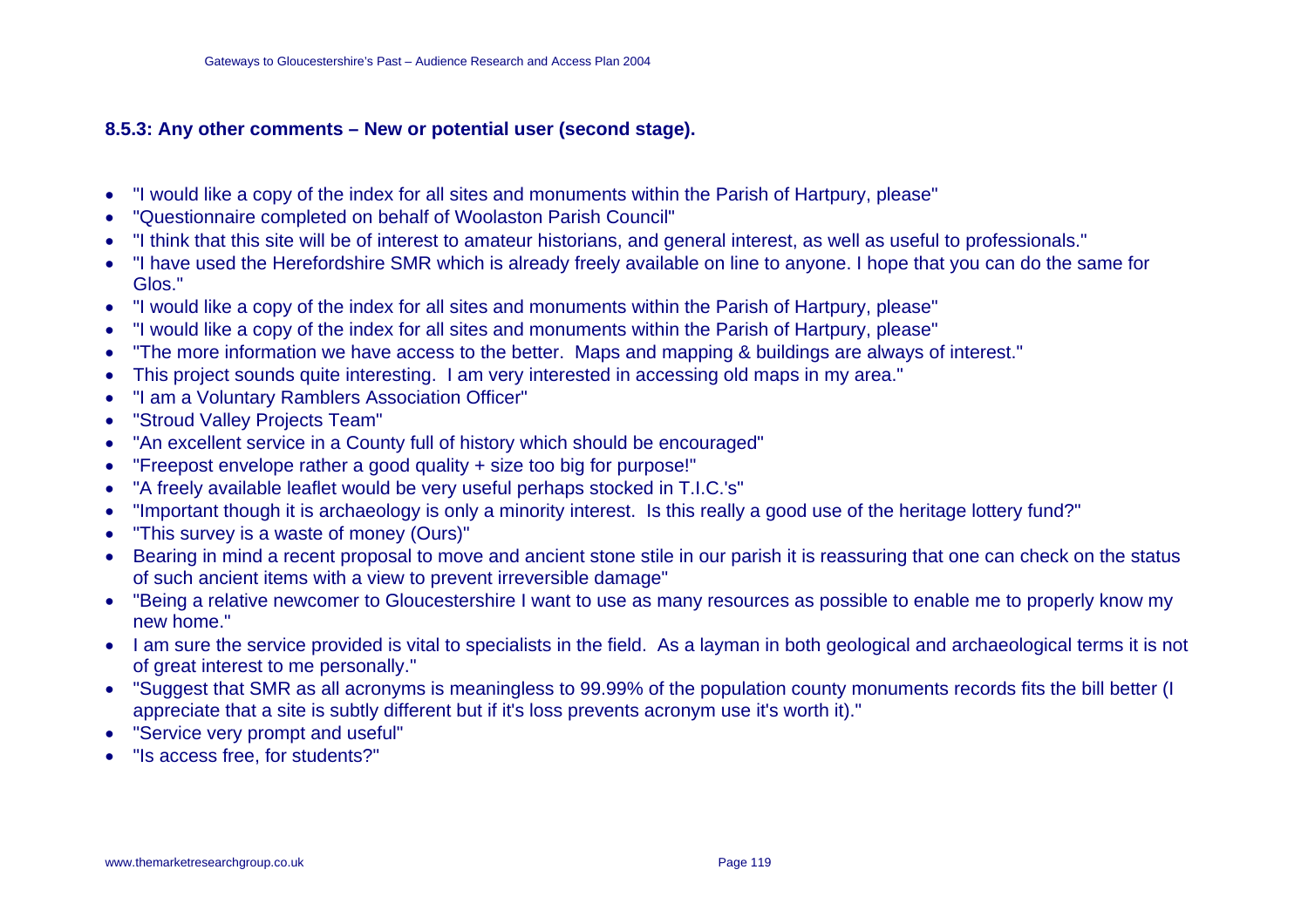### 8.5.3: Any other comments – New or potential user (second stage).

- "I would like a copy of the index for all sites and monuments within the Parish of Hartpury, please"
- "Questionnaire completed on behalf of Woolaston Parish Council"
- "I think that this site will be of interest to amateur historians, and general interest, as well as useful to professionals."
- "I have used the Herefordshire SMR which is already freely available on line to anyone. I hope that you can do the same for Glos."
- "I would like a copy of the index for all sites and monuments within the Parish of Hartpury, please"
- "I would like a copy of the index for all sites and monuments within the Parish of Hartpury, please"
- "The more information we have access to the better. Maps and mapping & buildings are always of interest."
- This project sounds quite interesting. I am very interested in accessing old maps in my area."
- "I am a Voluntary Ramblers Association Officer"
- "Stroud Valley Projects Team"
- "An excellent service in a County full of history which should be encouraged"
- "Freepost envelope rather a good quality + size too big for purpose!"
- "A freely available leaflet would be very useful perhaps stocked in T.I.C.'s"
- "Important though it is archaeology is only a minority interest. Is this really a good use of the heritage lottery fund?"
- "This survey is a waste of money (Ours)"
- Bearing in mind a recent proposal to move and ancient stone stile in our parish it is reassuring that one can check on the status of such ancient items with a view to prevent irreversible damage"
- "Being a relative newcomer to Gloucestershire I want to use as many resources as possible to enable me to properly know my new home."
- I am sure the service provided is vital to specialists in the field. As a layman in both geological and archaeological terms it is not of great interest to me personally."
- "Suggest that SMR as all acronyms is meaningless to 99.99% of the population county monuments records fits the bill better (I appreciate that a site is subtly different but if it's loss prevents acronym use it's worth it)."
- "Service very prompt and useful"
- "Is access free, for students?"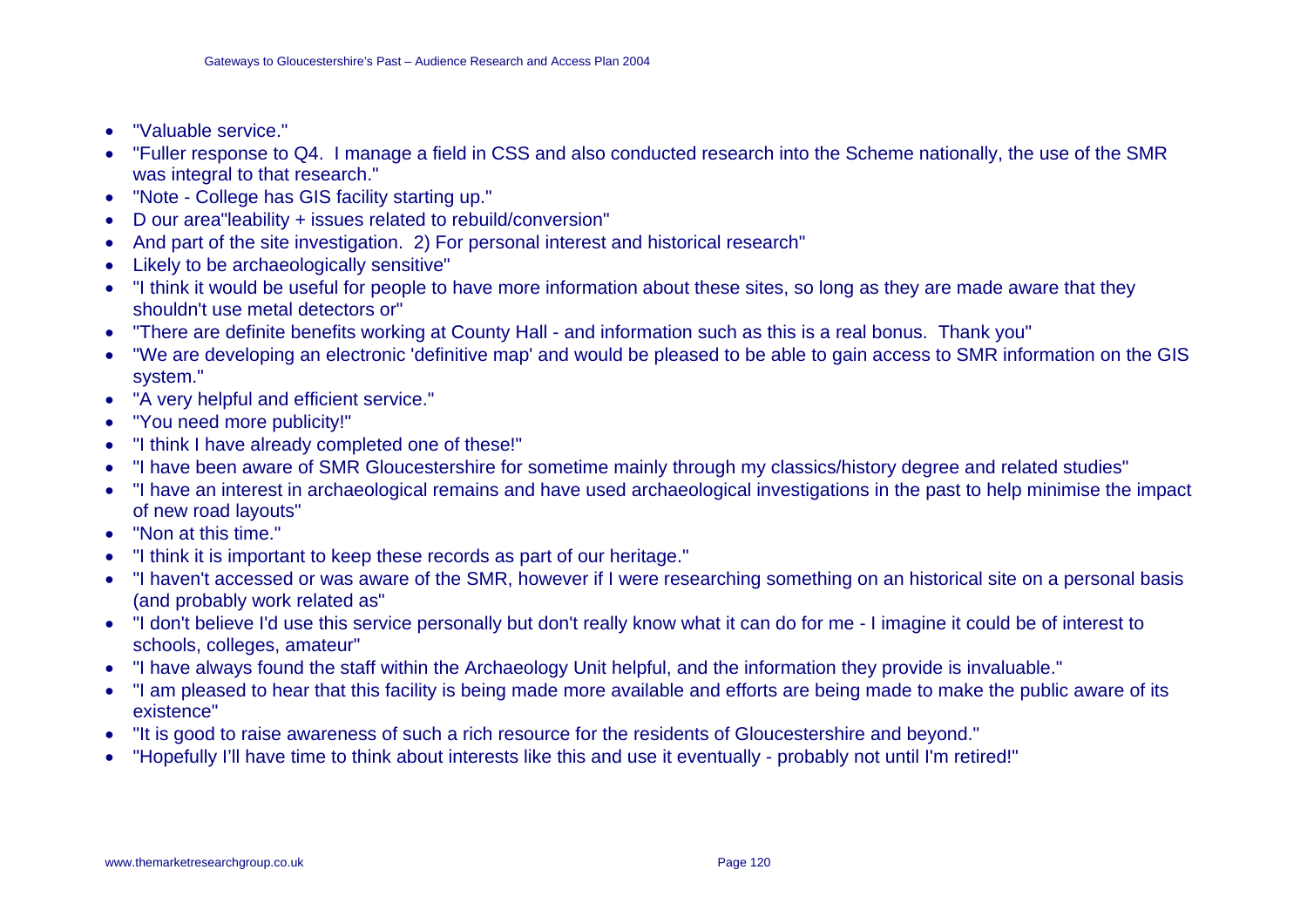- "Valuable service."
- "Fuller response to Q4. I manage a field in CSS and also conducted research into the Scheme nationally, the use of the SMR was integral to that research."
- "Note - College has GIS facility starting up."
- D our area"leability + issues related to rebuild/conversion"
- And part of the site investigation. 2) For personal interest and historical research"
- Likely to be archaeologically sensitive"
- "I think it would be useful for people to have more information about these sites, so long as they are made aware that they shouldn't use metal detectors or"
- "There are definite benefits working at County Hall - and information such as this is a real bonus. Thank you"
- "We are developing an electronic 'definitive map' and would be pleased to be able to gain access to SMR information on the GIS system."
- "A very helpful and efficient service."
- "You need more publicity!"
- "I think I have already completed one of these!"
- "I have been aware of SMR Gloucestershire for sometime mainly through my classics/history degree and related studies"
- "I have an interest in archaeological remains and have used archaeological investigations in the past to help minimise the impact of new road layouts"
- "Non at this time."
- "I think it is important to keep these records as part of our heritage."
- "I haven't accessed or was aware of the SMR, however if I were researching something on an historical site on a personal basis (and probably work related as"
- "I don't believe I'd use this service personally but don't really know what it can do for me - I imagine it could be of interest to schools, colleges, amateur"
- "I have always found the staff within the Archaeology Unit helpful, and the information they provide is invaluable."
- "I am pleased to hear that this facility is being made more available and efforts are being made to make the public aware of its existence"
- "It is good to raise awareness of such a rich resource for the residents of Gloucestershire and beyond."
- "Hopefully I'll have time to think about interests like this and use it eventually - probably not until I'm retired!"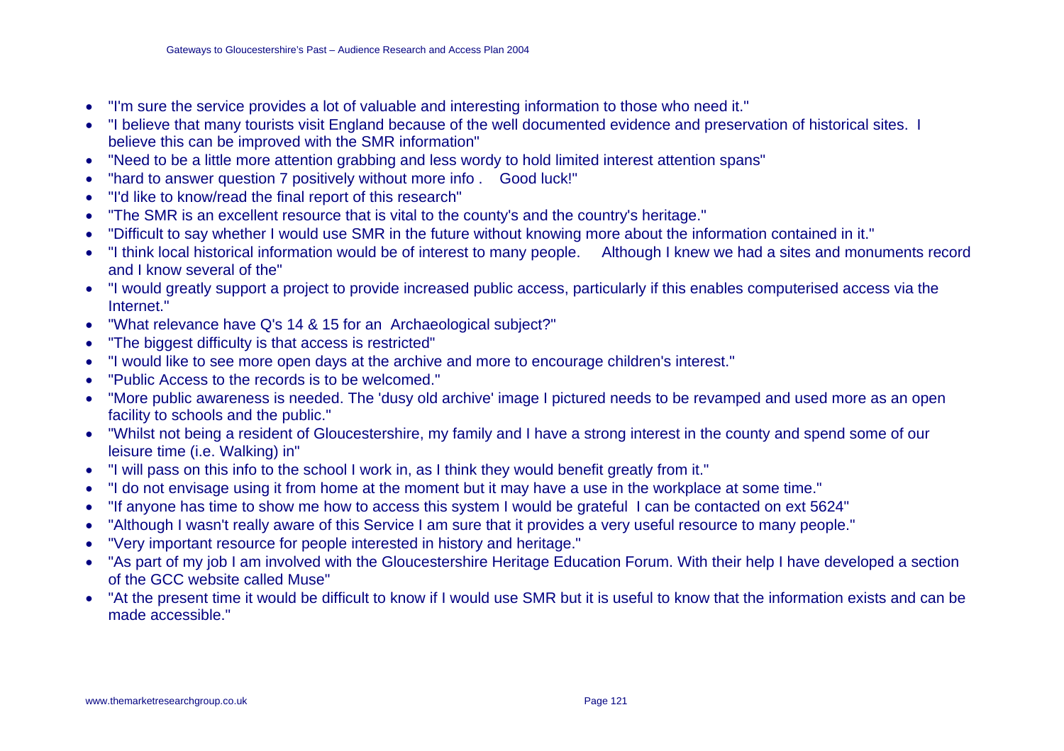- "I'm sure the service provides a lot of valuable and interesting information to those who need it."
- "I believe that many tourists visit England because of the well documented evidence and preservation of historical sites. I believe this can be improved with the SMR information"
- "Need to be a little more attention grabbing and less wordy to hold limited interest attention spans"
- "hard to answer question 7 positively without more info . Good luck!"
- "I'd like to know/read the final report of this research"
- "The SMR is an excellent resource that is vital to the county's and the country's heritage."
- "Difficult to say whether I would use SMR in the future without knowing more about the information contained in it."
- "I think local historical information would be of interest to many people. Although I knew we had a sites and monuments record and I know several of the"
- "I would greatly support a project to provide increased public access, particularly if this enables computerised access via the Internet."
- "What relevance have Q's 14 & 15 for an Archaeological subject?"
- "The biggest difficulty is that access is restricted"
- "I would like to see more open days at the archive and more to encourage children's interest."
- "Public Access to the records is to be welcomed."
- "More public awareness is needed. The 'dusy old archive' image I pictured needs to be revamped and used more as an open facility to schools and the public."
- "Whilst not being a resident of Gloucestershire, my family and I have a strong interest in the county and spend some of our leisure time (i.e. Walking) in"
- "I will pass on this info to the school I work in, as I think they would benefit greatly from it."
- "I do not envisage using it from home at the moment but it may have a use in the workplace at some time."
- "If anyone has time to show me how to access this system I would be grateful I can be contacted on ext 5624"
- "Although I wasn't really aware of this Service I am sure that it provides a very useful resource to many people."
- "Very important resource for people interested in history and heritage."
- "As part of my job I am involved with the Gloucestershire Heritage Education Forum. With their help I have developed a section of the GCC website called Muse"
- "At the present time it would be difficult to know if I would use SMR but it is useful to know that the information exists and can be made accessible."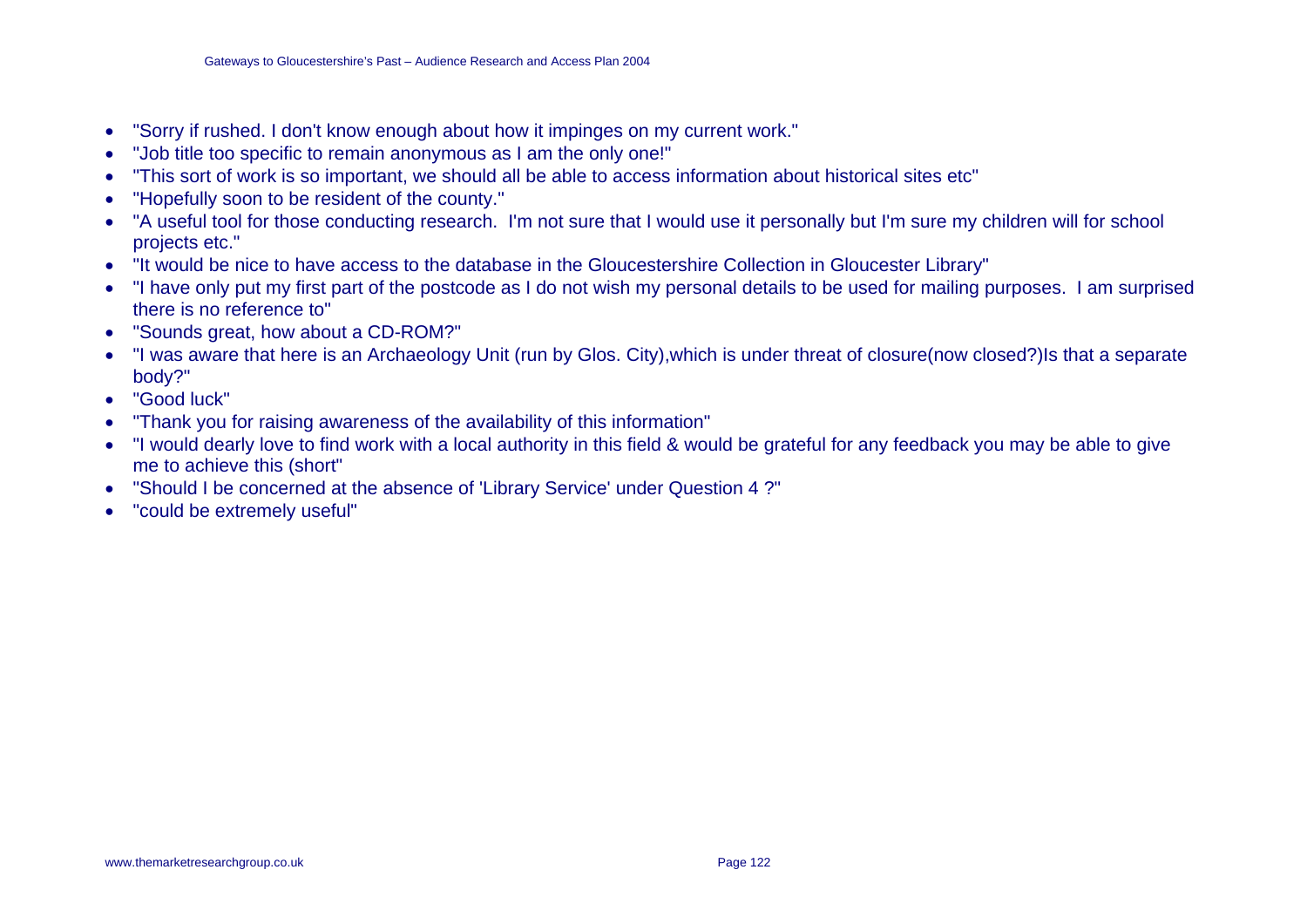- "Sorry if rushed. I don't know enough about how it impinges on my current work."
- "Job title too specific to remain anonymous as I am the only one!"
- "This sort of work is so important, we should all be able to access information about historical sites etc"
- "Hopefully soon to be resident of the county."
- "A useful tool for those conducting research.  I'm not sure that I would use it personally but I'm sure my children will for school projects etc."
- "It would be nice to have access to the database in the Gloucestershire Collection in Gloucester Library"
- "I have only put my first part of the postcode as I do not wish my personal details to be used for mailing purposes.  I am surprised there is no reference to"
- "Sounds great, how about a CD-ROM?"
- "I was aware that here is an Archaeology Unit (run by Glos. City),which is under threat of closure(now closed?)Is that a separate body?"
- "Good luck"
- "Thank you for raising awareness of the availability of this information"
- "I would dearly love to find work with a local authority in this field & would be grateful for any feedback you may be able to give me to achieve this (short"
- "Should I be concerned at the absence of 'Library Service' under Question 4 ?"
- "could be extremely useful"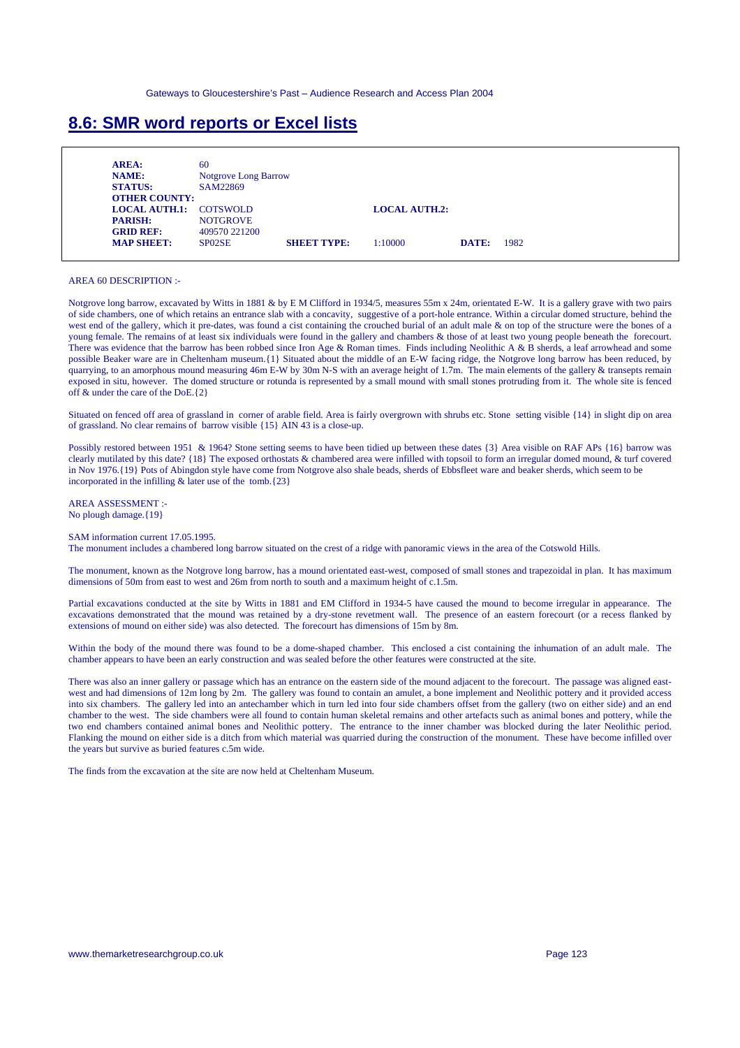# 8.6: SMR word reports or Excel lists

| | | | | | |
|---|---|---|---|---|---|
| **AREA:** | 60 | | | | |
| **NAME:** | Notgrove Long Barrow | | | | |
| **STATUS:** | SAM22869 | | | | |
| **OTHER COUNTY:** | | | | | |
| **LOCAL AUTH.1:** | COTSWOLD | | **LOCAL AUTH.2:** | | |
| **PARISH:** | NOTGROVE | | | | |
| **GRID REF:** | 409570 221200 | | | | |
| **MAP SHEET:** | SP02SE | **SHEET TYPE:** | 1:10000 | **DATE:** | 1982 |

AREA 60 DESCRIPTION :-

Notgrove long barrow, excavated by Witts in 1881 & by E M Clifford in 1934/5, measures 55m x 24m, orientated E-W. It is a gallery grave with two pairs of side chambers, one of which retains an entrance slab with a concavity, suggestive of a port-hole entrance. Within a circular domed structure, behind the west end of the gallery, which it pre-dates, was found a cist containing the crouched burial of an adult male & on top of the structure were the bones of a young female. The remains of at least six individuals were found in the gallery and chambers & those of at least two young people beneath the forecourt. There was evidence that the barrow has been robbed since Iron Age & Roman times. Finds including Neolithic A & B sherds, a leaf arrowhead and some possible Beaker ware are in Cheltenham museum.{1} Situated about the middle of an E-W facing ridge, the Notgrove long barrow has been reduced, by quarrying, to an amorphous mound measuring 46m E-W by 30m N-S with an average height of 1.7m. The main elements of the gallery & transepts remain exposed in situ, however. The domed structure or rotunda is represented by a small mound with small stones protruding from it. The whole site is fenced off & under the care of the DoE.{2}

Situated on fenced off area of grassland in corner of arable field. Area is fairly overgrown with shrubs etc. Stone setting visible {14} in slight dip on area of grassland. No clear remains of barrow visible {15} AIN 43 is a close-up.

Possibly restored between 1951 & 1964? Stone setting seems to have been tidied up between these dates {3} Area visible on RAF APs {16} barrow was clearly mutilated by this date? {18} The exposed orthostats & chambered area were infilled with topsoil to form an irregular domed mound, & turf covered in Nov 1976.{19} Pots of Abingdon style have come from Notgrove also shale beads, sherds of Ebbsfleet ware and beaker sherds, which seem to be incorporated in the infilling & later use of the tomb.{23}

AREA ASSESSMENT :-
No plough damage.{19}

SAM information current 17.05.1995.
The monument includes a chambered long barrow situated on the crest of a ridge with panoramic views in the area of the Cotswold Hills.

The monument, known as the Notgrove long barrow, has a mound orientated east-west, composed of small stones and trapezoidal in plan. It has maximum dimensions of 50m from east to west and 26m from north to south and a maximum height of c.1.5m.

Partial excavations conducted at the site by Witts in 1881 and EM Clifford in 1934-5 have caused the mound to become irregular in appearance. The excavations demonstrated that the mound was retained by a dry-stone revetment wall. The presence of an eastern forecourt (or a recess flanked by extensions of mound on either side) was also detected. The forecourt has dimensions of 15m by 8m.

Within the body of the mound there was found to be a dome-shaped chamber. This enclosed a cist containing the inhumation of an adult male. The chamber appears to have been an early construction and was sealed before the other features were constructed at the site.

There was also an inner gallery or passage which has an entrance on the eastern side of the mound adjacent to the forecourt. The passage was aligned east-west and had dimensions of 12m long by 2m. The gallery was found to contain an amulet, a bone implement and Neolithic pottery and it provided access into six chambers. The gallery led into an antechamber which in turn led into four side chambers offset from the gallery (two on either side) and an end chamber to the west. The side chambers were all found to contain human skeletal remains and other artefacts such as animal bones and pottery, while the two end chambers contained animal bones and Neolithic pottery. The entrance to the inner chamber was blocked during the later Neolithic period. Flanking the mound on either side is a ditch from which material was quarried during the construction of the monument. These have become infilled over the years but survive as buried features c.5m wide.

The finds from the excavation at the site are now held at Cheltenham Museum.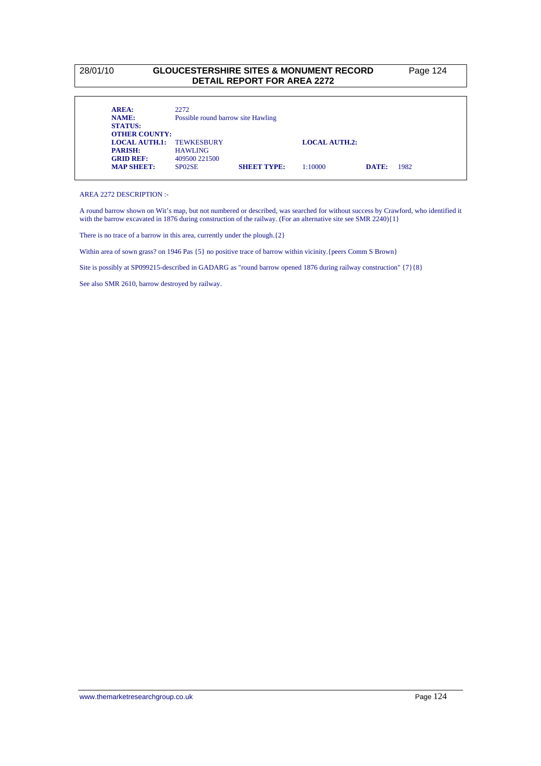# GLOUCESTERSHIRE SITES & MONUMENT RECORD
## DETAIL REPORT FOR AREA 2272

| | | | | | |
|---|---|---|---|---|---|
| **AREA:** | 2272 | | | | |
| **NAME:** | Possible round barrow site Hawling | | | | |
| **STATUS:** | | | | | |
| **OTHER COUNTY:** | | | | | |
| **LOCAL AUTH.1:** | TEWKESBURY | | **LOCAL AUTH.2:** | | |
| **PARISH:** | HAWLING | | | | |
| **GRID REF:** | 409500 221500 | | | | |
| **MAP SHEET:** | SP02SE | **SHEET TYPE:** | 1:10000 | **DATE:** | 1982 |

AREA 2272 DESCRIPTION :-

A round barrow shown on Wit's map, but not numbered or described, was searched for without success by Crawford, who identified it with the barrow excavated in 1876 during construction of the railway. (For an alternative site see SMR 2240){1}

There is no trace of a barrow in this area, currently under the plough.{2}

Within area of sown grass? on 1946 Pas {5} no positive trace of barrow within vicinity.{peers Comm S Brown}

Site is possibly at SP099215-described in GADARG as "round barrow opened 1876 during railway construction" {7}{8}

See also SMR 2610, barrow destroyed by railway.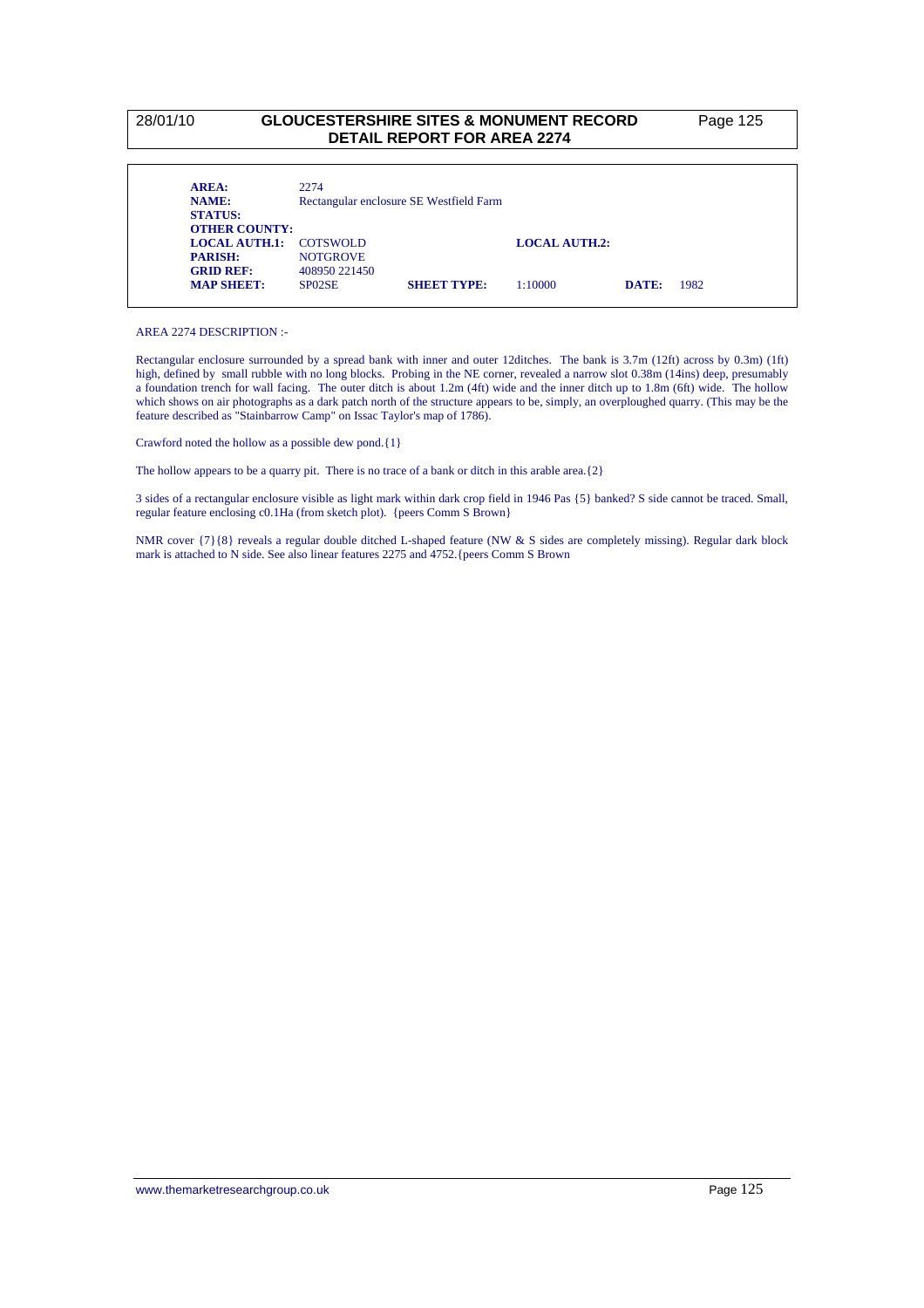**AREA:** 2274
**NAME:** Rectangular enclosure SE Westfield Farm
**STATUS:**
**OTHER COUNTY:**
**LOCAL AUTH.1:** COTSWOLD **LOCAL AUTH.2:**
**PARISH:** NOTGROVE
**GRID REF:** 408950 221450
**MAP SHEET:** SP02SE **SHEET TYPE:** 1:10000 **DATE:** 1982

AREA 2274 DESCRIPTION :-

Rectangular enclosure surrounded by a spread bank with inner and outer 12ditches. The bank is 3.7m (12ft) across by 0.3m) (1ft) high, defined by small rubble with no long blocks. Probing in the NE corner, revealed a narrow slot 0.38m (14ins) deep, presumably a foundation trench for wall facing. The outer ditch is about 1.2m (4ft) wide and the inner ditch up to 1.8m (6ft) wide. The hollow which shows on air photographs as a dark patch north of the structure appears to be, simply, an overploughed quarry. (This may be the feature described as "Stainbarrow Camp" on Issac Taylor's map of 1786).

Crawford noted the hollow as a possible dew pond.{1}

The hollow appears to be a quarry pit. There is no trace of a bank or ditch in this arable area.{2}

3 sides of a rectangular enclosure visible as light mark within dark crop field in 1946 Pas {5} banked? S side cannot be traced. Small, regular feature enclosing c0.1Ha (from sketch plot). {peers Comm S Brown}

NMR cover {7}{8} reveals a regular double ditched L-shaped feature (NW & S sides are completely missing). Regular dark block mark is attached to N side. See also linear features 2275 and 4752.{peers Comm S Brown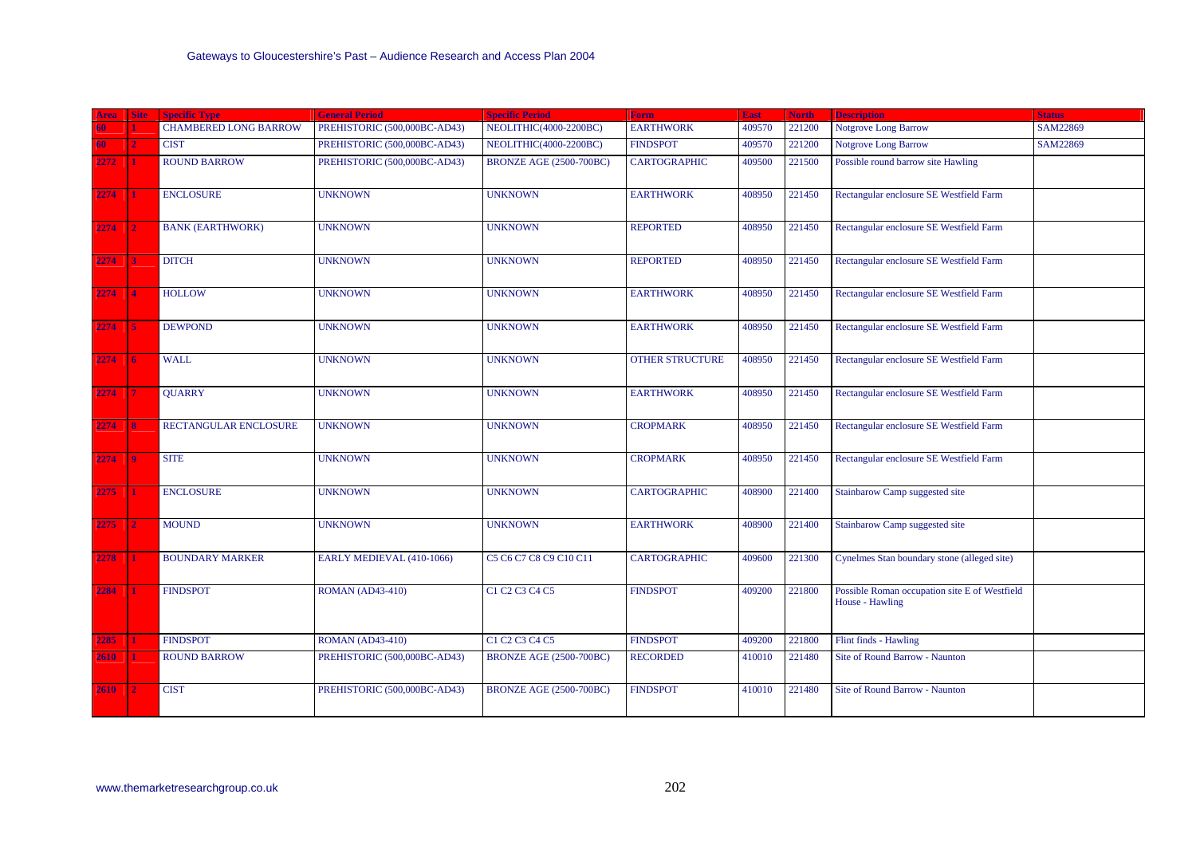| Area | Site | Specific Type | General Period | Specific Period | Form | East | North | Description | Status |
|---|---|---|---|---|---|---|---|---|---|
| 60 | 1 | CHAMBERED LONG BARROW | PREHISTORIC (500,000BC-AD43) | NEOLITHIC(4000-2200BC) | EARTHWORK | 409570 | 221200 | Notgrove Long Barrow | SAM22869 |
| 60 | 2 | CIST | PREHISTORIC (500,000BC-AD43) | NEOLITHIC(4000-2200BC) | FINDSPOT | 409570 | 221200 | Notgrove Long Barrow | SAM22869 |
| 2272 | 1 | ROUND BARROW | PREHISTORIC (500,000BC-AD43) | BRONZE AGE (2500-700BC) | CARTOGRAPHIC | 409500 | 221500 | Possible round barrow site Hawling | |
| 2274 | 1 | ENCLOSURE | UNKNOWN | UNKNOWN | EARTHWORK | 408950 | 221450 | Rectangular enclosure SE Westfield Farm | |
| 2274 | 2 | BANK (EARTHWORK) | UNKNOWN | UNKNOWN | REPORTED | 408950 | 221450 | Rectangular enclosure SE Westfield Farm | |
| 2274 | 3 | DITCH | UNKNOWN | UNKNOWN | REPORTED | 408950 | 221450 | Rectangular enclosure SE Westfield Farm | |
| 2274 | 4 | HOLLOW | UNKNOWN | UNKNOWN | EARTHWORK | 408950 | 221450 | Rectangular enclosure SE Westfield Farm | |
| 2274 | 5 | DEWPOND | UNKNOWN | UNKNOWN | EARTHWORK | 408950 | 221450 | Rectangular enclosure SE Westfield Farm | |
| 2274 | 6 | WALL | UNKNOWN | UNKNOWN | OTHER STRUCTURE | 408950 | 221450 | Rectangular enclosure SE Westfield Farm | |
| 2274 | 7 | QUARRY | UNKNOWN | UNKNOWN | EARTHWORK | 408950 | 221450 | Rectangular enclosure SE Westfield Farm | |
| 2274 | 8 | RECTANGULAR ENCLOSURE | UNKNOWN | UNKNOWN | CROPMARK | 408950 | 221450 | Rectangular enclosure SE Westfield Farm | |
| 2274 | 9 | SITE | UNKNOWN | UNKNOWN | CROPMARK | 408950 | 221450 | Rectangular enclosure SE Westfield Farm | |
| 2275 | 1 | ENCLOSURE | UNKNOWN | UNKNOWN | CARTOGRAPHIC | 408900 | 221400 | Stainbarow Camp suggested site | |
| 2275 | 2 | MOUND | UNKNOWN | UNKNOWN | EARTHWORK | 408900 | 221400 | Stainbarow Camp suggested site | |
| 2278 | 1 | BOUNDARY MARKER | EARLY MEDIEVAL (410-1066) | C5 C6 C7 C8 C9 C10 C11 | CARTOGRAPHIC | 409600 | 221300 | Cynelmes Stan boundary stone (alleged site) | |
| 2284 | 1 | FINDSPOT | ROMAN (AD43-410) | C1 C2 C3 C4 C5 | FINDSPOT | 409200 | 221800 | Possible Roman occupation site E of Westfield House - Hawling | |
| 2285 | 1 | FINDSPOT | ROMAN (AD43-410) | C1 C2 C3 C4 C5 | FINDSPOT | 409200 | 221800 | Flint finds - Hawling | |
| 2610 | 1 | ROUND BARROW | PREHISTORIC (500,000BC-AD43) | BRONZE AGE (2500-700BC) | RECORDED | 410010 | 221480 | Site of Round Barrow - Naunton | |
| 2610 | 2 | CIST | PREHISTORIC (500,000BC-AD43) | BRONZE AGE (2500-700BC) | FINDSPOT | 410010 | 221480 | Site of Round Barrow - Naunton | |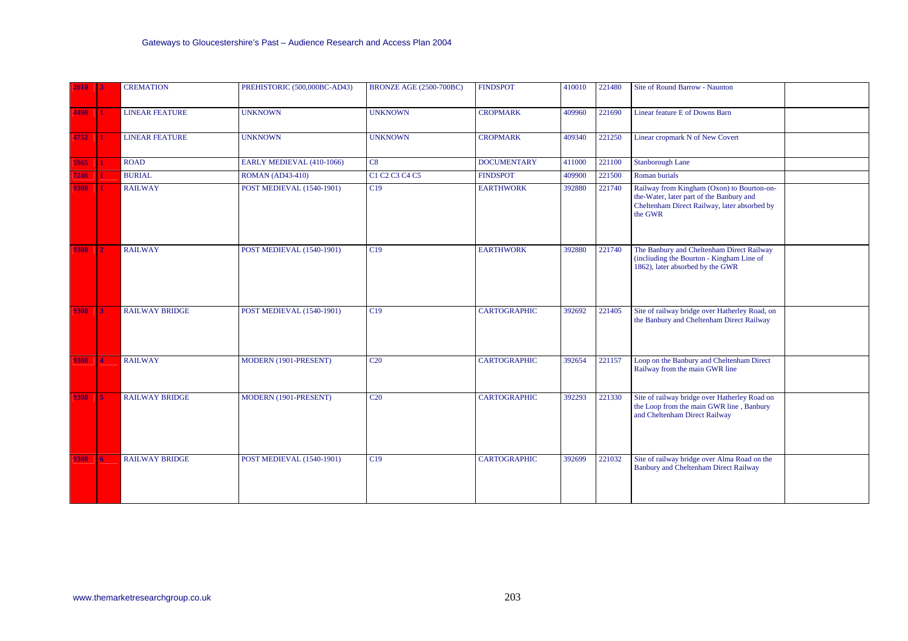| 2610 | 3 | CREMATION | PREHISTORIC (500,000BC-AD43) | BRONZE AGE (2500-700BC) | FINDSPOT | 410010 | 221480 | Site of Round Barrow - Naunton | |
|---|---|---|---|---|---|---|---|---|---|
| 4490 | 1 | LINEAR FEATURE | UNKNOWN | UNKNOWN | CROPMARK | 409960 | 221690 | Linear feature E of Downs Barn | |
| 4752 | 1 | LINEAR FEATURE | UNKNOWN | UNKNOWN | CROPMARK | 409340 | 221250 | Linear cropmark N of New Covert | |
| 5965 | 1 | ROAD | EARLY MEDIEVAL (410-1066) | C8 | DOCUMENTARY | 411000 | 221100 | Stanborough Lane | |
| 7246 | 1 | BURIAL | ROMAN (AD43-410) | C1 C2 C3 C4 C5 | FINDSPOT | 409900 | 221500 | Roman burials | |
| 9308 | 1 | RAILWAY | POST MEDIEVAL (1540-1901) | C19 | EARTHWORK | 392880 | 221740 | Railway from Kingham (Oxon) to Bourton-on-the-Water, later part of the Banbury and Cheltenham Direct Railway, later absorbed by the GWR | |
| 9308 | 2 | RAILWAY | POST MEDIEVAL (1540-1901) | C19 | EARTHWORK | 392880 | 221740 | The Banbury and Cheltenham Direct Railway (incliuding the Bourton - Kingham Line of 1862), later absorbed by the GWR | |
| 9308 | 3 | RAILWAY BRIDGE | POST MEDIEVAL (1540-1901) | C19 | CARTOGRAPHIC | 392692 | 221405 | Site of railway bridge over Hatherley Road, on the Banbury and Cheltenham Direct Railway | |
| 9308 | 4 | RAILWAY | MODERN (1901-PRESENT) | C20 | CARTOGRAPHIC | 392654 | 221157 | Loop on the Banbury and Cheltenham Direct Railway from the main GWR line | |
| 9308 | 5 | RAILWAY BRIDGE | MODERN (1901-PRESENT) | C20 | CARTOGRAPHIC | 392293 | 221330 | Site of railway bridge over Hatherley Road on the Loop from the main GWR line , Banbury and Cheltenham Direct Railway | |
| 9308 | 6 | RAILWAY BRIDGE | POST MEDIEVAL (1540-1901) | C19 | CARTOGRAPHIC | 392699 | 221032 | Site of railway bridge over Alma Road on the Banbury and Cheltenham Direct Railway | |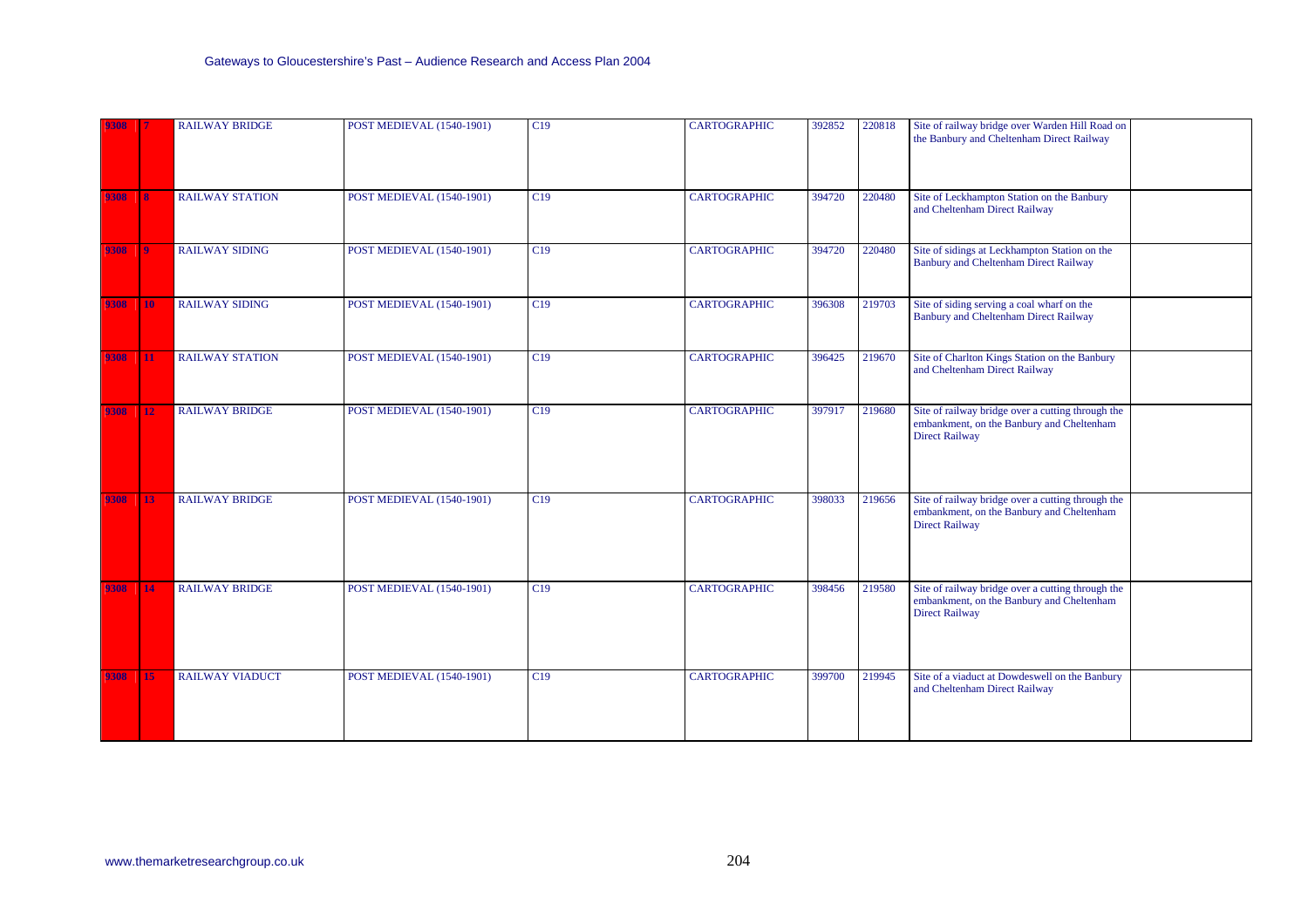| | | | | | | | | | |
|---|---|---|---|---|---|---|---|---|---|
| 9308 | 7 | RAILWAY BRIDGE | POST MEDIEVAL (1540-1901) | C19 | CARTOGRAPHIC | 392852 | 220818 | Site of railway bridge over Warden Hill Road on the Banbury and Cheltenham Direct Railway | |
| 9308 | 8 | RAILWAY STATION | POST MEDIEVAL (1540-1901) | C19 | CARTOGRAPHIC | 394720 | 220480 | Site of Leckhampton Station on the Banbury and Cheltenham Direct Railway | |
| 9308 | 9 | RAILWAY SIDING | POST MEDIEVAL (1540-1901) | C19 | CARTOGRAPHIC | 394720 | 220480 | Site of sidings at Leckhampton Station on the Banbury and Cheltenham Direct Railway | |
| 9308 | 10 | RAILWAY SIDING | POST MEDIEVAL (1540-1901) | C19 | CARTOGRAPHIC | 396308 | 219703 | Site of siding serving a coal wharf on the Banbury and Cheltenham Direct Railway | |
| 9308 | 11 | RAILWAY STATION | POST MEDIEVAL (1540-1901) | C19 | CARTOGRAPHIC | 396425 | 219670 | Site of Charlton Kings Station on the Banbury and Cheltenham Direct Railway | |
| 9308 | 12 | RAILWAY BRIDGE | POST MEDIEVAL (1540-1901) | C19 | CARTOGRAPHIC | 397917 | 219680 | Site of railway bridge over a cutting through the embankment, on the Banbury and Cheltenham Direct Railway | |
| 9308 | 13 | RAILWAY BRIDGE | POST MEDIEVAL (1540-1901) | C19 | CARTOGRAPHIC | 398033 | 219656 | Site of railway bridge over a cutting through the embankment, on the Banbury and Cheltenham Direct Railway | |
| 9308 | 14 | RAILWAY BRIDGE | POST MEDIEVAL (1540-1901) | C19 | CARTOGRAPHIC | 398456 | 219580 | Site of railway bridge over a cutting through the embankment, on the Banbury and Cheltenham Direct Railway | |
| 9308 | 15 | RAILWAY VIADUCT | POST MEDIEVAL (1540-1901) | C19 | CARTOGRAPHIC | 399700 | 219945 | Site of a viaduct at Dowdeswell on the Banbury and Cheltenham Direct Railway | |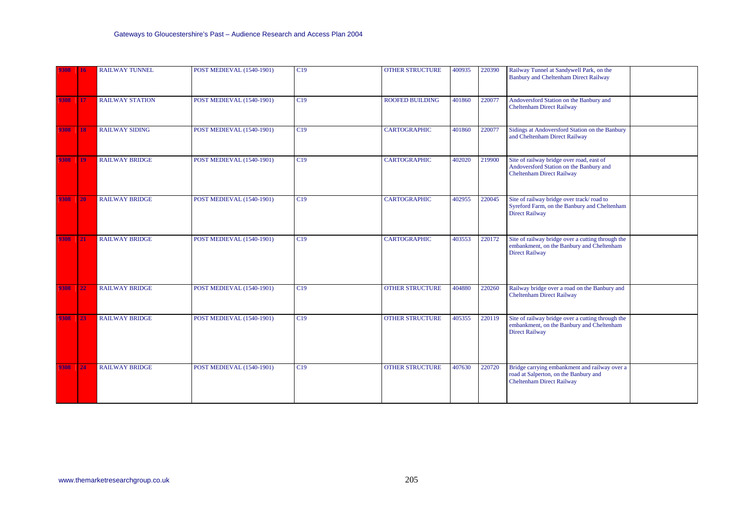| 9308 | 16 | RAILWAY TUNNEL | POST MEDIEVAL (1540-1901) | C19 | OTHER STRUCTURE | 400935 | 220390 | Railway Tunnel at Sandywell Park, on the Banbury and Cheltenham Direct Railway | |
|---|---|---|---|---|---|---|---|---|---|
| 9308 | 17 | RAILWAY STATION | POST MEDIEVAL (1540-1901) | C19 | ROOFED BUILDING | 401860 | 220077 | Andoversford Station on the Banbury and Cheltenham Direct Railway | |
| 9308 | 18 | RAILWAY SIDING | POST MEDIEVAL (1540-1901) | C19 | CARTOGRAPHIC | 401860 | 220077 | Sidings at Andoversford Station on the Banbury and Cheltenham Direct Railway | |
| 9308 | 19 | RAILWAY BRIDGE | POST MEDIEVAL (1540-1901) | C19 | CARTOGRAPHIC | 402020 | 219900 | Site of railway bridge over road, east of Andoversford Station on the Banbury and Cheltenham Direct Railway | |
| 9308 | 20 | RAILWAY BRIDGE | POST MEDIEVAL (1540-1901) | C19 | CARTOGRAPHIC | 402955 | 220045 | Site of railway bridge over track/ road to Syreford Farm, on the Banbury and Cheltenham Direct Railway | |
| 9308 | 21 | RAILWAY BRIDGE | POST MEDIEVAL (1540-1901) | C19 | CARTOGRAPHIC | 403553 | 220172 | Site of railway bridge over a cutting through the embankment, on the Banbury and Cheltenham Direct Railway | |
| 9308 | 22 | RAILWAY BRIDGE | POST MEDIEVAL (1540-1901) | C19 | OTHER STRUCTURE | 404880 | 220260 | Railway bridge over a road on the Banbury and Cheltenham Direct Railway | |
| 9308 | 23 | RAILWAY BRIDGE | POST MEDIEVAL (1540-1901) | C19 | OTHER STRUCTURE | 405355 | 220119 | Site of railway bridge over a cutting through the embankment, on the Banbury and Cheltenham Direct Railway | |
| 9308 | 24 | RAILWAY BRIDGE | POST MEDIEVAL (1540-1901) | C19 | OTHER STRUCTURE | 407630 | 220720 | Bridge carrying embankment and railway over a road at Salperton, on the Banbury and Cheltenham Direct Railway | |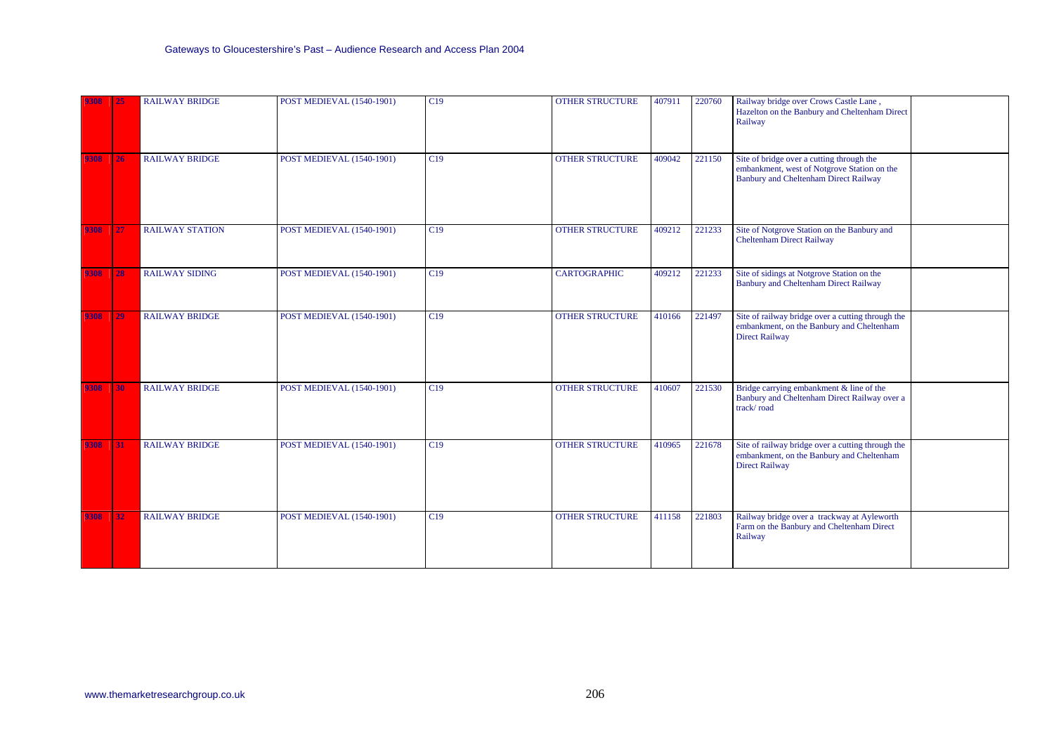| 9308 | 25 | RAILWAY BRIDGE | POST MEDIEVAL (1540-1901) | C19 | OTHER STRUCTURE | 407911 | 220760 | Railway bridge over Crows Castle Lane , Hazelton on the Banbury and Cheltenham Direct Railway | |
|---|---|---|---|---|---|---|---|---|---|
| 9308 | 26 | RAILWAY BRIDGE | POST MEDIEVAL (1540-1901) | C19 | OTHER STRUCTURE | 409042 | 221150 | Site of bridge over a cutting through the embankment, west of Notgrove Station on the Banbury and Cheltenham Direct Railway | |
| 9308 | 27 | RAILWAY STATION | POST MEDIEVAL (1540-1901) | C19 | OTHER STRUCTURE | 409212 | 221233 | Site of Notgrove Station on the Banbury and Cheltenham Direct Railway | |
| 9308 | 28 | RAILWAY SIDING | POST MEDIEVAL (1540-1901) | C19 | CARTOGRAPHIC | 409212 | 221233 | Site of sidings at Notgrove Station on the Banbury and Cheltenham Direct Railway | |
| 9308 | 29 | RAILWAY BRIDGE | POST MEDIEVAL (1540-1901) | C19 | OTHER STRUCTURE | 410166 | 221497 | Site of railway bridge over a cutting through the embankment, on the Banbury and Cheltenham Direct Railway | |
| 9308 | 30 | RAILWAY BRIDGE | POST MEDIEVAL (1540-1901) | C19 | OTHER STRUCTURE | 410607 | 221530 | Bridge carrying embankment & line of the Banbury and Cheltenham Direct Railway over a track/ road | |
| 9308 | 31 | RAILWAY BRIDGE | POST MEDIEVAL (1540-1901) | C19 | OTHER STRUCTURE | 410965 | 221678 | Site of railway bridge over a cutting through the embankment, on the Banbury and Cheltenham Direct Railway | |
| 9308 | 32 | RAILWAY BRIDGE | POST MEDIEVAL (1540-1901) | C19 | OTHER STRUCTURE | 411158 | 221803 | Railway bridge over a trackway at Ayleworth Farm on the Banbury and Cheltenham Direct Railway | |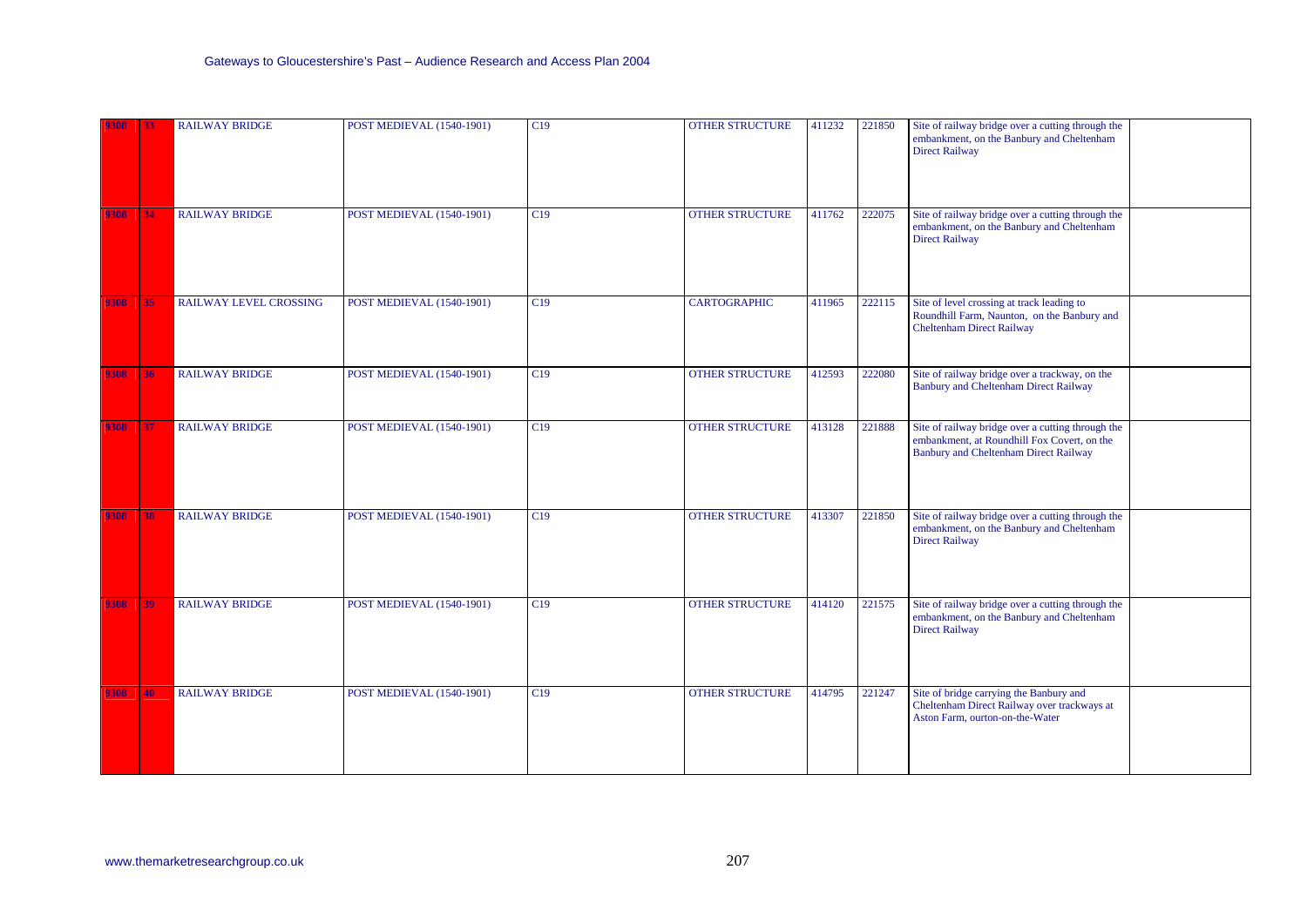| 9308 | 33 | RAILWAY BRIDGE | POST MEDIEVAL (1540-1901) | C19 | OTHER STRUCTURE | 411232 | 221850 | Site of railway bridge over a cutting through the embankment, on the Banbury and Cheltenham Direct Railway | |
|---|---|---|---|---|---|---|---|---|---|
| 9308 | 34 | RAILWAY BRIDGE | POST MEDIEVAL (1540-1901) | C19 | OTHER STRUCTURE | 411762 | 222075 | Site of railway bridge over a cutting through the embankment, on the Banbury and Cheltenham Direct Railway | |
| 9308 | 35 | RAILWAY LEVEL CROSSING | POST MEDIEVAL (1540-1901) | C19 | CARTOGRAPHIC | 411965 | 222115 | Site of level crossing at track leading to Roundhill Farm, Naunton, on the Banbury and Cheltenham Direct Railway | |
| 9308 | 36 | RAILWAY BRIDGE | POST MEDIEVAL (1540-1901) | C19 | OTHER STRUCTURE | 412593 | 222080 | Site of railway bridge over a trackway, on the Banbury and Cheltenham Direct Railway | |
| 9308 | 37 | RAILWAY BRIDGE | POST MEDIEVAL (1540-1901) | C19 | OTHER STRUCTURE | 413128 | 221888 | Site of railway bridge over a cutting through the embankment, at Roundhill Fox Covert, on the Banbury and Cheltenham Direct Railway | |
| 9308 | 38 | RAILWAY BRIDGE | POST MEDIEVAL (1540-1901) | C19 | OTHER STRUCTURE | 413307 | 221850 | Site of railway bridge over a cutting through the embankment, on the Banbury and Cheltenham Direct Railway | |
| 9308 | 39 | RAILWAY BRIDGE | POST MEDIEVAL (1540-1901) | C19 | OTHER STRUCTURE | 414120 | 221575 | Site of railway bridge over a cutting through the embankment, on the Banbury and Cheltenham Direct Railway | |
| 9308 | 40 | RAILWAY BRIDGE | POST MEDIEVAL (1540-1901) | C19 | OTHER STRUCTURE | 414795 | 221247 | Site of bridge carrying the Banbury and Cheltenham Direct Railway over trackways at Aston Farm, ourton-on-the-Water | |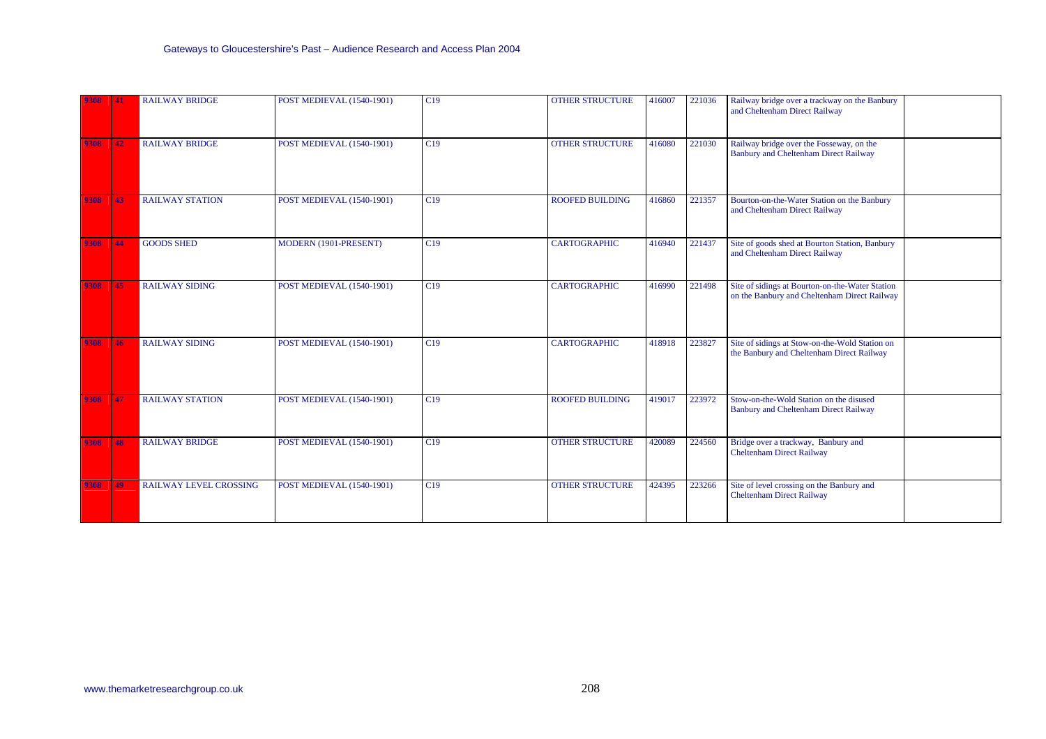| | | | | | | | | | |
|---|---|---|---|---|---|---|---|---|---|
| 9308 | 41 | RAILWAY BRIDGE | POST MEDIEVAL (1540-1901) | C19 | OTHER STRUCTURE | 416007 | 221036 | Railway bridge over a trackway on the Banbury and Cheltenham Direct Railway | |
| 9308 | 42 | RAILWAY BRIDGE | POST MEDIEVAL (1540-1901) | C19 | OTHER STRUCTURE | 416080 | 221030 | Railway bridge over the Fosseway, on the Banbury and Cheltenham Direct Railway | |
| 9308 | 43 | RAILWAY STATION | POST MEDIEVAL (1540-1901) | C19 | ROOFED BUILDING | 416860 | 221357 | Bourton-on-the-Water Station on the Banbury and Cheltenham Direct Railway | |
| 9308 | 44 | GOODS SHED | MODERN (1901-PRESENT) | C19 | CARTOGRAPHIC | 416940 | 221437 | Site of goods shed at Bourton Station, Banbury and Cheltenham Direct Railway | |
| 9308 | 45 | RAILWAY SIDING | POST MEDIEVAL (1540-1901) | C19 | CARTOGRAPHIC | 416990 | 221498 | Site of sidings at Bourton-on-the-Water Station on the Banbury and Cheltenham Direct Railway | |
| 9308 | 46 | RAILWAY SIDING | POST MEDIEVAL (1540-1901) | C19 | CARTOGRAPHIC | 418918 | 223827 | Site of sidings at Stow-on-the-Wold Station on the Banbury and Cheltenham Direct Railway | |
| 9308 | 47 | RAILWAY STATION | POST MEDIEVAL (1540-1901) | C19 | ROOFED BUILDING | 419017 | 223972 | Stow-on-the-Wold Station on the disused Banbury and Cheltenham Direct Railway | |
| 9308 | 48 | RAILWAY BRIDGE | POST MEDIEVAL (1540-1901) | C19 | OTHER STRUCTURE | 420089 | 224560 | Bridge over a trackway, Banbury and Cheltenham Direct Railway | |
| 9308 | 49 | RAILWAY LEVEL CROSSING | POST MEDIEVAL (1540-1901) | C19 | OTHER STRUCTURE | 424395 | 223266 | Site of level crossing on the Banbury and Cheltenham Direct Railway | |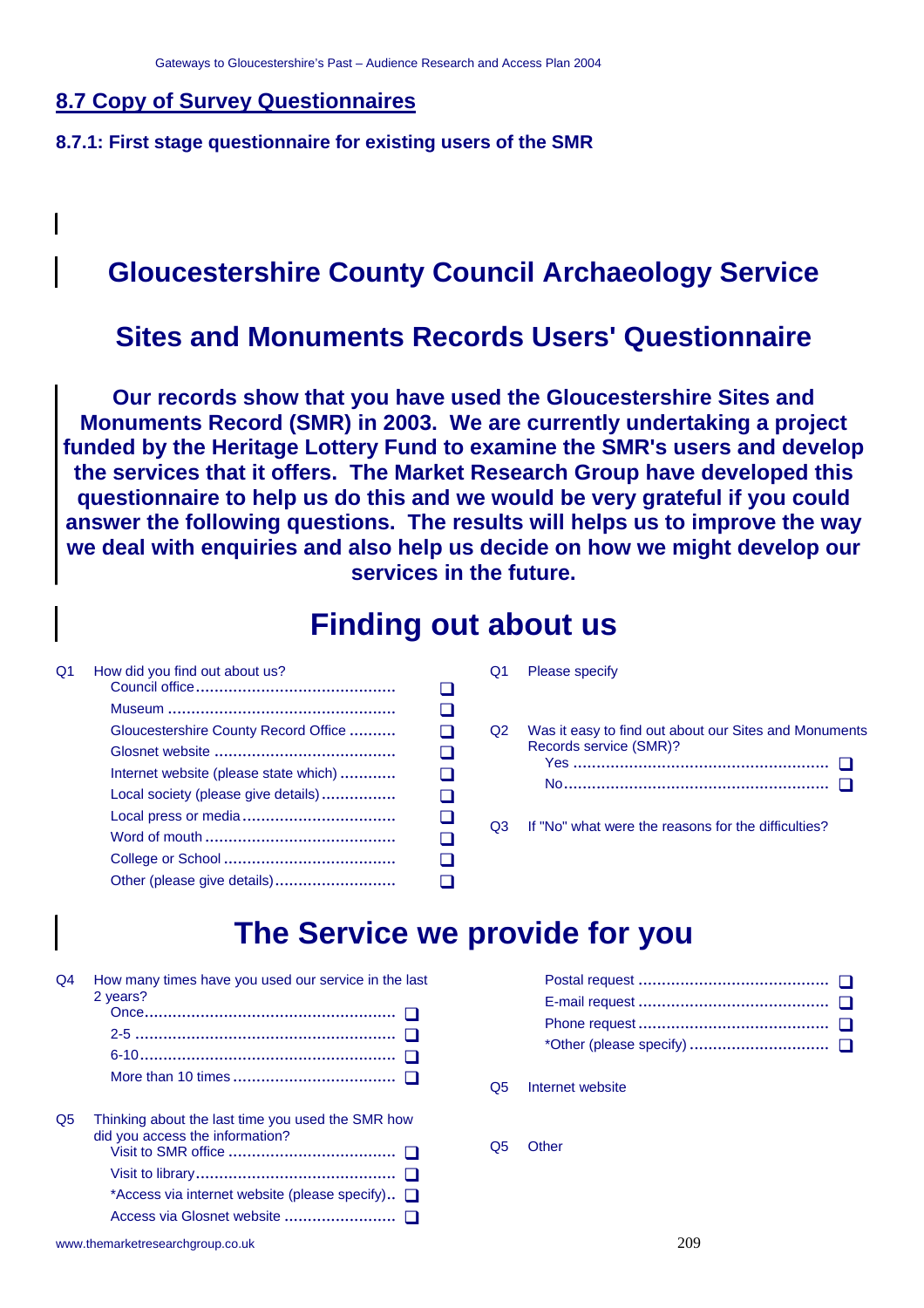## 8.7 Copy of Survey Questionnaires

### 8.7.1: First stage questionnaire for existing users of the SMR

# Gloucestershire County Council Archaeology Service

# Sites and Monuments Records Users' Questionnaire

**Our records show that you have used the Gloucestershire Sites and Monuments Record (SMR) in 2003. We are currently undertaking a project funded by the Heritage Lottery Fund to examine the SMR's users and develop the services that it offers. The Market Research Group have developed this questionnaire to help us do this and we would be very grateful if you could answer the following questions. The results will helps us to improve the way we deal with enquiries and also help us decide on how we might develop our services in the future.**

# Finding out about us

Q1 How did you find out about us?
- Council office ❑
- Museum ❑
- Gloucestershire County Record Office ❑
- Glosnet website ❑
- Internet website (please state which) ❑
- Local society (please give details) ❑
- Local press or media ❑
- Word of mouth ❑
- College or School ❑
- Other (please give details) ❑

Q1 Please specify

Q2 Was it easy to find out about our Sites and Monuments Records service (SMR)?
- Yes ❑
- No ❑

Q3 If "No" what were the reasons for the difficulties?

# The Service we provide for you

Q4 How many times have you used our service in the last 2 years?
- Once ❑
- 2-5 ❑
- 6-10 ❑
- More than 10 times ❑

Q5 Thinking about the last time you used the SMR how did you access the information?
- Visit to SMR office ❑
- Visit to library ❑
- *Access via internet website (please specify) ❑
- Access via Glosnet website ❑
- Postal request ❑
- E-mail request ❑
- Phone request ❑
- *Other (please specify) ❑

Q5 Internet website

Q5 Other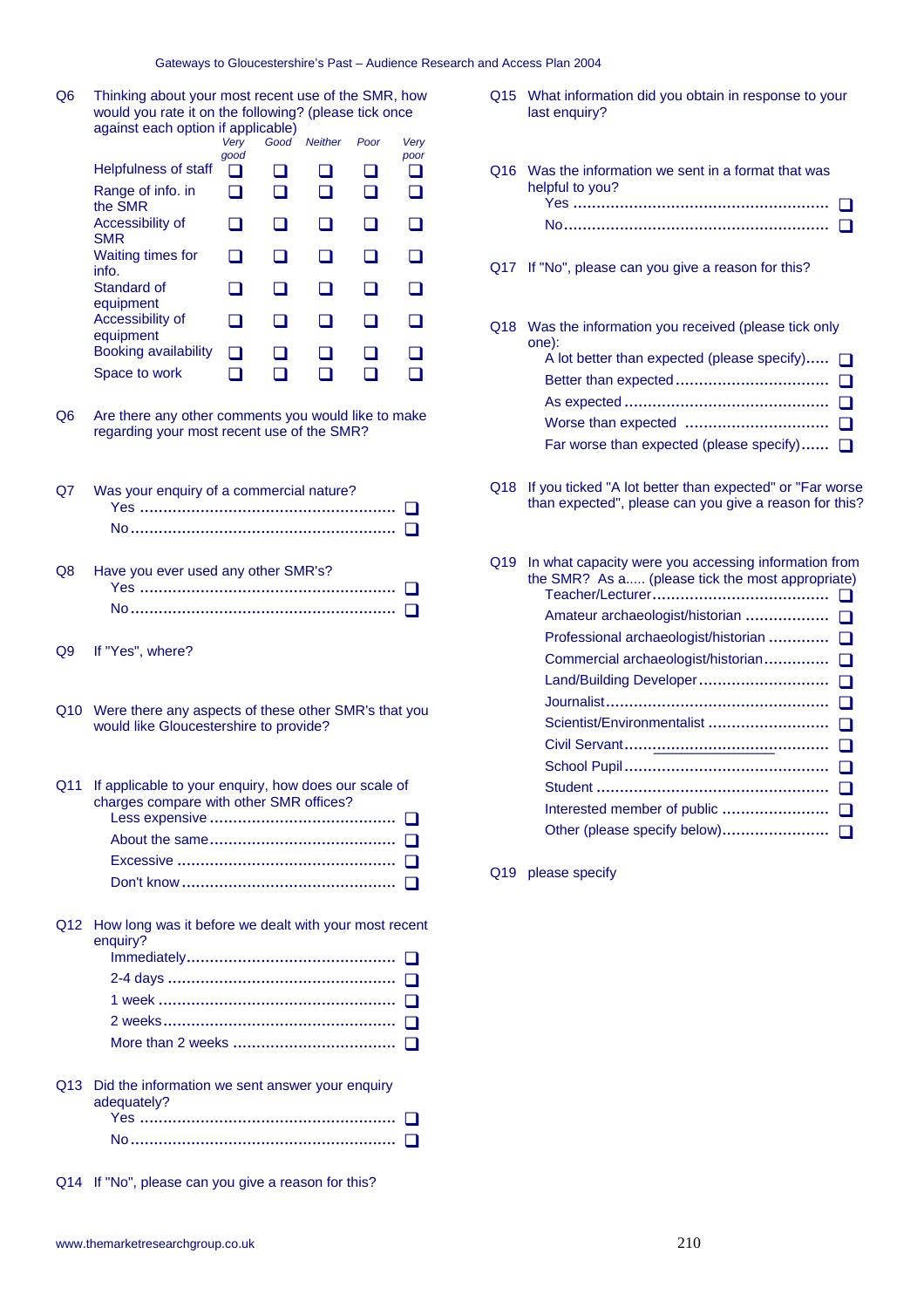Q6 Thinking about your most recent use of the SMR, how would you rate it on the following? (please tick once against each option if applicable)

| | *Very good* | *Good* | *Neither* | *Poor* | *Very poor* |
|---|---|---|---|---|---|
| Helpfulness of staff | ❑ | ❑ | ❑ | ❑ | ❑ |
| Range of info. in the SMR | ❑ | ❑ | ❑ | ❑ | ❑ |
| Accessibility of SMR | ❑ | ❑ | ❑ | ❑ | ❑ |
| Waiting times for info. | ❑ | ❑ | ❑ | ❑ | ❑ |
| Standard of equipment | ❑ | ❑ | ❑ | ❑ | ❑ |
| Accessibility of equipment | ❑ | ❑ | ❑ | ❑ | ❑ |
| Booking availability | ❑ | ❑ | ❑ | ❑ | ❑ |
| Space to work | ❑ | ❑ | ❑ | ❑ | ❑ |

Q6 Are there any other comments you would like to make regarding your most recent use of the SMR?

Q7 Was your enquiry of a commercial nature?
- Yes ........................................................ ❑
- No.......................................................... ❑

Q8 Have you ever used any other SMR's?
- Yes ........................................................ ❑
- No.......................................................... ❑

Q9 If "Yes", where?

Q10 Were there any aspects of these other SMR's that you would like Gloucestershire to provide?

Q11 If applicable to your enquiry, how does our scale of charges compare with other SMR offices?
- Less expensive ......................................... ❑
- About the same......................................... ❑
- Excessive ................................................ ❑
- Don't know .............................................. ❑

Q12 How long was it before we dealt with your most recent enquiry?
- Immediately............................................. ❑
- 2-4 days .................................................. ❑
- 1 week .................................................... ❑
- 2 weeks................................................... ❑
- More than 2 weeks .................................... ❑

Q13 Did the information we sent answer your enquiry adequately?
- Yes ........................................................ ❑
- No.......................................................... ❑

Q14 If "No", please can you give a reason for this?

Q15 What information did you obtain in response to your last enquiry?

Q16 Was the information we sent in a format that was helpful to you?
- Yes ........................................................ ❑
- No.......................................................... ❑

Q17 If "No", please can you give a reason for this?

Q18 Was the information you received (please tick only one):
- A lot better than expected (please specify)..... ❑
- Better than expected ................................. ❑
- As expected ............................................ ❑
- Worse than expected ............................... ❑
- Far worse than expected (please specify)...... ❑

Q18 If you ticked "A lot better than expected" or "Far worse than expected", please can you give a reason for this?

Q19 In what capacity were you accessing information from the SMR? As a..... (please tick the most appropriate)
- Teacher/Lecturer...................................... ❑
- Amateur archaeologist/historian .................. ❑
- Professional archaeologist/historian ............. ❑
- Commercial archaeologist/historian.............. ❑
- Land/Building Developer ............................ ❑
- Journalist................................................ ❑
- Scientist/Environmentalist .......................... ❑
- Civil Servant............................................ ❑
- School Pupil ............................................ ❑
- Student .................................................. ❑
- Interested member of public ....................... ❑
- Other (please specify below)....................... ❑

Q19 please specify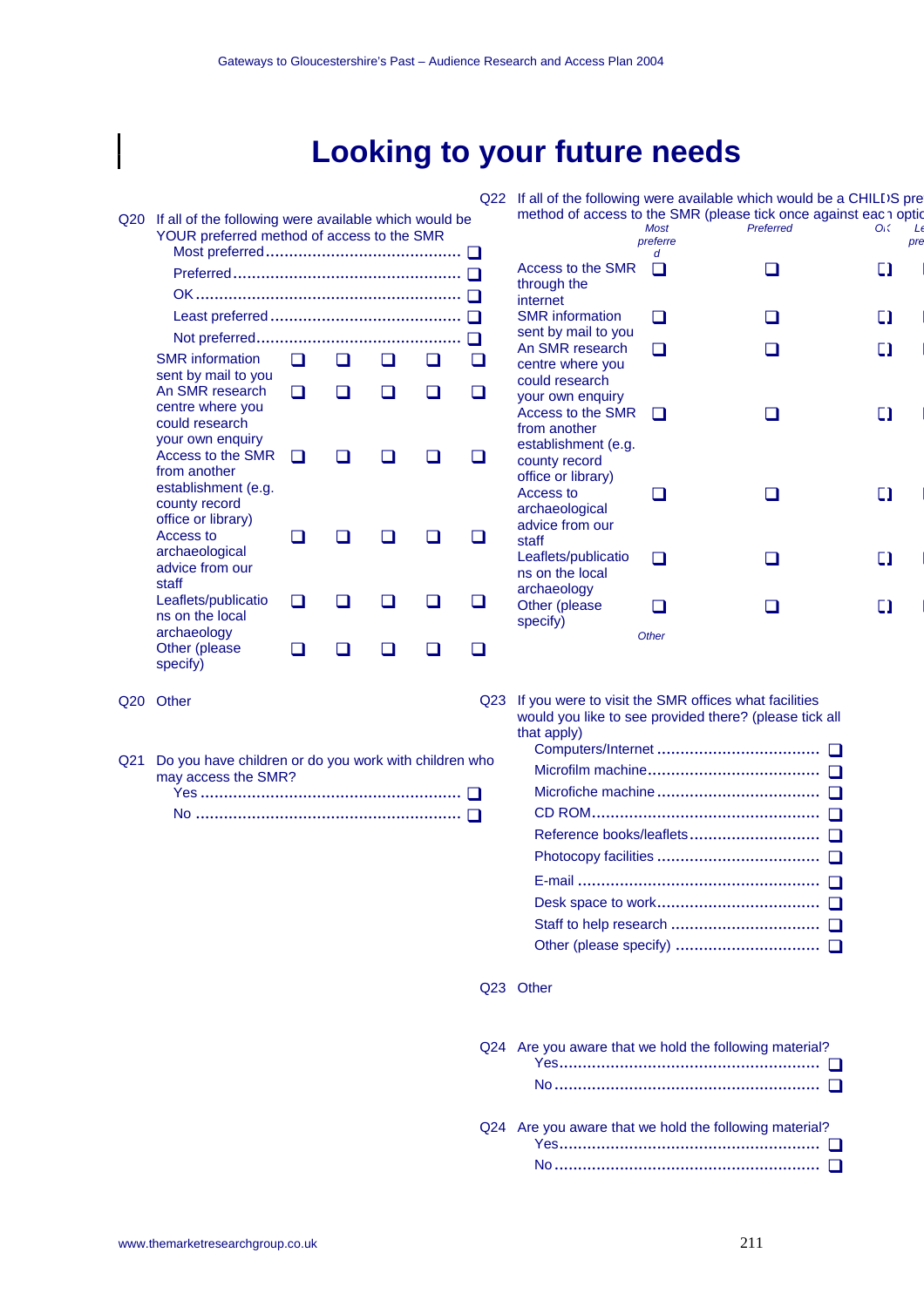# Looking to your future needs

Q20 If all of the following were available which would be YOUR preferred method of access to the SMR

- Most preferred ❑
- Preferred ❑
- OK ❑
- Least preferred ❑
- Not preferred ❑

| | | | | | |
|---|---|---|---|---|---|
| SMR information sent by mail to you | ❑ | ❑ | ❑ | ❑ | ❑ |
| An SMR research centre where you could research your own enquiry | ❑ | ❑ | ❑ | ❑ | ❑ |
| Access to the SMR from another establishment (e.g. county record office or library) | ❑ | ❑ | ❑ | ❑ | ❑ |
| Access to archaeological advice from our staff | ❑ | ❑ | ❑ | ❑ | ❑ |
| Leaflets/publications on the local archaeology | ❑ | ❑ | ❑ | ❑ | ❑ |
| Other (please specify) | ❑ | ❑ | ❑ | ❑ | ❑ |

Q20 Other

Q21 Do you have children or do you work with children who may access the SMR?

- Yes ❑
- No ❑

Q22 If all of the following were available which would be a CHILDS pre method of access to the SMR (please tick once against eac1 optic

| | Most preferred | Preferred | OK | Le pre |
|---|---|---|---|---|
| Access to the SMR through the internet | ❑ | ❑ | ❑ | |
| SMR information sent by mail to you | ❑ | ❑ | ❑ | |
| An SMR research centre where you could research your own enquiry | ❑ | ❑ | ❑ | |
| Access to the SMR from another establishment (e.g. county record office or library) | ❑ | ❑ | ❑ | |
| Access to archaeological advice from our staff | ❑ | ❑ | ❑ | |
| Leaflets/publications on the local archaeology | ❑ | ❑ | ❑ | |
| Other (please specify) | ❑ | ❑ | ❑ | |

*Other*

Q23 If you were to visit the SMR offices what facilities would you like to see provided there? (please tick all that apply)

- Computers/Internet ❑
- Microfilm machine ❑
- Microfiche machine ❑
- CD ROM ❑
- Reference books/leaflets ❑
- Photocopy facilities ❑
- E-mail ❑
- Desk space to work ❑
- Staff to help research ❑
- Other (please specify) ❑

Q23 Other

Q24 Are you aware that we hold the following material?

- Yes ❑
- No ❑

Q24 Are you aware that we hold the following material?

- Yes ❑
- No ❑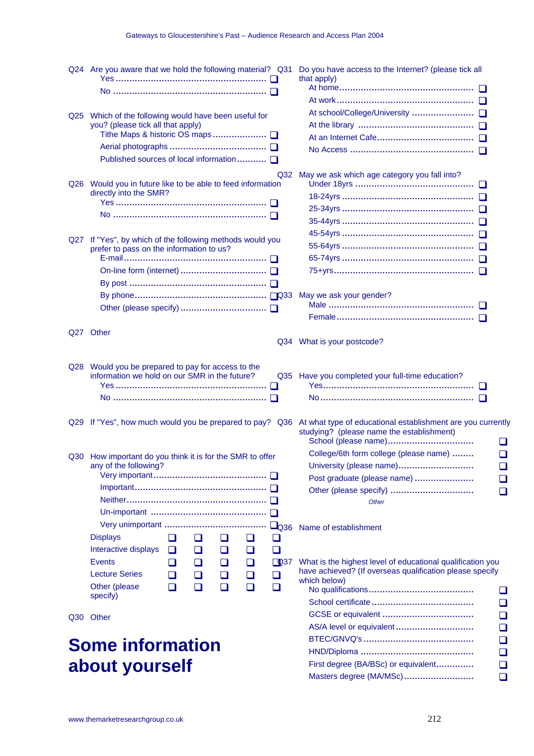Q24 Are you aware that we hold the following material?

- Yes ❑
- No ❑

Q25 Which of the following would have been useful for you? (please tick all that apply)

- Tithe Maps & historic OS maps ❑
- Aerial photographs ❑
- Published sources of local information ❑

Q26 Would you in future like to be able to feed information directly into the SMR?

- Yes ❑
- No ❑

Q27 If "Yes", by which of the following methods would you prefer to pass on the information to us?

- E-mail ❑
- On-line form (internet) ❑
- By post ❑
- By phone ❑
- Other (please specify) ❑

Q27 Other

Q28 Would you be prepared to pay for access to the information we hold on our SMR in the future?

- Yes ❑
- No ❑

Q29 If "Yes", how much would you be prepared to pay?

Q30 How important do you think it is for the SMR to offer any of the following?

| | Very important | Important | Neither | Un-important | Very unimportant |
|---|---|---|---|---|---|
| Displays | ❑ | ❑ | ❑ | ❑ | ❑ |
| Interactive displays | ❑ | ❑ | ❑ | ❑ | ❑ |
| Events | ❑ | ❑ | ❑ | ❑ | ❑ |
| Lecture Series | ❑ | ❑ | ❑ | ❑ | ❑ |
| Other (please specify) | ❑ | ❑ | ❑ | ❑ | ❑ |

Q30 Other

# Some information about yourself

Q31 Do you have access to the Internet? (please tick all that apply)

- At home ❑
- At work ❑
- At school/College/University ❑
- At the library ❑
- At an Internet Cafe ❑
- No Access ❑

Q32 May we ask which age category you fall into?

- Under 18yrs ❑
- 18-24yrs ❑
- 25-34yrs ❑
- 35-44yrs ❑
- 45-54yrs ❑
- 55-64yrs ❑
- 65-74yrs ❑
- 75+yrs ❑

Q33 May we ask your gender?

- Male ❑
- Female ❑

Q34 What is your postcode?

Q35 Have you completed your full-time education?

- Yes ❑
- No ❑

Q36 At what type of educational establishment are you currently studying? (please name the establishment)

- School (please name) ❑
- College/6th form college (please name) ❑
- University (please name) ❑
- Post graduate (please name) ❑
- Other (please specify) ❑

*Other*

Q36 Name of establishment

Q37 What is the highest level of educational qualification you have achieved? (If overseas qualification please specify which below)

- No qualifications ❑
- School certificate ❑
- GCSE or equivalent ❑
- AS/A level or equivalent ❑
- BTEC/GNVQ's ❑
- HND/Diploma ❑
- First degree (BA/BSc) or equivalent ❑
- Masters degree (MA/MSc) ❑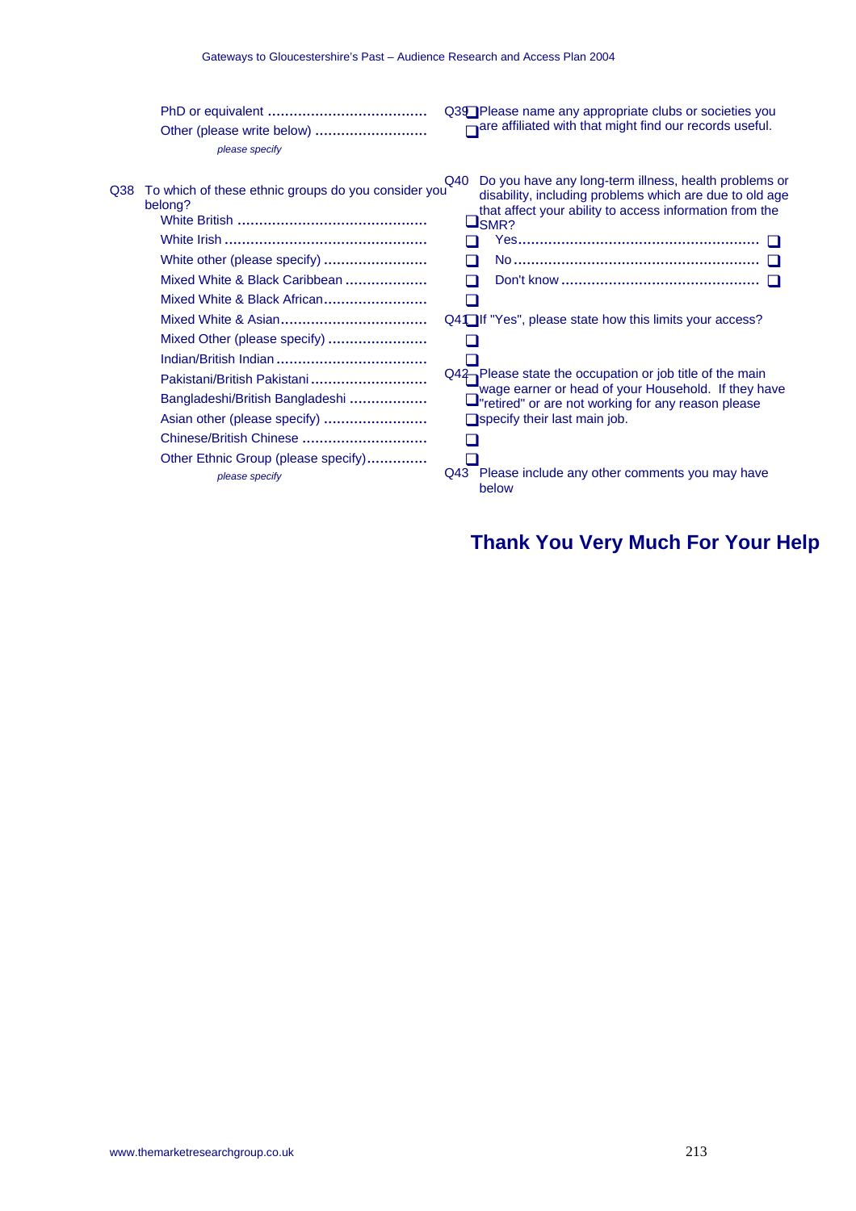PhD or equivalent .................................... ❑
Other (please write below) .......................... ❑

*please specify*

Q38 To which of these ethnic groups do you consider you belong?

White British ........................................... ❑
White Irish .............................................. ❑
White other (please specify) ........................ ❑
Mixed White & Black Caribbean ................... ❑
Mixed White & Black African........................ ❑
Mixed White & Asian.................................. ❑
Mixed Other (please specify) ....................... ❑
Indian/British Indian .................................. ❑
Pakistani/British Pakistani ........................... ❑
Bangladeshi/British Bangladeshi .................. ❑
Asian other (please specify) ........................ ❑
Chinese/British Chinese ............................. ❑
Other Ethnic Group (please specify)............. ❑

*please specify*

Q39 Please name any appropriate clubs or societies you are affiliated with that might find our records useful.

Q40 Do you have any long-term illness, health problems or disability, including problems which are due to old age that affect your ability to access information from the SMR?

Yes....................................................... ❑
No......................................................... ❑
Don't know ............................................. ❑

Q41 If "Yes", please state how this limits your access?

Q42 Please state the occupation or job title of the main wage earner or head of your Household. If they have "retired" or are not working for any reason please specify their last main job.

Q43 Please include any other comments you may have below

## Thank You Very Much For Your Help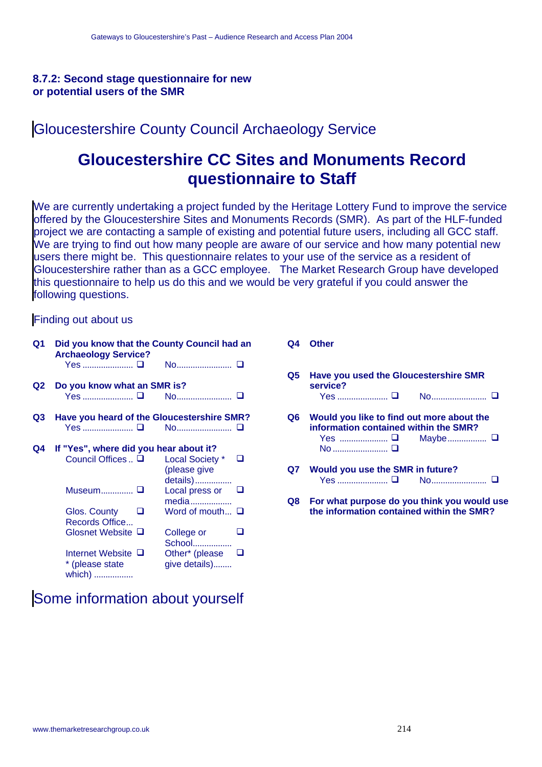### 8.7.2: Second stage questionnaire for new or potential users of the SMR

## Gloucestershire County Council Archaeology Service

# Gloucestershire CC Sites and Monuments Record questionnaire to Staff

We are currently undertaking a project funded by the Heritage Lottery Fund to improve the service offered by the Gloucestershire Sites and Monuments Records (SMR). As part of the HLF-funded project we are contacting a sample of existing and potential future users, including all GCC staff. We are trying to find out how many people are aware of our service and how many potential new users there might be. This questionnaire relates to your use of the service as a resident of Gloucestershire rather than as a GCC employee. The Market Research Group have developed this questionnaire to help us do this and we would be very grateful if you could answer the following questions.

## Finding out about us

**Q1 Did you know that the County Council had an Archaeology Service?**

Yes ..................... ❑ No....................... ❑

**Q2 Do you know what an SMR is?**

Yes ..................... ❑ No....................... ❑

**Q3 Have you heard of the Gloucestershire SMR?**

Yes ..................... ❑ No....................... ❑

**Q4 If "Yes", where did you hear about it?**

| | | | |
|---|---|---|---|
| Council Offices .. | ❑ | Local Society * (please give details)............... | ❑ |
| Museum............. | ❑ | Local press or media................. | ❑ |
| Glos. County Records Office... | ❑ | Word of mouth... | ❑ |
| Glosnet Website | ❑ | College or School................ | ❑ |
| Internet Website * (please state which) ................ | ❑ | Other* (please give details)........ | ❑ |

**Q4 Other**

**Q5 Have you used the Gloucestershire SMR service?**

Yes ..................... ❑ No....................... ❑

**Q6 Would you like to find out more about the information contained within the SMR?**

Yes .................... ❑ Maybe................ ❑

No ....................... ❑

**Q7 Would you use the SMR in future?**

Yes ..................... ❑ No....................... ❑

**Q8 For what purpose do you think you would use the information contained within the SMR?**

## Some information about yourself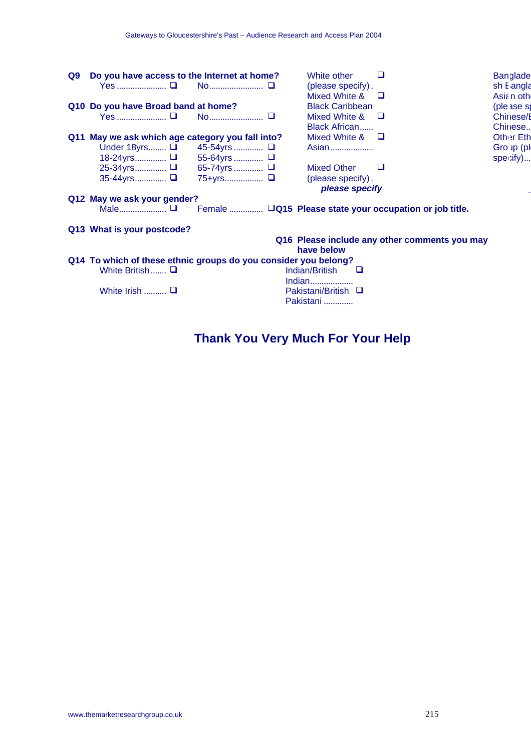**Q9 Do you have access to the Internet at home?**

Yes ...................... ❑ No........................ ❑

**Q10 Do you have Broad band at home?**

Yes ...................... ❑ No........................ ❑

**Q11 May we ask which age category you fall into?**

Under 18yrs........ ❑ 45-54yrs ............ ❑
18-24yrs............. ❑ 55-64yrs ............ ❑
25-34yrs............. ❑ 65-74yrs ............ ❑
35-44yrs............. ❑ 75+yrs................. ❑

**Q12 May we ask your gender?**

Male..................... ❑ Female .............. ❑

**Q13 What is your postcode?**

**Q14 To which of these ethnic groups do you consider you belong?**

White British....... ❑
White Irish .......... ❑
White other (please specify) . ❑
Mixed White & Black Caribbean ❑
Mixed White & Black African...... ❑
Mixed White & Asian .................. ❑
Mixed Other (please specify) . ❑
*please specify*
Indian/British Indian.................. ❑
Pakistani/British Pakistani ............ ❑
Banglade sh Bangla
Asian othe (please sp
Chinese/B Chinese..
Other Eth Group (pl specify)...

**Q15 Please state your occupation or job title.**

**Q16 Please include any other comments you may have below**

## Thank You Very Much For Your Help

www.themarketresearchgroup.co.uk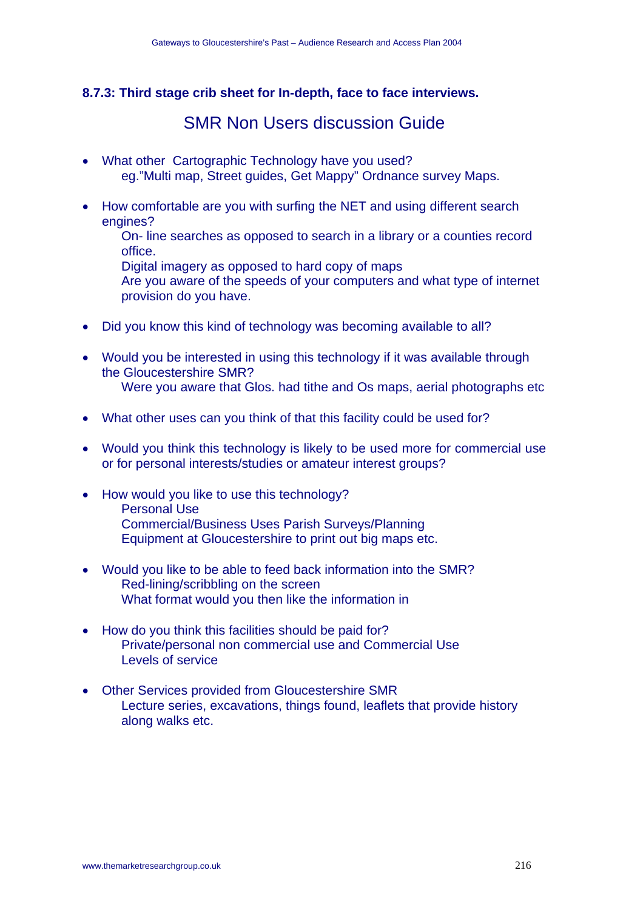### 8.7.3: Third stage crib sheet for In-depth, face to face interviews.

## SMR Non Users discussion Guide

- What other  Cartographic Technology have you used?
  eg."Multi map, Street guides, Get Mappy" Ordnance survey Maps.

- How comfortable are you with surfing the NET and using different search engines?
  On- line searches as opposed to search in a library or a counties record office.
  Digital imagery as opposed to hard copy of maps
  Are you aware of the speeds of your computers and what type of internet provision do you have.

- Did you know this kind of technology was becoming available to all?

- Would you be interested in using this technology if it was available through the Gloucestershire SMR?
  Were you aware that Glos. had tithe and Os maps, aerial photographs etc

- What other uses can you think of that this facility could be used for?

- Would you think this technology is likely to be used more for commercial use or for personal interests/studies or amateur interest groups?

- How would you like to use this technology?
  Personal Use
  Commercial/Business Uses Parish Surveys/Planning
  Equipment at Gloucestershire to print out big maps etc.

- Would you like to be able to feed back information into the SMR?
  Red-lining/scribbling on the screen
  What format would you then like the information in

- How do you think this facilities should be paid for?
  Private/personal non commercial use and Commercial Use
  Levels of service

- Other Services provided from Gloucestershire SMR
  Lecture series, excavations, things found, leaflets that provide history along walks etc.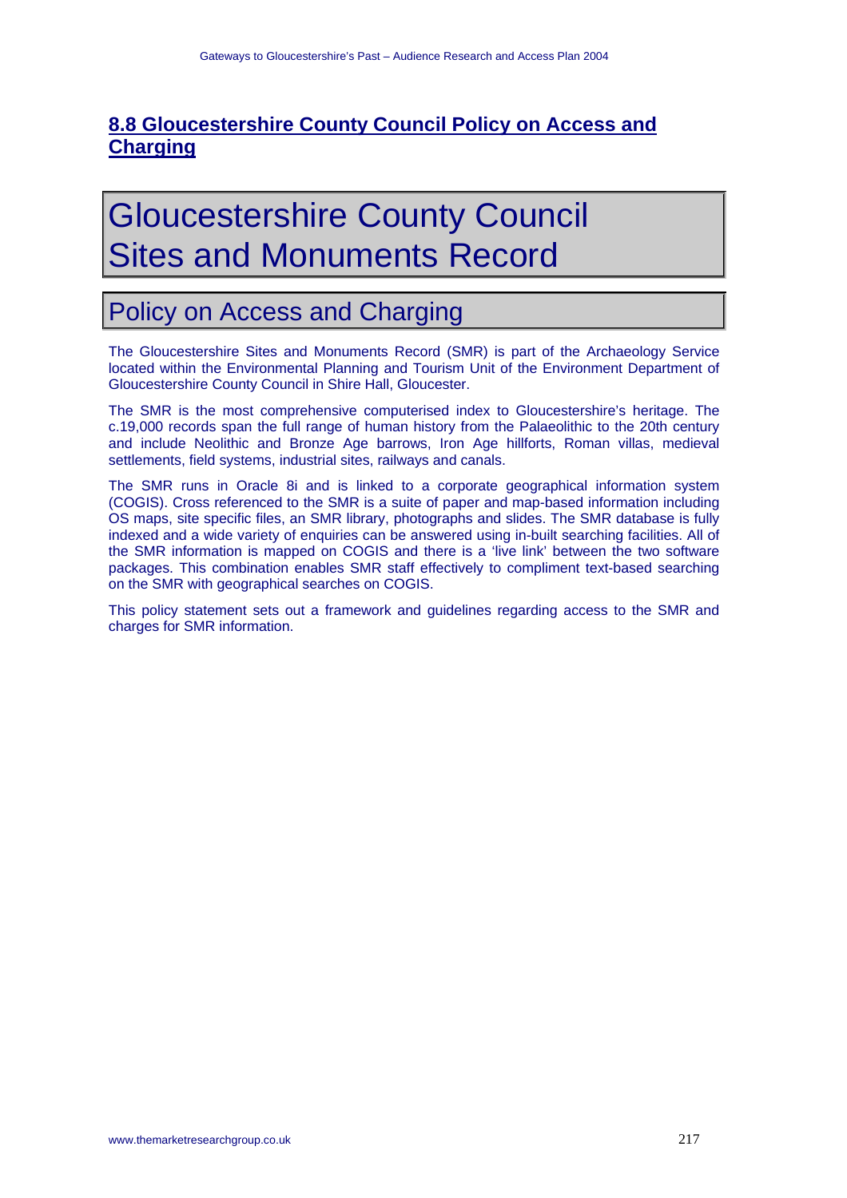## 8.8 Gloucestershire County Council Policy on Access and Charging

# Gloucestershire County Council Sites and Monuments Record

## Policy on Access and Charging

The Gloucestershire Sites and Monuments Record (SMR) is part of the Archaeology Service located within the Environmental Planning and Tourism Unit of the Environment Department of Gloucestershire County Council in Shire Hall, Gloucester.

The SMR is the most comprehensive computerised index to Gloucestershire's heritage. The c.19,000 records span the full range of human history from the Palaeolithic to the 20th century and include Neolithic and Bronze Age barrows, Iron Age hillforts, Roman villas, medieval settlements, field systems, industrial sites, railways and canals.

The SMR runs in Oracle 8i and is linked to a corporate geographical information system (COGIS). Cross referenced to the SMR is a suite of paper and map-based information including OS maps, site specific files, an SMR library, photographs and slides. The SMR database is fully indexed and a wide variety of enquiries can be answered using in-built searching facilities. All of the SMR information is mapped on COGIS and there is a 'live link' between the two software packages. This combination enables SMR staff effectively to compliment text-based searching on the SMR with geographical searches on COGIS.

This policy statement sets out a framework and guidelines regarding access to the SMR and charges for SMR information.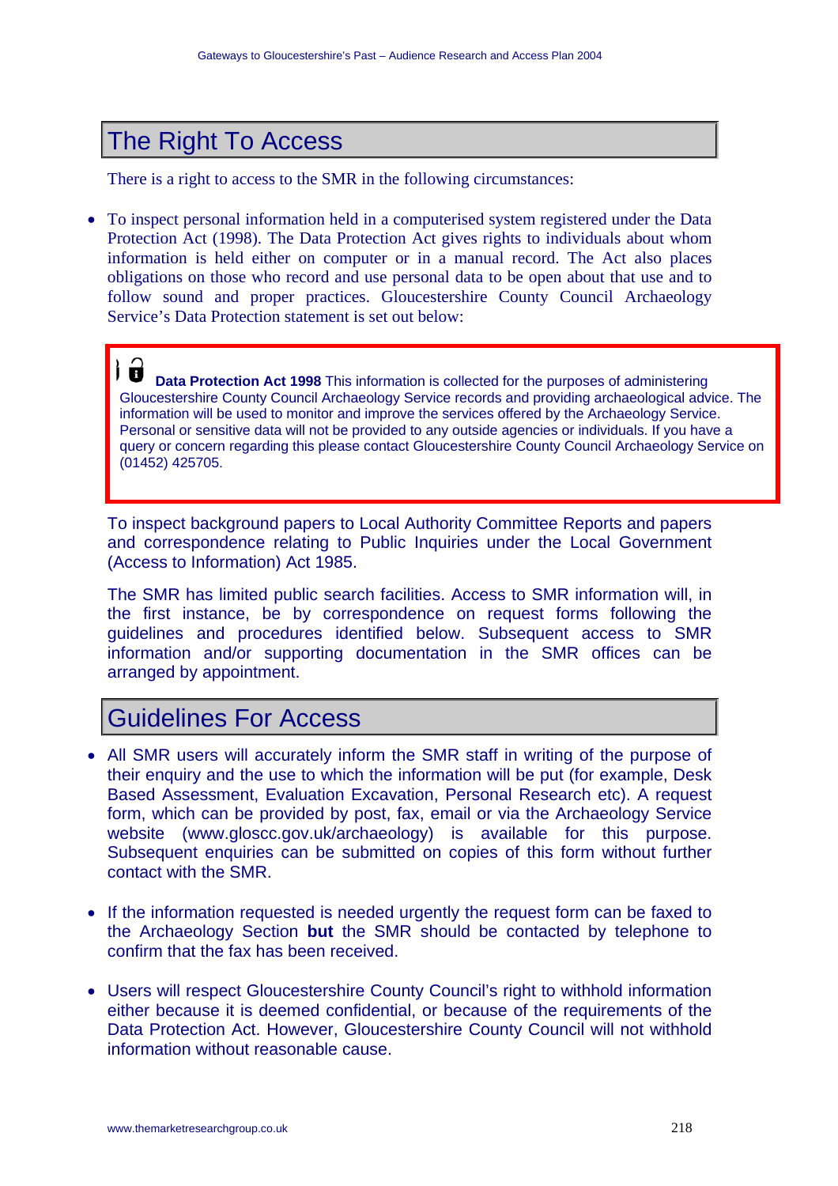## The Right To Access

There is a right to access to the SMR in the following circumstances:

- To inspect personal information held in a computerised system registered under the Data Protection Act (1998). The Data Protection Act gives rights to individuals about whom information is held either on computer or in a manual record. The Act also places obligations on those who record and use personal data to be open about that use and to follow sound and proper practices. Gloucestershire County Council Archaeology Service's Data Protection statement is set out below:

> **Data Protection Act 1998** This information is collected for the purposes of administering Gloucestershire County Council Archaeology Service records and providing archaeological advice. The information will be used to monitor and improve the services offered by the Archaeology Service. Personal or sensitive data will not be provided to any outside agencies or individuals. If you have a query or concern regarding this please contact Gloucestershire County Council Archaeology Service on (01452) 425705.

To inspect background papers to Local Authority Committee Reports and papers and correspondence relating to Public Inquiries under the Local Government (Access to Information) Act 1985.

The SMR has limited public search facilities. Access to SMR information will, in the first instance, be by correspondence on request forms following the guidelines and procedures identified below. Subsequent access to SMR information and/or supporting documentation in the SMR offices can be arranged by appointment.

## Guidelines For Access

- All SMR users will accurately inform the SMR staff in writing of the purpose of their enquiry and the use to which the information will be put (for example, Desk Based Assessment, Evaluation Excavation, Personal Research etc). A request form, which can be provided by post, fax, email or via the Archaeology Service website (www.gloscc.gov.uk/archaeology) is available for this purpose. Subsequent enquiries can be submitted on copies of this form without further contact with the SMR.

- If the information requested is needed urgently the request form can be faxed to the Archaeology Section **but** the SMR should be contacted by telephone to confirm that the fax has been received.

- Users will respect Gloucestershire County Council's right to withhold information either because it is deemed confidential, or because of the requirements of the Data Protection Act. However, Gloucestershire County Council will not withhold information without reasonable cause.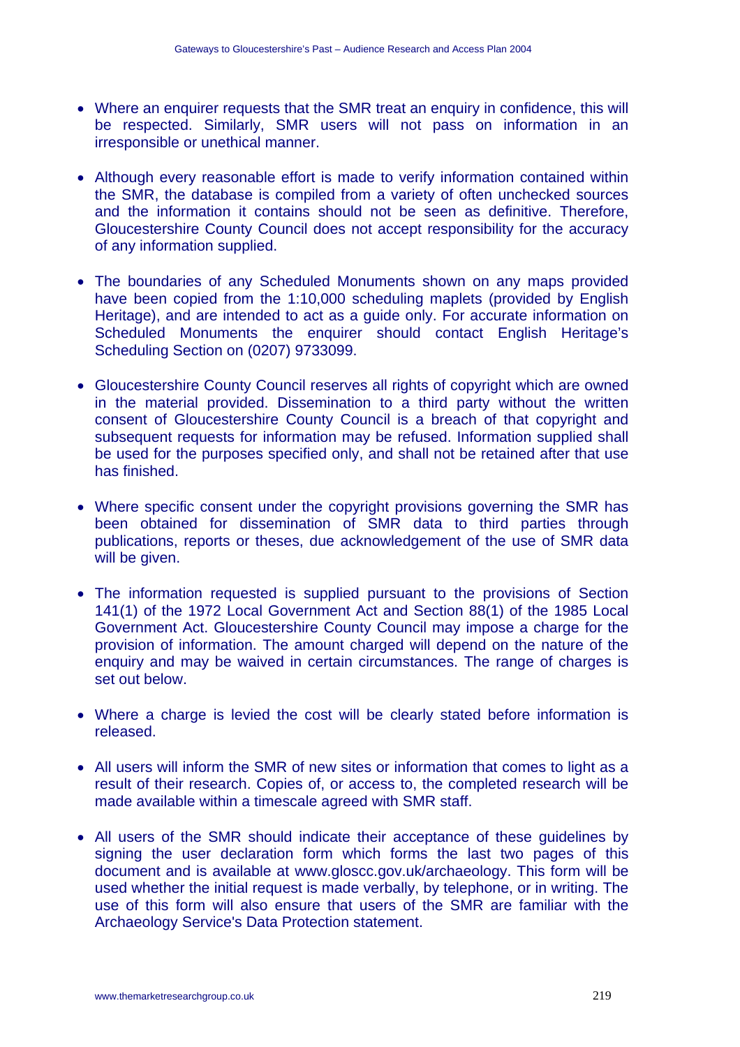- Where an enquirer requests that the SMR treat an enquiry in confidence, this will be respected. Similarly, SMR users will not pass on information in an irresponsible or unethical manner.

- Although every reasonable effort is made to verify information contained within the SMR, the database is compiled from a variety of often unchecked sources and the information it contains should not be seen as definitive. Therefore, Gloucestershire County Council does not accept responsibility for the accuracy of any information supplied.

- The boundaries of any Scheduled Monuments shown on any maps provided have been copied from the 1:10,000 scheduling maplets (provided by English Heritage), and are intended to act as a guide only. For accurate information on Scheduled Monuments the enquirer should contact English Heritage's Scheduling Section on (0207) 9733099.

- Gloucestershire County Council reserves all rights of copyright which are owned in the material provided. Dissemination to a third party without the written consent of Gloucestershire County Council is a breach of that copyright and subsequent requests for information may be refused. Information supplied shall be used for the purposes specified only, and shall not be retained after that use has finished.

- Where specific consent under the copyright provisions governing the SMR has been obtained for dissemination of SMR data to third parties through publications, reports or theses, due acknowledgement of the use of SMR data will be given.

- The information requested is supplied pursuant to the provisions of Section 141(1) of the 1972 Local Government Act and Section 88(1) of the 1985 Local Government Act. Gloucestershire County Council may impose a charge for the provision of information. The amount charged will depend on the nature of the enquiry and may be waived in certain circumstances. The range of charges is set out below.

- Where a charge is levied the cost will be clearly stated before information is released.

- All users will inform the SMR of new sites or information that comes to light as a result of their research. Copies of, or access to, the completed research will be made available within a timescale agreed with SMR staff.

- All users of the SMR should indicate their acceptance of these guidelines by signing the user declaration form which forms the last two pages of this document and is available at www.gloscc.gov.uk/archaeology. This form will be used whether the initial request is made verbally, by telephone, or in writing. The use of this form will also ensure that users of the SMR are familiar with the Archaeology Service's Data Protection statement.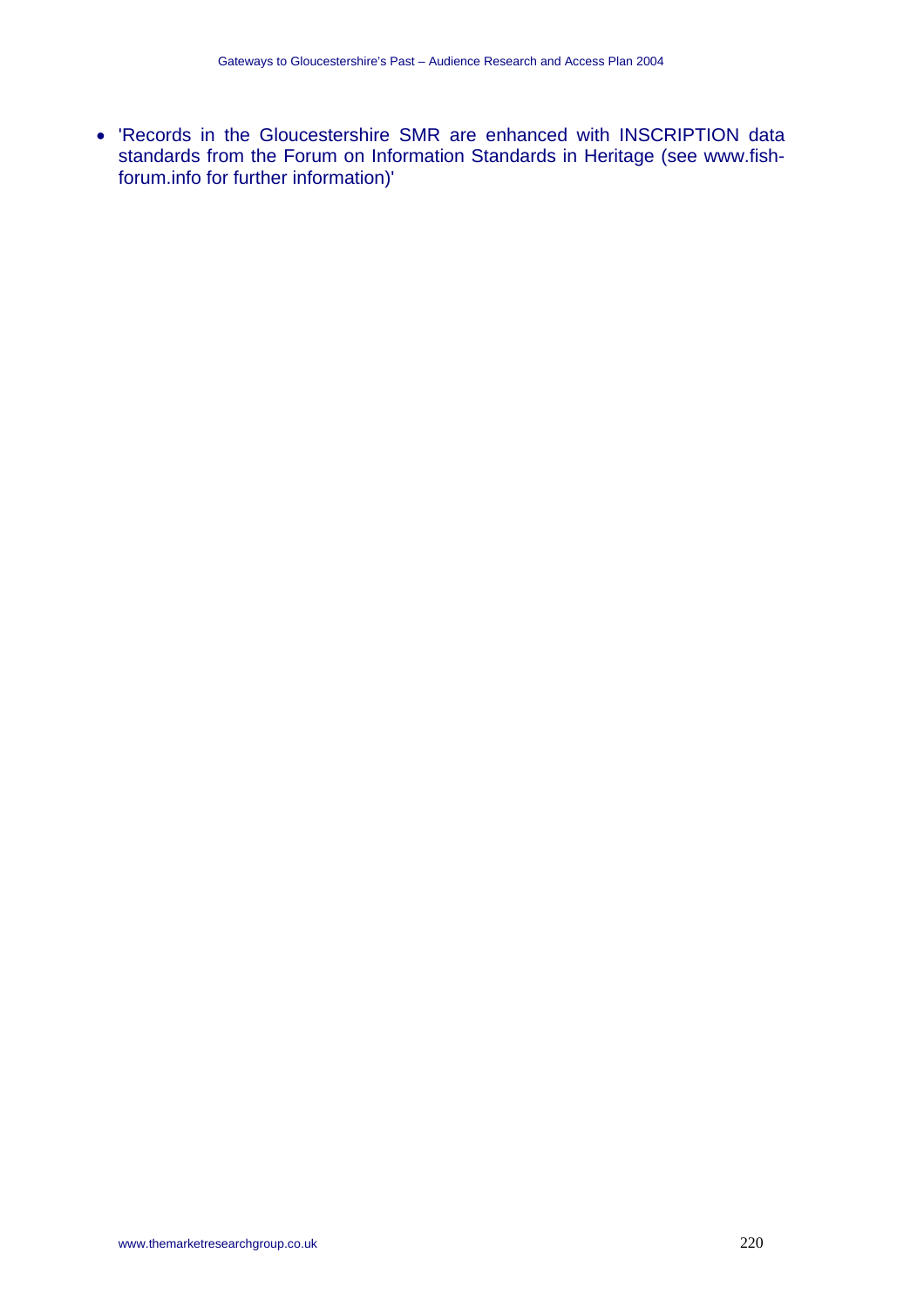- 'Records in the Gloucestershire SMR are enhanced with INSCRIPTION data standards from the Forum on Information Standards in Heritage (see www.fish-forum.info for further information)'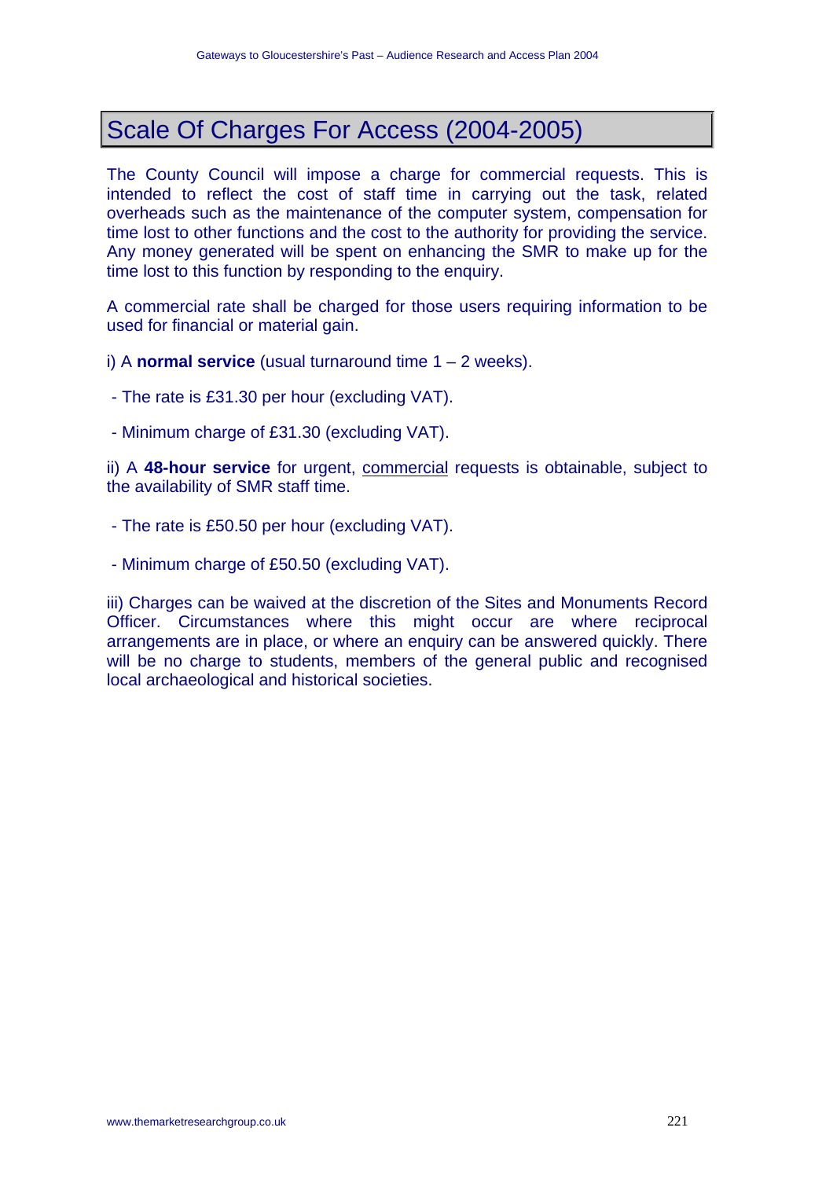# Scale Of Charges For Access (2004-2005)

The County Council will impose a charge for commercial requests. This is intended to reflect the cost of staff time in carrying out the task, related overheads such as the maintenance of the computer system, compensation for time lost to other functions and the cost to the authority for providing the service. Any money generated will be spent on enhancing the SMR to make up for the time lost to this function by responding to the enquiry.

A commercial rate shall be charged for those users requiring information to be used for financial or material gain.

i) A **normal service** (usual turnaround time 1 – 2 weeks).

- The rate is £31.30 per hour (excluding VAT).

- Minimum charge of £31.30 (excluding VAT).

ii) A **48-hour service** for urgent, <u>commercial</u> requests is obtainable, subject to the availability of SMR staff time.

- The rate is £50.50 per hour (excluding VAT).

- Minimum charge of £50.50 (excluding VAT).

iii) Charges can be waived at the discretion of the Sites and Monuments Record Officer. Circumstances where this might occur are where reciprocal arrangements are in place, or where an enquiry can be answered quickly. There will be no charge to students, members of the general public and recognised local archaeological and historical societies.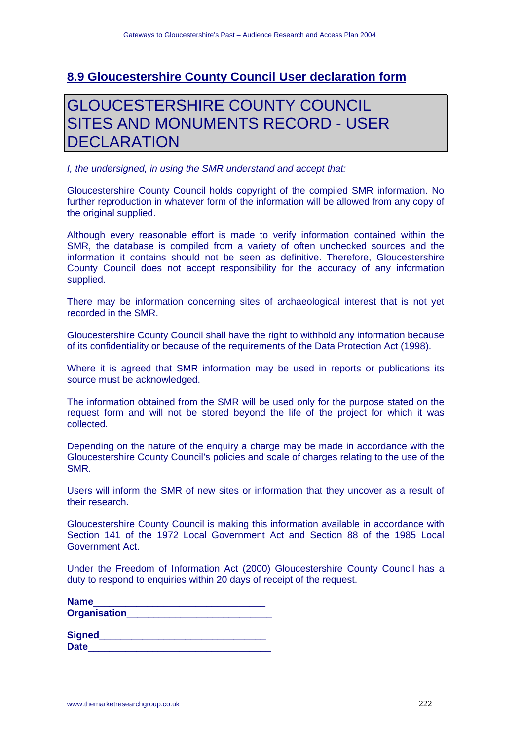## 8.9 Gloucestershire County Council User declaration form

# GLOUCESTERSHIRE COUNTY COUNCIL SITES AND MONUMENTS RECORD - USER DECLARATION

*I, the undersigned, in using the SMR understand and accept that:*

Gloucestershire County Council holds copyright of the compiled SMR information. No further reproduction in whatever form of the information will be allowed from any copy of the original supplied.

Although every reasonable effort is made to verify information contained within the SMR, the database is compiled from a variety of often unchecked sources and the information it contains should not be seen as definitive. Therefore, Gloucestershire County Council does not accept responsibility for the accuracy of any information supplied.

There may be information concerning sites of archaeological interest that is not yet recorded in the SMR.

Gloucestershire County Council shall have the right to withhold any information because of its confidentiality or because of the requirements of the Data Protection Act (1998).

Where it is agreed that SMR information may be used in reports or publications its source must be acknowledged.

The information obtained from the SMR will be used only for the purpose stated on the request form and will not be stored beyond the life of the project for which it was collected.

Depending on the nature of the enquiry a charge may be made in accordance with the Gloucestershire County Council's policies and scale of charges relating to the use of the SMR.

Users will inform the SMR of new sites or information that they uncover as a result of their research.

Gloucestershire County Council is making this information available in accordance with Section 141 of the 1972 Local Government Act and Section 88 of the 1985 Local Government Act.

Under the Freedom of Information Act (2000) Gloucestershire County Council has a duty to respond to enquiries within 20 days of receipt of the request.

**Name**_______________________________
**Organisation**__________________________

**Signed**______________________________
**Date**_________________________________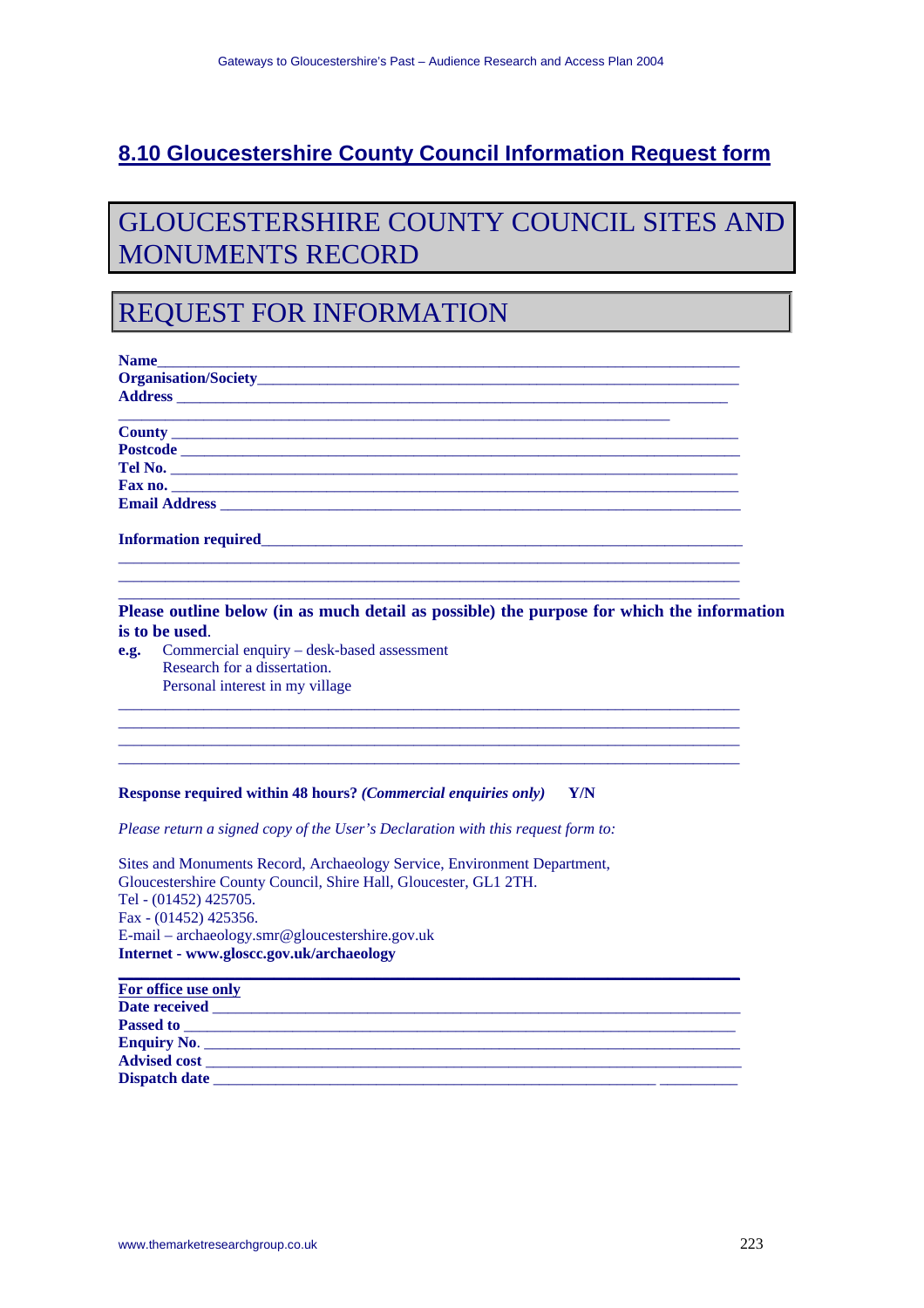## 8.10 Gloucestershire County Council Information Request form

# GLOUCESTERSHIRE COUNTY COUNCIL SITES AND MONUMENTS RECORD

# REQUEST FOR INFORMATION

**Name**\_\_\_\_\_\_\_\_\_\_\_\_\_\_\_\_\_\_\_\_\_\_\_\_\_\_\_\_\_\_\_\_\_\_\_\_\_\_\_\_\_\_\_\_\_\_\_\_\_\_\_\_\_\_\_\_\_\_\_\_\_\_\_\_\_\_

**Organisation/Society**\_\_\_\_\_\_\_\_\_\_\_\_\_\_\_\_\_\_\_\_\_\_\_\_\_\_\_\_\_\_\_\_\_\_\_\_\_\_\_\_\_\_\_\_\_\_\_\_\_\_\_\_\_

**Address** \_\_\_\_\_\_\_\_\_\_\_\_\_\_\_\_\_\_\_\_\_\_\_\_\_\_\_\_\_\_\_\_\_\_\_\_\_\_\_\_\_\_\_\_\_\_\_\_\_\_\_\_\_\_\_\_\_\_\_\_\_\_\_

\_\_\_\_\_\_\_\_\_\_\_\_\_\_\_\_\_\_\_\_\_\_\_\_\_\_\_\_\_\_\_\_\_\_\_\_\_\_\_\_\_\_\_\_\_\_\_\_\_\_\_\_\_\_\_\_\_\_\_\_\_\_\_\_\_

**County** \_\_\_\_\_\_\_\_\_\_\_\_\_\_\_\_\_\_\_\_\_\_\_\_\_\_\_\_\_\_\_\_\_\_\_\_\_\_\_\_\_\_\_\_\_\_\_\_\_\_\_\_\_\_\_\_\_\_\_\_\_\_\_\_

**Postcode** \_\_\_\_\_\_\_\_\_\_\_\_\_\_\_\_\_\_\_\_\_\_\_\_\_\_\_\_\_\_\_\_\_\_\_\_\_\_\_\_\_\_\_\_\_\_\_\_\_\_\_\_\_\_\_\_\_\_\_\_\_\_\_

**Tel No.** \_\_\_\_\_\_\_\_\_\_\_\_\_\_\_\_\_\_\_\_\_\_\_\_\_\_\_\_\_\_\_\_\_\_\_\_\_\_\_\_\_\_\_\_\_\_\_\_\_\_\_\_\_\_\_\_\_\_\_\_\_\_\_\_\_

**Fax no.** \_\_\_\_\_\_\_\_\_\_\_\_\_\_\_\_\_\_\_\_\_\_\_\_\_\_\_\_\_\_\_\_\_\_\_\_\_\_\_\_\_\_\_\_\_\_\_\_\_\_\_\_\_\_\_\_\_\_\_\_\_\_\_\_\_

**Email Address** \_\_\_\_\_\_\_\_\_\_\_\_\_\_\_\_\_\_\_\_\_\_\_\_\_\_\_\_\_\_\_\_\_\_\_\_\_\_\_\_\_\_\_\_\_\_\_\_\_\_\_\_\_\_\_\_\_\_\_

**Information required**\_\_\_\_\_\_\_\_\_\_\_\_\_\_\_\_\_\_\_\_\_\_\_\_\_\_\_\_\_\_\_\_\_\_\_\_\_\_\_\_\_\_\_\_\_\_\_\_\_\_\_\_\_\_

\_\_\_\_\_\_\_\_\_\_\_\_\_\_\_\_\_\_\_\_\_\_\_\_\_\_\_\_\_\_\_\_\_\_\_\_\_\_\_\_\_\_\_\_\_\_\_\_\_\_\_\_\_\_\_\_\_\_\_\_\_\_\_\_\_\_\_\_\_\_\_\_

\_\_\_\_\_\_\_\_\_\_\_\_\_\_\_\_\_\_\_\_\_\_\_\_\_\_\_\_\_\_\_\_\_\_\_\_\_\_\_\_\_\_\_\_\_\_\_\_\_\_\_\_\_\_\_\_\_\_\_\_\_\_\_\_\_\_\_\_\_\_\_\_

\_\_\_\_\_\_\_\_\_\_\_\_\_\_\_\_\_\_\_\_\_\_\_\_\_\_\_\_\_\_\_\_\_\_\_\_\_\_\_\_\_\_\_\_\_\_\_\_\_\_\_\_\_\_\_\_\_\_\_\_\_\_\_\_\_\_\_\_\_\_\_\_

**Please outline below (in as much detail as possible) the purpose for which the information is to be used**.

**e.g.** Commercial enquiry – desk-based assessment
Research for a dissertation.
Personal interest in my village

\_\_\_\_\_\_\_\_\_\_\_\_\_\_\_\_\_\_\_\_\_\_\_\_\_\_\_\_\_\_\_\_\_\_\_\_\_\_\_\_\_\_\_\_\_\_\_\_\_\_\_\_\_\_\_\_\_\_\_\_\_\_\_\_\_\_\_\_\_\_\_\_

\_\_\_\_\_\_\_\_\_\_\_\_\_\_\_\_\_\_\_\_\_\_\_\_\_\_\_\_\_\_\_\_\_\_\_\_\_\_\_\_\_\_\_\_\_\_\_\_\_\_\_\_\_\_\_\_\_\_\_\_\_\_\_\_\_\_\_\_\_\_\_\_

\_\_\_\_\_\_\_\_\_\_\_\_\_\_\_\_\_\_\_\_\_\_\_\_\_\_\_\_\_\_\_\_\_\_\_\_\_\_\_\_\_\_\_\_\_\_\_\_\_\_\_\_\_\_\_\_\_\_\_\_\_\_\_\_\_\_\_\_\_\_\_\_

\_\_\_\_\_\_\_\_\_\_\_\_\_\_\_\_\_\_\_\_\_\_\_\_\_\_\_\_\_\_\_\_\_\_\_\_\_\_\_\_\_\_\_\_\_\_\_\_\_\_\_\_\_\_\_\_\_\_\_\_\_\_\_\_\_\_\_\_\_\_\_\_

**Response required within 48 hours? *(Commercial enquiries only)* Y/N**

*Please return a signed copy of the User's Declaration with this request form to:*

Sites and Monuments Record, Archaeology Service, Environment Department,
Gloucestershire County Council, Shire Hall, Gloucester, GL1 2TH.
Tel - (01452) 425705.
Fax - (01452) 425356.
E-mail – archaeology.smr@gloucestershire.gov.uk
**Internet - www.gloscc.gov.uk/archaeology**

**For office use only**

**Date received** \_\_\_\_\_\_\_\_\_\_\_\_\_\_\_\_\_\_\_\_\_\_\_\_\_\_\_\_\_\_\_\_\_\_\_\_\_\_\_\_\_\_\_\_\_\_\_\_\_\_\_\_\_\_\_\_\_\_\_

**Passed to** \_\_\_\_\_\_\_\_\_\_\_\_\_\_\_\_\_\_\_\_\_\_\_\_\_\_\_\_\_\_\_\_\_\_\_\_\_\_\_\_\_\_\_\_\_\_\_\_\_\_\_\_\_\_\_\_\_\_\_\_\_\_

**Enquiry No**. \_\_\_\_\_\_\_\_\_\_\_\_\_\_\_\_\_\_\_\_\_\_\_\_\_\_\_\_\_\_\_\_\_\_\_\_\_\_\_\_\_\_\_\_\_\_\_\_\_\_\_\_\_\_\_\_\_\_\_\_

**Advised cost** \_\_\_\_\_\_\_\_\_\_\_\_\_\_\_\_\_\_\_\_\_\_\_\_\_\_\_\_\_\_\_\_\_\_\_\_\_\_\_\_\_\_\_\_\_\_\_\_\_\_\_\_\_\_\_\_\_\_\_\_

**Dispatch date** \_\_\_\_\_\_\_\_\_\_\_\_\_\_\_\_\_\_\_\_\_\_\_\_\_\_\_\_\_\_\_\_\_\_\_\_\_\_\_\_\_\_\_\_\_\_\_\_\_\_ \_\_\_\_\_\_\_\_\_\_